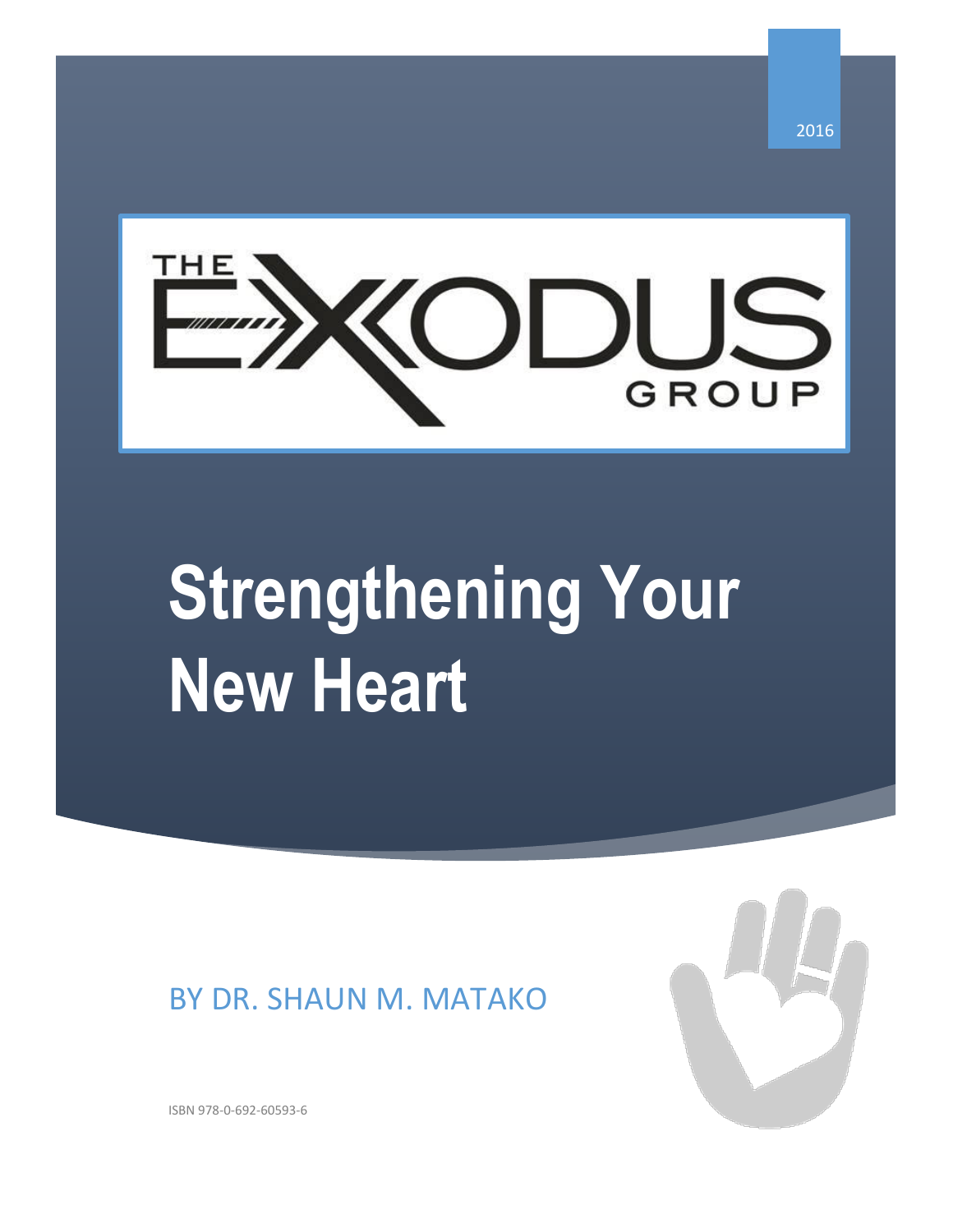2016

THE EXODUS GROUP

# Strengthening Your New Heart

BY DR. SHAUN M. MATAKO

ISBN 978-0-692-60593-6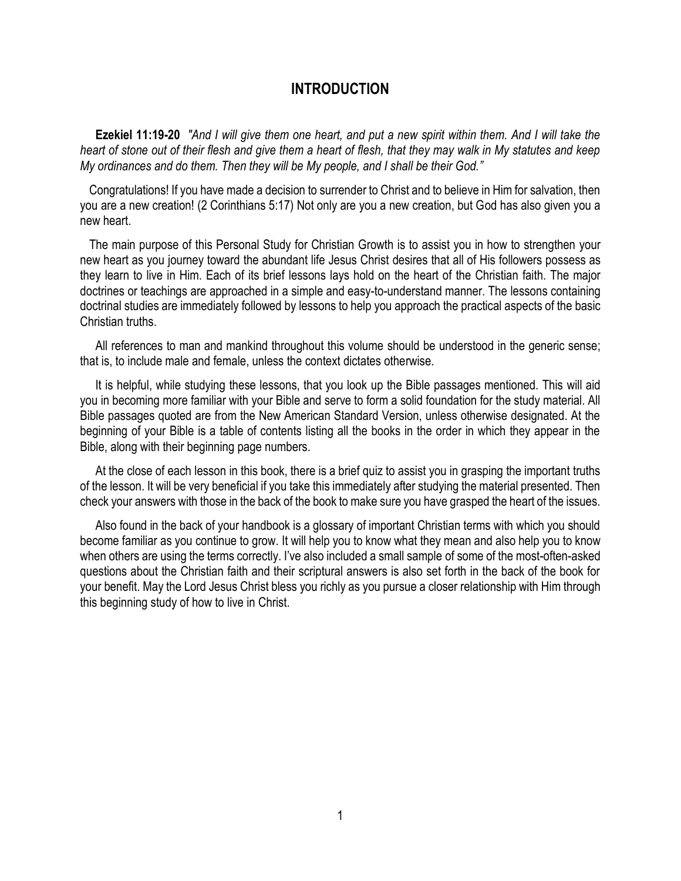# INTRODUCTION

**Ezekiel 11:19-20** *"And I will give them one heart, and put a new spirit within them. And I will take the heart of stone out of their flesh and give them a heart of flesh, that they may walk in My statutes and keep My ordinances and do them. Then they will be My people, and I shall be their God."*

Congratulations! If you have made a decision to surrender to Christ and to believe in Him for salvation, then you are a new creation! (2 Corinthians 5:17) Not only are you a new creation, but God has also given you a new heart.

The main purpose of this Personal Study for Christian Growth is to assist you in how to strengthen your new heart as you journey toward the abundant life Jesus Christ desires that all of His followers possess as they learn to live in Him. Each of its brief lessons lays hold on the heart of the Christian faith. The major doctrines or teachings are approached in a simple and easy-to-understand manner. The lessons containing doctrinal studies are immediately followed by lessons to help you approach the practical aspects of the basic Christian truths.

All references to man and mankind throughout this volume should be understood in the generic sense; that is, to include male and female, unless the context dictates otherwise.

It is helpful, while studying these lessons, that you look up the Bible passages mentioned. This will aid you in becoming more familiar with your Bible and serve to form a solid foundation for the study material. All Bible passages quoted are from the New American Standard Version, unless otherwise designated. At the beginning of your Bible is a table of contents listing all the books in the order in which they appear in the Bible, along with their beginning page numbers.

At the close of each lesson in this book, there is a brief quiz to assist you in grasping the important truths of the lesson. It will be very beneficial if you take this immediately after studying the material presented. Then check your answers with those in the back of the book to make sure you have grasped the heart of the issues.

Also found in the back of your handbook is a glossary of important Christian terms with which you should become familiar as you continue to grow. It will help you to know what they mean and also help you to know when others are using the terms correctly. I've also included a small sample of some of the most-often-asked questions about the Christian faith and their scriptural answers is also set forth in the back of the book for your benefit. May the Lord Jesus Christ bless you richly as you pursue a closer relationship with Him through this beginning study of how to live in Christ.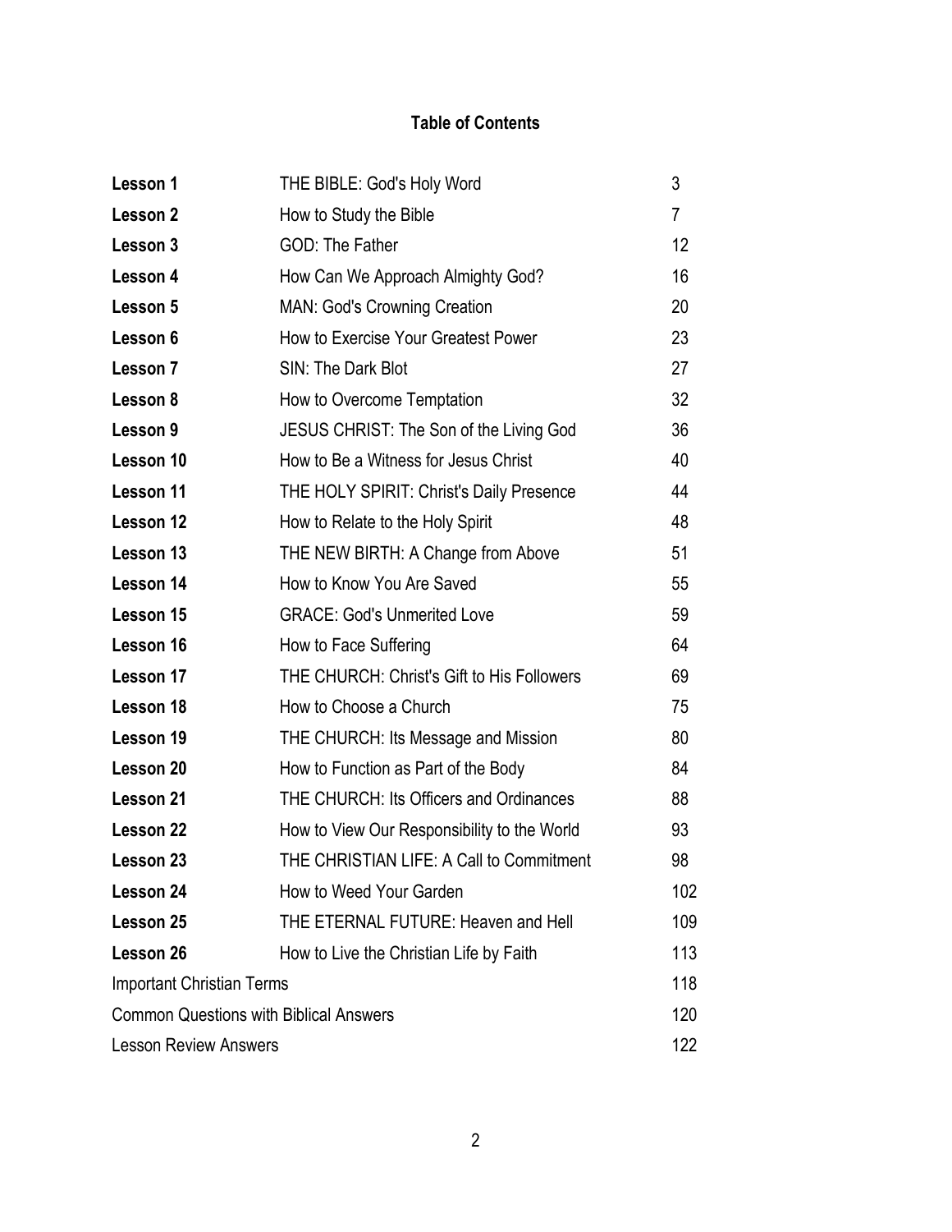# Table of Contents

| | | |
|---|---|---|
| **Lesson 1** | THE BIBLE: God's Holy Word | 3 |
| **Lesson 2** | How to Study the Bible | 7 |
| **Lesson 3** | GOD: The Father | 12 |
| **Lesson 4** | How Can We Approach Almighty God? | 16 |
| **Lesson 5** | MAN: God's Crowning Creation | 20 |
| **Lesson 6** | How to Exercise Your Greatest Power | 23 |
| **Lesson 7** | SIN: The Dark Blot | 27 |
| **Lesson 8** | How to Overcome Temptation | 32 |
| **Lesson 9** | JESUS CHRIST: The Son of the Living God | 36 |
| **Lesson 10** | How to Be a Witness for Jesus Christ | 40 |
| **Lesson 11** | THE HOLY SPIRIT: Christ's Daily Presence | 44 |
| **Lesson 12** | How to Relate to the Holy Spirit | 48 |
| **Lesson 13** | THE NEW BIRTH: A Change from Above | 51 |
| **Lesson 14** | How to Know You Are Saved | 55 |
| **Lesson 15** | GRACE: God's Unmerited Love | 59 |
| **Lesson 16** | How to Face Suffering | 64 |
| **Lesson 17** | THE CHURCH: Christ's Gift to His Followers | 69 |
| **Lesson 18** | How to Choose a Church | 75 |
| **Lesson 19** | THE CHURCH: Its Message and Mission | 80 |
| **Lesson 20** | How to Function as Part of the Body | 84 |
| **Lesson 21** | THE CHURCH: Its Officers and Ordinances | 88 |
| **Lesson 22** | How to View Our Responsibility to the World | 93 |
| **Lesson 23** | THE CHRISTIAN LIFE: A Call to Commitment | 98 |
| **Lesson 24** | How to Weed Your Garden | 102 |
| **Lesson 25** | THE ETERNAL FUTURE: Heaven and Hell | 109 |
| **Lesson 26** | How to Live the Christian Life by Faith | 113 |
| Important Christian Terms | | 118 |
| Common Questions with Biblical Answers | | 120 |
| Lesson Review Answers | | 122 |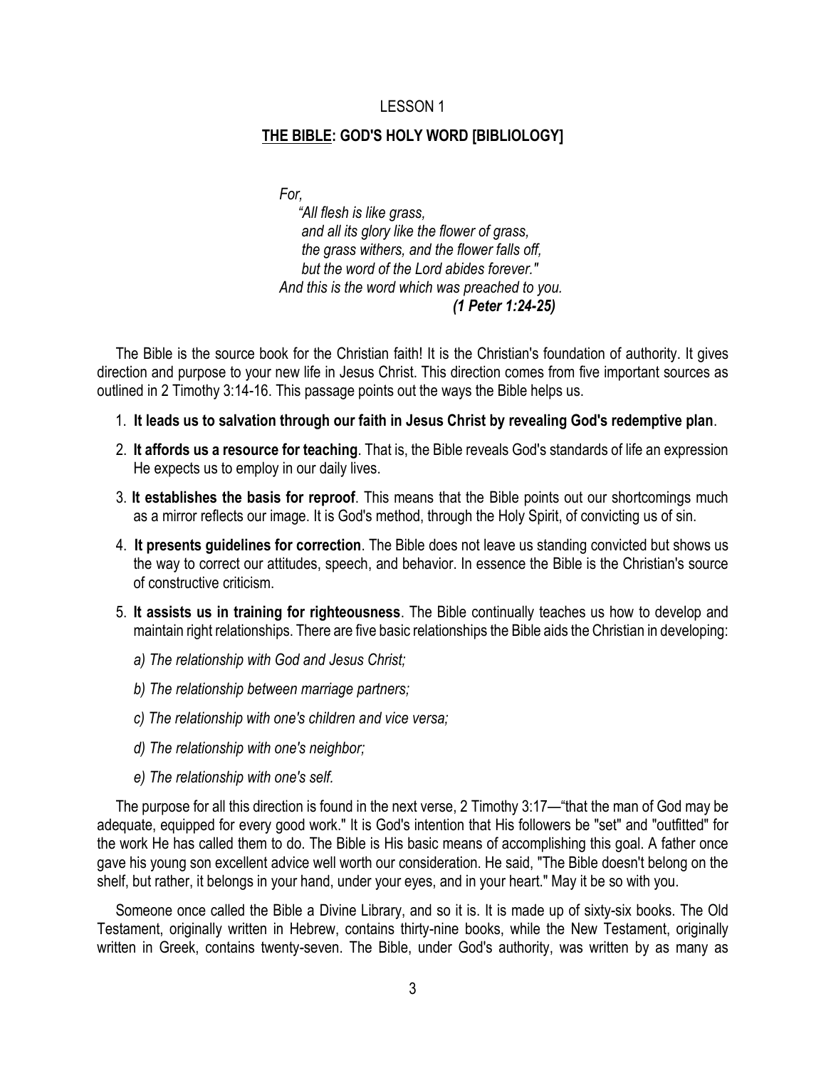LESSON 1

## THE BIBLE: GOD'S HOLY WORD [BIBLIOLOGY]

*For,*
*"All flesh is like grass,*
*and all its glory like the flower of grass,*
*the grass withers, and the flower falls off,*
*but the word of the Lord abides forever."*
*And this is the word which was preached to you.*
***(1 Peter 1:24-25)***

The Bible is the source book for the Christian faith! It is the Christian's foundation of authority. It gives direction and purpose to your new life in Jesus Christ. This direction comes from five important sources as outlined in 2 Timothy 3:14-16. This passage points out the ways the Bible helps us.

1. **It leads us to salvation through our faith in Jesus Christ by revealing God's redemptive plan**.
2. **It affords us a resource for teaching**. That is, the Bible reveals God's standards of life an expression He expects us to employ in our daily lives.
3. **It establishes the basis for reproof**. This means that the Bible points out our shortcomings much as a mirror reflects our image. It is God's method, through the Holy Spirit, of convicting us of sin.
4. **It presents guidelines for correction**. The Bible does not leave us standing convicted but shows us the way to correct our attitudes, speech, and behavior. In essence the Bible is the Christian's source of constructive criticism.
5. **It assists us in training for righteousness**. The Bible continually teaches us how to develop and maintain right relationships. There are five basic relationships the Bible aids the Christian in developing:
   *a) The relationship with God and Jesus Christ;*
   *b) The relationship between marriage partners;*
   *c) The relationship with one's children and vice versa;*
   *d) The relationship with one's neighbor;*
   *e) The relationship with one's self.*

The purpose for all this direction is found in the next verse, 2 Timothy 3:17—"that the man of God may be adequate, equipped for every good work." It is God's intention that His followers be "set" and "outfitted" for the work He has called them to do. The Bible is His basic means of accomplishing this goal. A father once gave his young son excellent advice well worth our consideration. He said, "The Bible doesn't belong on the shelf, but rather, it belongs in your hand, under your eyes, and in your heart." May it be so with you.

Someone once called the Bible a Divine Library, and so it is. It is made up of sixty-six books. The Old Testament, originally written in Hebrew, contains thirty-nine books, while the New Testament, originally written in Greek, contains twenty-seven. The Bible, under God's authority, was written by as many as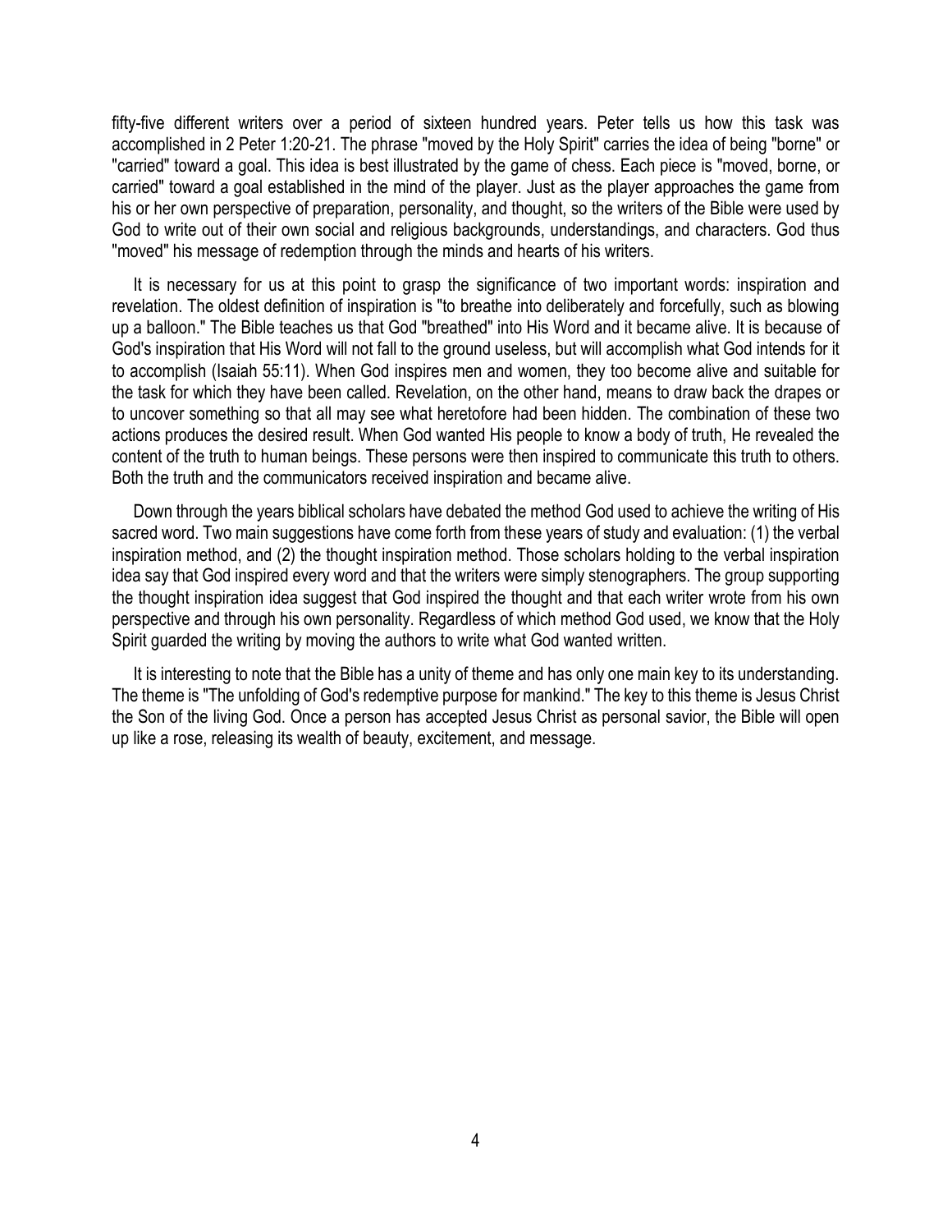fifty-five different writers over a period of sixteen hundred years. Peter tells us how this task was accomplished in 2 Peter 1:20-21. The phrase "moved by the Holy Spirit" carries the idea of being "borne" or "carried" toward a goal. This idea is best illustrated by the game of chess. Each piece is "moved, borne, or carried" toward a goal established in the mind of the player. Just as the player approaches the game from his or her own perspective of preparation, personality, and thought, so the writers of the Bible were used by God to write out of their own social and religious backgrounds, understandings, and characters. God thus "moved" his message of redemption through the minds and hearts of his writers.

It is necessary for us at this point to grasp the significance of two important words: inspiration and revelation. The oldest definition of inspiration is "to breathe into deliberately and forcefully, such as blowing up a balloon." The Bible teaches us that God "breathed" into His Word and it became alive. It is because of God's inspiration that His Word will not fall to the ground useless, but will accomplish what God intends for it to accomplish (Isaiah 55:11). When God inspires men and women, they too become alive and suitable for the task for which they have been called. Revelation, on the other hand, means to draw back the drapes or to uncover something so that all may see what heretofore had been hidden. The combination of these two actions produces the desired result. When God wanted His people to know a body of truth, He revealed the content of the truth to human beings. These persons were then inspired to communicate this truth to others. Both the truth and the communicators received inspiration and became alive.

Down through the years biblical scholars have debated the method God used to achieve the writing of His sacred word. Two main suggestions have come forth from these years of study and evaluation: (1) the verbal inspiration method, and (2) the thought inspiration method. Those scholars holding to the verbal inspiration idea say that God inspired every word and that the writers were simply stenographers. The group supporting the thought inspiration idea suggest that God inspired the thought and that each writer wrote from his own perspective and through his own personality. Regardless of which method God used, we know that the Holy Spirit guarded the writing by moving the authors to write what God wanted written.

It is interesting to note that the Bible has a unity of theme and has only one main key to its understanding. The theme is "The unfolding of God's redemptive purpose for mankind." The key to this theme is Jesus Christ the Son of the living God. Once a person has accepted Jesus Christ as personal savior, the Bible will open up like a rose, releasing its wealth of beauty, excitement, and message.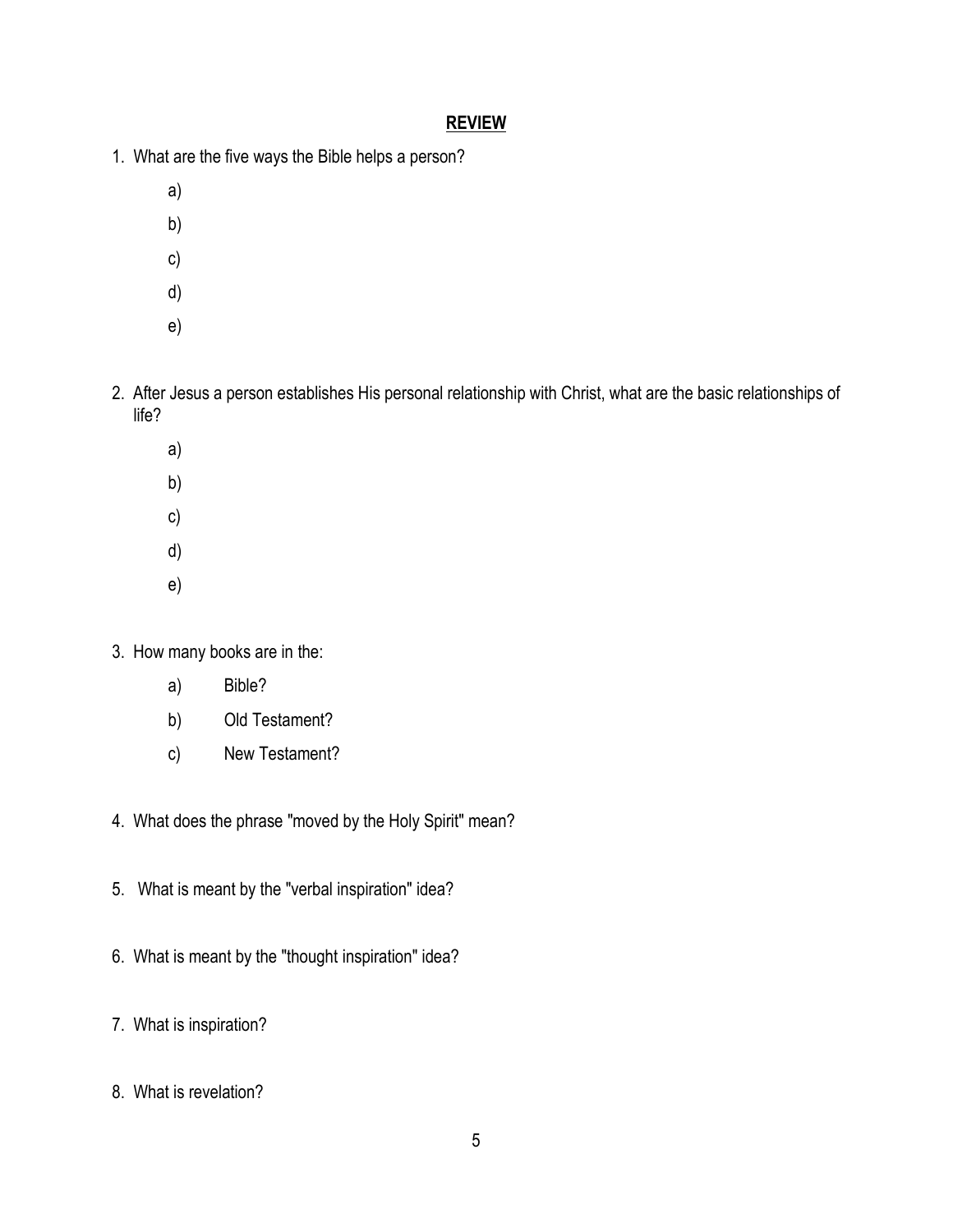## REVIEW

1. What are the five ways the Bible helps a person?

   a)

   b)

   c)

   d)

   e)

2. After Jesus a person establishes His personal relationship with Christ, what are the basic relationships of life?

   a)

   b)

   c)

   d)

   e)

3. How many books are in the:

   a) Bible?

   b) Old Testament?

   c) New Testament?

4. What does the phrase "moved by the Holy Spirit" mean?

5. What is meant by the "verbal inspiration" idea?

6. What is meant by the "thought inspiration" idea?

7. What is inspiration?

8. What is revelation?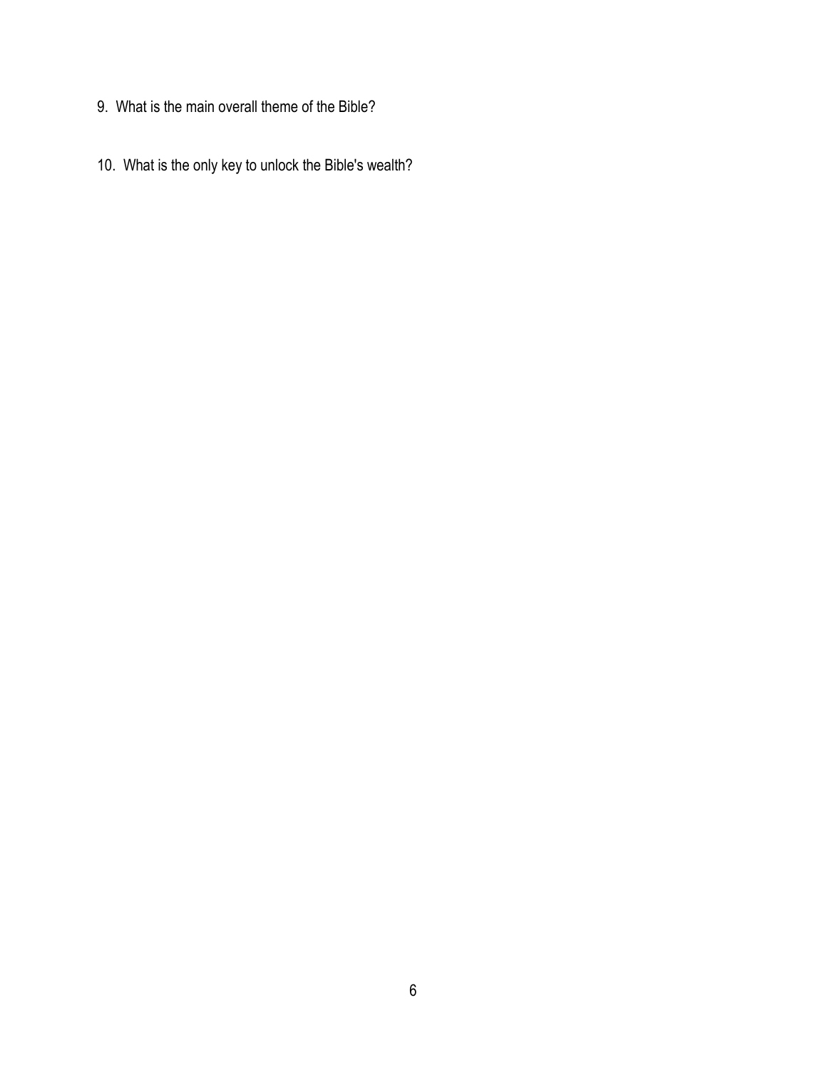9. What is the main overall theme of the Bible?

10. What is the only key to unlock the Bible's wealth?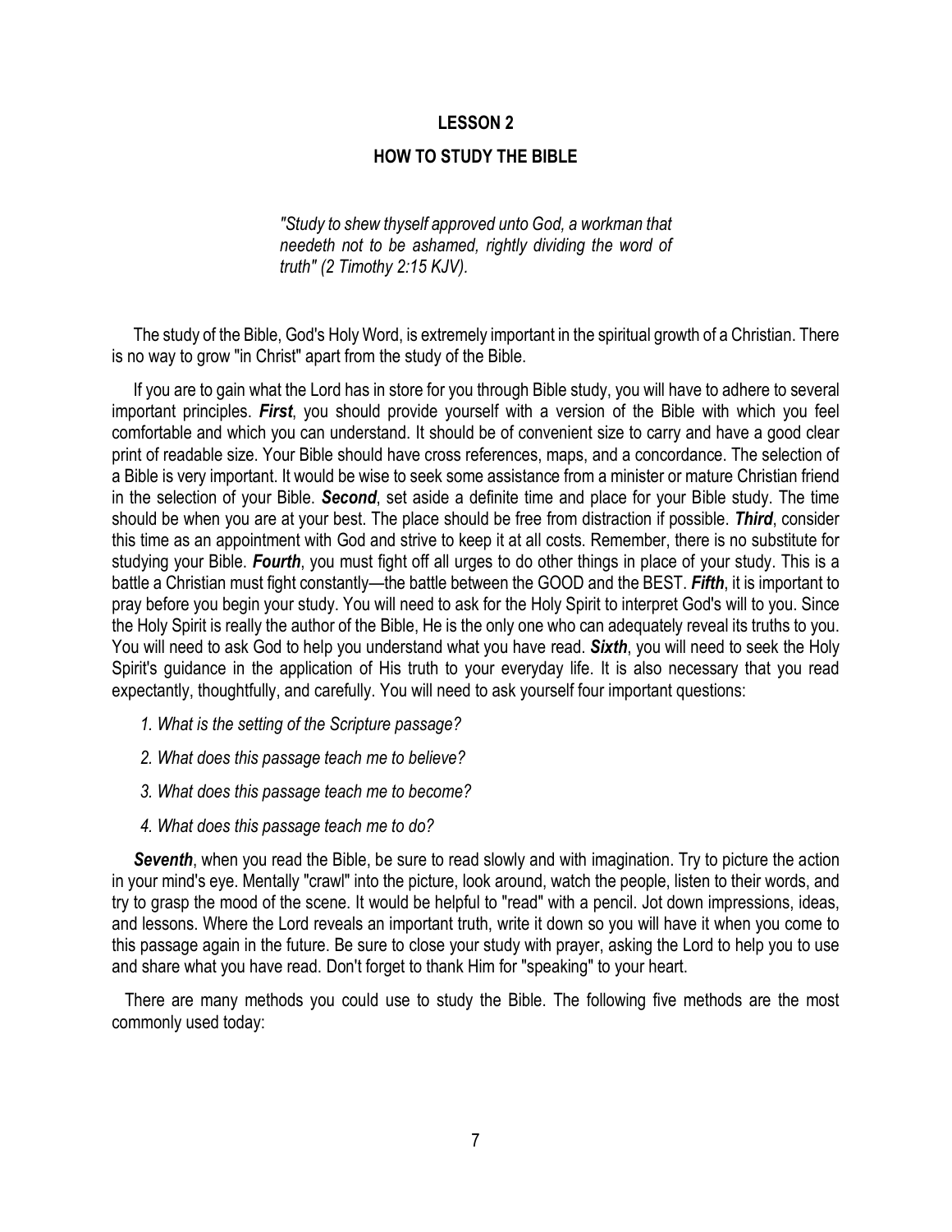## LESSON 2

## HOW TO STUDY THE BIBLE

> *"Study to shew thyself approved unto God, a workman that needeth not to be ashamed, rightly dividing the word of truth" (2 Timothy 2:15 KJV).*

The study of the Bible, God's Holy Word, is extremely important in the spiritual growth of a Christian. There is no way to grow "in Christ" apart from the study of the Bible.

If you are to gain what the Lord has in store for you through Bible study, you will have to adhere to several important principles. ***First***, you should provide yourself with a version of the Bible with which you feel comfortable and which you can understand. It should be of convenient size to carry and have a good clear print of readable size. Your Bible should have cross references, maps, and a concordance. The selection of a Bible is very important. It would be wise to seek some assistance from a minister or mature Christian friend in the selection of your Bible. ***Second***, set aside a definite time and place for your Bible study. The time should be when you are at your best. The place should be free from distraction if possible. ***Third***, consider this time as an appointment with God and strive to keep it at all costs. Remember, there is no substitute for studying your Bible. ***Fourth***, you must fight off all urges to do other things in place of your study. This is a battle a Christian must fight constantly—the battle between the GOOD and the BEST. ***Fifth***, it is important to pray before you begin your study. You will need to ask for the Holy Spirit to interpret God's will to you. Since the Holy Spirit is really the author of the Bible, He is the only one who can adequately reveal its truths to you. You will need to ask God to help you understand what you have read. ***Sixth***, you will need to seek the Holy Spirit's guidance in the application of His truth to your everyday life. It is also necessary that you read expectantly, thoughtfully, and carefully. You will need to ask yourself four important questions:

1. *What is the setting of the Scripture passage?*
2. *What does this passage teach me to believe?*
3. *What does this passage teach me to become?*
4. *What does this passage teach me to do?*

***Seventh***, when you read the Bible, be sure to read slowly and with imagination. Try to picture the action in your mind's eye. Mentally "crawl" into the picture, look around, watch the people, listen to their words, and try to grasp the mood of the scene. It would be helpful to "read" with a pencil. Jot down impressions, ideas, and lessons. Where the Lord reveals an important truth, write it down so you will have it when you come to this passage again in the future. Be sure to close your study with prayer, asking the Lord to help you to use and share what you have read. Don't forget to thank Him for "speaking" to your heart.

There are many methods you could use to study the Bible. The following five methods are the most commonly used today: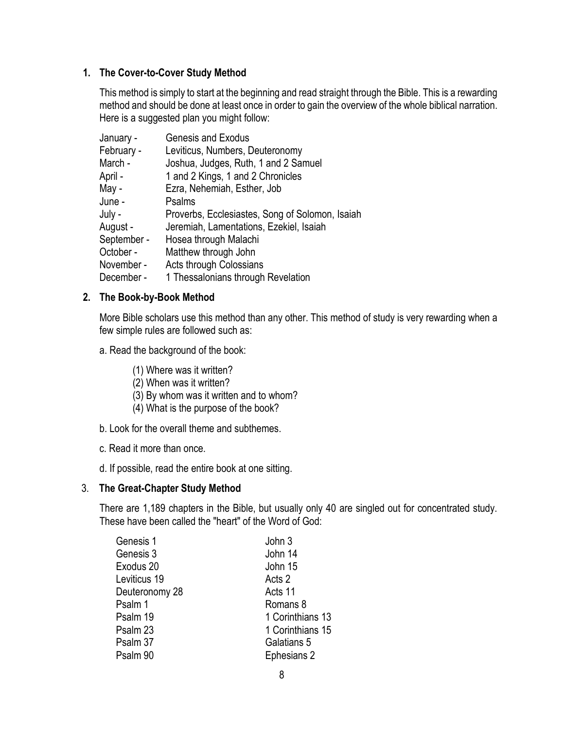### 1. The Cover-to-Cover Study Method

This method is simply to start at the beginning and read straight through the Bible. This is a rewarding method and should be done at least once in order to gain the overview of the whole biblical narration. Here is a suggested plan you might follow:

| | |
|---|---|
| January - | Genesis and Exodus |
| February - | Leviticus, Numbers, Deuteronomy |
| March - | Joshua, Judges, Ruth, 1 and 2 Samuel |
| April - | 1 and 2 Kings, 1 and 2 Chronicles |
| May - | Ezra, Nehemiah, Esther, Job |
| June - | Psalms |
| July - | Proverbs, Ecclesiastes, Song of Solomon, Isaiah |
| August - | Jeremiah, Lamentations, Ezekiel, Isaiah |
| September - | Hosea through Malachi |
| October - | Matthew through John |
| November - | Acts through Colossians |
| December - | 1 Thessalonians through Revelation |

### 2. The Book-by-Book Method

More Bible scholars use this method than any other. This method of study is very rewarding when a few simple rules are followed such as:

a. Read the background of the book:

(1) Where was it written?
(2) When was it written?
(3) By whom was it written and to whom?
(4) What is the purpose of the book?

b. Look for the overall theme and subthemes.

c. Read it more than once.

d. If possible, read the entire book at one sitting.

### 3. The Great-Chapter Study Method

There are 1,189 chapters in the Bible, but usually only 40 are singled out for concentrated study. These have been called the "heart" of the Word of God:

| | |
|---|---|
| Genesis 1 | John 3 |
| Genesis 3 | John 14 |
| Exodus 20 | John 15 |
| Leviticus 19 | Acts 2 |
| Deuteronomy 28 | Acts 11 |
| Psalm 1 | Romans 8 |
| Psalm 19 | 1 Corinthians 13 |
| Psalm 23 | 1 Corinthians 15 |
| Psalm 37 | Galatians 5 |
| Psalm 90 | Ephesians 2 |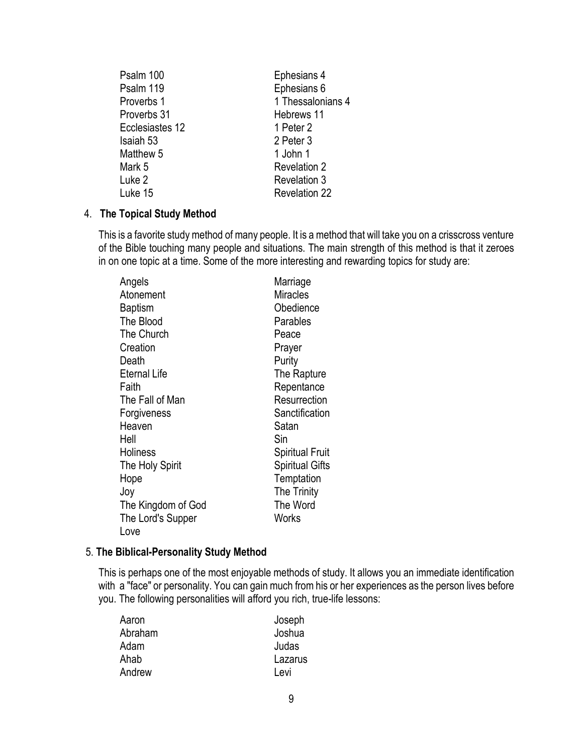Psalm 100
Psalm 119
Proverbs 1
Proverbs 31
Ecclesiastes 12
Isaiah 53
Matthew 5
Mark 5
Luke 2
Luke 15
Ephesians 4
Ephesians 6
1 Thessalonians 4
Hebrews 11
1 Peter 2
2 Peter 3
1 John 1
Revelation 2
Revelation 3
Revelation 22

4. **The Topical Study Method**

This is a favorite study method of many people. It is a method that will take you on a crisscross venture of the Bible touching many people and situations. The main strength of this method is that it zeroes in on one topic at a time. Some of the more interesting and rewarding topics for study are:

Angels
Atonement
Baptism
The Blood
The Church
Creation
Death
Eternal Life
Faith
The Fall of Man
Forgiveness
Heaven
Hell
Holiness
The Holy Spirit
Hope
Joy
The Kingdom of God
The Lord's Supper
Love
Marriage
Miracles
Obedience
Parables
Peace
Prayer
Purity
The Rapture
Repentance
Resurrection
Sanctification
Satan
Sin
Spiritual Fruit
Spiritual Gifts
Temptation
The Trinity
The Word
Works

5. **The Biblical-Personality Study Method**

This is perhaps one of the most enjoyable methods of study. It allows you an immediate identification with a "face" or personality. You can gain much from his or her experiences as the person lives before you. The following personalities will afford you rich, true-life lessons:

Aaron
Abraham
Adam
Ahab
Andrew
Joseph
Joshua
Judas
Lazarus
Levi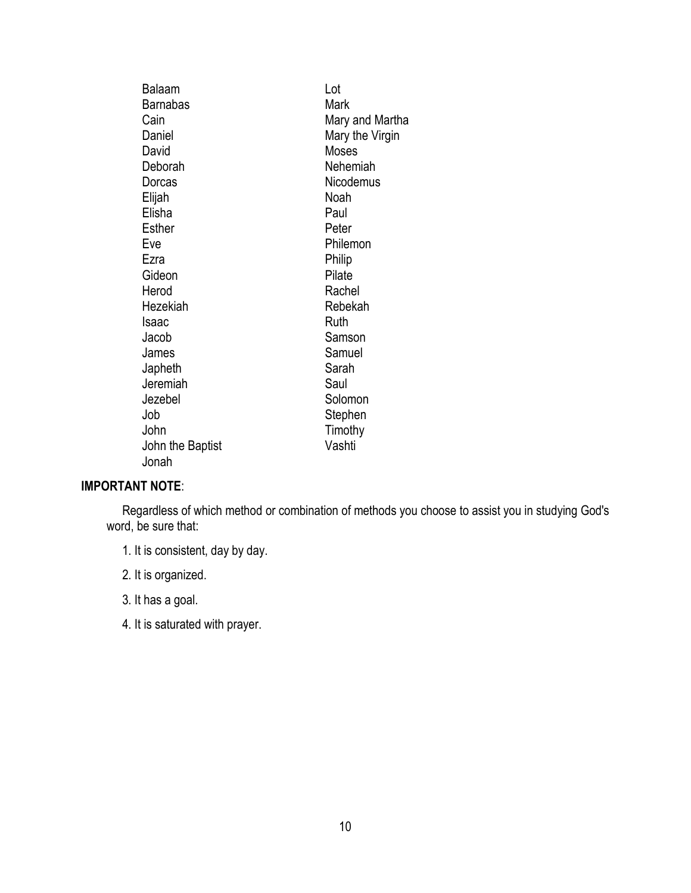- Balaam
- Barnabas
- Cain
- Daniel
- David
- Deborah
- Dorcas
- Elijah
- Elisha
- Esther
- Eve
- Ezra
- Gideon
- Herod
- Hezekiah
- Isaac
- Jacob
- James
- Japheth
- Jeremiah
- Jezebel
- Job
- John
- John the Baptist
- Jonah
- Lot
- Mark
- Mary and Martha
- Mary the Virgin
- Moses
- Nehemiah
- Nicodemus
- Noah
- Paul
- Peter
- Philemon
- Philip
- Pilate
- Rachel
- Rebekah
- Ruth
- Samson
- Samuel
- Sarah
- Saul
- Solomon
- Stephen
- Timothy
- Vashti

**IMPORTANT NOTE**:

Regardless of which method or combination of methods you choose to assist you in studying God's word, be sure that:

1. It is consistent, day by day.
2. It is organized.
3. It has a goal.
4. It is saturated with prayer.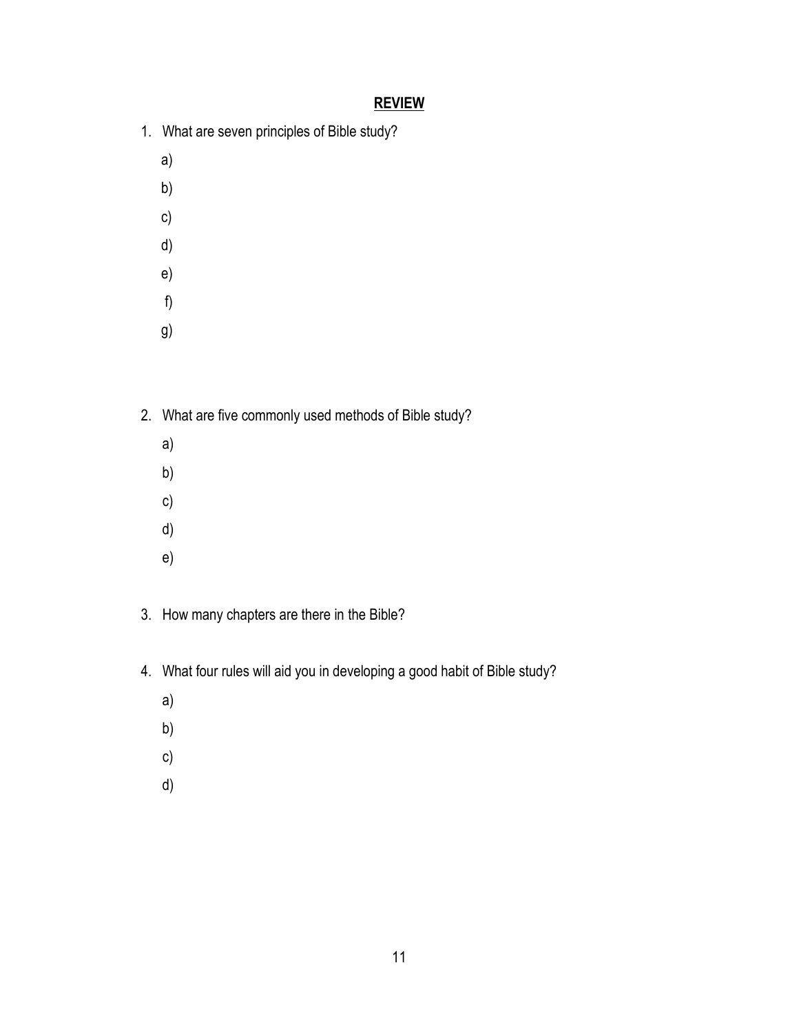## **REVIEW**

1. What are seven principles of Bible study?

   a)

   b)

   c)

   d)

   e)

   f)

   g)

2. What are five commonly used methods of Bible study?

   a)

   b)

   c)

   d)

   e)

3. How many chapters are there in the Bible?

4. What four rules will aid you in developing a good habit of Bible study?

   a)

   b)

   c)

   d)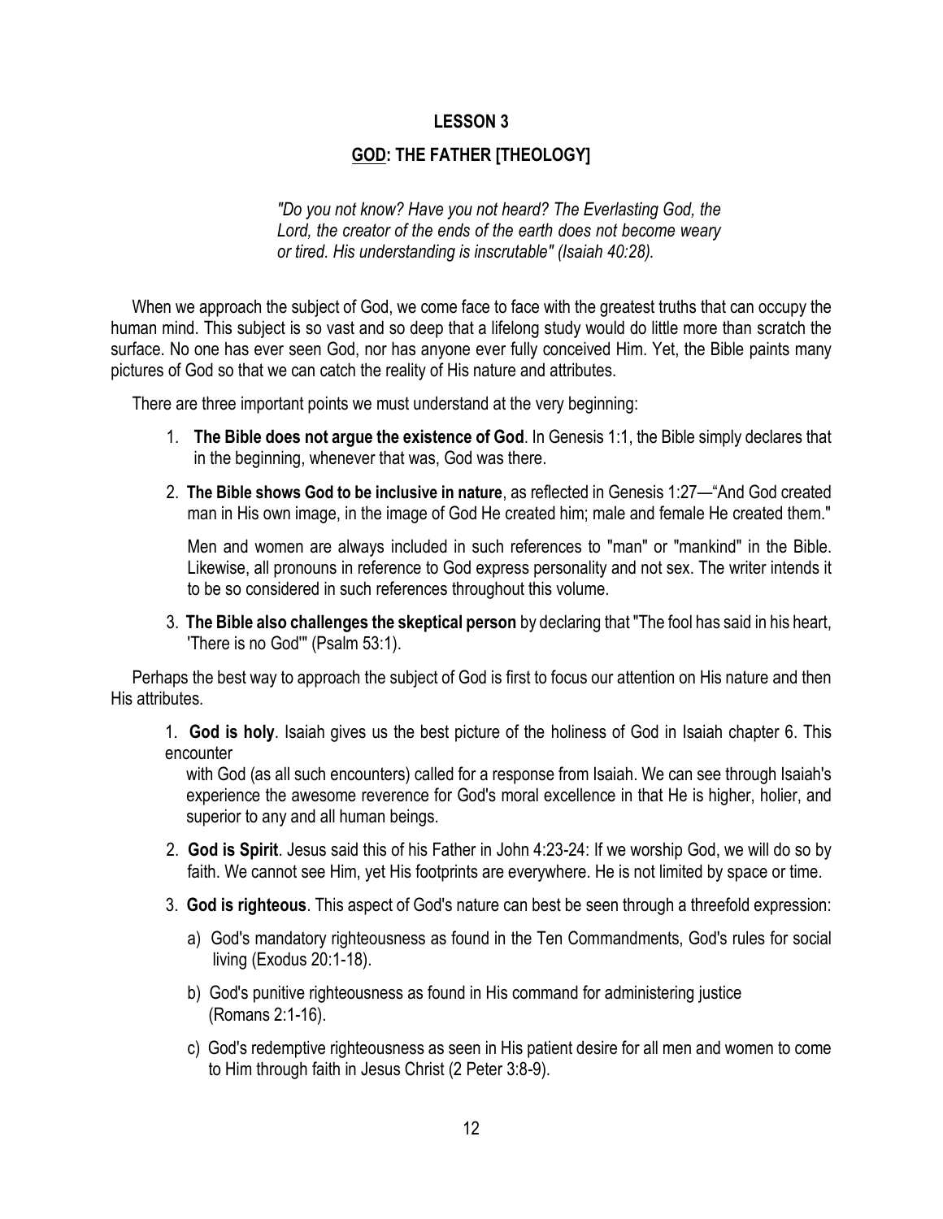# LESSON 3

## <u>GOD</u>: THE FATHER [THEOLOGY]

> *"Do you not know? Have you not heard? The Everlasting God, the Lord, the creator of the ends of the earth does not become weary or tired. His understanding is inscrutable" (Isaiah 40:28).*

When we approach the subject of God, we come face to face with the greatest truths that can occupy the human mind. This subject is so vast and so deep that a lifelong study would do little more than scratch the surface. No one has ever seen God, nor has anyone ever fully conceived Him. Yet, the Bible paints many pictures of God so that we can catch the reality of His nature and attributes.

There are three important points we must understand at the very beginning:

1. **The Bible does not argue the existence of God**. In Genesis 1:1, the Bible simply declares that in the beginning, whenever that was, God was there.
2. **The Bible shows God to be inclusive in nature**, as reflected in Genesis 1:27—"And God created man in His own image, in the image of God He created him; male and female He created them."

   Men and women are always included in such references to "man" or "mankind" in the Bible. Likewise, all pronouns in reference to God express personality and not sex. The writer intends it to be so considered in such references throughout this volume.
3. **The Bible also challenges the skeptical person** by declaring that "The fool has said in his heart, 'There is no God'" (Psalm 53:1).

Perhaps the best way to approach the subject of God is first to focus our attention on His nature and then His attributes.

1. **God is holy**. Isaiah gives us the best picture of the holiness of God in Isaiah chapter 6. This encounter with God (as all such encounters) called for a response from Isaiah. We can see through Isaiah's experience the awesome reverence for God's moral excellence in that He is higher, holier, and superior to any and all human beings.
2. **God is Spirit**. Jesus said this of his Father in John 4:23-24: If we worship God, we will do so by faith. We cannot see Him, yet His footprints are everywhere. He is not limited by space or time.
3. **God is righteous**. This aspect of God's nature can best be seen through a threefold expression:
   a) God's mandatory righteousness as found in the Ten Commandments, God's rules for social living (Exodus 20:1-18).
   b) God's punitive righteousness as found in His command for administering justice (Romans 2:1-16).
   c) God's redemptive righteousness as seen in His patient desire for all men and women to come to Him through faith in Jesus Christ (2 Peter 3:8-9).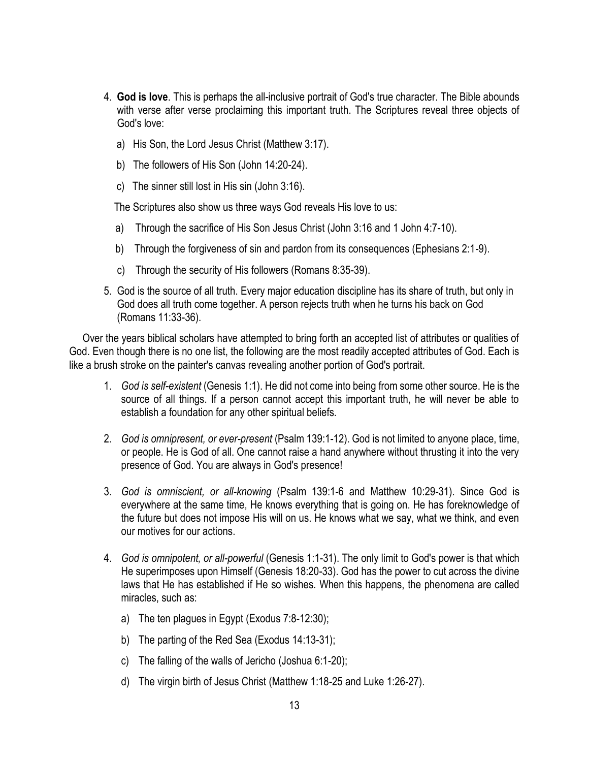4. **God is love**. This is perhaps the all-inclusive portrait of God's true character. The Bible abounds with verse after verse proclaiming this important truth. The Scriptures reveal three objects of God's love:

   a) His Son, the Lord Jesus Christ (Matthew 3:17).

   b) The followers of His Son (John 14:20-24).

   c) The sinner still lost in His sin (John 3:16).

   The Scriptures also show us three ways God reveals His love to us:

   a) Through the sacrifice of His Son Jesus Christ (John 3:16 and 1 John 4:7-10).

   b) Through the forgiveness of sin and pardon from its consequences (Ephesians 2:1-9).

   c) Through the security of His followers (Romans 8:35-39).

5. God is the source of all truth. Every major education discipline has its share of truth, but only in God does all truth come together. A person rejects truth when he turns his back on God (Romans 11:33-36).

Over the years biblical scholars have attempted to bring forth an accepted list of attributes or qualities of God. Even though there is no one list, the following are the most readily accepted attributes of God. Each is like a brush stroke on the painter's canvas revealing another portion of God's portrait.

1. *God is self-existent* (Genesis 1:1). He did not come into being from some other source. He is the source of all things. If a person cannot accept this important truth, he will never be able to establish a foundation for any other spiritual beliefs.

2. *God is omnipresent, or ever-present* (Psalm 139:1-12). God is not limited to anyone place, time, or people. He is God of all. One cannot raise a hand anywhere without thrusting it into the very presence of God. You are always in God's presence!

3. *God is omniscient, or all-knowing* (Psalm 139:1-6 and Matthew 10:29-31). Since God is everywhere at the same time, He knows everything that is going on. He has foreknowledge of the future but does not impose His will on us. He knows what we say, what we think, and even our motives for our actions.

4. *God is omnipotent, or all-powerful* (Genesis 1:1-31). The only limit to God's power is that which He superimposes upon Himself (Genesis 18:20-33). God has the power to cut across the divine laws that He has established if He so wishes. When this happens, the phenomena are called miracles, such as:

   a) The ten plagues in Egypt (Exodus 7:8-12:30);

   b) The parting of the Red Sea (Exodus 14:13-31);

   c) The falling of the walls of Jericho (Joshua 6:1-20);

   d) The virgin birth of Jesus Christ (Matthew 1:18-25 and Luke 1:26-27).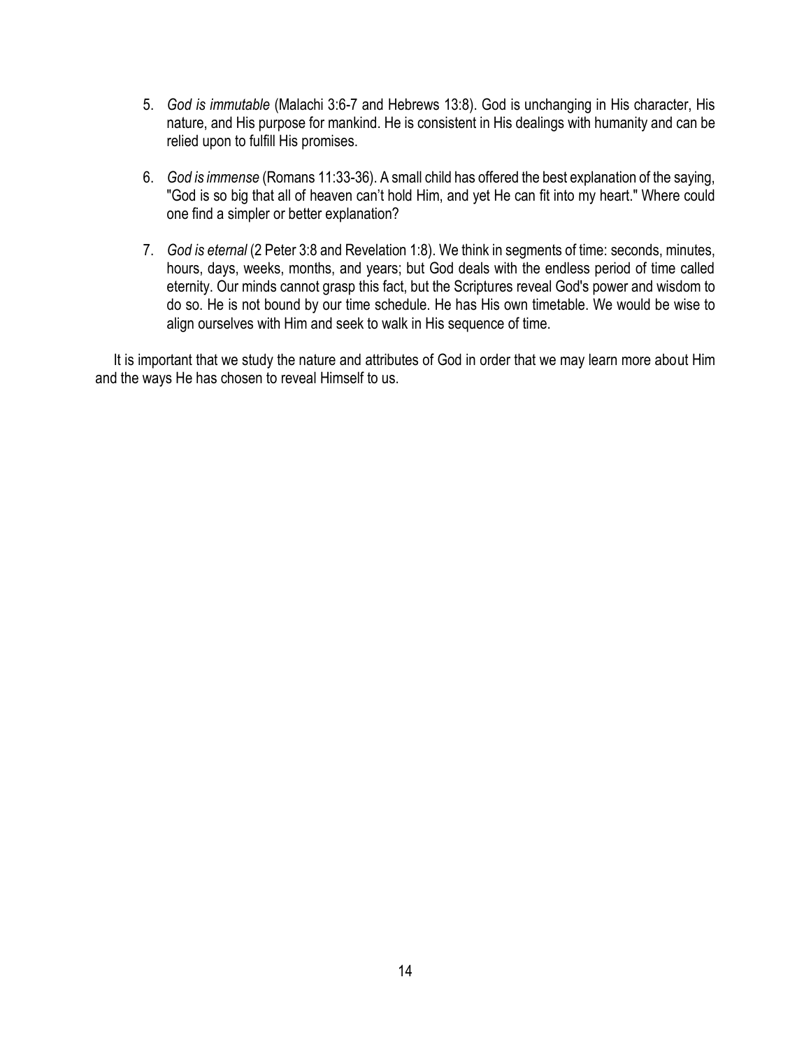5. *God is immutable* (Malachi 3:6-7 and Hebrews 13:8). God is unchanging in His character, His nature, and His purpose for mankind. He is consistent in His dealings with humanity and can be relied upon to fulfill His promises.

6. *God is immense* (Romans 11:33-36). A small child has offered the best explanation of the saying, "God is so big that all of heaven can't hold Him, and yet He can fit into my heart." Where could one find a simpler or better explanation?

7. *God is eternal* (2 Peter 3:8 and Revelation 1:8). We think in segments of time: seconds, minutes, hours, days, weeks, months, and years; but God deals with the endless period of time called eternity. Our minds cannot grasp this fact, but the Scriptures reveal God's power and wisdom to do so. He is not bound by our time schedule. He has His own timetable. We would be wise to align ourselves with Him and seek to walk in His sequence of time.

It is important that we study the nature and attributes of God in order that we may learn more about Him and the ways He has chosen to reveal Himself to us.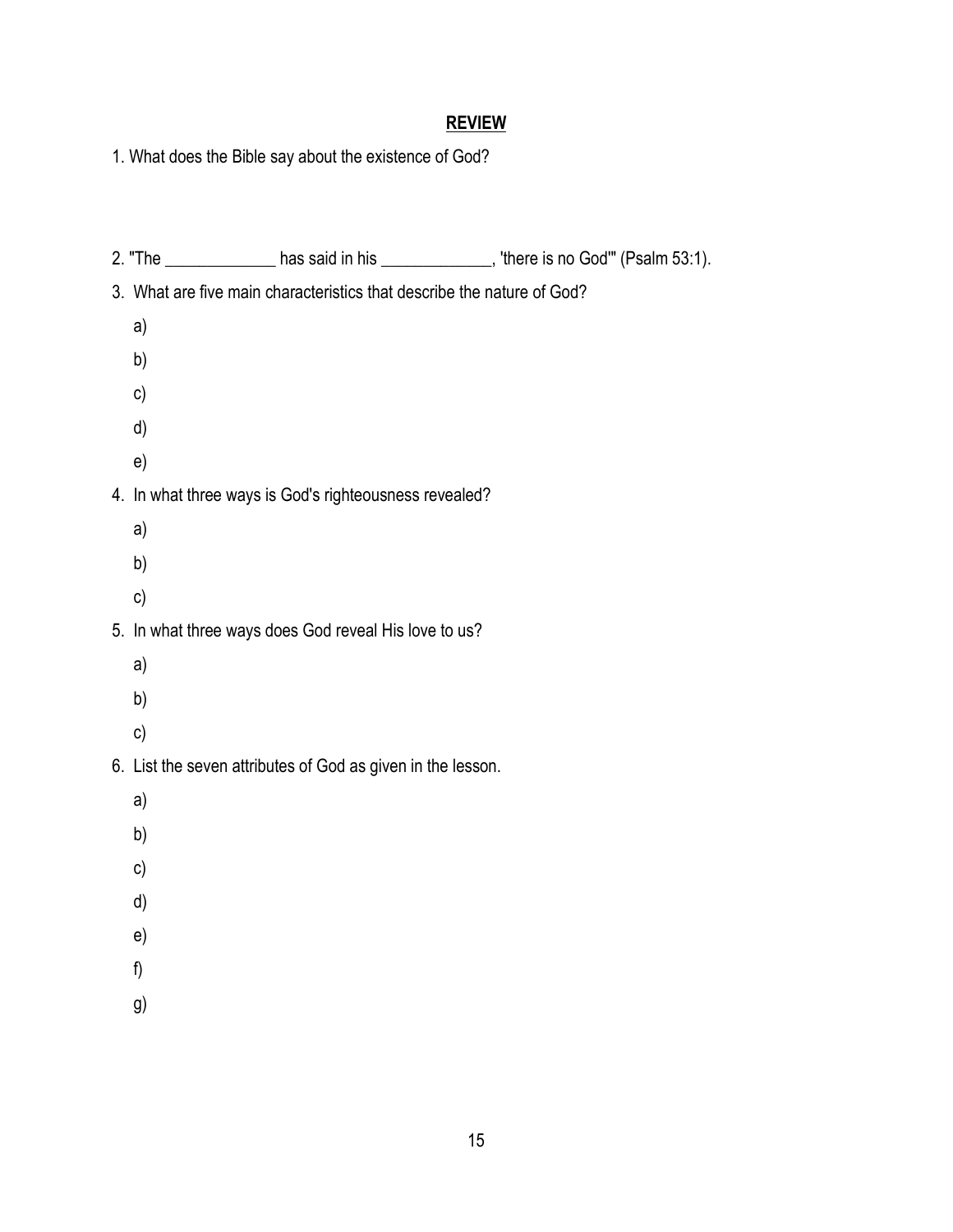## REVIEW

1. What does the Bible say about the existence of God?

2. "The _____________ has said in his _____________, 'there is no God'" (Psalm 53:1).

3. What are five main characteristics that describe the nature of God?

   a)

   b)

   c)

   d)

   e)

4. In what three ways is God's righteousness revealed?

   a)

   b)

   c)

5. In what three ways does God reveal His love to us?

   a)

   b)

   c)

6. List the seven attributes of God as given in the lesson.

   a)

   b)

   c)

   d)

   e)

   f)

   g)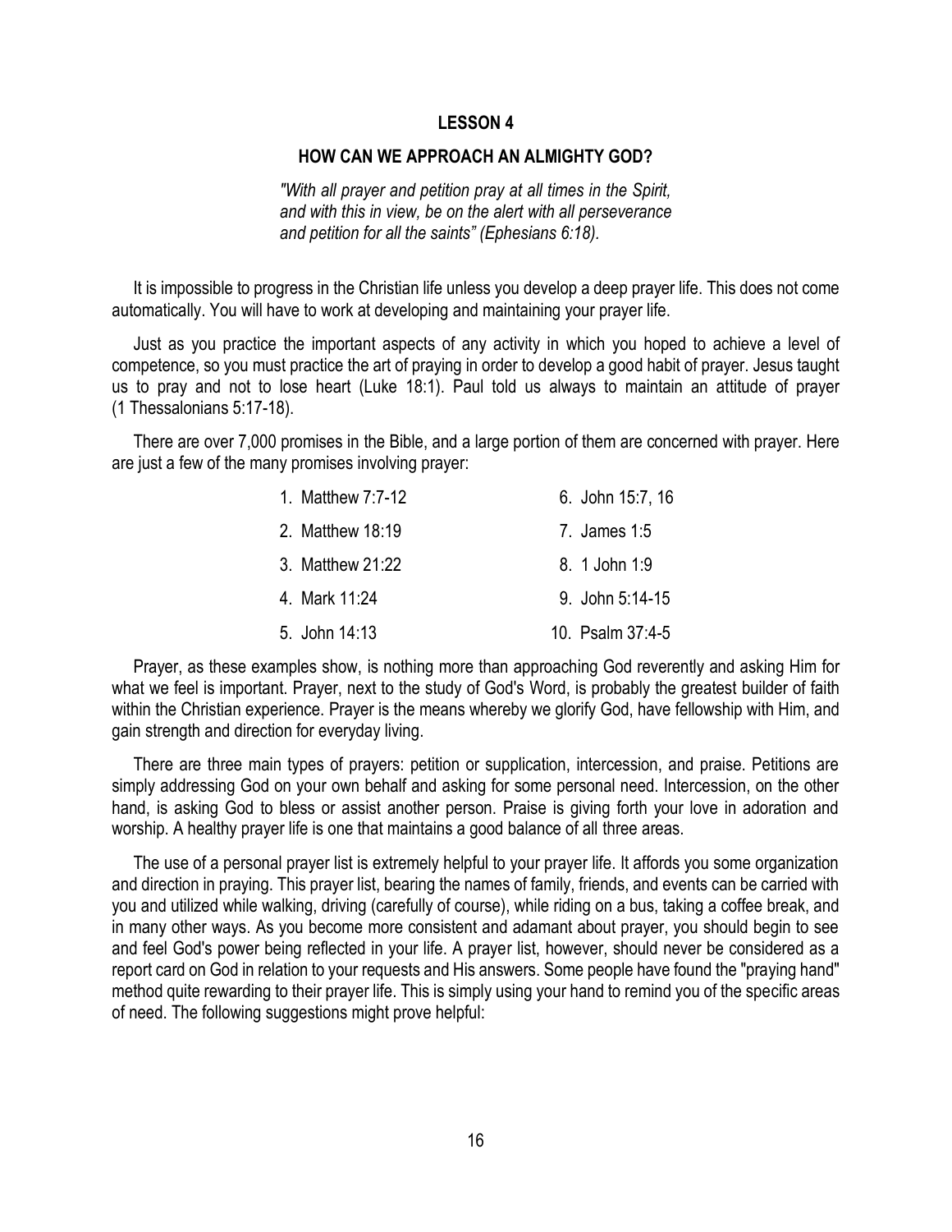## LESSON 4

## HOW CAN WE APPROACH AN ALMIGHTY GOD?

*"With all prayer and petition pray at all times in the Spirit, and with this in view, be on the alert with all perseverance and petition for all the saints" (Ephesians 6:18).*

It is impossible to progress in the Christian life unless you develop a deep prayer life. This does not come automatically. You will have to work at developing and maintaining your prayer life.

Just as you practice the important aspects of any activity in which you hoped to achieve a level of competence, so you must practice the art of praying in order to develop a good habit of prayer. Jesus taught us to pray and not to lose heart (Luke 18:1). Paul told us always to maintain an attitude of prayer (1 Thessalonians 5:17-18).

There are over 7,000 promises in the Bible, and a large portion of them are concerned with prayer. Here are just a few of the many promises involving prayer:

1. Matthew 7:7-12
2. Matthew 18:19
3. Matthew 21:22
4. Mark 11:24
5. John 14:13
6. John 15:7, 16
7. James 1:5
8. 1 John 1:9
9. John 5:14-15
10. Psalm 37:4-5

Prayer, as these examples show, is nothing more than approaching God reverently and asking Him for what we feel is important. Prayer, next to the study of God's Word, is probably the greatest builder of faith within the Christian experience. Prayer is the means whereby we glorify God, have fellowship with Him, and gain strength and direction for everyday living.

There are three main types of prayers: petition or supplication, intercession, and praise. Petitions are simply addressing God on your own behalf and asking for some personal need. Intercession, on the other hand, is asking God to bless or assist another person. Praise is giving forth your love in adoration and worship. A healthy prayer life is one that maintains a good balance of all three areas.

The use of a personal prayer list is extremely helpful to your prayer life. It affords you some organization and direction in praying. This prayer list, bearing the names of family, friends, and events can be carried with you and utilized while walking, driving (carefully of course), while riding on a bus, taking a coffee break, and in many other ways. As you become more consistent and adamant about prayer, you should begin to see and feel God's power being reflected in your life. A prayer list, however, should never be considered as a report card on God in relation to your requests and His answers. Some people have found the "praying hand" method quite rewarding to their prayer life. This is simply using your hand to remind you of the specific areas of need. The following suggestions might prove helpful: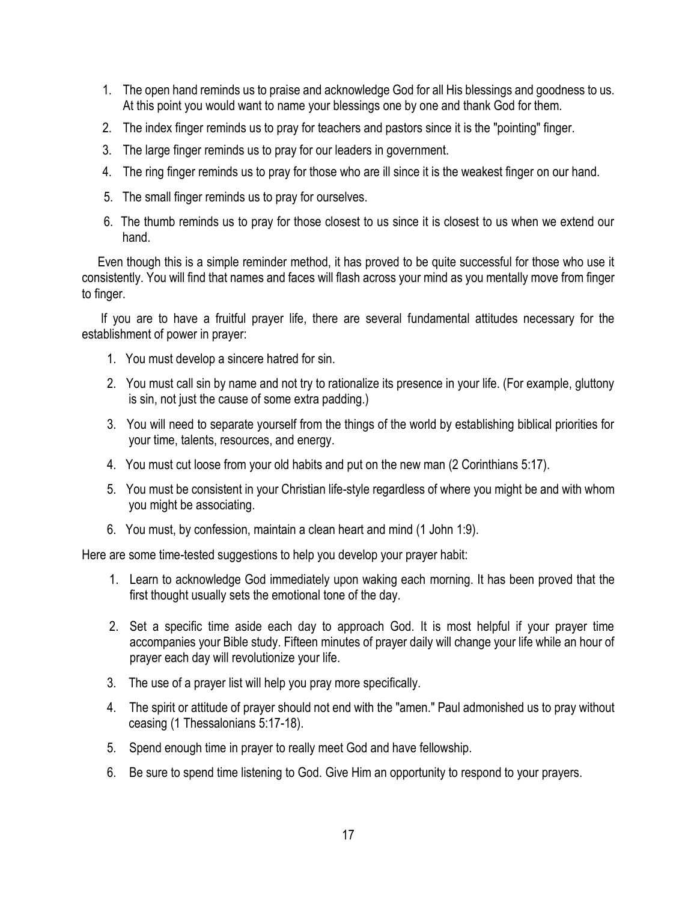1. The open hand reminds us to praise and acknowledge God for all His blessings and goodness to us. At this point you would want to name your blessings one by one and thank God for them.
2. The index finger reminds us to pray for teachers and pastors since it is the "pointing" finger.
3. The large finger reminds us to pray for our leaders in government.
4. The ring finger reminds us to pray for those who are ill since it is the weakest finger on our hand.
5. The small finger reminds us to pray for ourselves.
6. The thumb reminds us to pray for those closest to us since it is closest to us when we extend our hand.

Even though this is a simple reminder method, it has proved to be quite successful for those who use it consistently. You will find that names and faces will flash across your mind as you mentally move from finger to finger.

If you are to have a fruitful prayer life, there are several fundamental attitudes necessary for the establishment of power in prayer:

1. You must develop a sincere hatred for sin.
2. You must call sin by name and not try to rationalize its presence in your life. (For example, gluttony is sin, not just the cause of some extra padding.)
3. You will need to separate yourself from the things of the world by establishing biblical priorities for your time, talents, resources, and energy.
4. You must cut loose from your old habits and put on the new man (2 Corinthians 5:17).
5. You must be consistent in your Christian life-style regardless of where you might be and with whom you might be associating.
6. You must, by confession, maintain a clean heart and mind (1 John 1:9).

Here are some time-tested suggestions to help you develop your prayer habit:

1. Learn to acknowledge God immediately upon waking each morning. It has been proved that the first thought usually sets the emotional tone of the day.
2. Set a specific time aside each day to approach God. It is most helpful if your prayer time accompanies your Bible study. Fifteen minutes of prayer daily will change your life while an hour of prayer each day will revolutionize your life.
3. The use of a prayer list will help you pray more specifically.
4. The spirit or attitude of prayer should not end with the "amen." Paul admonished us to pray without ceasing (1 Thessalonians 5:17-18).
5. Spend enough time in prayer to really meet God and have fellowship.
6. Be sure to spend time listening to God. Give Him an opportunity to respond to your prayers.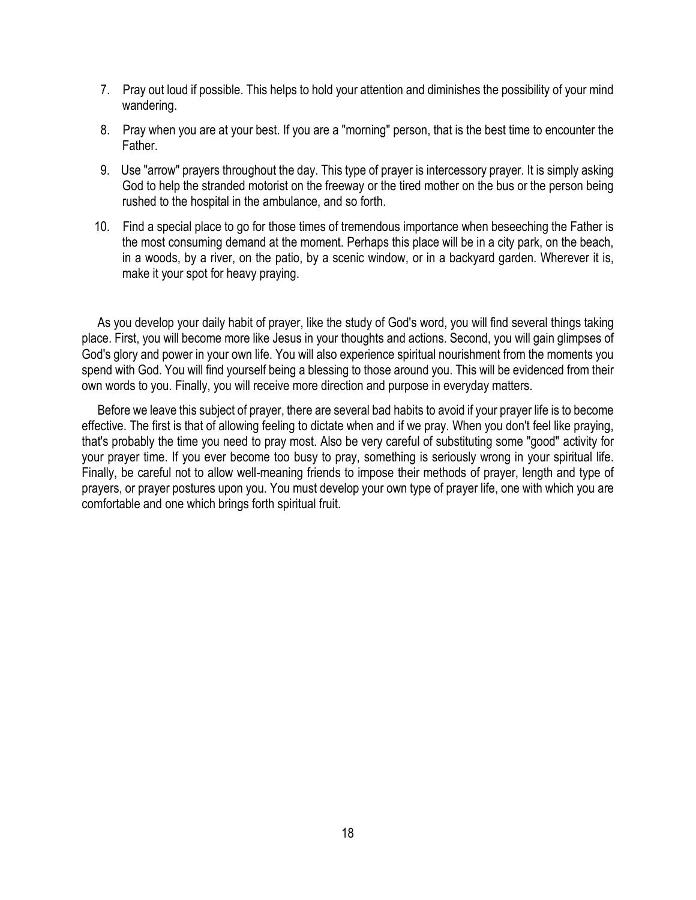7. Pray out loud if possible. This helps to hold your attention and diminishes the possibility of your mind wandering.

8. Pray when you are at your best. If you are a "morning" person, that is the best time to encounter the Father.

9. Use "arrow" prayers throughout the day. This type of prayer is intercessory prayer. It is simply asking God to help the stranded motorist on the freeway or the tired mother on the bus or the person being rushed to the hospital in the ambulance, and so forth.

10. Find a special place to go for those times of tremendous importance when beseeching the Father is the most consuming demand at the moment. Perhaps this place will be in a city park, on the beach, in a woods, by a river, on the patio, by a scenic window, or in a backyard garden. Wherever it is, make it your spot for heavy praying.

As you develop your daily habit of prayer, like the study of God's word, you will find several things taking place. First, you will become more like Jesus in your thoughts and actions. Second, you will gain glimpses of God's glory and power in your own life. You will also experience spiritual nourishment from the moments you spend with God. You will find yourself being a blessing to those around you. This will be evidenced from their own words to you. Finally, you will receive more direction and purpose in everyday matters.

Before we leave this subject of prayer, there are several bad habits to avoid if your prayer life is to become effective. The first is that of allowing feeling to dictate when and if we pray. When you don't feel like praying, that's probably the time you need to pray most. Also be very careful of substituting some "good" activity for your prayer time. If you ever become too busy to pray, something is seriously wrong in your spiritual life. Finally, be careful not to allow well-meaning friends to impose their methods of prayer, length and type of prayers, or prayer postures upon you. You must develop your own type of prayer life, one with which you are comfortable and one which brings forth spiritual fruit.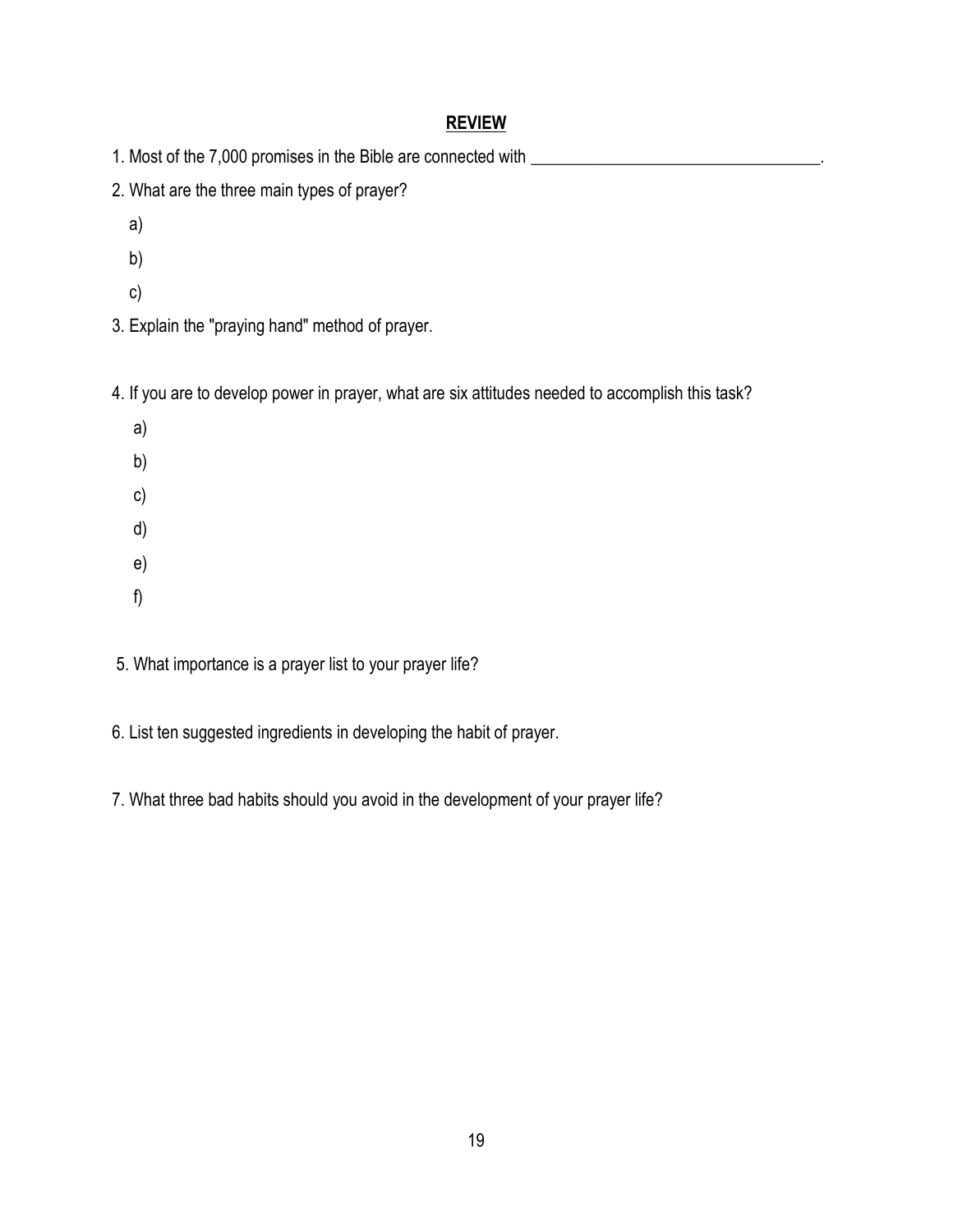## REVIEW

1. Most of the 7,000 promises in the Bible are connected with ________________________________.

2. What are the three main types of prayer?

   a)

   b)

   c)

3. Explain the "praying hand" method of prayer.

4. If you are to develop power in prayer, what are six attitudes needed to accomplish this task?

   a)

   b)

   c)

   d)

   e)

   f)

5. What importance is a prayer list to your prayer life?

6. List ten suggested ingredients in developing the habit of prayer.

7. What three bad habits should you avoid in the development of your prayer life?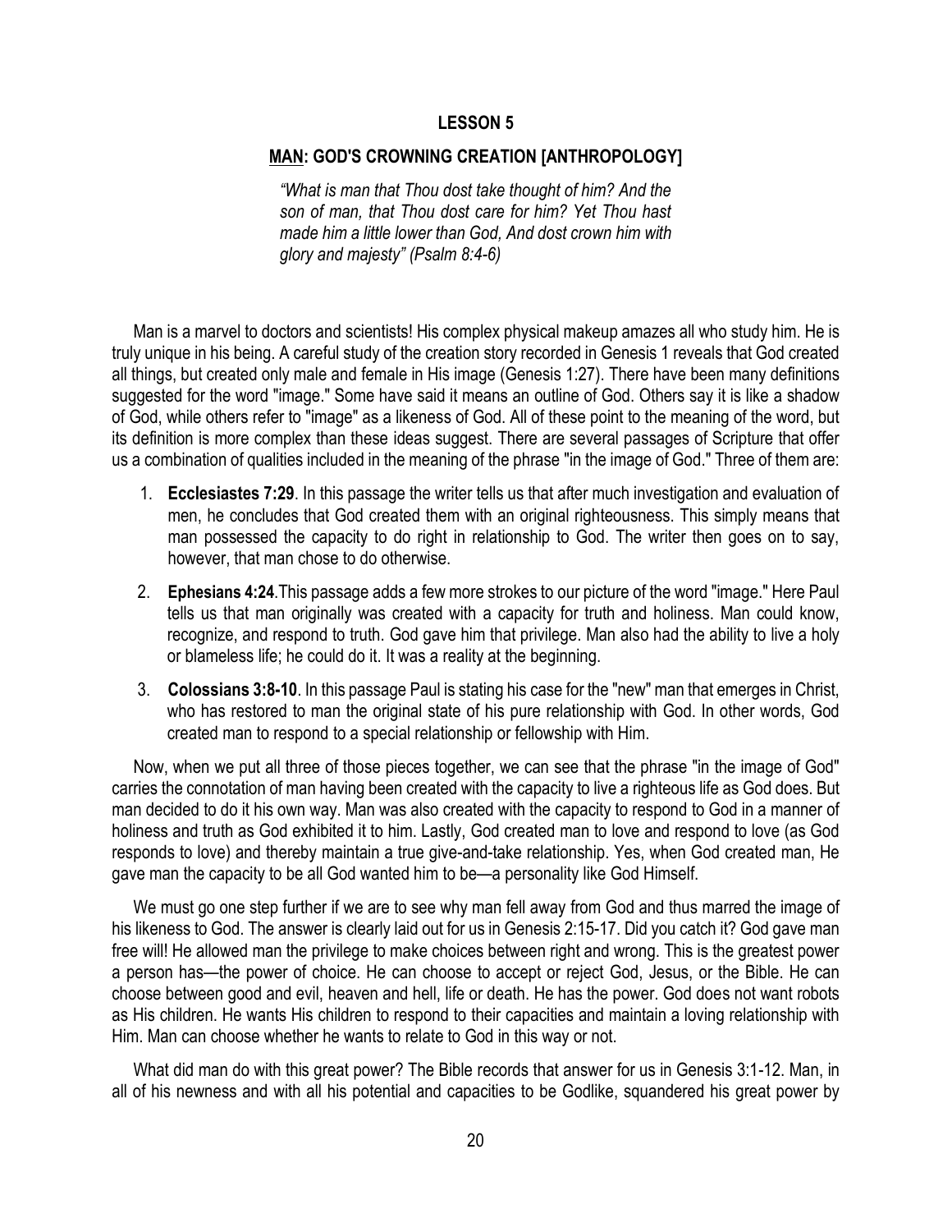## LESSON 5

## <u>MAN</u>: GOD'S CROWNING CREATION [ANTHROPOLOGY]

*"What is man that Thou dost take thought of him? And the son of man, that Thou dost care for him? Yet Thou hast made him a little lower than God, And dost crown him with glory and majesty" (Psalm 8:4-6)*

Man is a marvel to doctors and scientists! His complex physical makeup amazes all who study him. He is truly unique in his being. A careful study of the creation story recorded in Genesis 1 reveals that God created all things, but created only male and female in His image (Genesis 1:27). There have been many definitions suggested for the word "image." Some have said it means an outline of God. Others say it is like a shadow of God, while others refer to "image" as a likeness of God. All of these point to the meaning of the word, but its definition is more complex than these ideas suggest. There are several passages of Scripture that offer us a combination of qualities included in the meaning of the phrase "in the image of God." Three of them are:

1. **Ecclesiastes 7:29**. In this passage the writer tells us that after much investigation and evaluation of men, he concludes that God created them with an original righteousness. This simply means that man possessed the capacity to do right in relationship to God. The writer then goes on to say, however, that man chose to do otherwise.
2. **Ephesians 4:24**.This passage adds a few more strokes to our picture of the word "image." Here Paul tells us that man originally was created with a capacity for truth and holiness. Man could know, recognize, and respond to truth. God gave him that privilege. Man also had the ability to live a holy or blameless life; he could do it. It was a reality at the beginning.
3. **Colossians 3:8-10**. In this passage Paul is stating his case for the "new" man that emerges in Christ, who has restored to man the original state of his pure relationship with God. In other words, God created man to respond to a special relationship or fellowship with Him.

Now, when we put all three of those pieces together, we can see that the phrase "in the image of God" carries the connotation of man having been created with the capacity to live a righteous life as God does. But man decided to do it his own way. Man was also created with the capacity to respond to God in a manner of holiness and truth as God exhibited it to him. Lastly, God created man to love and respond to love (as God responds to love) and thereby maintain a true give-and-take relationship. Yes, when God created man, He gave man the capacity to be all God wanted him to be—a personality like God Himself.

We must go one step further if we are to see why man fell away from God and thus marred the image of his likeness to God. The answer is clearly laid out for us in Genesis 2:15-17. Did you catch it? God gave man free will! He allowed man the privilege to make choices between right and wrong. This is the greatest power a person has—the power of choice. He can choose to accept or reject God, Jesus, or the Bible. He can choose between good and evil, heaven and hell, life or death. He has the power. God does not want robots as His children. He wants His children to respond to their capacities and maintain a loving relationship with Him. Man can choose whether he wants to relate to God in this way or not.

What did man do with this great power? The Bible records that answer for us in Genesis 3:1-12. Man, in all of his newness and with all his potential and capacities to be Godlike, squandered his great power by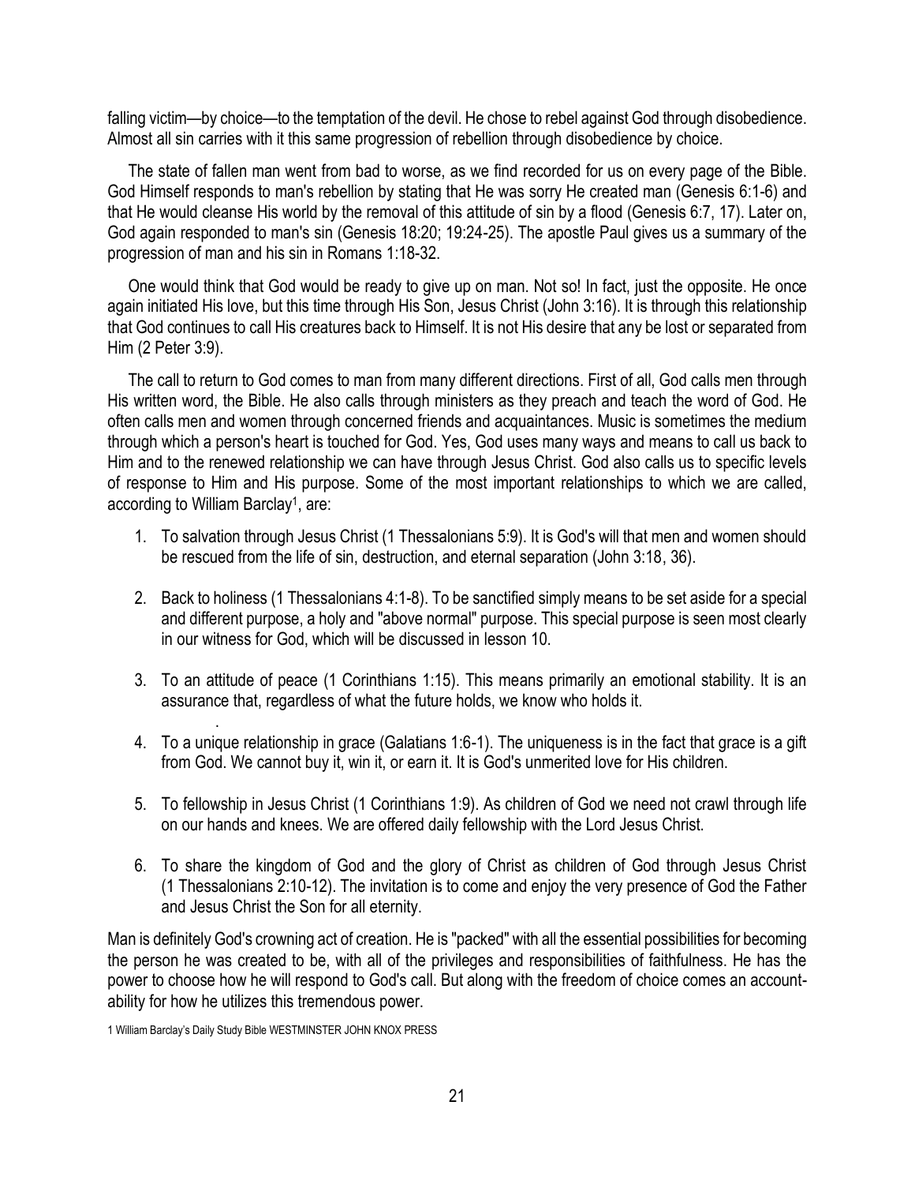falling victim—by choice—to the temptation of the devil. He chose to rebel against God through disobedience. Almost all sin carries with it this same progression of rebellion through disobedience by choice.

The state of fallen man went from bad to worse, as we find recorded for us on every page of the Bible. God Himself responds to man's rebellion by stating that He was sorry He created man (Genesis 6:1-6) and that He would cleanse His world by the removal of this attitude of sin by a flood (Genesis 6:7, 17). Later on, God again responded to man's sin (Genesis 18:20; 19:24-25). The apostle Paul gives us a summary of the progression of man and his sin in Romans 1:18-32.

One would think that God would be ready to give up on man. Not so! In fact, just the opposite. He once again initiated His love, but this time through His Son, Jesus Christ (John 3:16). It is through this relationship that God continues to call His creatures back to Himself. It is not His desire that any be lost or separated from Him (2 Peter 3:9).

The call to return to God comes to man from many different directions. First of all, God calls men through His written word, the Bible. He also calls through ministers as they preach and teach the word of God. He often calls men and women through concerned friends and acquaintances. Music is sometimes the medium through which a person's heart is touched for God. Yes, God uses many ways and means to call us back to Him and to the renewed relationship we can have through Jesus Christ. God also calls us to specific levels of response to Him and His purpose. Some of the most important relationships to which we are called, according to William Barclay[1], are:

1. To salvation through Jesus Christ (1 Thessalonians 5:9). It is God's will that men and women should be rescued from the life of sin, destruction, and eternal separation (John 3:18, 36).

2. Back to holiness (1 Thessalonians 4:1-8). To be sanctified simply means to be set aside for a special and different purpose, a holy and "above normal" purpose. This special purpose is seen most clearly in our witness for God, which will be discussed in lesson 10.

3. To an attitude of peace (1 Corinthians 1:15). This means primarily an emotional stability. It is an assurance that, regardless of what the future holds, we know who holds it.

4. To a unique relationship in grace (Galatians 1:6-1). The uniqueness is in the fact that grace is a gift from God. We cannot buy it, win it, or earn it. It is God's unmerited love for His children.

5. To fellowship in Jesus Christ (1 Corinthians 1:9). As children of God we need not crawl through life on our hands and knees. We are offered daily fellowship with the Lord Jesus Christ.

6. To share the kingdom of God and the glory of Christ as children of God through Jesus Christ (1 Thessalonians 2:10-12). The invitation is to come and enjoy the very presence of God the Father and Jesus Christ the Son for all eternity.

Man is definitely God's crowning act of creation. He is "packed" with all the essential possibilities for becoming the person he was created to be, with all of the privileges and responsibilities of faithfulness. He has the power to choose how he will respond to God's call. But along with the freedom of choice comes an accountability for how he utilizes this tremendous power.

1 William Barclay's Daily Study Bible WESTMINSTER JOHN KNOX PRESS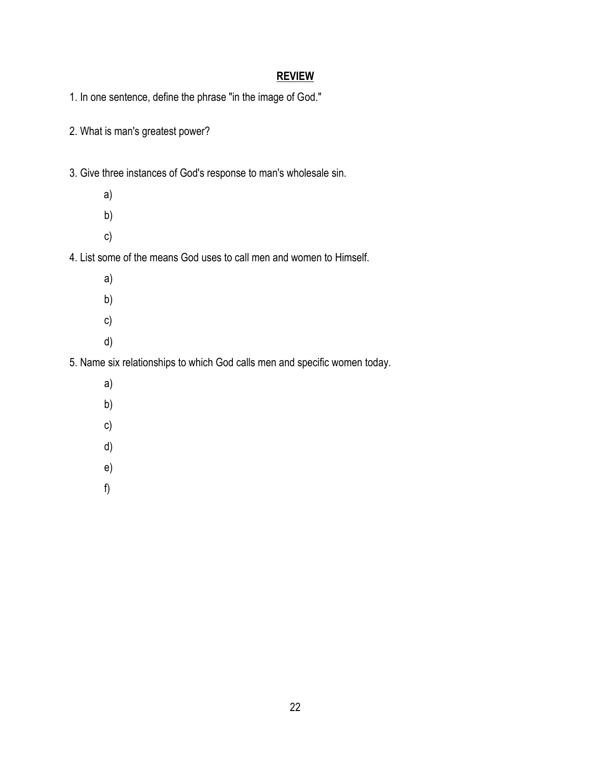## **REVIEW**

1. In one sentence, define the phrase "in the image of God."

2. What is man's greatest power?

3. Give three instances of God's response to man's wholesale sin.

   a)

   b)

   c)

4. List some of the means God uses to call men and women to Himself.

   a)

   b)

   c)

   d)

5. Name six relationships to which God calls men and specific women today.

   a)

   b)

   c)

   d)

   e)

   f)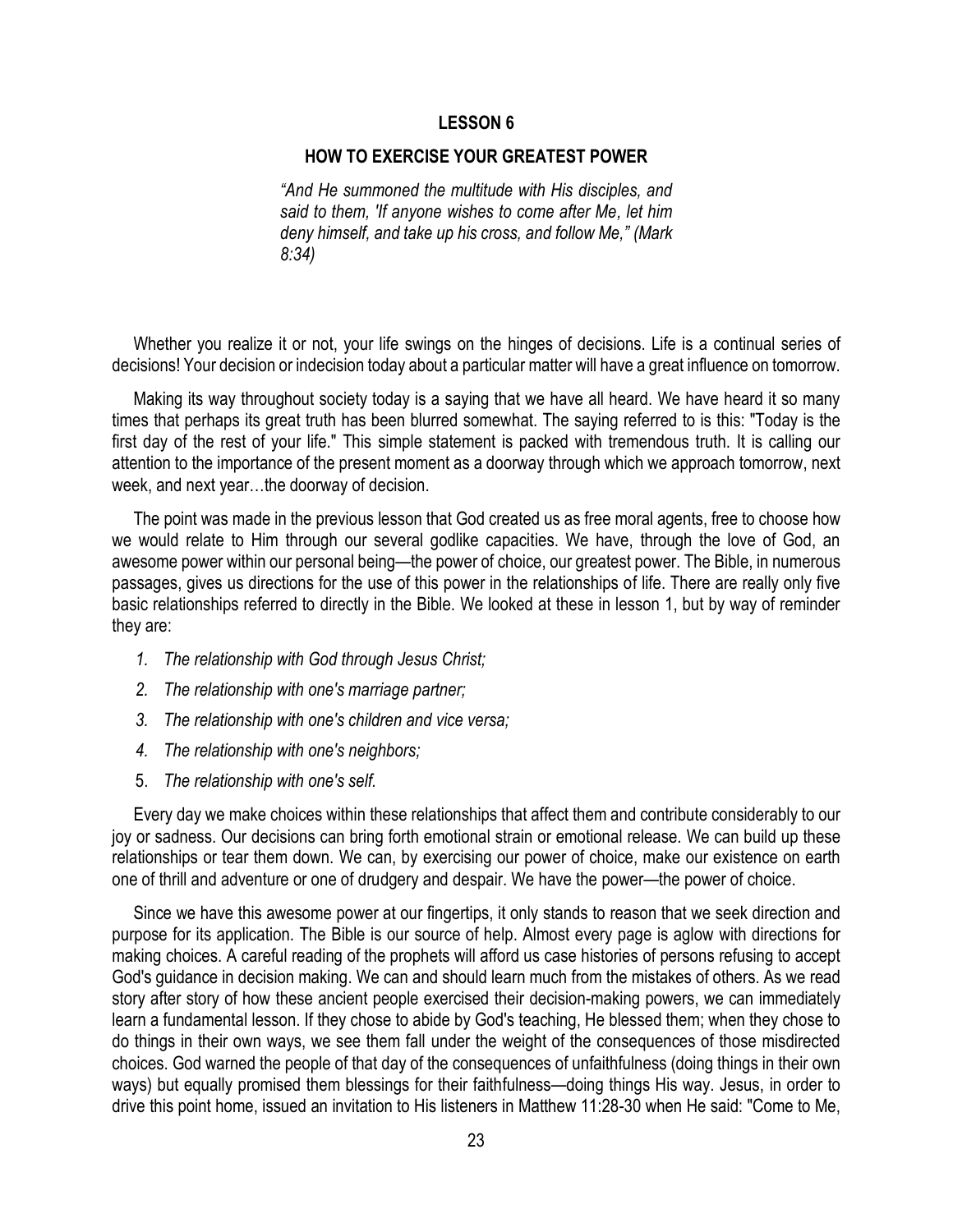## LESSON 6

## HOW TO EXERCISE YOUR GREATEST POWER

*"And He summoned the multitude with His disciples, and said to them, 'If anyone wishes to come after Me, let him deny himself, and take up his cross, and follow Me," (Mark 8:34)*

Whether you realize it or not, your life swings on the hinges of decisions. Life is a continual series of decisions! Your decision or indecision today about a particular matter will have a great influence on tomorrow.

Making its way throughout society today is a saying that we have all heard. We have heard it so many times that perhaps its great truth has been blurred somewhat. The saying referred to is this: "Today is the first day of the rest of your life." This simple statement is packed with tremendous truth. It is calling our attention to the importance of the present moment as a doorway through which we approach tomorrow, next week, and next year…the doorway of decision.

The point was made in the previous lesson that God created us as free moral agents, free to choose how we would relate to Him through our several godlike capacities. We have, through the love of God, an awesome power within our personal being—the power of choice, our greatest power. The Bible, in numerous passages, gives us directions for the use of this power in the relationships of life. There are really only five basic relationships referred to directly in the Bible. We looked at these in lesson 1, but by way of reminder they are:

1. *The relationship with God through Jesus Christ;*
2. *The relationship with one's marriage partner;*
3. *The relationship with one's children and vice versa;*
4. *The relationship with one's neighbors;*
5. *The relationship with one's self.*

Every day we make choices within these relationships that affect them and contribute considerably to our joy or sadness. Our decisions can bring forth emotional strain or emotional release. We can build up these relationships or tear them down. We can, by exercising our power of choice, make our existence on earth one of thrill and adventure or one of drudgery and despair. We have the power—the power of choice.

Since we have this awesome power at our fingertips, it only stands to reason that we seek direction and purpose for its application. The Bible is our source of help. Almost every page is aglow with directions for making choices. A careful reading of the prophets will afford us case histories of persons refusing to accept God's guidance in decision making. We can and should learn much from the mistakes of others. As we read story after story of how these ancient people exercised their decision-making powers, we can immediately learn a fundamental lesson. If they chose to abide by God's teaching, He blessed them; when they chose to do things in their own ways, we see them fall under the weight of the consequences of those misdirected choices. God warned the people of that day of the consequences of unfaithfulness (doing things in their own ways) but equally promised them blessings for their faithfulness—doing things His way. Jesus, in order to drive this point home, issued an invitation to His listeners in Matthew 11:28-30 when He said: "Come to Me,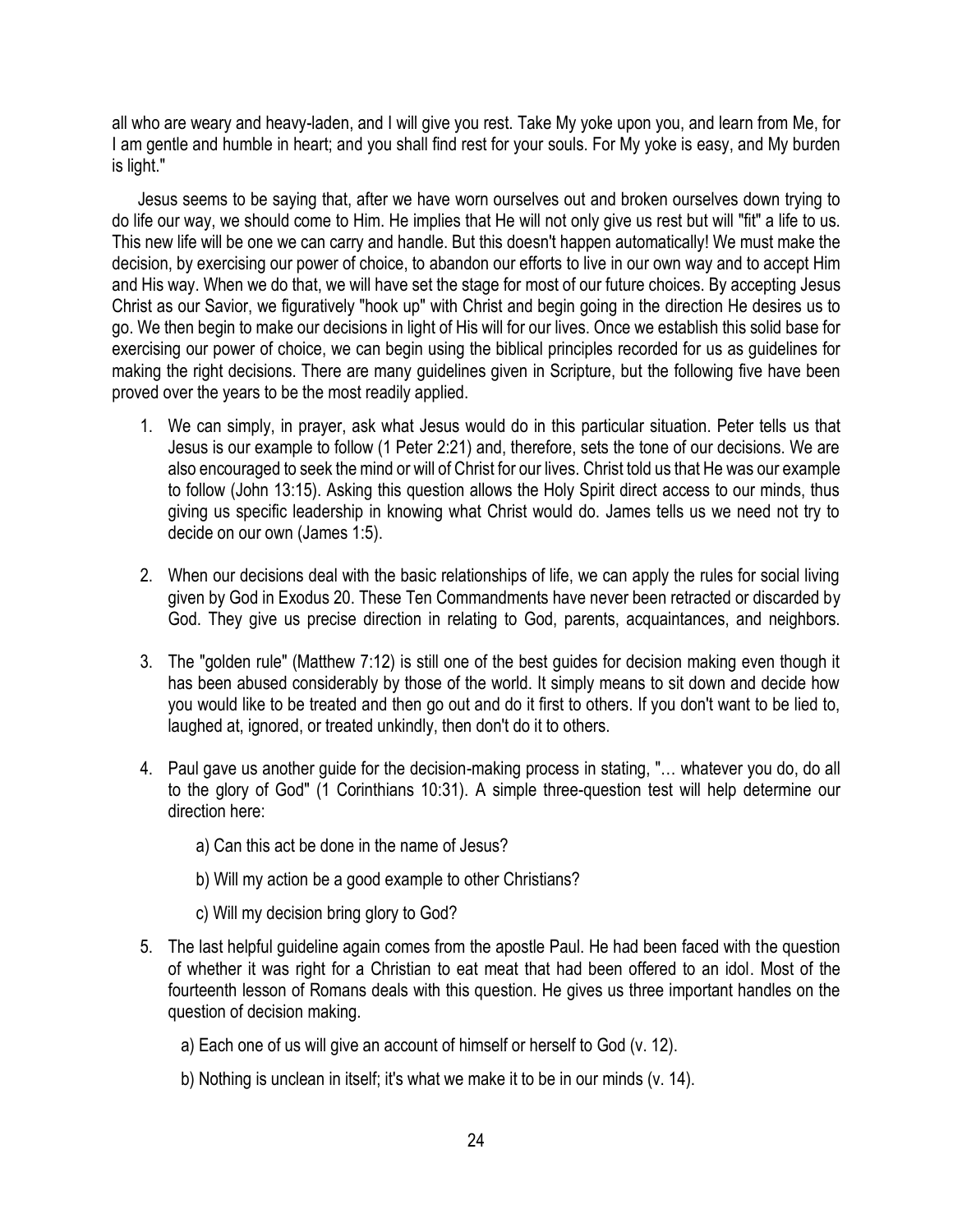all who are weary and heavy-laden, and I will give you rest. Take My yoke upon you, and learn from Me, for I am gentle and humble in heart; and you shall find rest for your souls. For My yoke is easy, and My burden is light."

Jesus seems to be saying that, after we have worn ourselves out and broken ourselves down trying to do life our way, we should come to Him. He implies that He will not only give us rest but will "fit" a life to us. This new life will be one we can carry and handle. But this doesn't happen automatically! We must make the decision, by exercising our power of choice, to abandon our efforts to live in our own way and to accept Him and His way. When we do that, we will have set the stage for most of our future choices. By accepting Jesus Christ as our Savior, we figuratively "hook up" with Christ and begin going in the direction He desires us to go. We then begin to make our decisions in light of His will for our lives. Once we establish this solid base for exercising our power of choice, we can begin using the biblical principles recorded for us as guidelines for making the right decisions. There are many guidelines given in Scripture, but the following five have been proved over the years to be the most readily applied.

1. We can simply, in prayer, ask what Jesus would do in this particular situation. Peter tells us that Jesus is our example to follow (1 Peter 2:21) and, therefore, sets the tone of our decisions. We are also encouraged to seek the mind or will of Christ for our lives. Christ told us that He was our example to follow (John 13:15). Asking this question allows the Holy Spirit direct access to our minds, thus giving us specific leadership in knowing what Christ would do. James tells us we need not try to decide on our own (James 1:5).

2. When our decisions deal with the basic relationships of life, we can apply the rules for social living given by God in Exodus 20. These Ten Commandments have never been retracted or discarded by God. They give us precise direction in relating to God, parents, acquaintances, and neighbors.

3. The "golden rule" (Matthew 7:12) is still one of the best guides for decision making even though it has been abused considerably by those of the world. It simply means to sit down and decide how you would like to be treated and then go out and do it first to others. If you don't want to be lied to, laughed at, ignored, or treated unkindly, then don't do it to others.

4. Paul gave us another guide for the decision-making process in stating, "… whatever you do, do all to the glory of God" (1 Corinthians 10:31). A simple three-question test will help determine our direction here:

   a) Can this act be done in the name of Jesus?

   b) Will my action be a good example to other Christians?

   c) Will my decision bring glory to God?

5. The last helpful guideline again comes from the apostle Paul. He had been faced with the question of whether it was right for a Christian to eat meat that had been offered to an idol. Most of the fourteenth lesson of Romans deals with this question. He gives us three important handles on the question of decision making.

   a) Each one of us will give an account of himself or herself to God (v. 12).

   b) Nothing is unclean in itself; it's what we make it to be in our minds (v. 14).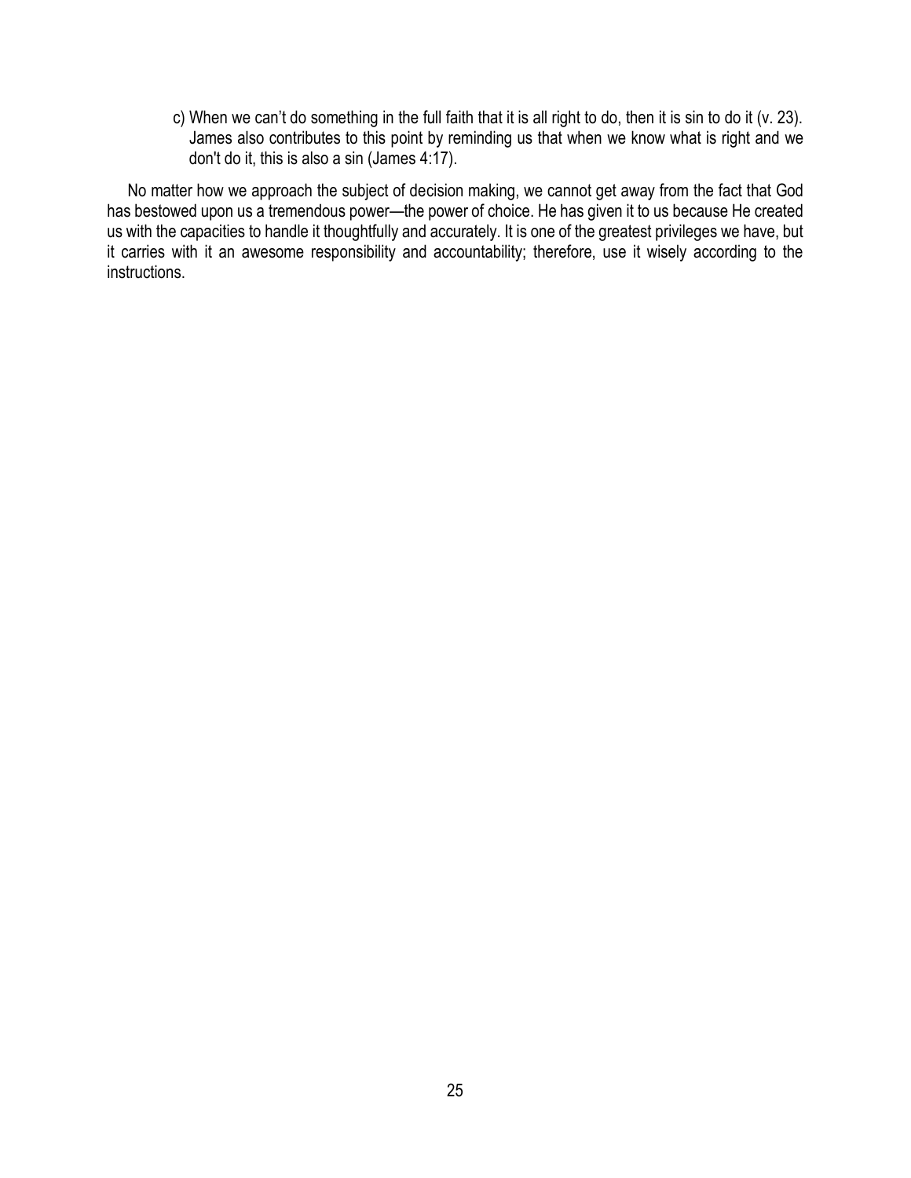c) When we can't do something in the full faith that it is all right to do, then it is sin to do it (v. 23). James also contributes to this point by reminding us that when we know what is right and we don't do it, this is also a sin (James 4:17).

No matter how we approach the subject of decision making, we cannot get away from the fact that God has bestowed upon us a tremendous power—the power of choice. He has given it to us because He created us with the capacities to handle it thoughtfully and accurately. It is one of the greatest privileges we have, but it carries with it an awesome responsibility and accountability; therefore, use it wisely according to the instructions.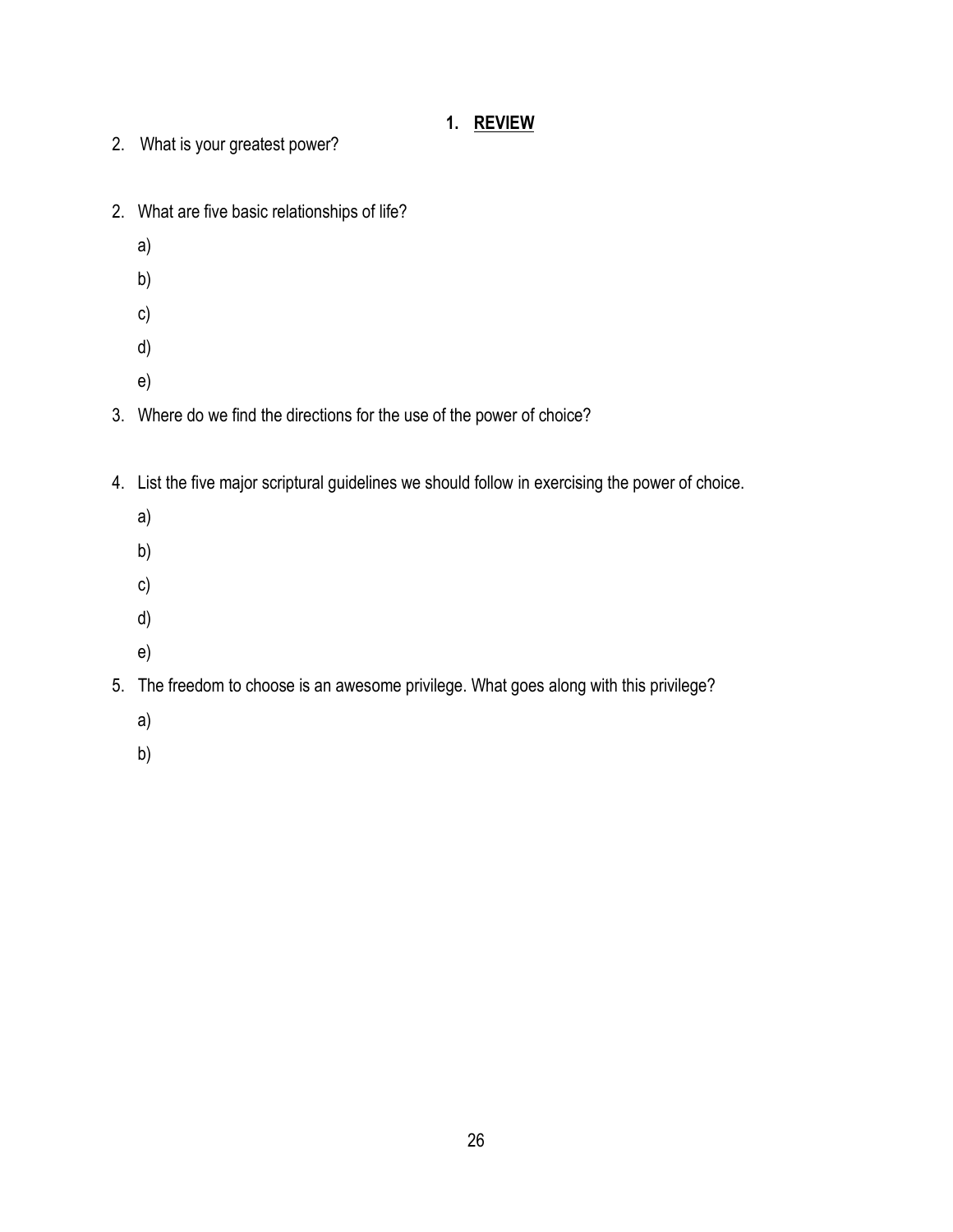# 1. REVIEW

2. What is your greatest power?

2. What are five basic relationships of life?

   a)

   b)

   c)

   d)

   e)

3. Where do we find the directions for the use of the power of choice?

4. List the five major scriptural guidelines we should follow in exercising the power of choice.

   a)

   b)

   c)

   d)

   e)

5. The freedom to choose is an awesome privilege. What goes along with this privilege?

   a)

   b)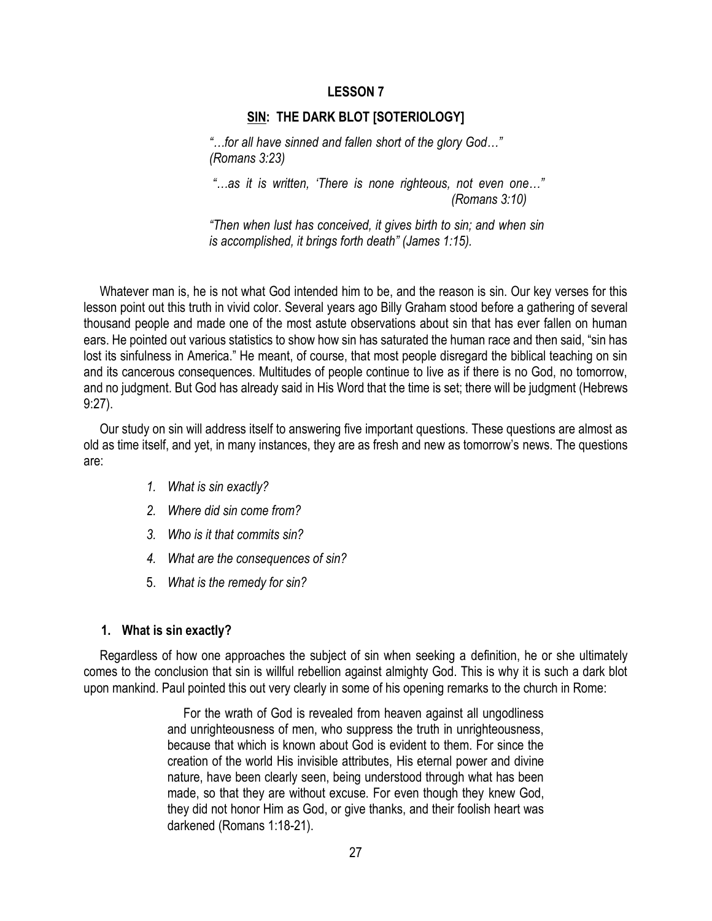# LESSON 7

## <u>SIN</u>: THE DARK BLOT [SOTERIOLOGY]

> *"…for all have sinned and fallen short of the glory God…" (Romans 3:23)*
>
> *"…as it is written, 'There is none righteous, not even one…" (Romans 3:10)*
>
> *"Then when lust has conceived, it gives birth to sin; and when sin is accomplished, it brings forth death" (James 1:15).*

Whatever man is, he is not what God intended him to be, and the reason is sin. Our key verses for this lesson point out this truth in vivid color. Several years ago Billy Graham stood before a gathering of several thousand people and made one of the most astute observations about sin that has ever fallen on human ears. He pointed out various statistics to show how sin has saturated the human race and then said, "sin has lost its sinfulness in America." He meant, of course, that most people disregard the biblical teaching on sin and its cancerous consequences. Multitudes of people continue to live as if there is no God, no tomorrow, and no judgment. But God has already said in His Word that the time is set; there will be judgment (Hebrews 9:27).

Our study on sin will address itself to answering five important questions. These questions are almost as old as time itself, and yet, in many instances, they are as fresh and new as tomorrow's news. The questions are:

1. *What is sin exactly?*
2. *Where did sin come from?*
3. *Who is it that commits sin?*
4. *What are the consequences of sin?*
5. *What is the remedy for sin?*

### 1. What is sin exactly?

Regardless of how one approaches the subject of sin when seeking a definition, he or she ultimately comes to the conclusion that sin is willful rebellion against almighty God. This is why it is such a dark blot upon mankind. Paul pointed this out very clearly in some of his opening remarks to the church in Rome:

> For the wrath of God is revealed from heaven against all ungodliness and unrighteousness of men, who suppress the truth in unrighteousness, because that which is known about God is evident to them. For since the creation of the world His invisible attributes, His eternal power and divine nature, have been clearly seen, being understood through what has been made, so that they are without excuse. For even though they knew God, they did not honor Him as God, or give thanks, and their foolish heart was darkened (Romans 1:18-21).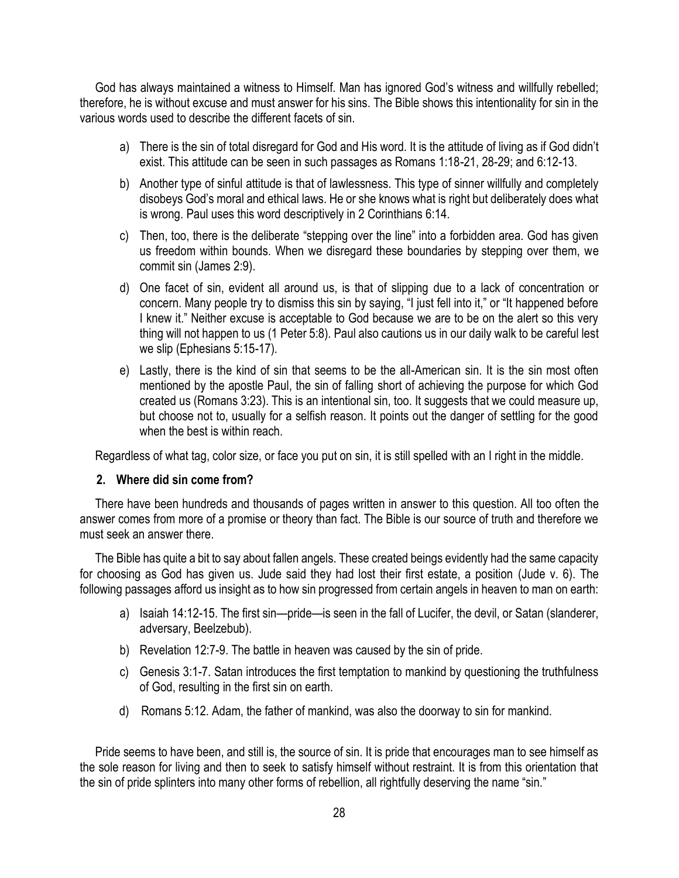God has always maintained a witness to Himself. Man has ignored God's witness and willfully rebelled; therefore, he is without excuse and must answer for his sins. The Bible shows this intentionality for sin in the various words used to describe the different facets of sin.

a) There is the sin of total disregard for God and His word. It is the attitude of living as if God didn't exist. This attitude can be seen in such passages as Romans 1:18-21, 28-29; and 6:12-13.

b) Another type of sinful attitude is that of lawlessness. This type of sinner willfully and completely disobeys God's moral and ethical laws. He or she knows what is right but deliberately does what is wrong. Paul uses this word descriptively in 2 Corinthians 6:14.

c) Then, too, there is the deliberate "stepping over the line" into a forbidden area. God has given us freedom within bounds. When we disregard these boundaries by stepping over them, we commit sin (James 2:9).

d) One facet of sin, evident all around us, is that of slipping due to a lack of concentration or concern. Many people try to dismiss this sin by saying, "I just fell into it," or "It happened before I knew it." Neither excuse is acceptable to God because we are to be on the alert so this very thing will not happen to us (1 Peter 5:8). Paul also cautions us in our daily walk to be careful lest we slip (Ephesians 5:15-17).

e) Lastly, there is the kind of sin that seems to be the all-American sin. It is the sin most often mentioned by the apostle Paul, the sin of falling short of achieving the purpose for which God created us (Romans 3:23). This is an intentional sin, too. It suggests that we could measure up, but choose not to, usually for a selfish reason. It points out the danger of settling for the good when the best is within reach.

Regardless of what tag, color size, or face you put on sin, it is still spelled with an I right in the middle.

**2. Where did sin come from?**

There have been hundreds and thousands of pages written in answer to this question. All too often the answer comes from more of a promise or theory than fact. The Bible is our source of truth and therefore we must seek an answer there.

The Bible has quite a bit to say about fallen angels. These created beings evidently had the same capacity for choosing as God has given us. Jude said they had lost their first estate, a position (Jude v. 6). The following passages afford us insight as to how sin progressed from certain angels in heaven to man on earth:

a) Isaiah 14:12-15. The first sin—pride—is seen in the fall of Lucifer, the devil, or Satan (slanderer, adversary, Beelzebub).

b) Revelation 12:7-9. The battle in heaven was caused by the sin of pride.

c) Genesis 3:1-7. Satan introduces the first temptation to mankind by questioning the truthfulness of God, resulting in the first sin on earth.

d) Romans 5:12. Adam, the father of mankind, was also the doorway to sin for mankind.

Pride seems to have been, and still is, the source of sin. It is pride that encourages man to see himself as the sole reason for living and then to seek to satisfy himself without restraint. It is from this orientation that the sin of pride splinters into many other forms of rebellion, all rightfully deserving the name "sin."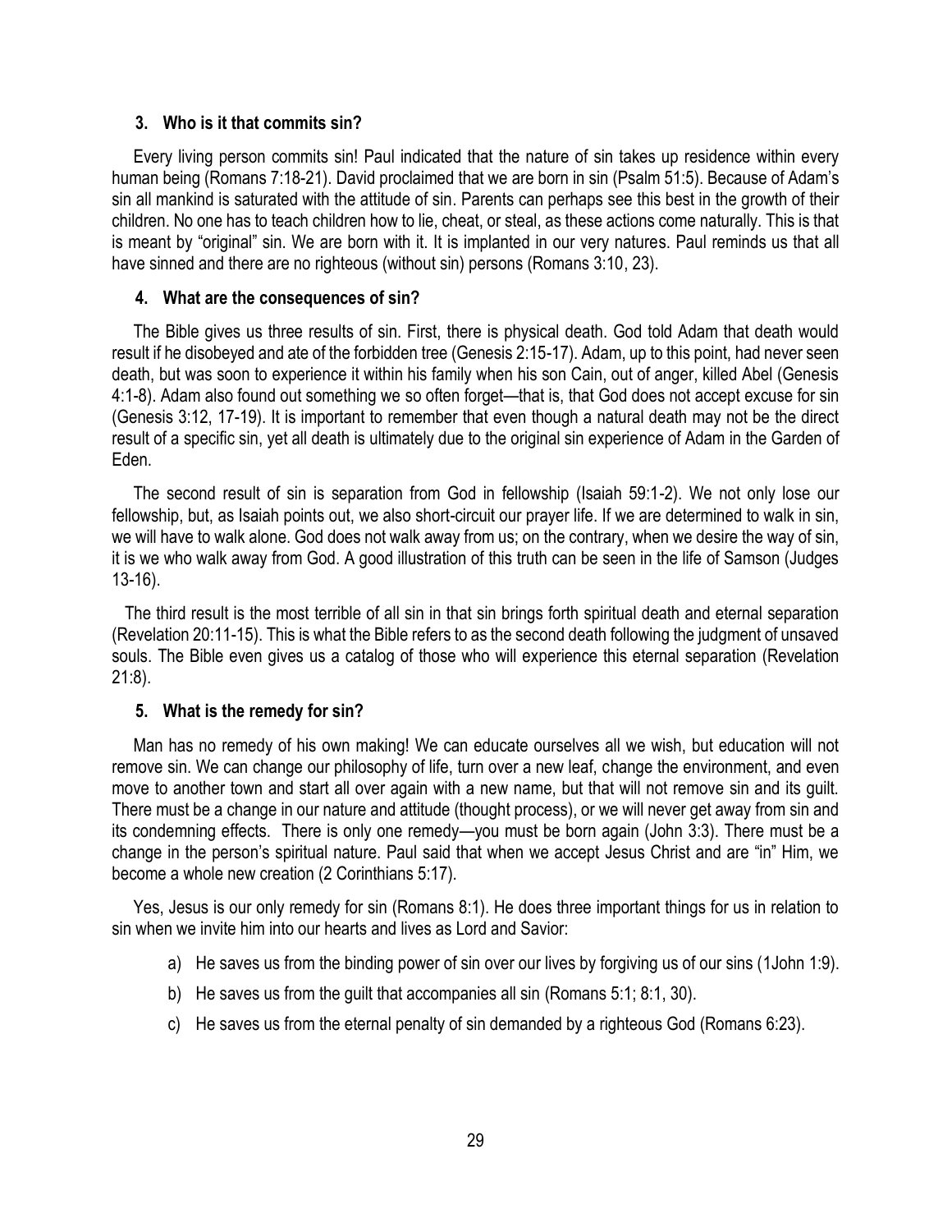### 3. Who is it that commits sin?

Every living person commits sin! Paul indicated that the nature of sin takes up residence within every human being (Romans 7:18-21). David proclaimed that we are born in sin (Psalm 51:5). Because of Adam's sin all mankind is saturated with the attitude of sin. Parents can perhaps see this best in the growth of their children. No one has to teach children how to lie, cheat, or steal, as these actions come naturally. This is that is meant by "original" sin. We are born with it. It is implanted in our very natures. Paul reminds us that all have sinned and there are no righteous (without sin) persons (Romans 3:10, 23).

### 4. What are the consequences of sin?

The Bible gives us three results of sin. First, there is physical death. God told Adam that death would result if he disobeyed and ate of the forbidden tree (Genesis 2:15-17). Adam, up to this point, had never seen death, but was soon to experience it within his family when his son Cain, out of anger, killed Abel (Genesis 4:1-8). Adam also found out something we so often forget—that is, that God does not accept excuse for sin (Genesis 3:12, 17-19). It is important to remember that even though a natural death may not be the direct result of a specific sin, yet all death is ultimately due to the original sin experience of Adam in the Garden of Eden.

The second result of sin is separation from God in fellowship (Isaiah 59:1-2). We not only lose our fellowship, but, as Isaiah points out, we also short-circuit our prayer life. If we are determined to walk in sin, we will have to walk alone. God does not walk away from us; on the contrary, when we desire the way of sin, it is we who walk away from God. A good illustration of this truth can be seen in the life of Samson (Judges 13-16).

The third result is the most terrible of all sin in that sin brings forth spiritual death and eternal separation (Revelation 20:11-15). This is what the Bible refers to as the second death following the judgment of unsaved souls. The Bible even gives us a catalog of those who will experience this eternal separation (Revelation 21:8).

### 5. What is the remedy for sin?

Man has no remedy of his own making! We can educate ourselves all we wish, but education will not remove sin. We can change our philosophy of life, turn over a new leaf, change the environment, and even move to another town and start all over again with a new name, but that will not remove sin and its guilt. There must be a change in our nature and attitude (thought process), or we will never get away from sin and its condemning effects. There is only one remedy—you must be born again (John 3:3). There must be a change in the person's spiritual nature. Paul said that when we accept Jesus Christ and are "in" Him, we become a whole new creation (2 Corinthians 5:17).

Yes, Jesus is our only remedy for sin (Romans 8:1). He does three important things for us in relation to sin when we invite him into our hearts and lives as Lord and Savior:

a) He saves us from the binding power of sin over our lives by forgiving us of our sins (1John 1:9).

b) He saves us from the guilt that accompanies all sin (Romans 5:1; 8:1, 30).

c) He saves us from the eternal penalty of sin demanded by a righteous God (Romans 6:23).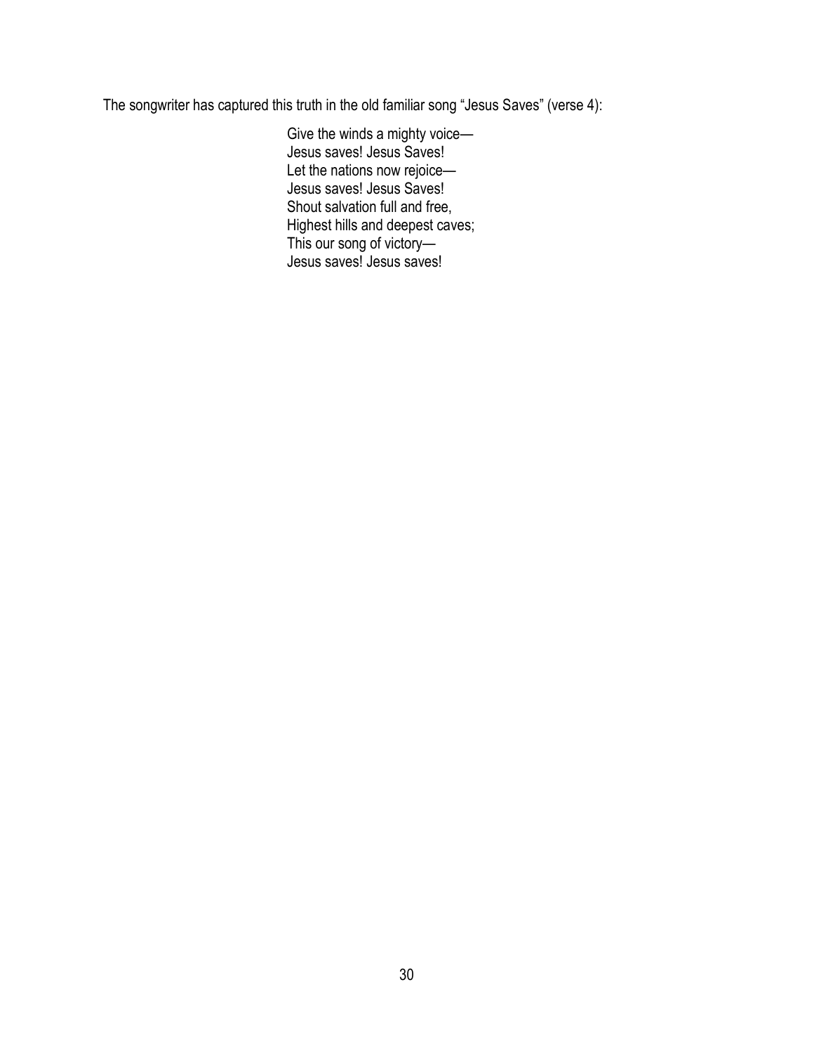The songwriter has captured this truth in the old familiar song "Jesus Saves" (verse 4):

> Give the winds a mighty voice—
> Jesus saves! Jesus Saves!
> Let the nations now rejoice—
> Jesus saves! Jesus Saves!
> Shout salvation full and free,
> Highest hills and deepest caves;
> This our song of victory—
> Jesus saves! Jesus saves!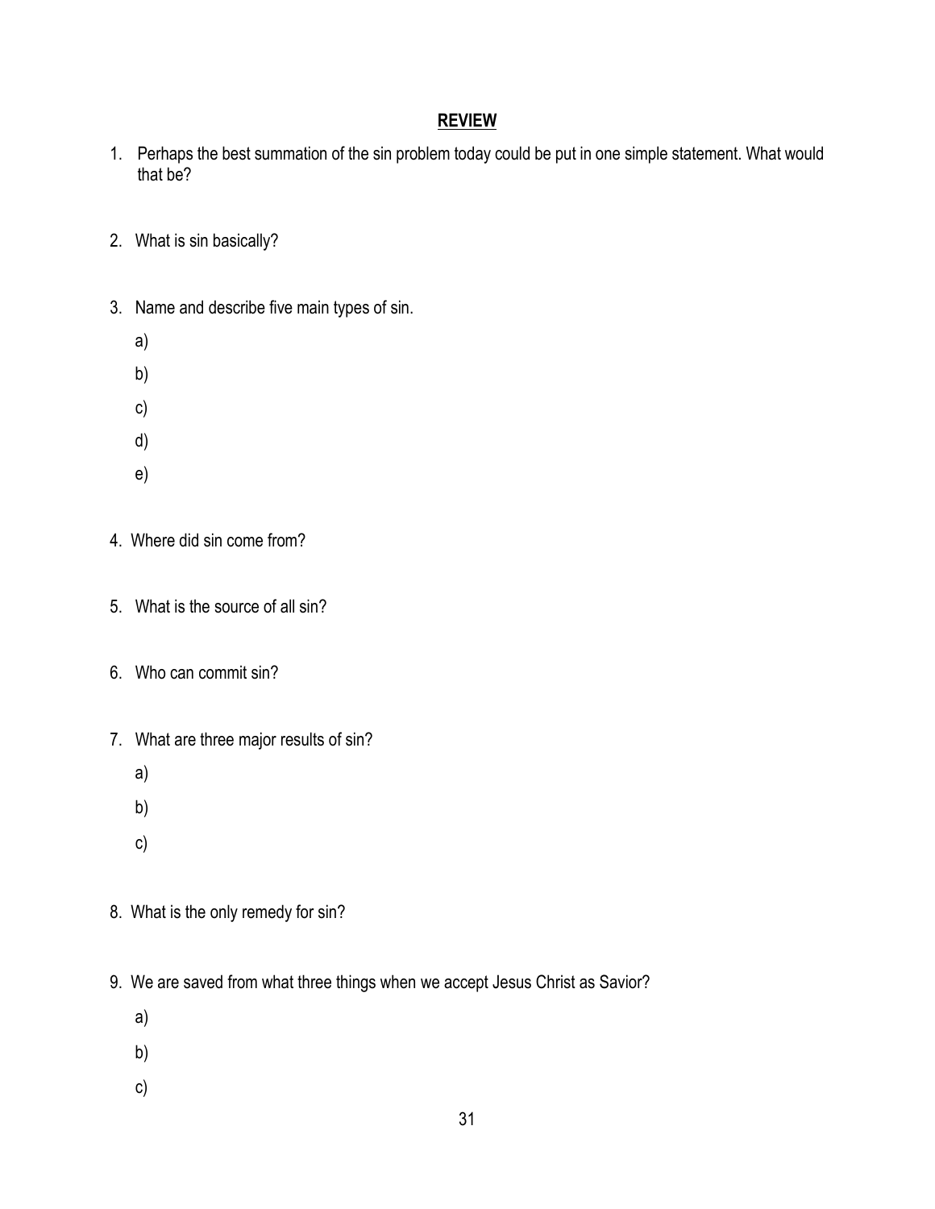## REVIEW

1. Perhaps the best summation of the sin problem today could be put in one simple statement. What would that be?

2. What is sin basically?

3. Name and describe five main types of sin.

   a)

   b)

   c)

   d)

   e)

4. Where did sin come from?

5. What is the source of all sin?

6. Who can commit sin?

7. What are three major results of sin?

   a)

   b)

   c)

8. What is the only remedy for sin?

9. We are saved from what three things when we accept Jesus Christ as Savior?

   a)

   b)

   c)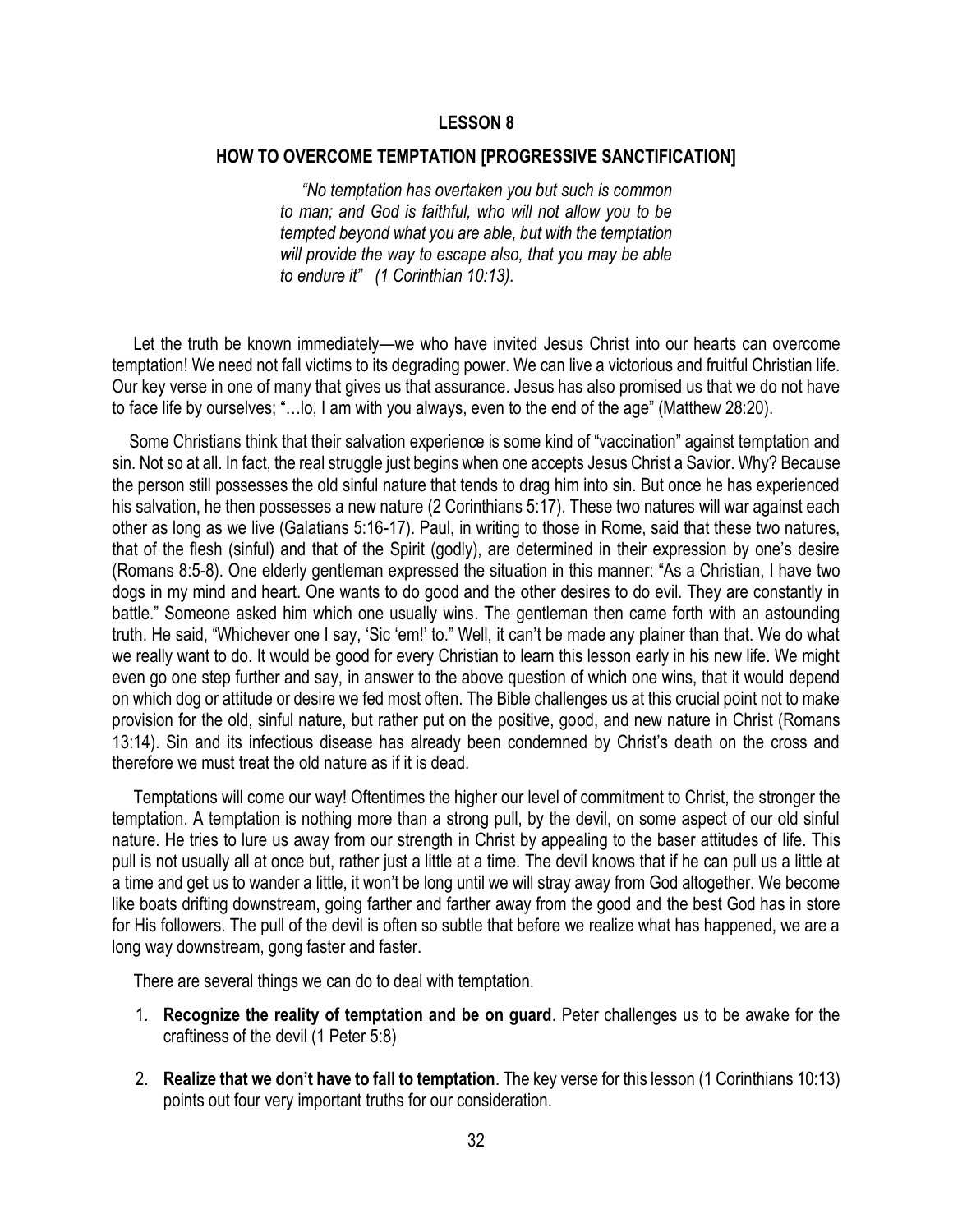## LESSON 8

### HOW TO OVERCOME TEMPTATION [PROGRESSIVE SANCTIFICATION]

> *"No temptation has overtaken you but such is common to man; and God is faithful, who will not allow you to be tempted beyond what you are able, but with the temptation will provide the way to escape also, that you may be able to endure it" (1 Corinthian 10:13).*

Let the truth be known immediately—we who have invited Jesus Christ into our hearts can overcome temptation! We need not fall victims to its degrading power. We can live a victorious and fruitful Christian life. Our key verse in one of many that gives us that assurance. Jesus has also promised us that we do not have to face life by ourselves; "…lo, I am with you always, even to the end of the age" (Matthew 28:20).

Some Christians think that their salvation experience is some kind of "vaccination" against temptation and sin. Not so at all. In fact, the real struggle just begins when one accepts Jesus Christ a Savior. Why? Because the person still possesses the old sinful nature that tends to drag him into sin. But once he has experienced his salvation, he then possesses a new nature (2 Corinthians 5:17). These two natures will war against each other as long as we live (Galatians 5:16-17). Paul, in writing to those in Rome, said that these two natures, that of the flesh (sinful) and that of the Spirit (godly), are determined in their expression by one's desire (Romans 8:5-8). One elderly gentleman expressed the situation in this manner: "As a Christian, I have two dogs in my mind and heart. One wants to do good and the other desires to do evil. They are constantly in battle." Someone asked him which one usually wins. The gentleman then came forth with an astounding truth. He said, "Whichever one I say, 'Sic 'em!' to." Well, it can't be made any plainer than that. We do what we really want to do. It would be good for every Christian to learn this lesson early in his new life. We might even go one step further and say, in answer to the above question of which one wins, that it would depend on which dog or attitude or desire we fed most often. The Bible challenges us at this crucial point not to make provision for the old, sinful nature, but rather put on the positive, good, and new nature in Christ (Romans 13:14). Sin and its infectious disease has already been condemned by Christ's death on the cross and therefore we must treat the old nature as if it is dead.

Temptations will come our way! Oftentimes the higher our level of commitment to Christ, the stronger the temptation. A temptation is nothing more than a strong pull, by the devil, on some aspect of our old sinful nature. He tries to lure us away from our strength in Christ by appealing to the baser attitudes of life. This pull is not usually all at once but, rather just a little at a time. The devil knows that if he can pull us a little at a time and get us to wander a little, it won't be long until we will stray away from God altogether. We become like boats drifting downstream, going farther and farther away from the good and the best God has in store for His followers. The pull of the devil is often so subtle that before we realize what has happened, we are a long way downstream, gong faster and faster.

There are several things we can do to deal with temptation.

1. **Recognize the reality of temptation and be on guard**. Peter challenges us to be awake for the craftiness of the devil (1 Peter 5:8)

2. **Realize that we don't have to fall to temptation**. The key verse for this lesson (1 Corinthians 10:13) points out four very important truths for our consideration.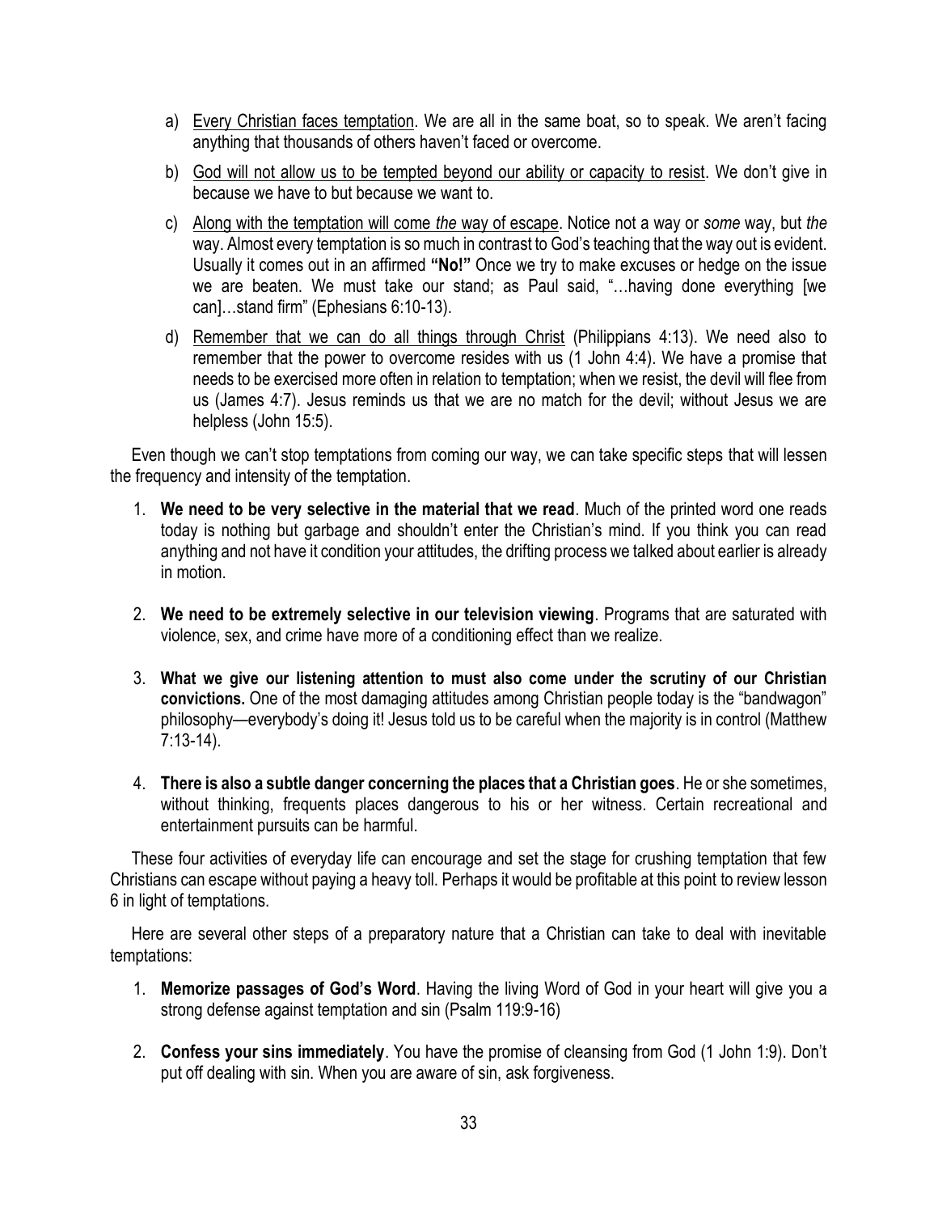a) <u>Every Christian faces temptation</u>. We are all in the same boat, so to speak. We aren't facing anything that thousands of others haven't faced or overcome.

b) <u>God will not allow us to be tempted beyond our ability or capacity to resist</u>. We don't give in because we have to but because we want to.

c) <u>Along with the temptation will come *the* way of escape</u>. Notice not a way or *some* way, but *the* way. Almost every temptation is so much in contrast to God's teaching that the way out is evident. Usually it comes out in an affirmed **"No!"** Once we try to make excuses or hedge on the issue we are beaten. We must take our stand; as Paul said, "…having done everything [we can]…stand firm" (Ephesians 6:10-13).

d) <u>Remember that we can do all things through Christ</u> (Philippians 4:13). We need also to remember that the power to overcome resides with us (1 John 4:4). We have a promise that needs to be exercised more often in relation to temptation; when we resist, the devil will flee from us (James 4:7). Jesus reminds us that we are no match for the devil; without Jesus we are helpless (John 15:5).

Even though we can't stop temptations from coming our way, we can take specific steps that will lessen the frequency and intensity of the temptation.

1. **We need to be very selective in the material that we read**. Much of the printed word one reads today is nothing but garbage and shouldn't enter the Christian's mind. If you think you can read anything and not have it condition your attitudes, the drifting process we talked about earlier is already in motion.

2. **We need to be extremely selective in our television viewing**. Programs that are saturated with violence, sex, and crime have more of a conditioning effect than we realize.

3. **What we give our listening attention to must also come under the scrutiny of our Christian convictions.** One of the most damaging attitudes among Christian people today is the "bandwagon" philosophy—everybody's doing it! Jesus told us to be careful when the majority is in control (Matthew 7:13-14).

4. **There is also a subtle danger concerning the places that a Christian goes**. He or she sometimes, without thinking, frequents places dangerous to his or her witness. Certain recreational and entertainment pursuits can be harmful.

These four activities of everyday life can encourage and set the stage for crushing temptation that few Christians can escape without paying a heavy toll. Perhaps it would be profitable at this point to review lesson 6 in light of temptations.

Here are several other steps of a preparatory nature that a Christian can take to deal with inevitable temptations:

1. **Memorize passages of God's Word**. Having the living Word of God in your heart will give you a strong defense against temptation and sin (Psalm 119:9-16)

2. **Confess your sins immediately**. You have the promise of cleansing from God (1 John 1:9). Don't put off dealing with sin. When you are aware of sin, ask forgiveness.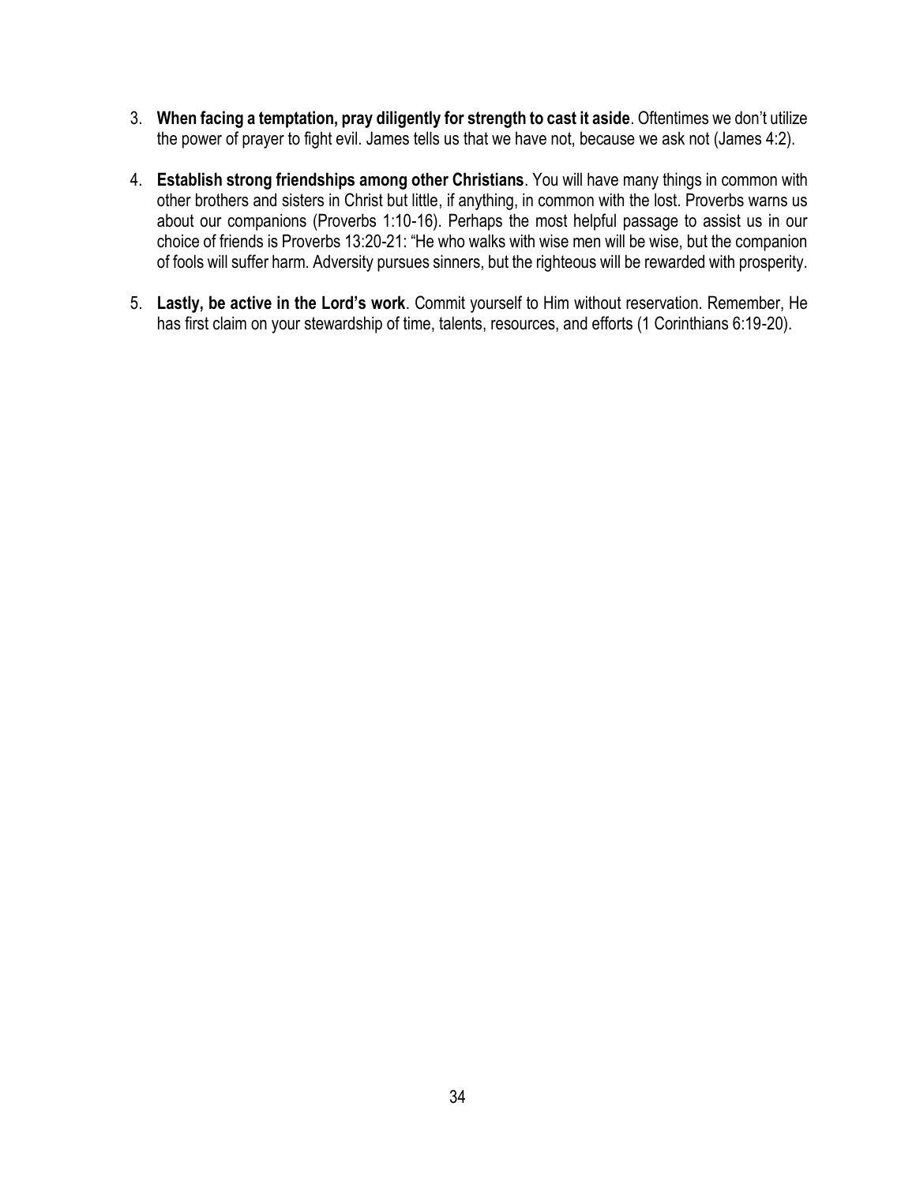3. **When facing a temptation, pray diligently for strength to cast it aside**. Oftentimes we don't utilize the power of prayer to fight evil. James tells us that we have not, because we ask not (James 4:2).

4. **Establish strong friendships among other Christians**. You will have many things in common with other brothers and sisters in Christ but little, if anything, in common with the lost. Proverbs warns us about our companions (Proverbs 1:10-16). Perhaps the most helpful passage to assist us in our choice of friends is Proverbs 13:20-21: "He who walks with wise men will be wise, but the companion of fools will suffer harm. Adversity pursues sinners, but the righteous will be rewarded with prosperity.

5. **Lastly, be active in the Lord's work**. Commit yourself to Him without reservation. Remember, He has first claim on your stewardship of time, talents, resources, and efforts (1 Corinthians 6:19-20).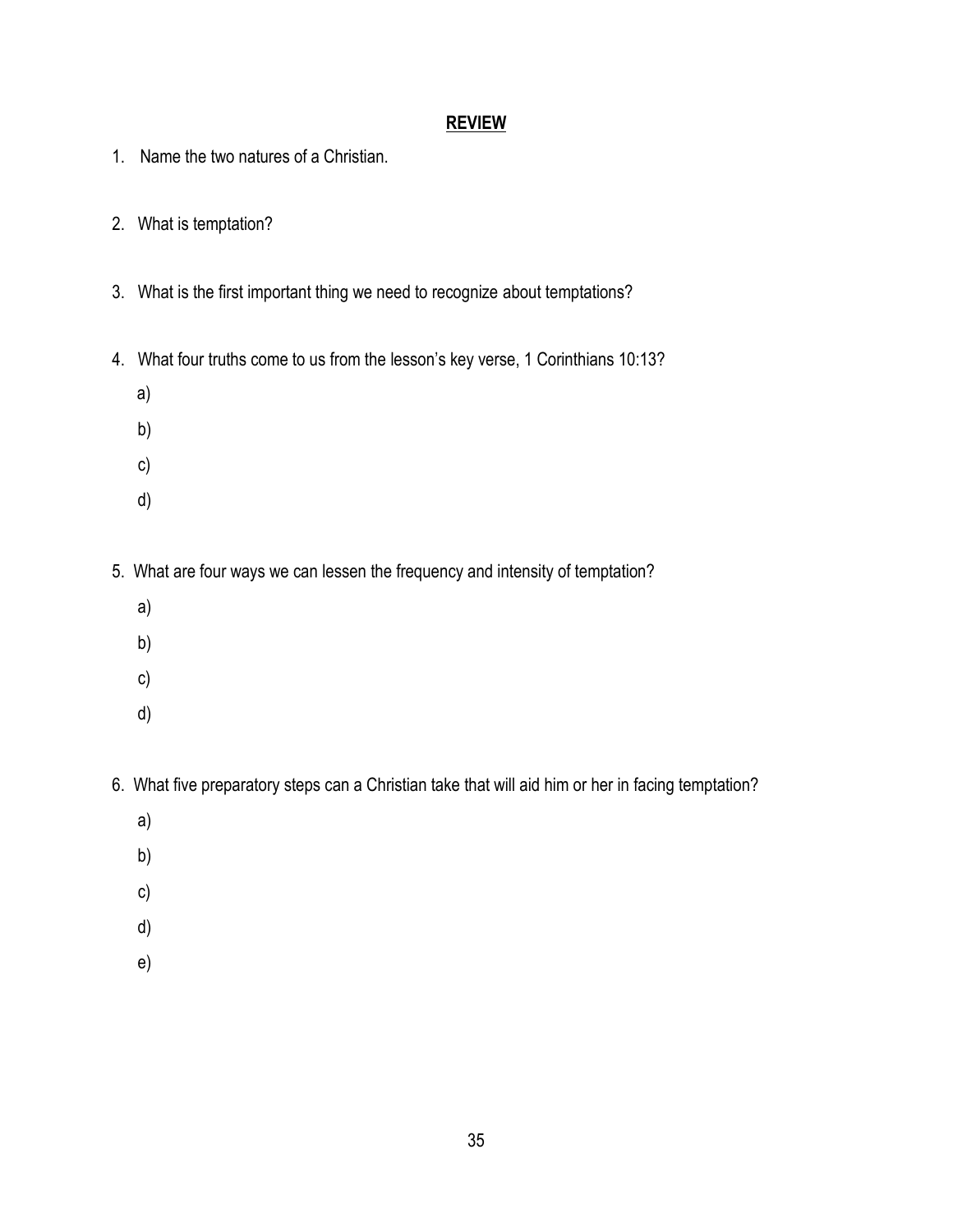## REVIEW

1. Name the two natures of a Christian.

2. What is temptation?

3. What is the first important thing we need to recognize about temptations?

4. What four truths come to us from the lesson's key verse, 1 Corinthians 10:13?

   a)

   b)

   c)

   d)

5. What are four ways we can lessen the frequency and intensity of temptation?

   a)

   b)

   c)

   d)

6. What five preparatory steps can a Christian take that will aid him or her in facing temptation?

   a)

   b)

   c)

   d)

   e)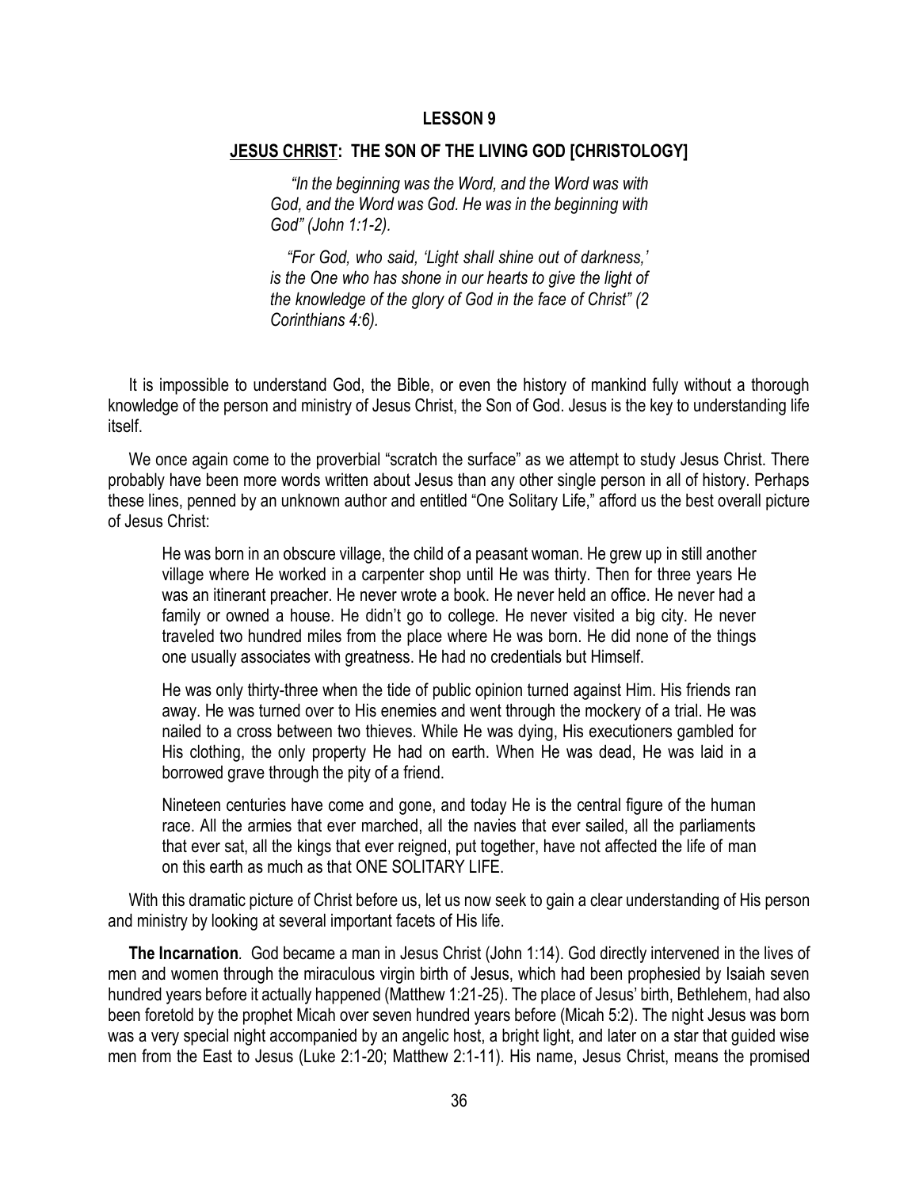**LESSON 9**

**<u>JESUS CHRIST</u>: THE SON OF THE LIVING GOD [CHRISTOLOGY]**

> *"In the beginning was the Word, and the Word was with God, and the Word was God. He was in the beginning with God" (John 1:1-2).*
>
> *"For God, who said, 'Light shall shine out of darkness,' is the One who has shone in our hearts to give the light of the knowledge of the glory of God in the face of Christ" (2 Corinthians 4:6).*

It is impossible to understand God, the Bible, or even the history of mankind fully without a thorough knowledge of the person and ministry of Jesus Christ, the Son of God. Jesus is the key to understanding life itself.

We once again come to the proverbial "scratch the surface" as we attempt to study Jesus Christ. There probably have been more words written about Jesus than any other single person in all of history. Perhaps these lines, penned by an unknown author and entitled "One Solitary Life," afford us the best overall picture of Jesus Christ:

> He was born in an obscure village, the child of a peasant woman. He grew up in still another village where He worked in a carpenter shop until He was thirty. Then for three years He was an itinerant preacher. He never wrote a book. He never held an office. He never had a family or owned a house. He didn't go to college. He never visited a big city. He never traveled two hundred miles from the place where He was born. He did none of the things one usually associates with greatness. He had no credentials but Himself.
>
> He was only thirty-three when the tide of public opinion turned against Him. His friends ran away. He was turned over to His enemies and went through the mockery of a trial. He was nailed to a cross between two thieves. While He was dying, His executioners gambled for His clothing, the only property He had on earth. When He was dead, He was laid in a borrowed grave through the pity of a friend.
>
> Nineteen centuries have come and gone, and today He is the central figure of the human race. All the armies that ever marched, all the navies that ever sailed, all the parliaments that ever sat, all the kings that ever reigned, put together, have not affected the life of man on this earth as much as that ONE SOLITARY LIFE.

With this dramatic picture of Christ before us, let us now seek to gain a clear understanding of His person and ministry by looking at several important facets of His life.

**The Incarnation**. God became a man in Jesus Christ (John 1:14). God directly intervened in the lives of men and women through the miraculous virgin birth of Jesus, which had been prophesied by Isaiah seven hundred years before it actually happened (Matthew 1:21-25). The place of Jesus' birth, Bethlehem, had also been foretold by the prophet Micah over seven hundred years before (Micah 5:2). The night Jesus was born was a very special night accompanied by an angelic host, a bright light, and later on a star that guided wise men from the East to Jesus (Luke 2:1-20; Matthew 2:1-11). His name, Jesus Christ, means the promised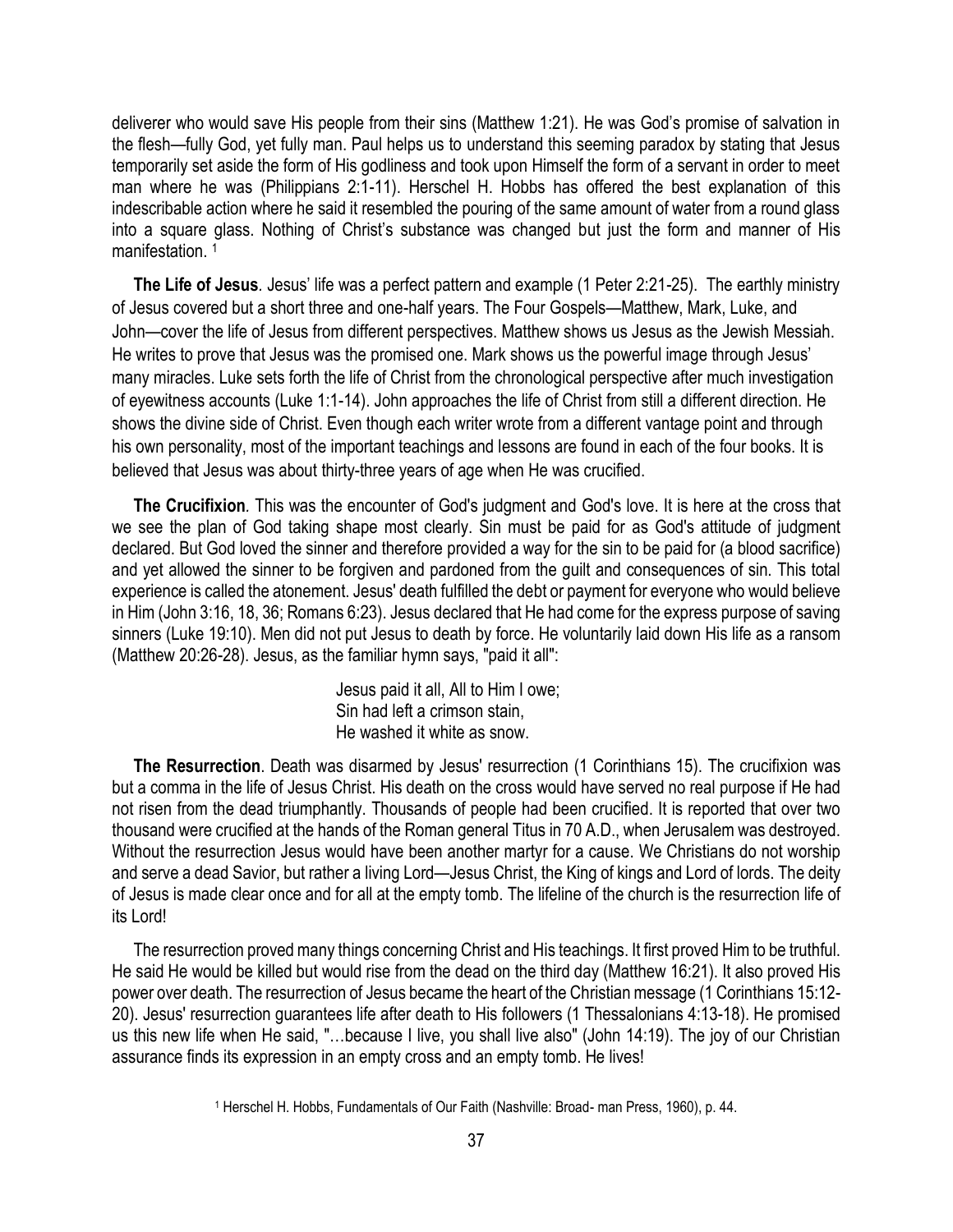deliverer who would save His people from their sins (Matthew 1:21). He was God's promise of salvation in the flesh—fully God, yet fully man. Paul helps us to understand this seeming paradox by stating that Jesus temporarily set aside the form of His godliness and took upon Himself the form of a servant in order to meet man where he was (Philippians 2:1-11). Herschel H. Hobbs has offered the best explanation of this indescribable action where he said it resembled the pouring of the same amount of water from a round glass into a square glass. Nothing of Christ's substance was changed but just the form and manner of His manifestation. [1]

**The Life of Jesus**. Jesus' life was a perfect pattern and example (1 Peter 2:21-25). The earthly ministry of Jesus covered but a short three and one-half years. The Four Gospels—Matthew, Mark, Luke, and John—cover the life of Jesus from different perspectives. Matthew shows us Jesus as the Jewish Messiah. He writes to prove that Jesus was the promised one. Mark shows us the powerful image through Jesus' many miracles. Luke sets forth the life of Christ from the chronological perspective after much investigation of eyewitness accounts (Luke 1:1-14). John approaches the life of Christ from still a different direction. He shows the divine side of Christ. Even though each writer wrote from a different vantage point and through his own personality, most of the important teachings and lessons are found in each of the four books. It is believed that Jesus was about thirty-three years of age when He was crucified.

**The Crucifixion**. This was the encounter of God's judgment and God's love. It is here at the cross that we see the plan of God taking shape most clearly. Sin must be paid for as God's attitude of judgment declared. But God loved the sinner and therefore provided a way for the sin to be paid for (a blood sacrifice) and yet allowed the sinner to be forgiven and pardoned from the guilt and consequences of sin. This total experience is called the atonement. Jesus' death fulfilled the debt or payment for everyone who would believe in Him (John 3:16, 18, 36; Romans 6:23). Jesus declared that He had come for the express purpose of saving sinners (Luke 19:10). Men did not put Jesus to death by force. He voluntarily laid down His life as a ransom (Matthew 20:26-28). Jesus, as the familiar hymn says, "paid it all":

> Jesus paid it all, All to Him I owe;
> Sin had left a crimson stain,
> He washed it white as snow.

**The Resurrection**. Death was disarmed by Jesus' resurrection (1 Corinthians 15). The crucifixion was but a comma in the life of Jesus Christ. His death on the cross would have served no real purpose if He had not risen from the dead triumphantly. Thousands of people had been crucified. It is reported that over two thousand were crucified at the hands of the Roman general Titus in 70 A.D., when Jerusalem was destroyed. Without the resurrection Jesus would have been another martyr for a cause. We Christians do not worship and serve a dead Savior, but rather a living Lord—Jesus Christ, the King of kings and Lord of lords. The deity of Jesus is made clear once and for all at the empty tomb. The lifeline of the church is the resurrection life of its Lord!

The resurrection proved many things concerning Christ and His teachings. It first proved Him to be truthful. He said He would be killed but would rise from the dead on the third day (Matthew 16:21). It also proved His power over death. The resurrection of Jesus became the heart of the Christian message (1 Corinthians 15:12-20). Jesus' resurrection guarantees life after death to His followers (1 Thessalonians 4:13-18). He promised us this new life when He said, "…because I live, you shall live also" (John 14:19). The joy of our Christian assurance finds its expression in an empty cross and an empty tomb. He lives!

[1] Herschel H. Hobbs, Fundamentals of Our Faith (Nashville: Broad- man Press, 1960), p. 44.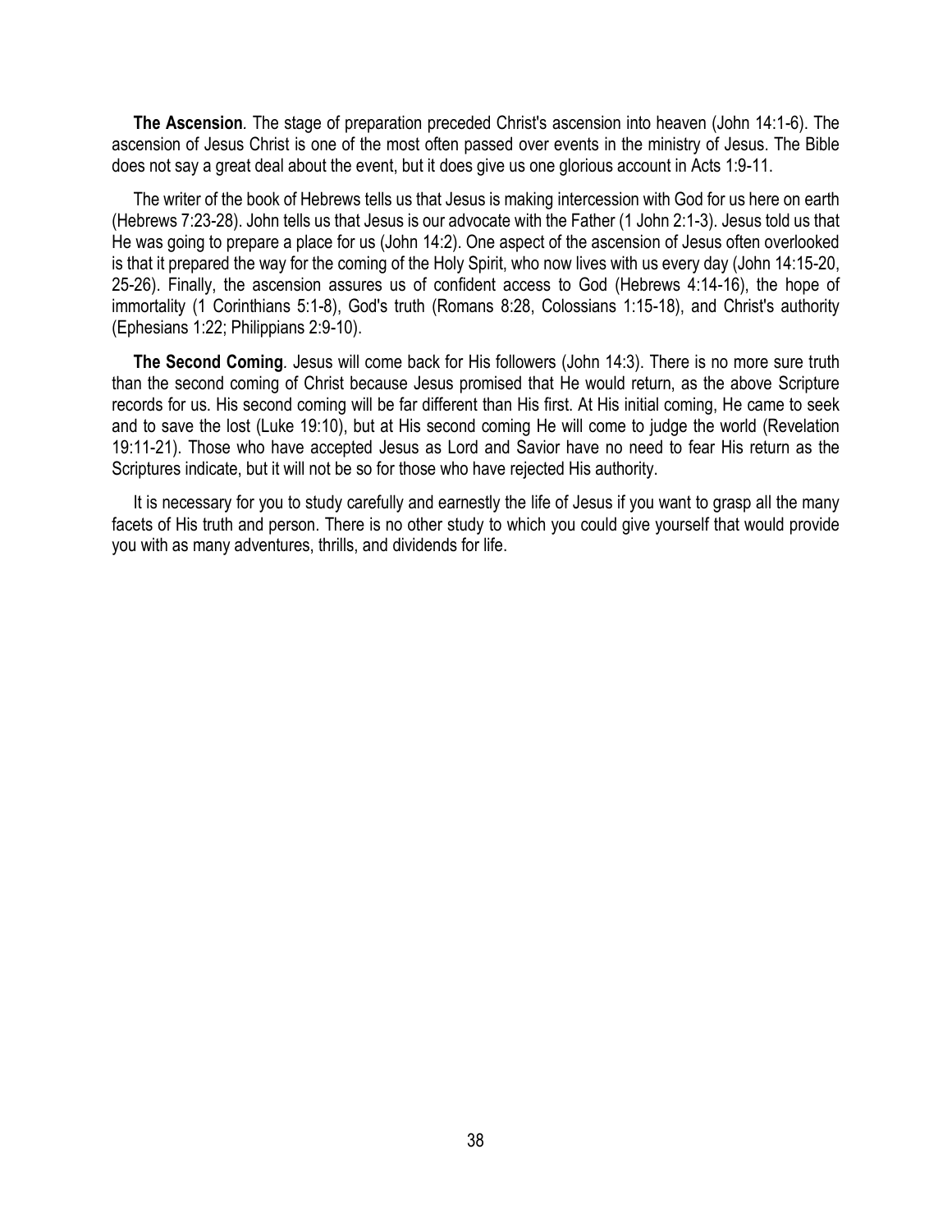**The Ascension**. The stage of preparation preceded Christ's ascension into heaven (John 14:1-6). The ascension of Jesus Christ is one of the most often passed over events in the ministry of Jesus. The Bible does not say a great deal about the event, but it does give us one glorious account in Acts 1:9-11.

The writer of the book of Hebrews tells us that Jesus is making intercession with God for us here on earth (Hebrews 7:23-28). John tells us that Jesus is our advocate with the Father (1 John 2:1-3). Jesus told us that He was going to prepare a place for us (John 14:2). One aspect of the ascension of Jesus often overlooked is that it prepared the way for the coming of the Holy Spirit, who now lives with us every day (John 14:15-20, 25-26). Finally, the ascension assures us of confident access to God (Hebrews 4:14-16), the hope of immortality (1 Corinthians 5:1-8), God's truth (Romans 8:28, Colossians 1:15-18), and Christ's authority (Ephesians 1:22; Philippians 2:9-10).

**The Second Coming**. Jesus will come back for His followers (John 14:3). There is no more sure truth than the second coming of Christ because Jesus promised that He would return, as the above Scripture records for us. His second coming will be far different than His first. At His initial coming, He came to seek and to save the lost (Luke 19:10), but at His second coming He will come to judge the world (Revelation 19:11-21). Those who have accepted Jesus as Lord and Savior have no need to fear His return as the Scriptures indicate, but it will not be so for those who have rejected His authority.

It is necessary for you to study carefully and earnestly the life of Jesus if you want to grasp all the many facets of His truth and person. There is no other study to which you could give yourself that would provide you with as many adventures, thrills, and dividends for life.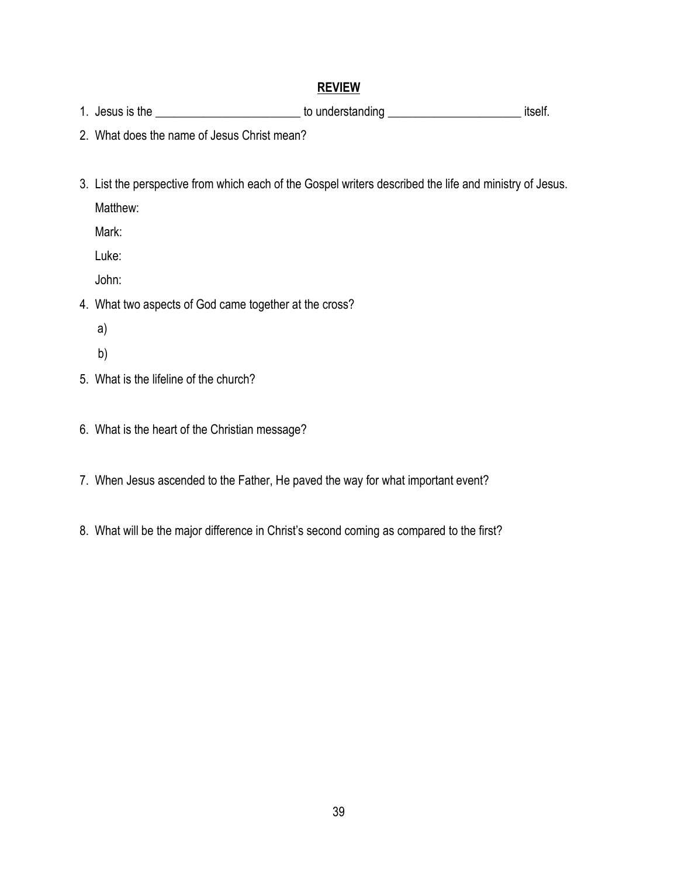## REVIEW

1. Jesus is the ________________________ to understanding ______________________ itself.
2. What does the name of Jesus Christ mean?
3. List the perspective from which each of the Gospel writers described the life and ministry of Jesus.

   Matthew:

   Mark:

   Luke:

   John:
4. What two aspects of God came together at the cross?

   a)

   b)
5. What is the lifeline of the church?
6. What is the heart of the Christian message?
7. When Jesus ascended to the Father, He paved the way for what important event?
8. What will be the major difference in Christ's second coming as compared to the first?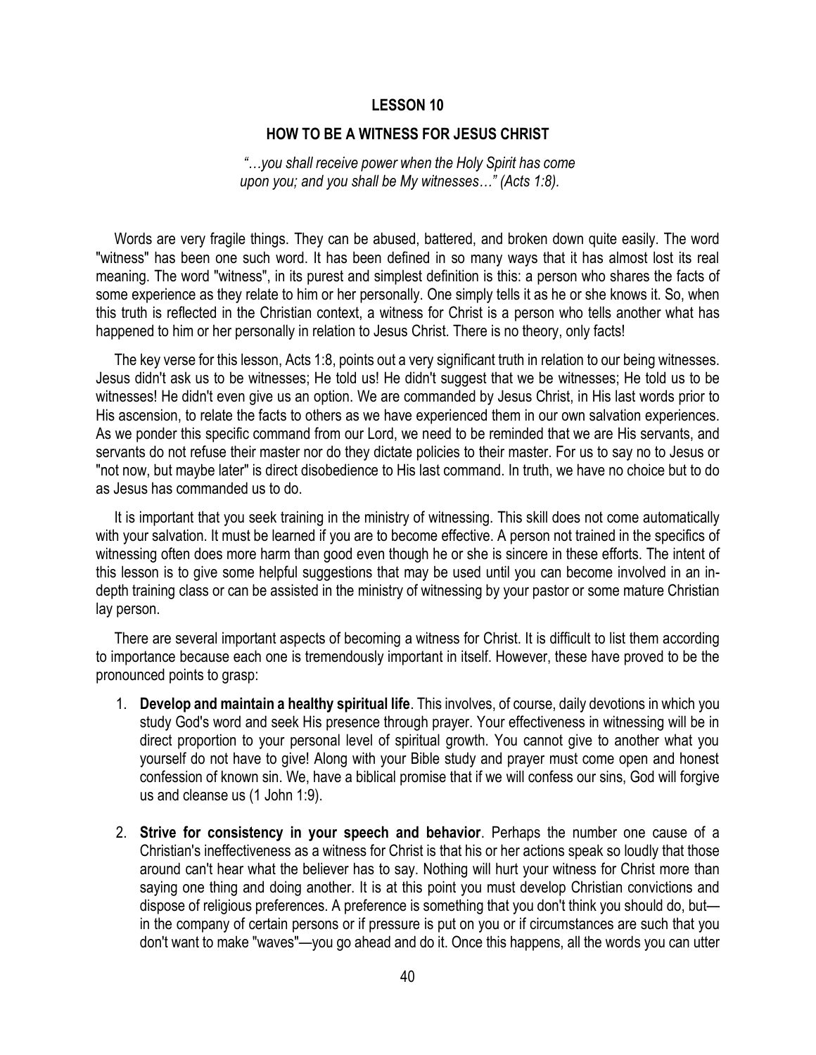## LESSON 10

## HOW TO BE A WITNESS FOR JESUS CHRIST

*"…you shall receive power when the Holy Spirit has come upon you; and you shall be My witnesses…" (Acts 1:8).*

Words are very fragile things. They can be abused, battered, and broken down quite easily. The word "witness" has been one such word. It has been defined in so many ways that it has almost lost its real meaning. The word "witness", in its purest and simplest definition is this: a person who shares the facts of some experience as they relate to him or her personally. One simply tells it as he or she knows it. So, when this truth is reflected in the Christian context, a witness for Christ is a person who tells another what has happened to him or her personally in relation to Jesus Christ. There is no theory, only facts!

The key verse for this lesson, Acts 1:8, points out a very significant truth in relation to our being witnesses. Jesus didn't ask us to be witnesses; He told us! He didn't suggest that we be witnesses; He told us to be witnesses! He didn't even give us an option. We are commanded by Jesus Christ, in His last words prior to His ascension, to relate the facts to others as we have experienced them in our own salvation experiences. As we ponder this specific command from our Lord, we need to be reminded that we are His servants, and servants do not refuse their master nor do they dictate policies to their master. For us to say no to Jesus or "not now, but maybe later" is direct disobedience to His last command. In truth, we have no choice but to do as Jesus has commanded us to do.

It is important that you seek training in the ministry of witnessing. This skill does not come automatically with your salvation. It must be learned if you are to become effective. A person not trained in the specifics of witnessing often does more harm than good even though he or she is sincere in these efforts. The intent of this lesson is to give some helpful suggestions that may be used until you can become involved in an in-depth training class or can be assisted in the ministry of witnessing by your pastor or some mature Christian lay person.

There are several important aspects of becoming a witness for Christ. It is difficult to list them according to importance because each one is tremendously important in itself. However, these have proved to be the pronounced points to grasp:

1. **Develop and maintain a healthy spiritual life**. This involves, of course, daily devotions in which you study God's word and seek His presence through prayer. Your effectiveness in witnessing will be in direct proportion to your personal level of spiritual growth. You cannot give to another what you yourself do not have to give! Along with your Bible study and prayer must come open and honest confession of known sin. We, have a biblical promise that if we will confess our sins, God will forgive us and cleanse us (1 John 1:9).

2. **Strive for consistency in your speech and behavior**. Perhaps the number one cause of a Christian's ineffectiveness as a witness for Christ is that his or her actions speak so loudly that those around can't hear what the believer has to say. Nothing will hurt your witness for Christ more than saying one thing and doing another. It is at this point you must develop Christian convictions and dispose of religious preferences. A preference is something that you don't think you should do, but—in the company of certain persons or if pressure is put on you or if circumstances are such that you don't want to make "waves"—you go ahead and do it. Once this happens, all the words you can utter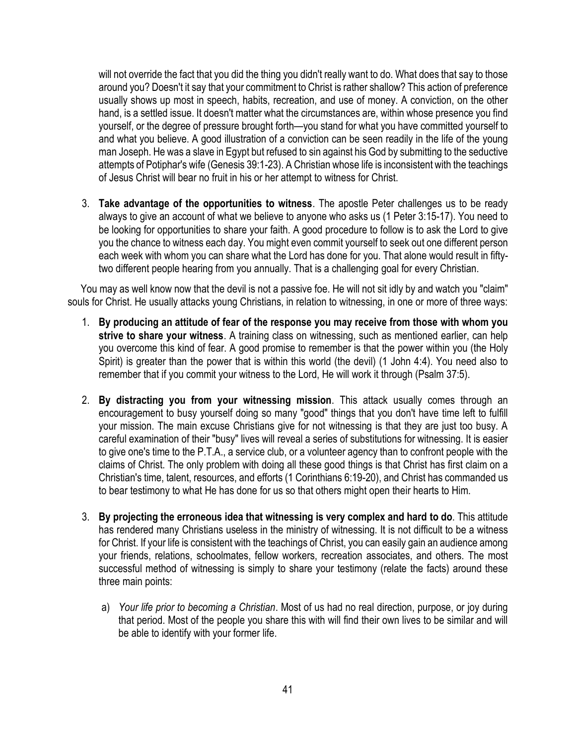will not override the fact that you did the thing you didn't really want to do. What does that say to those around you? Doesn't it say that your commitment to Christ is rather shallow? This action of preference usually shows up most in speech, habits, recreation, and use of money. A conviction, on the other hand, is a settled issue. It doesn't matter what the circumstances are, within whose presence you find yourself, or the degree of pressure brought forth—you stand for what you have committed yourself to and what you believe. A good illustration of a conviction can be seen readily in the life of the young man Joseph. He was a slave in Egypt but refused to sin against his God by submitting to the seductive attempts of Potiphar's wife (Genesis 39:1-23). A Christian whose life is inconsistent with the teachings of Jesus Christ will bear no fruit in his or her attempt to witness for Christ.

3. **Take advantage of the opportunities to witness**. The apostle Peter challenges us to be ready always to give an account of what we believe to anyone who asks us (1 Peter 3:15-17). You need to be looking for opportunities to share your faith. A good procedure to follow is to ask the Lord to give you the chance to witness each day. You might even commit yourself to seek out one different person each week with whom you can share what the Lord has done for you. That alone would result in fifty-two different people hearing from you annually. That is a challenging goal for every Christian.

You may as well know now that the devil is not a passive foe. He will not sit idly by and watch you "claim" souls for Christ. He usually attacks young Christians, in relation to witnessing, in one or more of three ways:

1. **By producing an attitude of fear of the response you may receive from those with whom you strive to share your witness**. A training class on witnessing, such as mentioned earlier, can help you overcome this kind of fear. A good promise to remember is that the power within you (the Holy Spirit) is greater than the power that is within this world (the devil) (1 John 4:4). You need also to remember that if you commit your witness to the Lord, He will work it through (Psalm 37:5).

2. **By distracting you from your witnessing mission**. This attack usually comes through an encouragement to busy yourself doing so many "good" things that you don't have time left to fulfill your mission. The main excuse Christians give for not witnessing is that they are just too busy. A careful examination of their "busy" lives will reveal a series of substitutions for witnessing. It is easier to give one's time to the P.T.A., a service club, or a volunteer agency than to confront people with the claims of Christ. The only problem with doing all these good things is that Christ has first claim on a Christian's time, talent, resources, and efforts (1 Corinthians 6:19-20), and Christ has commanded us to bear testimony to what He has done for us so that others might open their hearts to Him.

3. **By projecting the erroneous idea that witnessing is very complex and hard to do**. This attitude has rendered many Christians useless in the ministry of witnessing. It is not difficult to be a witness for Christ. If your life is consistent with the teachings of Christ, you can easily gain an audience among your friends, relations, schoolmates, fellow workers, recreation associates, and others. The most successful method of witnessing is simply to share your testimony (relate the facts) around these three main points:

   a) *Your life prior to becoming a Christian*. Most of us had no real direction, purpose, or joy during that period. Most of the people you share this with will find their own lives to be similar and will be able to identify with your former life.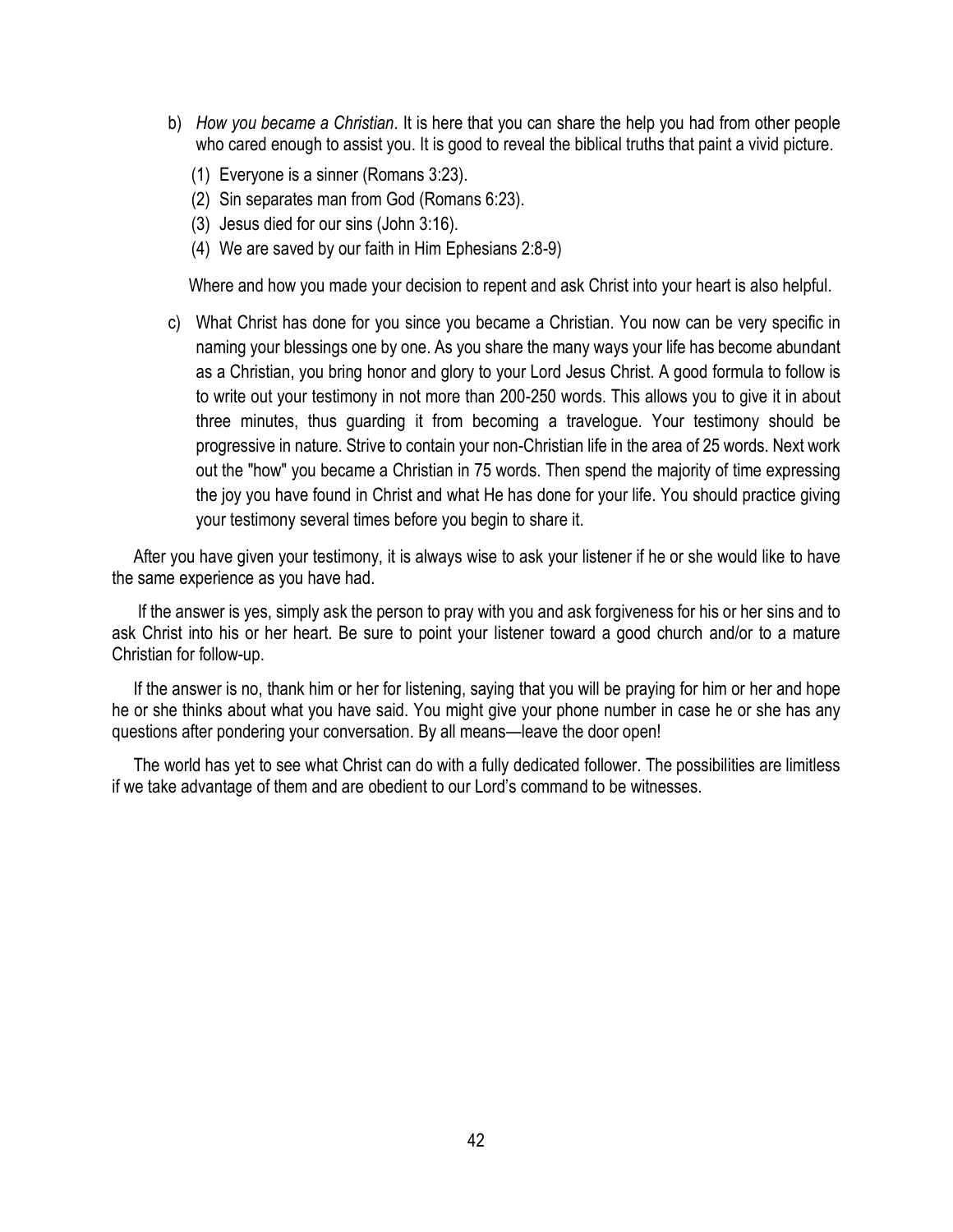b) *How you became a Christian*. It is here that you can share the help you had from other people who cared enough to assist you. It is good to reveal the biblical truths that paint a vivid picture.

   (1) Everyone is a sinner (Romans 3:23).
   (2) Sin separates man from God (Romans 6:23).
   (3) Jesus died for our sins (John 3:16).
   (4) We are saved by our faith in Him Ephesians 2:8-9)

   Where and how you made your decision to repent and ask Christ into your heart is also helpful.

c) What Christ has done for you since you became a Christian. You now can be very specific in naming your blessings one by one. As you share the many ways your life has become abundant as a Christian, you bring honor and glory to your Lord Jesus Christ. A good formula to follow is to write out your testimony in not more than 200-250 words. This allows you to give it in about three minutes, thus guarding it from becoming a travelogue. Your testimony should be progressive in nature. Strive to contain your non-Christian life in the area of 25 words. Next work out the "how" you became a Christian in 75 words. Then spend the majority of time expressing the joy you have found in Christ and what He has done for your life. You should practice giving your testimony several times before you begin to share it.

After you have given your testimony, it is always wise to ask your listener if he or she would like to have the same experience as you have had.

If the answer is yes, simply ask the person to pray with you and ask forgiveness for his or her sins and to ask Christ into his or her heart. Be sure to point your listener toward a good church and/or to a mature Christian for follow-up.

If the answer is no, thank him or her for listening, saying that you will be praying for him or her and hope he or she thinks about what you have said. You might give your phone number in case he or she has any questions after pondering your conversation. By all means—leave the door open!

The world has yet to see what Christ can do with a fully dedicated follower. The possibilities are limitless if we take advantage of them and are obedient to our Lord's command to be witnesses.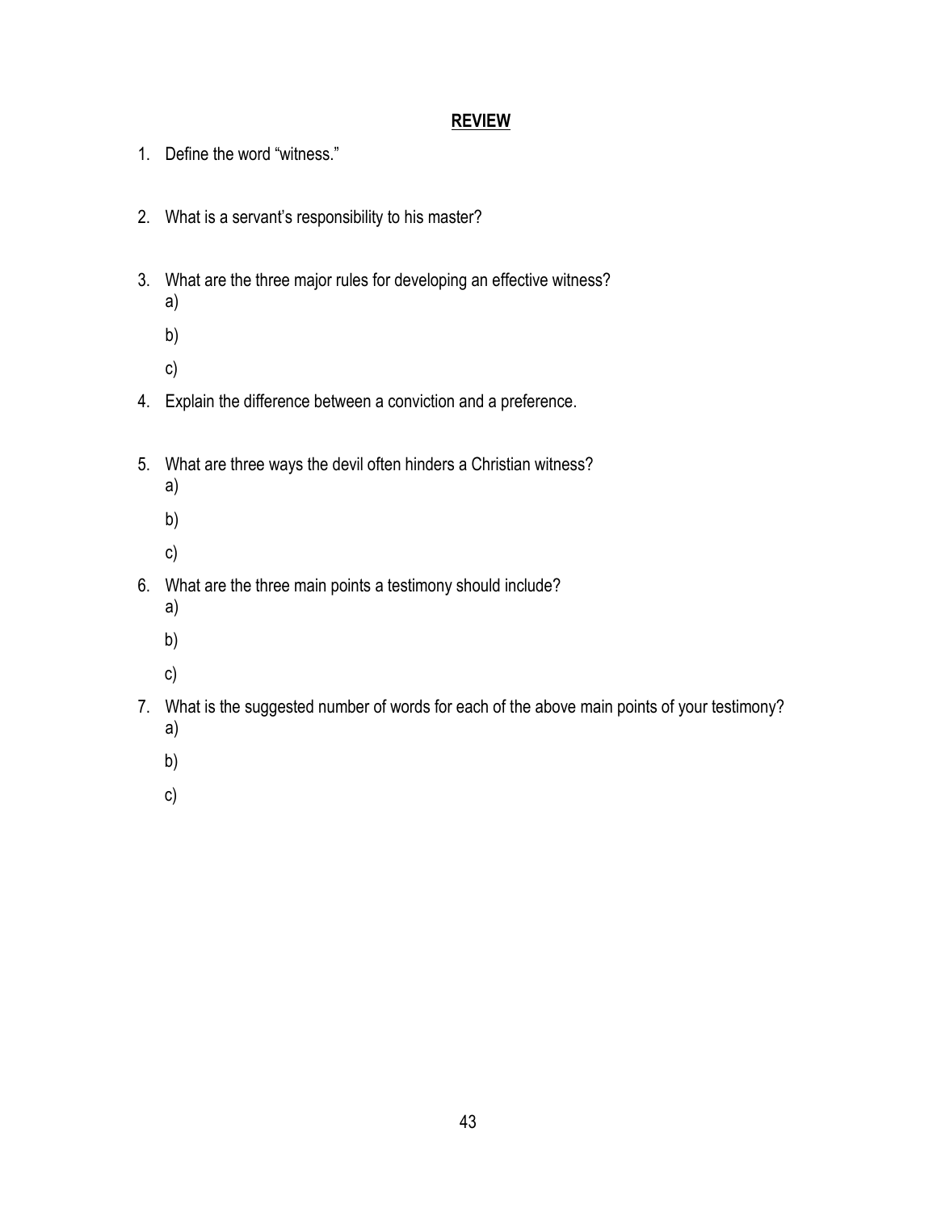## REVIEW

1. Define the word "witness."

2. What is a servant's responsibility to his master?

3. What are the three major rules for developing an effective witness?
   a)
   b)
   c)

4. Explain the difference between a conviction and a preference.

5. What are three ways the devil often hinders a Christian witness?
   a)
   b)
   c)

6. What are the three main points a testimony should include?
   a)
   b)
   c)

7. What is the suggested number of words for each of the above main points of your testimony?
   a)
   b)
   c)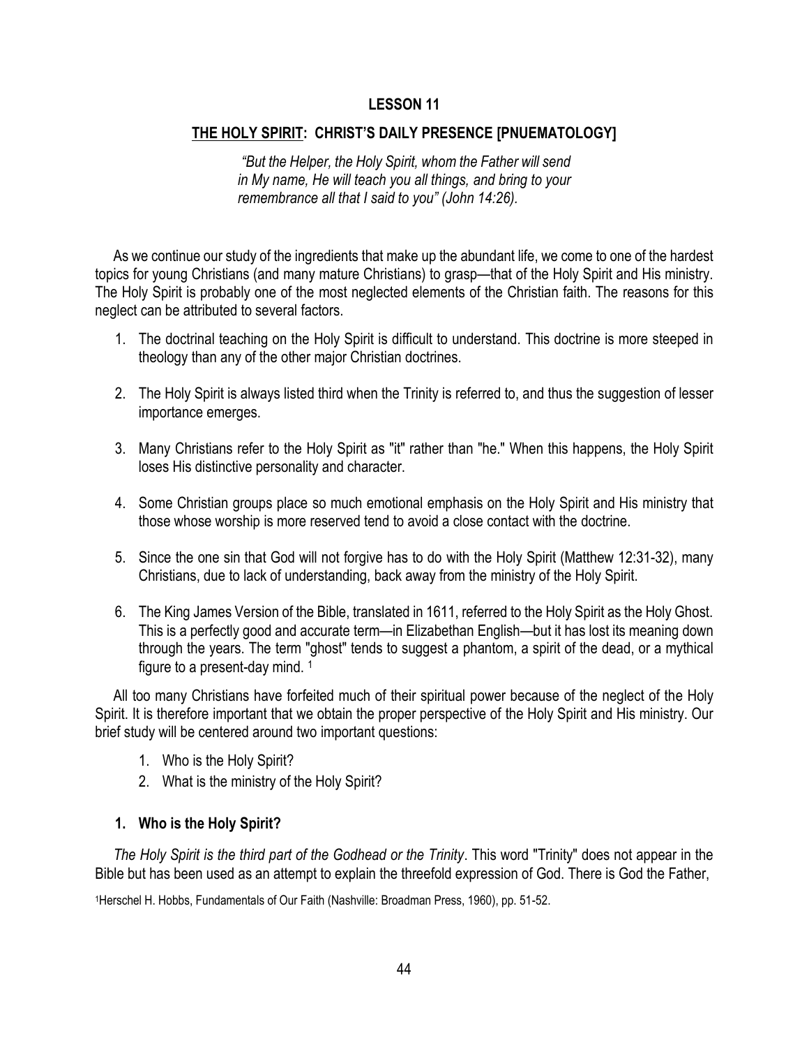## LESSON 11

## THE HOLY SPIRIT: CHRIST'S DAILY PRESENCE [PNUEMATOLOGY]

*"But the Helper, the Holy Spirit, whom the Father will send in My name, He will teach you all things, and bring to your remembrance all that I said to you" (John 14:26).*

As we continue our study of the ingredients that make up the abundant life, we come to one of the hardest topics for young Christians (and many mature Christians) to grasp—that of the Holy Spirit and His ministry. The Holy Spirit is probably one of the most neglected elements of the Christian faith. The reasons for this neglect can be attributed to several factors.

1. The doctrinal teaching on the Holy Spirit is difficult to understand. This doctrine is more steeped in theology than any of the other major Christian doctrines.

2. The Holy Spirit is always listed third when the Trinity is referred to, and thus the suggestion of lesser importance emerges.

3. Many Christians refer to the Holy Spirit as "it" rather than "he." When this happens, the Holy Spirit loses His distinctive personality and character.

4. Some Christian groups place so much emotional emphasis on the Holy Spirit and His ministry that those whose worship is more reserved tend to avoid a close contact with the doctrine.

5. Since the one sin that God will not forgive has to do with the Holy Spirit (Matthew 12:31-32), many Christians, due to lack of understanding, back away from the ministry of the Holy Spirit.

6. The King James Version of the Bible, translated in 1611, referred to the Holy Spirit as the Holy Ghost. This is a perfectly good and accurate term—in Elizabethan English—but it has lost its meaning down through the years. The term "ghost" tends to suggest a phantom, a spirit of the dead, or a mythical figure to a present-day mind. [1]

All too many Christians have forfeited much of their spiritual power because of the neglect of the Holy Spirit. It is therefore important that we obtain the proper perspective of the Holy Spirit and His ministry. Our brief study will be centered around two important questions:

1. Who is the Holy Spirit?
2. What is the ministry of the Holy Spirit?

### 1. Who is the Holy Spirit?

*The Holy Spirit is the third part of the Godhead or the Trinity*. This word "Trinity" does not appear in the Bible but has been used as an attempt to explain the threefold expression of God. There is God the Father,

[1] Herschel H. Hobbs, Fundamentals of Our Faith (Nashville: Broadman Press, 1960), pp. 51-52.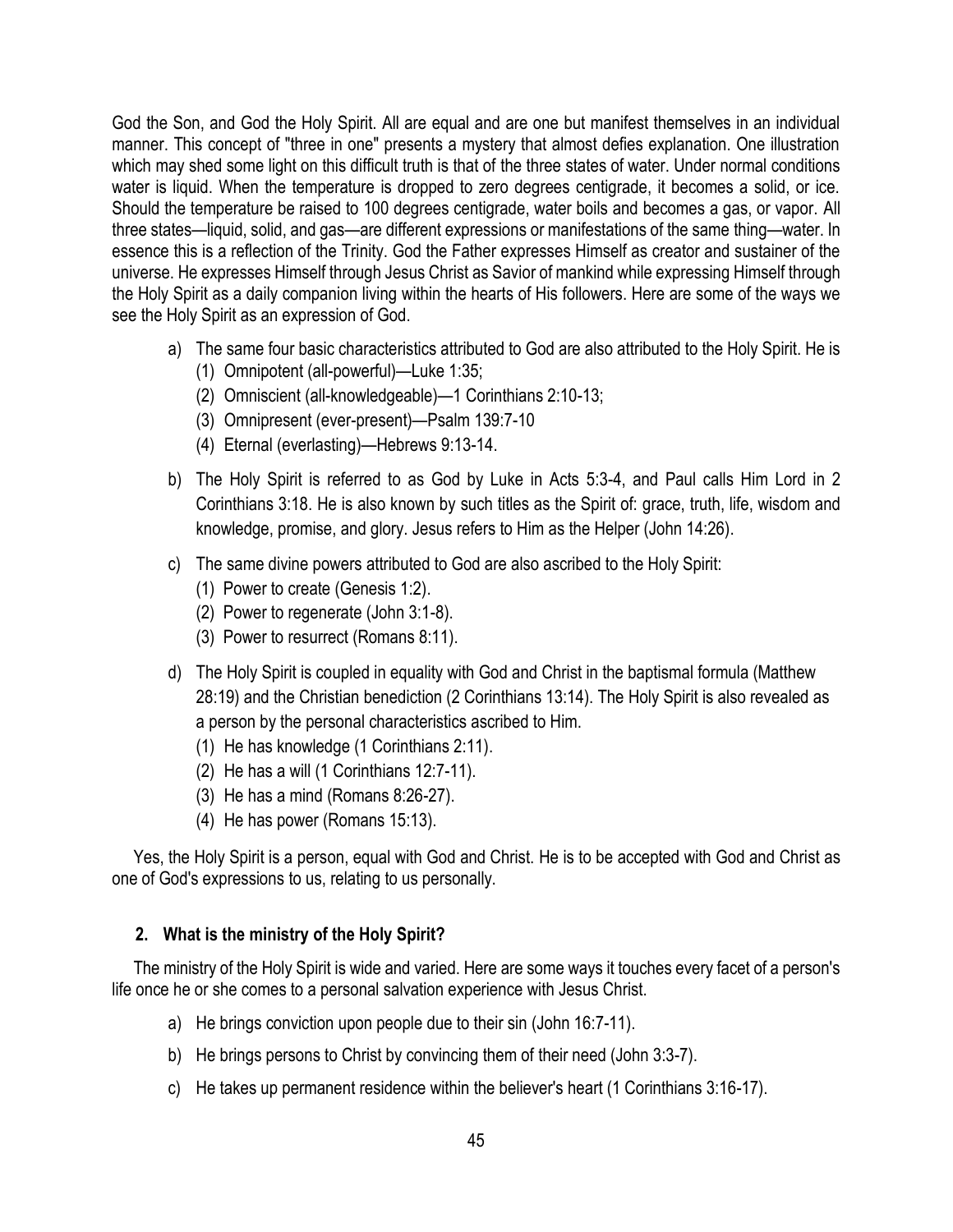God the Son, and God the Holy Spirit. All are equal and are one but manifest themselves in an individual manner. This concept of "three in one" presents a mystery that almost defies explanation. One illustration which may shed some light on this difficult truth is that of the three states of water. Under normal conditions water is liquid. When the temperature is dropped to zero degrees centigrade, it becomes a solid, or ice. Should the temperature be raised to 100 degrees centigrade, water boils and becomes a gas, or vapor. All three states—liquid, solid, and gas—are different expressions or manifestations of the same thing—water. In essence this is a reflection of the Trinity. God the Father expresses Himself as creator and sustainer of the universe. He expresses Himself through Jesus Christ as Savior of mankind while expressing Himself through the Holy Spirit as a daily companion living within the hearts of His followers. Here are some of the ways we see the Holy Spirit as an expression of God.

a) The same four basic characteristics attributed to God are also attributed to the Holy Spirit. He is
   (1) Omnipotent (all-powerful)—Luke 1:35;
   (2) Omniscient (all-knowledgeable)—1 Corinthians 2:10-13;
   (3) Omnipresent (ever-present)—Psalm 139:7-10
   (4) Eternal (everlasting)—Hebrews 9:13-14.

b) The Holy Spirit is referred to as God by Luke in Acts 5:3-4, and Paul calls Him Lord in 2 Corinthians 3:18. He is also known by such titles as the Spirit of: grace, truth, life, wisdom and knowledge, promise, and glory. Jesus refers to Him as the Helper (John 14:26).

c) The same divine powers attributed to God are also ascribed to the Holy Spirit:
   (1) Power to create (Genesis 1:2).
   (2) Power to regenerate (John 3:1-8).
   (3) Power to resurrect (Romans 8:11).

d) The Holy Spirit is coupled in equality with God and Christ in the baptismal formula (Matthew 28:19) and the Christian benediction (2 Corinthians 13:14). The Holy Spirit is also revealed as a person by the personal characteristics ascribed to Him.
   (1) He has knowledge (1 Corinthians 2:11).
   (2) He has a will (1 Corinthians 12:7-11).
   (3) He has a mind (Romans 8:26-27).
   (4) He has power (Romans 15:13).

Yes, the Holy Spirit is a person, equal with God and Christ. He is to be accepted with God and Christ as one of God's expressions to us, relating to us personally.

### 2. What is the ministry of the Holy Spirit?

The ministry of the Holy Spirit is wide and varied. Here are some ways it touches every facet of a person's life once he or she comes to a personal salvation experience with Jesus Christ.

a) He brings conviction upon people due to their sin (John 16:7-11).

b) He brings persons to Christ by convincing them of their need (John 3:3-7).

c) He takes up permanent residence within the believer's heart (1 Corinthians 3:16-17).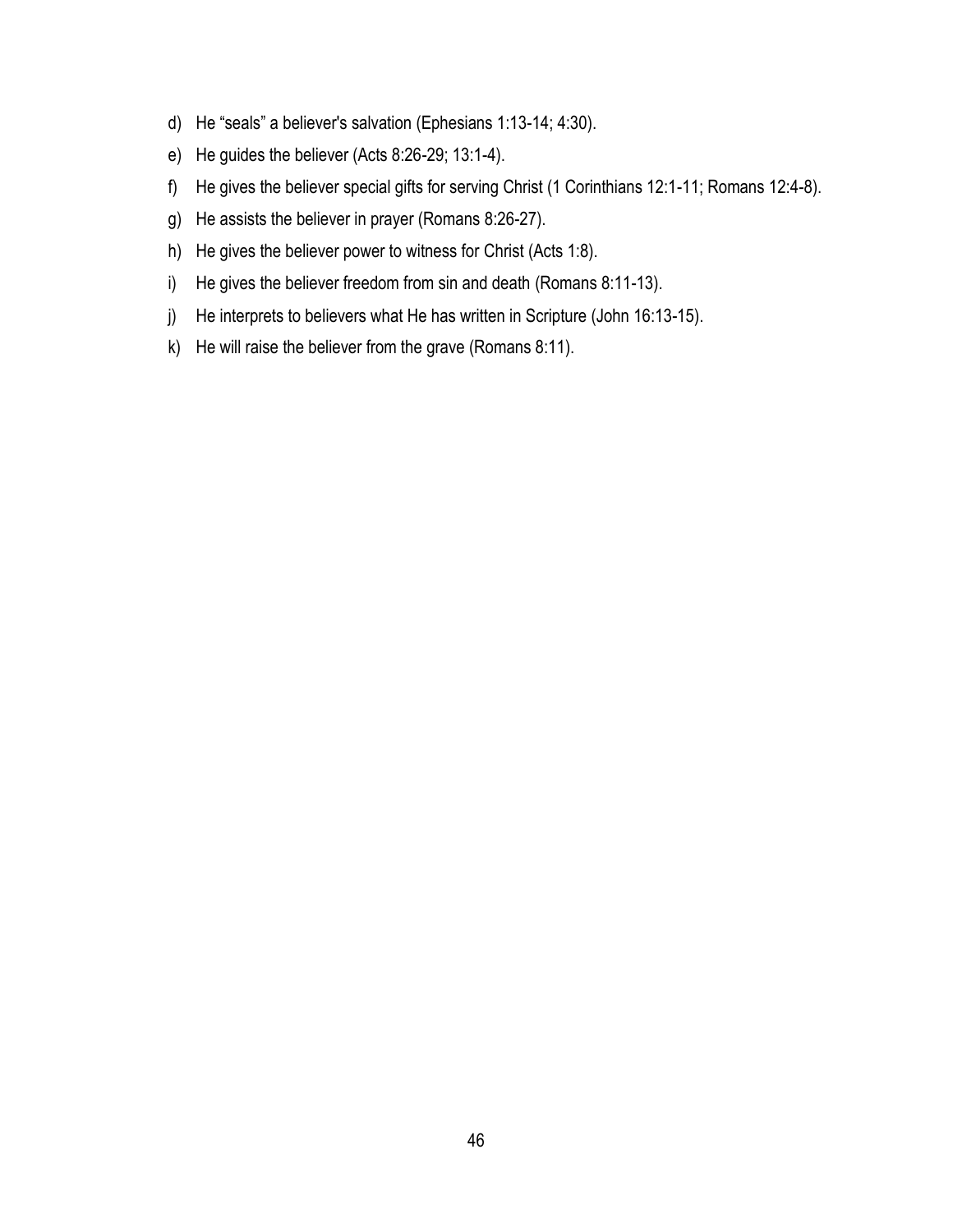d) He "seals" a believer's salvation (Ephesians 1:13-14; 4:30).

e) He guides the believer (Acts 8:26-29; 13:1-4).

f) He gives the believer special gifts for serving Christ (1 Corinthians 12:1-11; Romans 12:4-8).

g) He assists the believer in prayer (Romans 8:26-27).

h) He gives the believer power to witness for Christ (Acts 1:8).

i) He gives the believer freedom from sin and death (Romans 8:11-13).

j) He interprets to believers what He has written in Scripture (John 16:13-15).

k) He will raise the believer from the grave (Romans 8:11).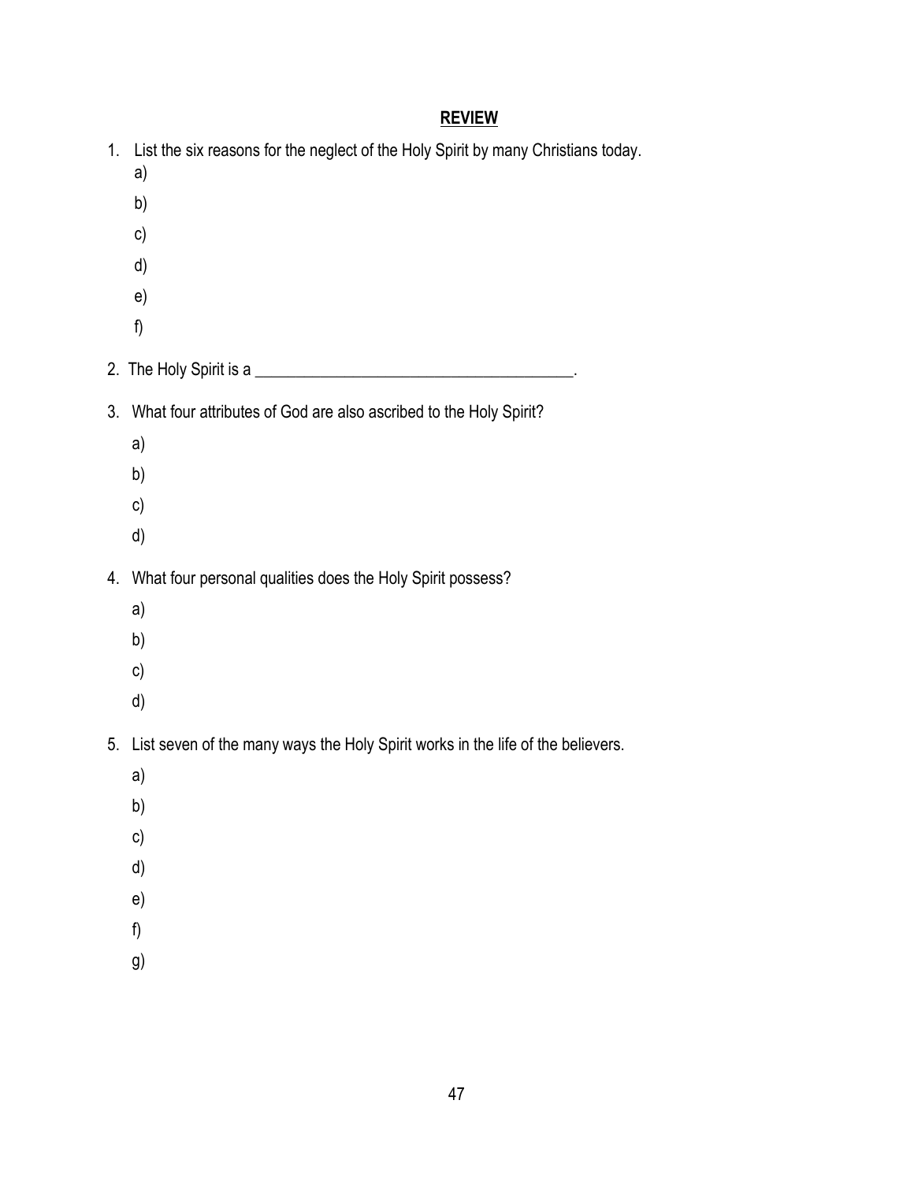## REVIEW

1. List the six reasons for the neglect of the Holy Spirit by many Christians today.
   a)
   b)
   c)
   d)
   e)
   f)

2. The Holy Spirit is a ______________________________________.

3. What four attributes of God are also ascribed to the Holy Spirit?
   a)
   b)
   c)
   d)

4. What four personal qualities does the Holy Spirit possess?
   a)
   b)
   c)
   d)

5. List seven of the many ways the Holy Spirit works in the life of the believers.
   a)
   b)
   c)
   d)
   e)
   f)
   g)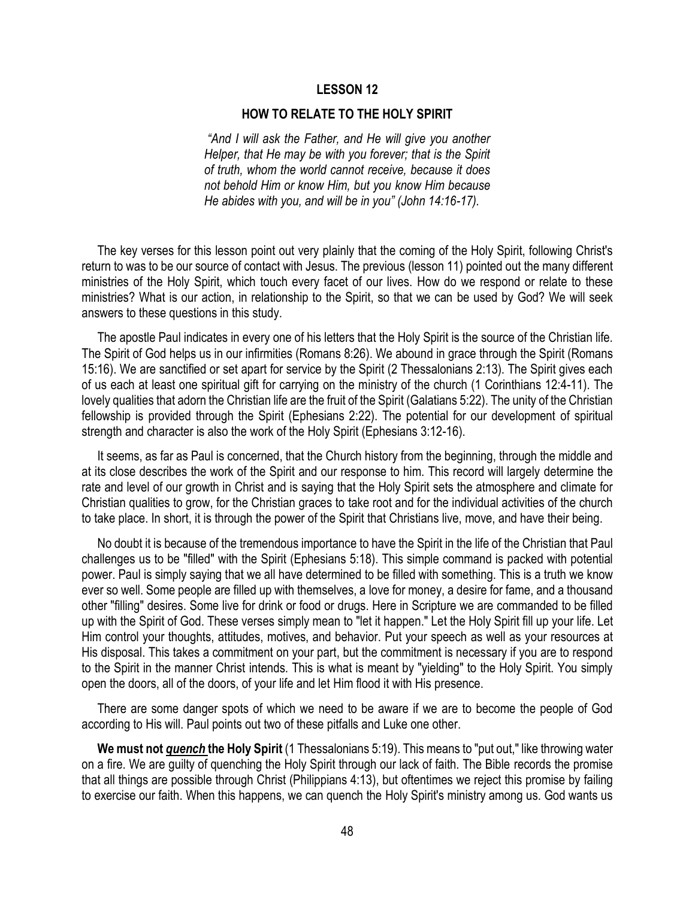## LESSON 12

## HOW TO RELATE TO THE HOLY SPIRIT

> *"And I will ask the Father, and He will give you another Helper, that He may be with you forever; that is the Spirit of truth, whom the world cannot receive, because it does not behold Him or know Him, but you know Him because He abides with you, and will be in you" (John 14:16-17).*

The key verses for this lesson point out very plainly that the coming of the Holy Spirit, following Christ's return to was to be our source of contact with Jesus. The previous (lesson 11) pointed out the many different ministries of the Holy Spirit, which touch every facet of our lives. How do we respond or relate to these ministries? What is our action, in relationship to the Spirit, so that we can be used by God? We will seek answers to these questions in this study.

The apostle Paul indicates in every one of his letters that the Holy Spirit is the source of the Christian life. The Spirit of God helps us in our infirmities (Romans 8:26). We abound in grace through the Spirit (Romans 15:16). We are sanctified or set apart for service by the Spirit (2 Thessalonians 2:13). The Spirit gives each of us each at least one spiritual gift for carrying on the ministry of the church (1 Corinthians 12:4-11). The lovely qualities that adorn the Christian life are the fruit of the Spirit (Galatians 5:22). The unity of the Christian fellowship is provided through the Spirit (Ephesians 2:22). The potential for our development of spiritual strength and character is also the work of the Holy Spirit (Ephesians 3:12-16).

It seems, as far as Paul is concerned, that the Church history from the beginning, through the middle and at its close describes the work of the Spirit and our response to him. This record will largely determine the rate and level of our growth in Christ and is saying that the Holy Spirit sets the atmosphere and climate for Christian qualities to grow, for the Christian graces to take root and for the individual activities of the church to take place. In short, it is through the power of the Spirit that Christians live, move, and have their being.

No doubt it is because of the tremendous importance to have the Spirit in the life of the Christian that Paul challenges us to be "filled" with the Spirit (Ephesians 5:18). This simple command is packed with potential power. Paul is simply saying that we all have determined to be filled with something. This is a truth we know ever so well. Some people are filled up with themselves, a love for money, a desire for fame, and a thousand other "filling" desires. Some live for drink or food or drugs. Here in Scripture we are commanded to be filled up with the Spirit of God. These verses simply mean to "let it happen." Let the Holy Spirit fill up your life. Let Him control your thoughts, attitudes, motives, and behavior. Put your speech as well as your resources at His disposal. This takes a commitment on your part, but the commitment is necessary if you are to respond to the Spirit in the manner Christ intends. This is what is meant by "yielding" to the Holy Spirit. You simply open the doors, all of the doors, of your life and let Him flood it with His presence.

There are some danger spots of which we need to be aware if we are to become the people of God according to His will. Paul points out two of these pitfalls and Luke one other.

**We must not *quench* the Holy Spirit** (1 Thessalonians 5:19). This means to "put out," like throwing water on a fire. We are guilty of quenching the Holy Spirit through our lack of faith. The Bible records the promise that all things are possible through Christ (Philippians 4:13), but oftentimes we reject this promise by failing to exercise our faith. When this happens, we can quench the Holy Spirit's ministry among us. God wants us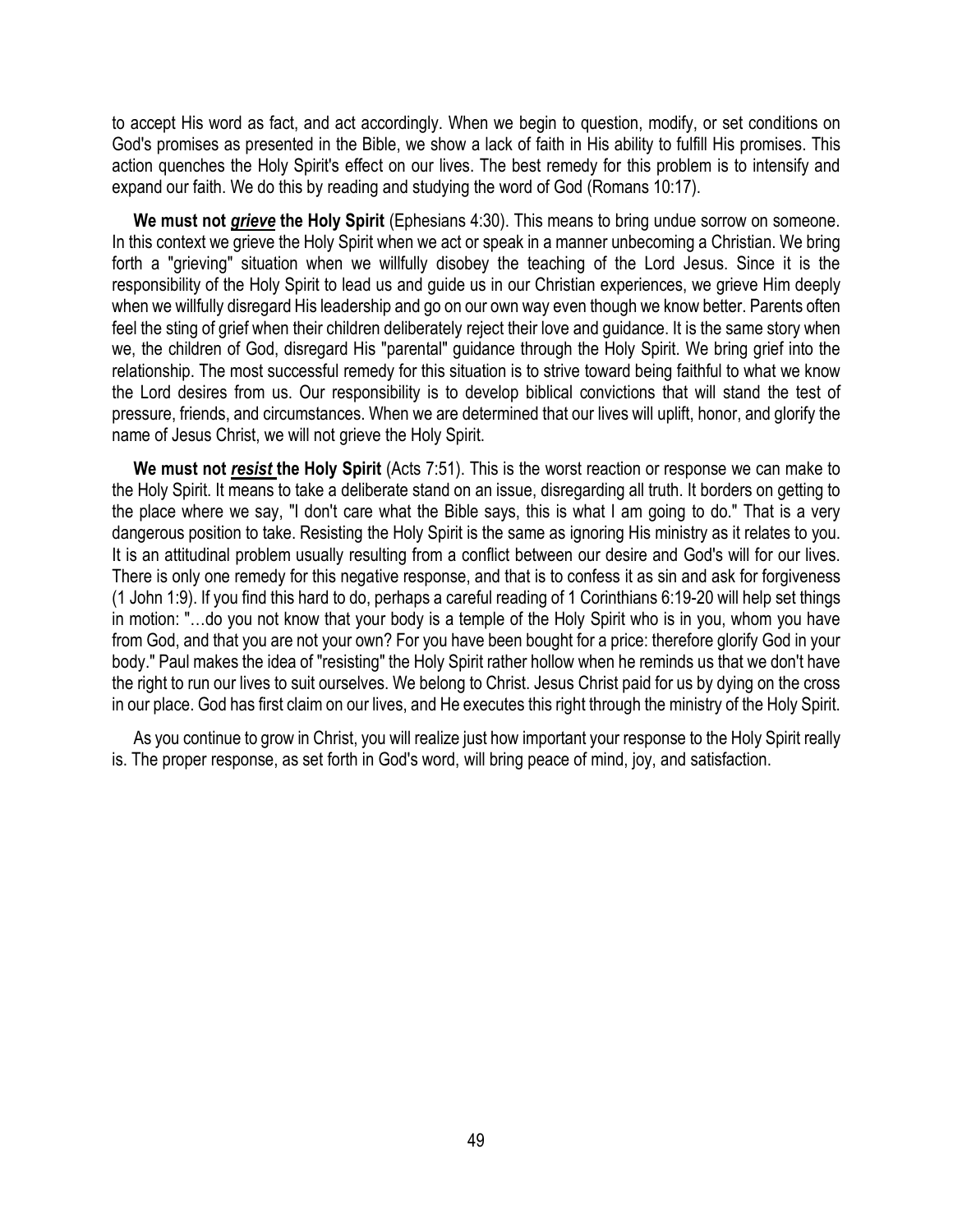to accept His word as fact, and act accordingly. When we begin to question, modify, or set conditions on God's promises as presented in the Bible, we show a lack of faith in His ability to fulfill His promises. This action quenches the Holy Spirit's effect on our lives. The best remedy for this problem is to intensify and expand our faith. We do this by reading and studying the word of God (Romans 10:17).

**We must not *grieve* the Holy Spirit** (Ephesians 4:30). This means to bring undue sorrow on someone. In this context we grieve the Holy Spirit when we act or speak in a manner unbecoming a Christian. We bring forth a "grieving" situation when we willfully disobey the teaching of the Lord Jesus. Since it is the responsibility of the Holy Spirit to lead us and guide us in our Christian experiences, we grieve Him deeply when we willfully disregard His leadership and go on our own way even though we know better. Parents often feel the sting of grief when their children deliberately reject their love and guidance. It is the same story when we, the children of God, disregard His "parental" guidance through the Holy Spirit. We bring grief into the relationship. The most successful remedy for this situation is to strive toward being faithful to what we know the Lord desires from us. Our responsibility is to develop biblical convictions that will stand the test of pressure, friends, and circumstances. When we are determined that our lives will uplift, honor, and glorify the name of Jesus Christ, we will not grieve the Holy Spirit.

**We must not *resist* the Holy Spirit** (Acts 7:51). This is the worst reaction or response we can make to the Holy Spirit. It means to take a deliberate stand on an issue, disregarding all truth. It borders on getting to the place where we say, "I don't care what the Bible says, this is what I am going to do." That is a very dangerous position to take. Resisting the Holy Spirit is the same as ignoring His ministry as it relates to you. It is an attitudinal problem usually resulting from a conflict between our desire and God's will for our lives. There is only one remedy for this negative response, and that is to confess it as sin and ask for forgiveness (1 John 1:9). If you find this hard to do, perhaps a careful reading of 1 Corinthians 6:19-20 will help set things in motion: "…do you not know that your body is a temple of the Holy Spirit who is in you, whom you have from God, and that you are not your own? For you have been bought for a price: therefore glorify God in your body." Paul makes the idea of "resisting" the Holy Spirit rather hollow when he reminds us that we don't have the right to run our lives to suit ourselves. We belong to Christ. Jesus Christ paid for us by dying on the cross in our place. God has first claim on our lives, and He executes this right through the ministry of the Holy Spirit.

As you continue to grow in Christ, you will realize just how important your response to the Holy Spirit really is. The proper response, as set forth in God's word, will bring peace of mind, joy, and satisfaction.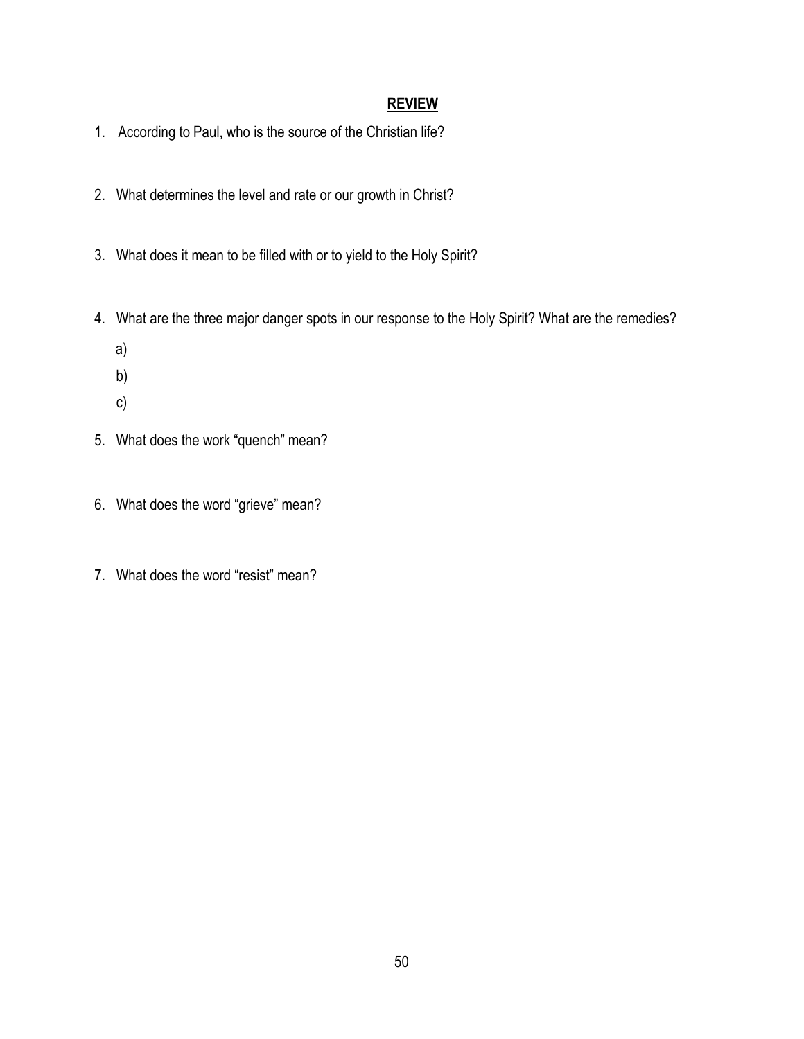## REVIEW

1. According to Paul, who is the source of the Christian life?

2. What determines the level and rate or our growth in Christ?

3. What does it mean to be filled with or to yield to the Holy Spirit?

4. What are the three major danger spots in our response to the Holy Spirit? What are the remedies?

   a)

   b)

   c)

5. What does the work “quench” mean?

6. What does the word “grieve” mean?

7. What does the word “resist” mean?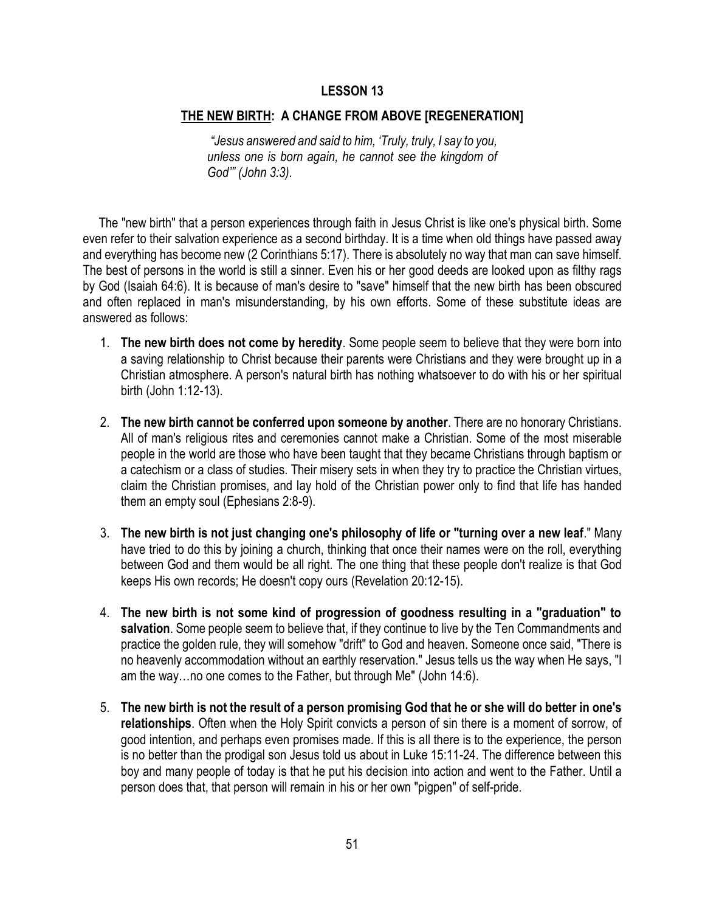## LESSON 13

## THE NEW BIRTH: A CHANGE FROM ABOVE [REGENERATION]

> *"Jesus answered and said to him, 'Truly, truly, I say to you, unless one is born again, he cannot see the kingdom of God'" (John 3:3).*

The "new birth" that a person experiences through faith in Jesus Christ is like one's physical birth. Some even refer to their salvation experience as a second birthday. It is a time when old things have passed away and everything has become new (2 Corinthians 5:17). There is absolutely no way that man can save himself. The best of persons in the world is still a sinner. Even his or her good deeds are looked upon as filthy rags by God (Isaiah 64:6). It is because of man's desire to "save" himself that the new birth has been obscured and often replaced in man's misunderstanding, by his own efforts. Some of these substitute ideas are answered as follows:

1. **The new birth does not come by heredity**. Some people seem to believe that they were born into a saving relationship to Christ because their parents were Christians and they were brought up in a Christian atmosphere. A person's natural birth has nothing whatsoever to do with his or her spiritual birth (John 1:12-13).

2. **The new birth cannot be conferred upon someone by another**. There are no honorary Christians. All of man's religious rites and ceremonies cannot make a Christian. Some of the most miserable people in the world are those who have been taught that they became Christians through baptism or a catechism or a class of studies. Their misery sets in when they try to practice the Christian virtues, claim the Christian promises, and lay hold of the Christian power only to find that life has handed them an empty soul (Ephesians 2:8-9).

3. **The new birth is not just changing one's philosophy of life or "turning over a new leaf**." Many have tried to do this by joining a church, thinking that once their names were on the roll, everything between God and them would be all right. The one thing that these people don't realize is that God keeps His own records; He doesn't copy ours (Revelation 20:12-15).

4. **The new birth is not some kind of progression of goodness resulting in a "graduation" to salvation**. Some people seem to believe that, if they continue to live by the Ten Commandments and practice the golden rule, they will somehow "drift" to God and heaven. Someone once said, "There is no heavenly accommodation without an earthly reservation." Jesus tells us the way when He says, "I am the way…no one comes to the Father, but through Me" (John 14:6).

5. **The new birth is not the result of a person promising God that he or she will do better in one's relationships**. Often when the Holy Spirit convicts a person of sin there is a moment of sorrow, of good intention, and perhaps even promises made. If this is all there is to the experience, the person is no better than the prodigal son Jesus told us about in Luke 15:11-24. The difference between this boy and many people of today is that he put his decision into action and went to the Father. Until a person does that, that person will remain in his or her own "pigpen" of self-pride.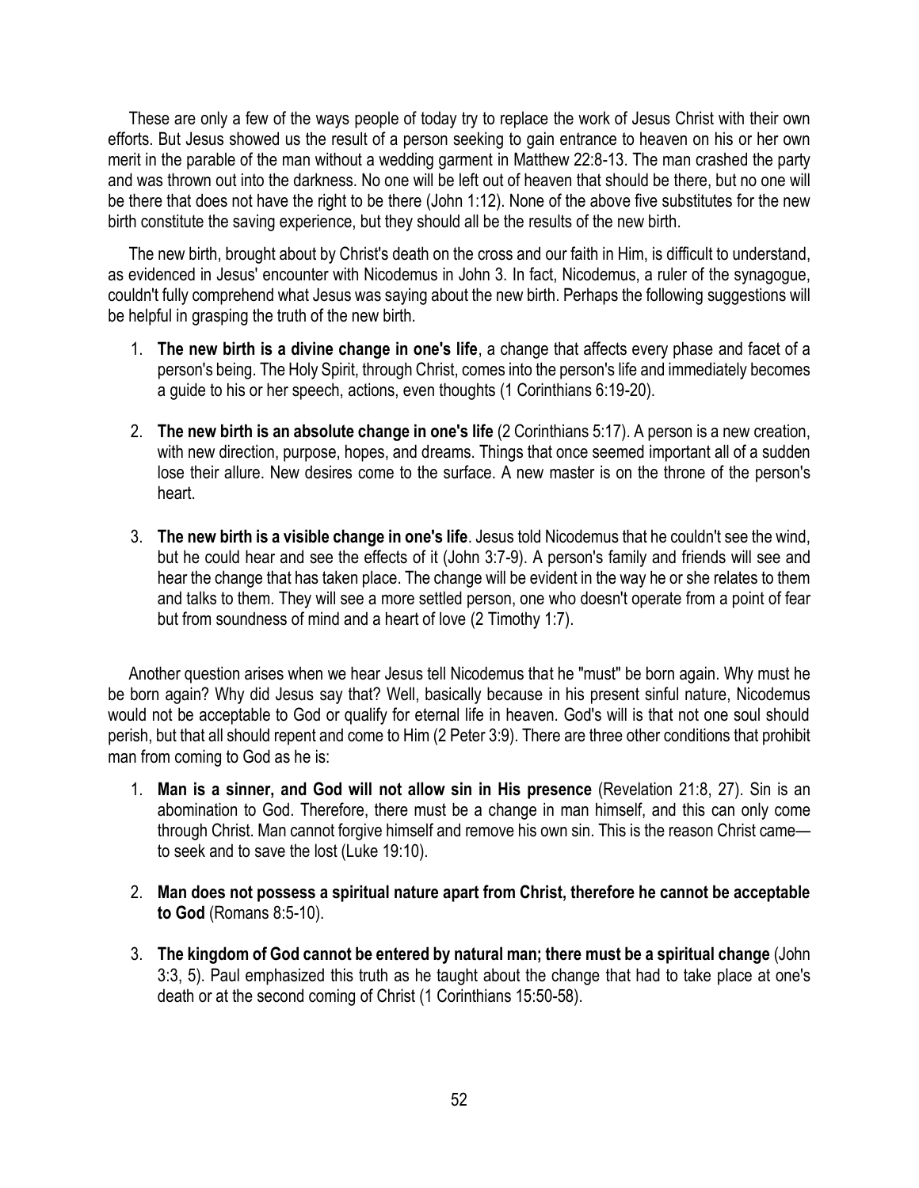These are only a few of the ways people of today try to replace the work of Jesus Christ with their own efforts. But Jesus showed us the result of a person seeking to gain entrance to heaven on his or her own merit in the parable of the man without a wedding garment in Matthew 22:8-13. The man crashed the party and was thrown out into the darkness. No one will be left out of heaven that should be there, but no one will be there that does not have the right to be there (John 1:12). None of the above five substitutes for the new birth constitute the saving experience, but they should all be the results of the new birth.

The new birth, brought about by Christ's death on the cross and our faith in Him, is difficult to understand, as evidenced in Jesus' encounter with Nicodemus in John 3. In fact, Nicodemus, a ruler of the synagogue, couldn't fully comprehend what Jesus was saying about the new birth. Perhaps the following suggestions will be helpful in grasping the truth of the new birth.

1. **The new birth is a divine change in one's life**, a change that affects every phase and facet of a person's being. The Holy Spirit, through Christ, comes into the person's life and immediately becomes a guide to his or her speech, actions, even thoughts (1 Corinthians 6:19-20).

2. **The new birth is an absolute change in one's life** (2 Corinthians 5:17). A person is a new creation, with new direction, purpose, hopes, and dreams. Things that once seemed important all of a sudden lose their allure. New desires come to the surface. A new master is on the throne of the person's heart.

3. **The new birth is a visible change in one's life**. Jesus told Nicodemus that he couldn't see the wind, but he could hear and see the effects of it (John 3:7-9). A person's family and friends will see and hear the change that has taken place. The change will be evident in the way he or she relates to them and talks to them. They will see a more settled person, one who doesn't operate from a point of fear but from soundness of mind and a heart of love (2 Timothy 1:7).

Another question arises when we hear Jesus tell Nicodemus that he "must" be born again. Why must he be born again? Why did Jesus say that? Well, basically because in his present sinful nature, Nicodemus would not be acceptable to God or qualify for eternal life in heaven. God's will is that not one soul should perish, but that all should repent and come to Him (2 Peter 3:9). There are three other conditions that prohibit man from coming to God as he is:

1. **Man is a sinner, and God will not allow sin in His presence** (Revelation 21:8, 27). Sin is an abomination to God. Therefore, there must be a change in man himself, and this can only come through Christ. Man cannot forgive himself and remove his own sin. This is the reason Christ came—to seek and to save the lost (Luke 19:10).

2. **Man does not possess a spiritual nature apart from Christ, therefore he cannot be acceptable to God** (Romans 8:5-10).

3. **The kingdom of God cannot be entered by natural man; there must be a spiritual change** (John 3:3, 5). Paul emphasized this truth as he taught about the change that had to take place at one's death or at the second coming of Christ (1 Corinthians 15:50-58).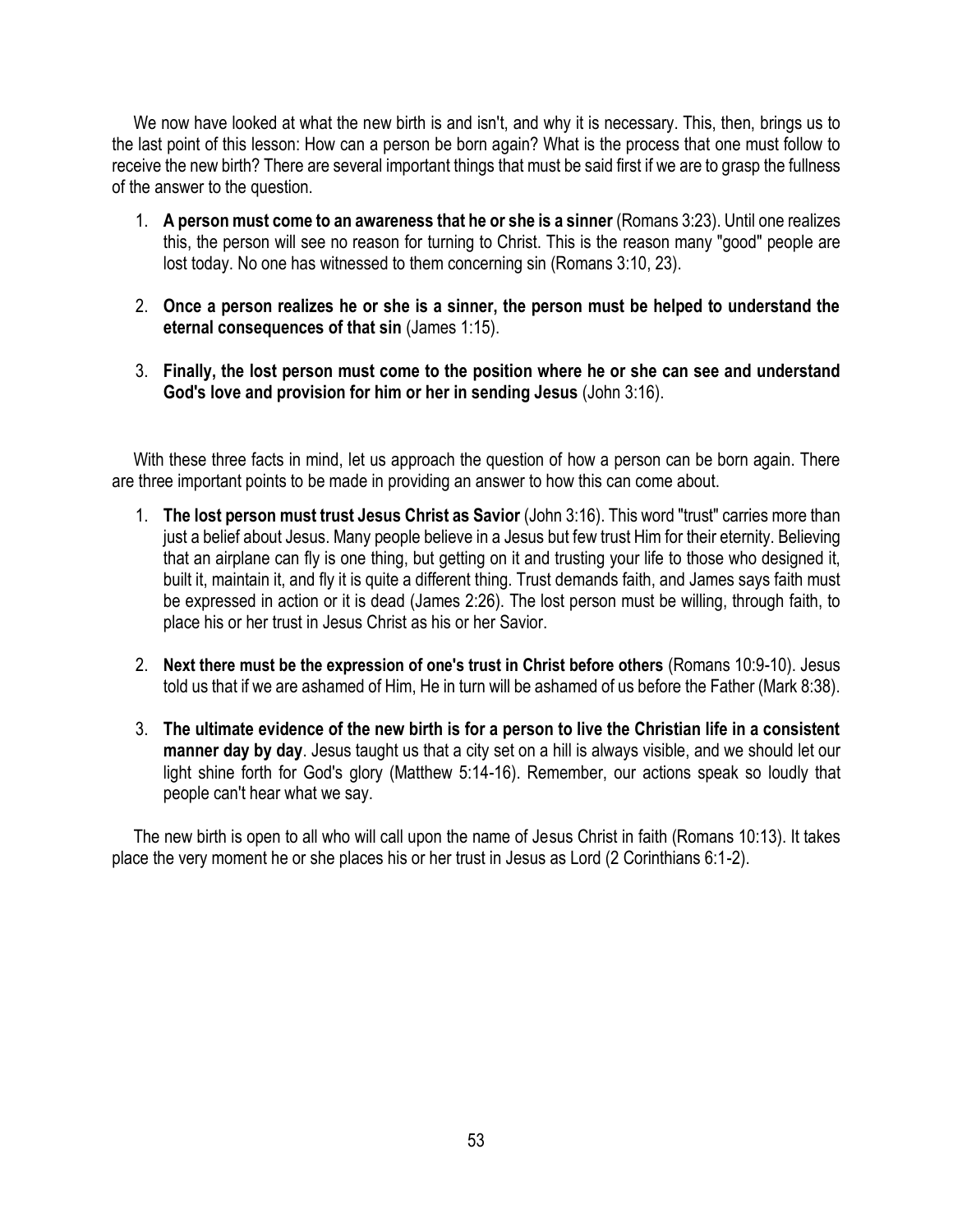We now have looked at what the new birth is and isn't, and why it is necessary. This, then, brings us to the last point of this lesson: How can a person be born again? What is the process that one must follow to receive the new birth? There are several important things that must be said first if we are to grasp the fullness of the answer to the question.

1. **A person must come to an awareness that he or she is a sinner** (Romans 3:23). Until one realizes this, the person will see no reason for turning to Christ. This is the reason many "good" people are lost today. No one has witnessed to them concerning sin (Romans 3:10, 23).

2. **Once a person realizes he or she is a sinner, the person must be helped to understand the eternal consequences of that sin** (James 1:15).

3. **Finally, the lost person must come to the position where he or she can see and understand God's love and provision for him or her in sending Jesus** (John 3:16).

With these three facts in mind, let us approach the question of how a person can be born again. There are three important points to be made in providing an answer to how this can come about.

1. **The lost person must trust Jesus Christ as Savior** (John 3:16). This word "trust" carries more than just a belief about Jesus. Many people believe in a Jesus but few trust Him for their eternity. Believing that an airplane can fly is one thing, but getting on it and trusting your life to those who designed it, built it, maintain it, and fly it is quite a different thing. Trust demands faith, and James says faith must be expressed in action or it is dead (James 2:26). The lost person must be willing, through faith, to place his or her trust in Jesus Christ as his or her Savior.

2. **Next there must be the expression of one's trust in Christ before others** (Romans 10:9-10). Jesus told us that if we are ashamed of Him, He in turn will be ashamed of us before the Father (Mark 8:38).

3. **The ultimate evidence of the new birth is for a person to live the Christian life in a consistent manner day by day**. Jesus taught us that a city set on a hill is always visible, and we should let our light shine forth for God's glory (Matthew 5:14-16). Remember, our actions speak so loudly that people can't hear what we say.

The new birth is open to all who will call upon the name of Jesus Christ in faith (Romans 10:13). It takes place the very moment he or she places his or her trust in Jesus as Lord (2 Corinthians 6:1-2).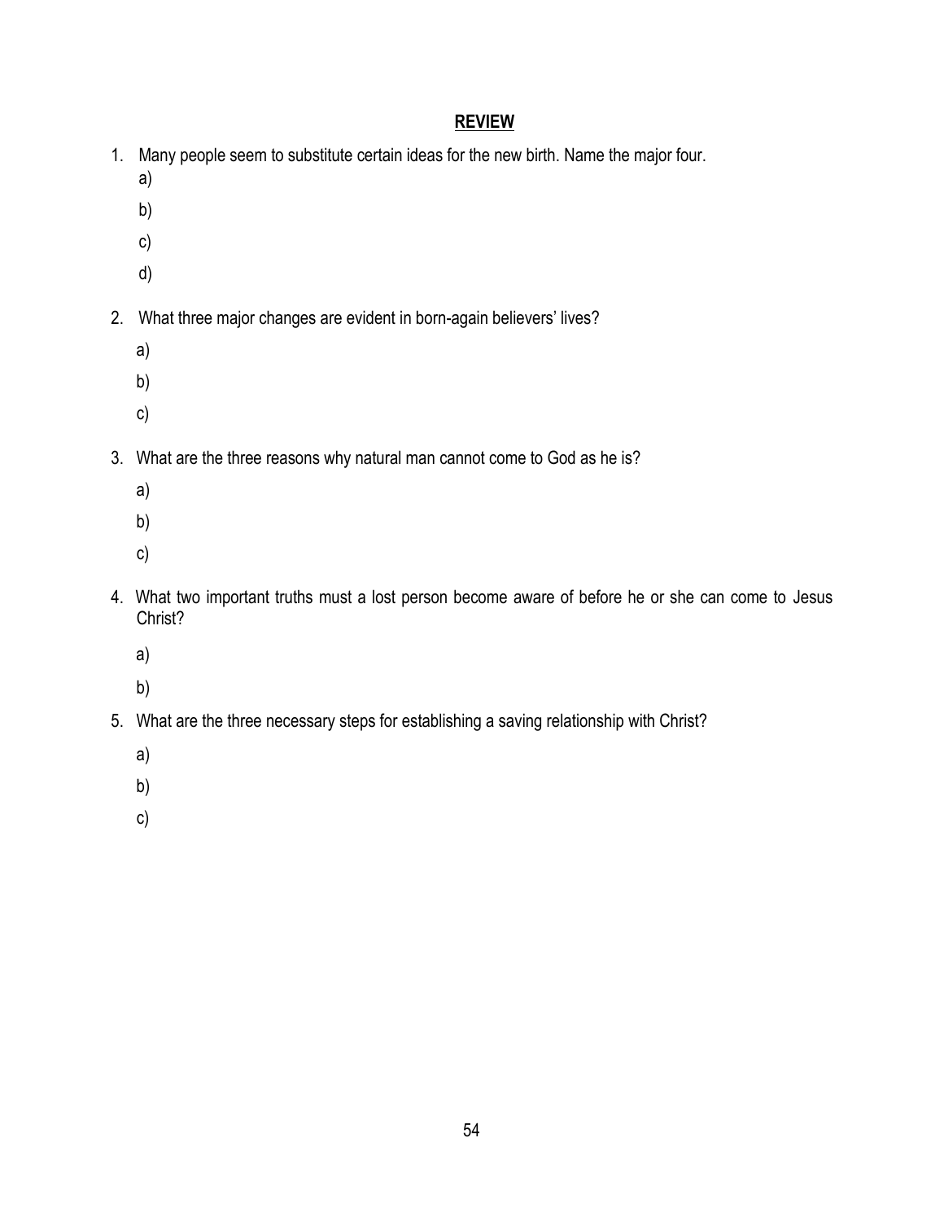## REVIEW

1. Many people seem to substitute certain ideas for the new birth. Name the major four.
   a)
   b)
   c)
   d)

2. What three major changes are evident in born-again believers' lives?
   a)
   b)
   c)

3. What are the three reasons why natural man cannot come to God as he is?
   a)
   b)
   c)

4. What two important truths must a lost person become aware of before he or she can come to Jesus Christ?
   a)
   b)

5. What are the three necessary steps for establishing a saving relationship with Christ?
   a)
   b)
   c)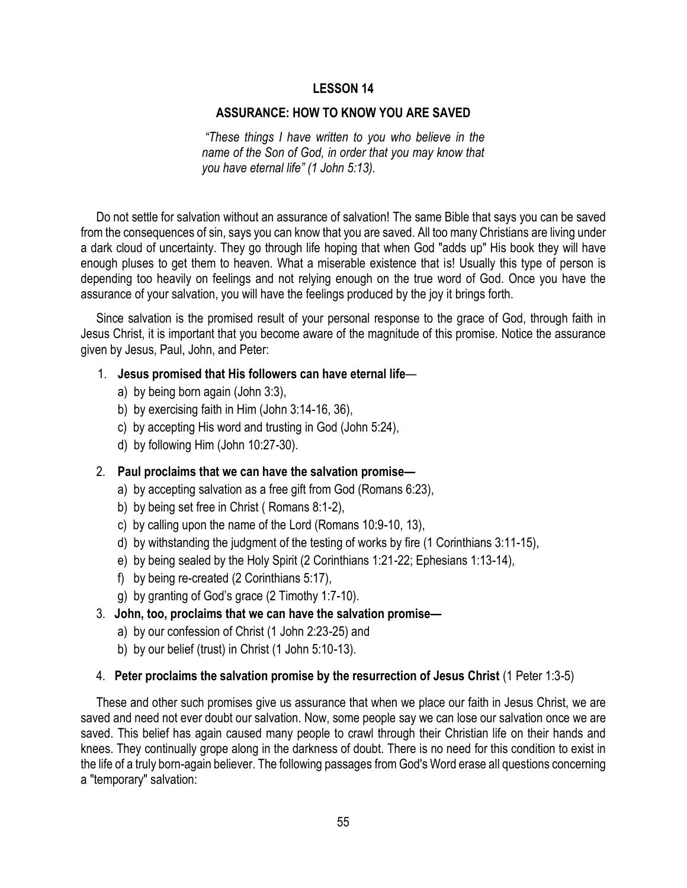## LESSON 14

### ASSURANCE: HOW TO KNOW YOU ARE SAVED

> *"These things I have written to you who believe in the name of the Son of God, in order that you may know that you have eternal life" (1 John 5:13).*

Do not settle for salvation without an assurance of salvation! The same Bible that says you can be saved from the consequences of sin, says you can know that you are saved. All too many Christians are living under a dark cloud of uncertainty. They go through life hoping that when God "adds up" His book they will have enough pluses to get them to heaven. What a miserable existence that is! Usually this type of person is depending too heavily on feelings and not relying enough on the true word of God. Once you have the assurance of your salvation, you will have the feelings produced by the joy it brings forth.

Since salvation is the promised result of your personal response to the grace of God, through faith in Jesus Christ, it is important that you become aware of the magnitude of this promise. Notice the assurance given by Jesus, Paul, John, and Peter:

1. **Jesus promised that His followers can have eternal life**—
   a) by being born again (John 3:3),
   b) by exercising faith in Him (John 3:14-16, 36),
   c) by accepting His word and trusting in God (John 5:24),
   d) by following Him (John 10:27-30).

2. **Paul proclaims that we can have the salvation promise—**
   a) by accepting salvation as a free gift from God (Romans 6:23),
   b) by being set free in Christ ( Romans 8:1-2),
   c) by calling upon the name of the Lord (Romans 10:9-10, 13),
   d) by withstanding the judgment of the testing of works by fire (1 Corinthians 3:11-15),
   e) by being sealed by the Holy Spirit (2 Corinthians 1:21-22; Ephesians 1:13-14),
   f) by being re-created (2 Corinthians 5:17),
   g) by granting of God's grace (2 Timothy 1:7-10).

3. **John, too, proclaims that we can have the salvation promise—**
   a) by our confession of Christ (1 John 2:23-25) and
   b) by our belief (trust) in Christ (1 John 5:10-13).

4. **Peter proclaims the salvation promise by the resurrection of Jesus Christ** (1 Peter 1:3-5)

These and other such promises give us assurance that when we place our faith in Jesus Christ, we are saved and need not ever doubt our salvation. Now, some people say we can lose our salvation once we are saved. This belief has again caused many people to crawl through their Christian life on their hands and knees. They continually grope along in the darkness of doubt. There is no need for this condition to exist in the life of a truly born-again believer. The following passages from God's Word erase all questions concerning a "temporary" salvation: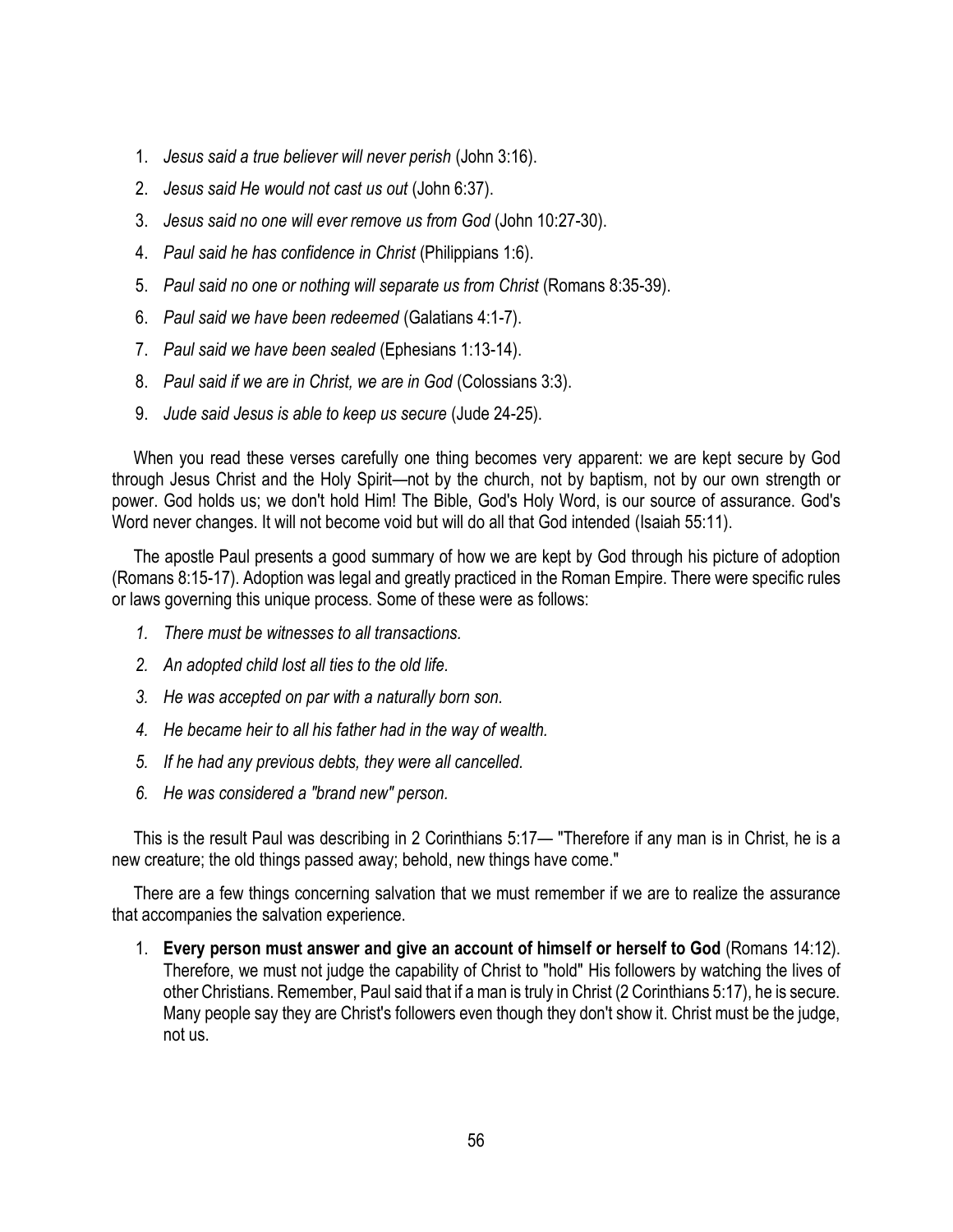1. *Jesus said a true believer will never perish* (John 3:16).
2. *Jesus said He would not cast us out* (John 6:37).
3. *Jesus said no one will ever remove us from God* (John 10:27-30).
4. *Paul said he has confidence in Christ* (Philippians 1:6).
5. *Paul said no one or nothing will separate us from Christ* (Romans 8:35-39).
6. *Paul said we have been redeemed* (Galatians 4:1-7).
7. *Paul said we have been sealed* (Ephesians 1:13-14).
8. *Paul said if we are in Christ, we are in God* (Colossians 3:3).
9. *Jude said Jesus is able to keep us secure* (Jude 24-25).

When you read these verses carefully one thing becomes very apparent: we are kept secure by God through Jesus Christ and the Holy Spirit—not by the church, not by baptism, not by our own strength or power. God holds us; we don't hold Him! The Bible, God's Holy Word, is our source of assurance. God's Word never changes. It will not become void but will do all that God intended (Isaiah 55:11).

The apostle Paul presents a good summary of how we are kept by God through his picture of adoption (Romans 8:15-17). Adoption was legal and greatly practiced in the Roman Empire. There were specific rules or laws governing this unique process. Some of these were as follows:

1. *There must be witnesses to all transactions.*
2. *An adopted child lost all ties to the old life.*
3. *He was accepted on par with a naturally born son.*
4. *He became heir to all his father had in the way of wealth.*
5. *If he had any previous debts, they were all cancelled.*
6. *He was considered a "brand new" person.*

This is the result Paul was describing in 2 Corinthians 5:17— "Therefore if any man is in Christ, he is a new creature; the old things passed away; behold, new things have come."

There are a few things concerning salvation that we must remember if we are to realize the assurance that accompanies the salvation experience.

1. **Every person must answer and give an account of himself or herself to God** (Romans 14:12). Therefore, we must not judge the capability of Christ to "hold" His followers by watching the lives of other Christians. Remember, Paul said that if a man is truly in Christ (2 Corinthians 5:17), he is secure. Many people say they are Christ's followers even though they don't show it. Christ must be the judge, not us.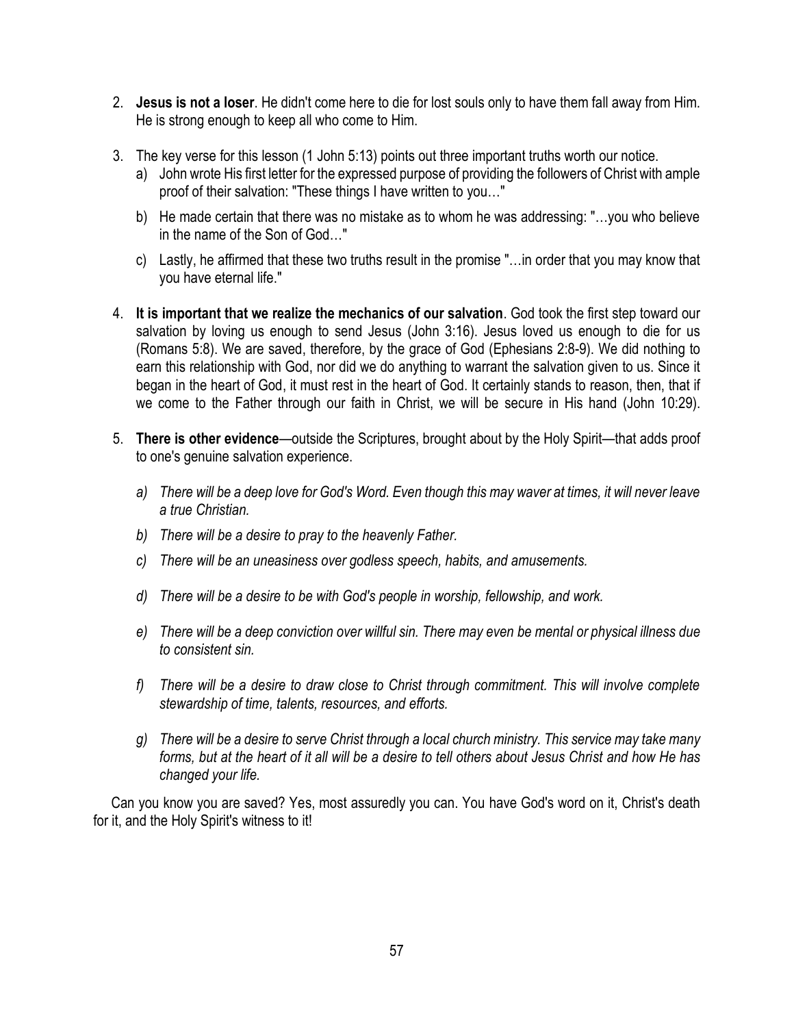2. **Jesus is not a loser**. He didn't come here to die for lost souls only to have them fall away from Him. He is strong enough to keep all who come to Him.

3. The key verse for this lesson (1 John 5:13) points out three important truths worth our notice.
   a) John wrote His first letter for the expressed purpose of providing the followers of Christ with ample proof of their salvation: "These things I have written to you…"
   b) He made certain that there was no mistake as to whom he was addressing: "…you who believe in the name of the Son of God…"
   c) Lastly, he affirmed that these two truths result in the promise "…in order that you may know that you have eternal life."

4. **It is important that we realize the mechanics of our salvation**. God took the first step toward our salvation by loving us enough to send Jesus (John 3:16). Jesus loved us enough to die for us (Romans 5:8). We are saved, therefore, by the grace of God (Ephesians 2:8-9). We did nothing to earn this relationship with God, nor did we do anything to warrant the salvation given to us. Since it began in the heart of God, it must rest in the heart of God. It certainly stands to reason, then, that if we come to the Father through our faith in Christ, we will be secure in His hand (John 10:29).

5. **There is other evidence**—outside the Scriptures, brought about by the Holy Spirit—that adds proof to one's genuine salvation experience.
   a) *There will be a deep love for God's Word. Even though this may waver at times, it will never leave a true Christian.*
   b) *There will be a desire to pray to the heavenly Father.*
   c) *There will be an uneasiness over godless speech, habits, and amusements.*
   d) *There will be a desire to be with God's people in worship, fellowship, and work.*
   e) *There will be a deep conviction over willful sin. There may even be mental or physical illness due to consistent sin.*
   f) *There will be a desire to draw close to Christ through commitment. This will involve complete stewardship of time, talents, resources, and efforts.*
   g) *There will be a desire to serve Christ through a local church ministry. This service may take many forms, but at the heart of it all will be a desire to tell others about Jesus Christ and how He has changed your life.*

Can you know you are saved? Yes, most assuredly you can. You have God's word on it, Christ's death for it, and the Holy Spirit's witness to it!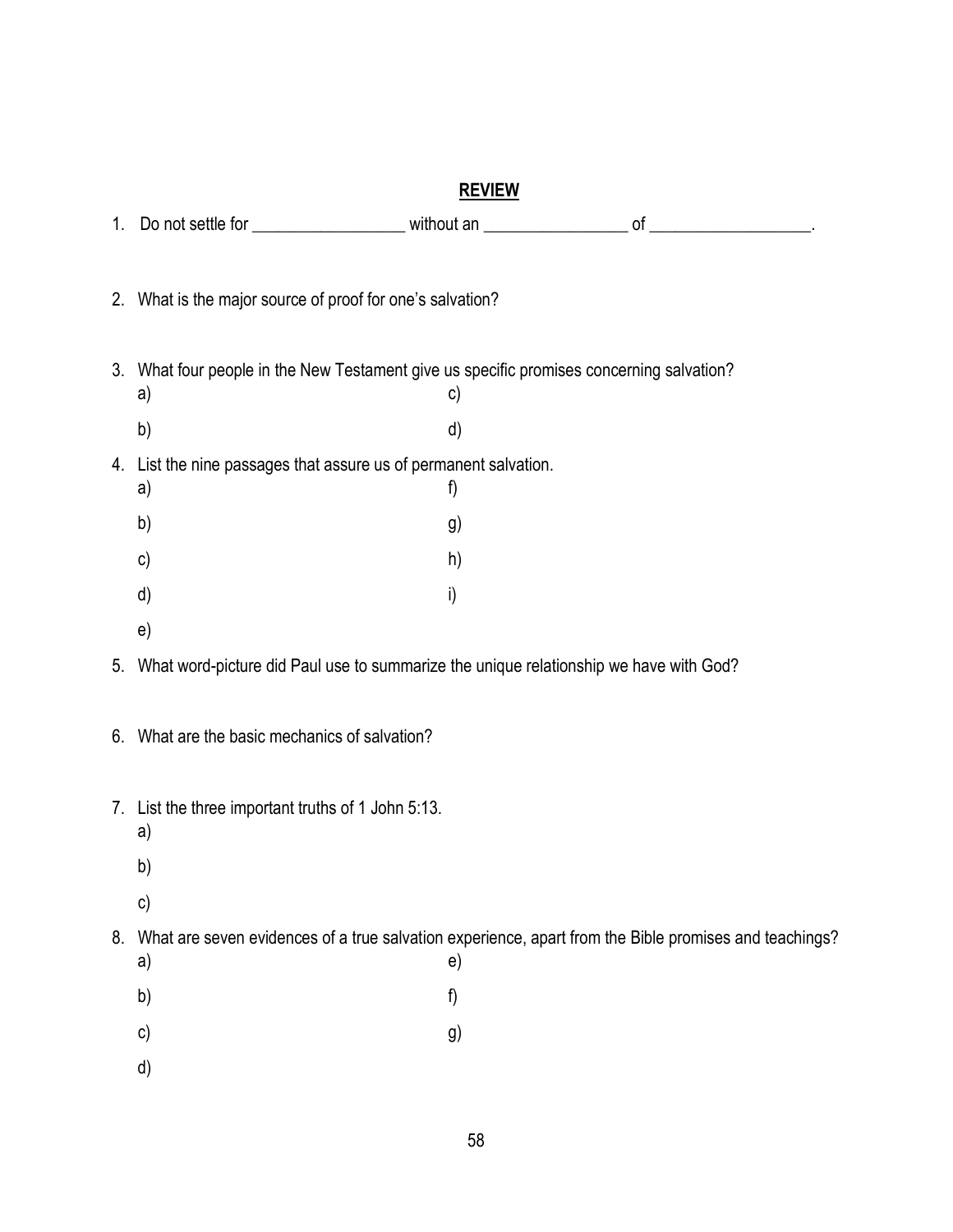# REVIEW

1. Do not settle for __________________ without an _________________ of ___________________.

2. What is the major source of proof for one's salvation?

3. What four people in the New Testament give us specific promises concerning salvation?
   a)
   b)
   c)
   d)

4. List the nine passages that assure us of permanent salvation.
   a)
   b)
   c)
   d)
   e)
   f)
   g)
   h)
   i)

5. What word-picture did Paul use to summarize the unique relationship we have with God?

6. What are the basic mechanics of salvation?

7. List the three important truths of 1 John 5:13.
   a)
   b)
   c)

8. What are seven evidences of a true salvation experience, apart from the Bible promises and teachings?
   a)
   b)
   c)
   d)
   e)
   f)
   g)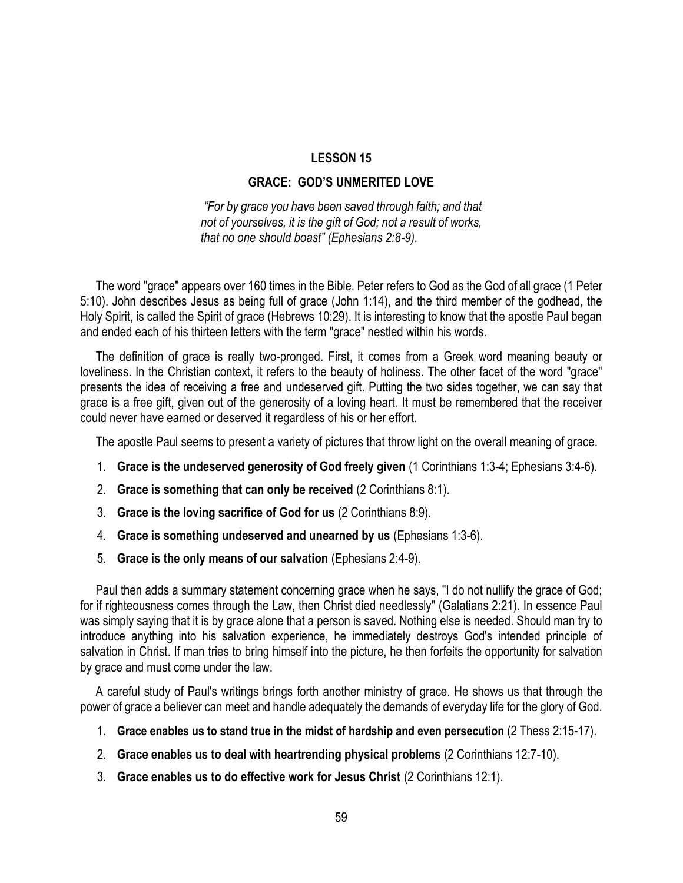## LESSON 15

## GRACE: GOD'S UNMERITED LOVE

*"For by grace you have been saved through faith; and that not of yourselves, it is the gift of God; not a result of works, that no one should boast" (Ephesians 2:8-9).*

The word "grace" appears over 160 times in the Bible. Peter refers to God as the God of all grace (1 Peter 5:10). John describes Jesus as being full of grace (John 1:14), and the third member of the godhead, the Holy Spirit, is called the Spirit of grace (Hebrews 10:29). It is interesting to know that the apostle Paul began and ended each of his thirteen letters with the term "grace" nestled within his words.

The definition of grace is really two-pronged. First, it comes from a Greek word meaning beauty or loveliness. In the Christian context, it refers to the beauty of holiness. The other facet of the word "grace" presents the idea of receiving a free and undeserved gift. Putting the two sides together, we can say that grace is a free gift, given out of the generosity of a loving heart. It must be remembered that the receiver could never have earned or deserved it regardless of his or her effort.

The apostle Paul seems to present a variety of pictures that throw light on the overall meaning of grace.

1. **Grace is the undeserved generosity of God freely given** (1 Corinthians 1:3-4; Ephesians 3:4-6).
2. **Grace is something that can only be received** (2 Corinthians 8:1).
3. **Grace is the loving sacrifice of God for us** (2 Corinthians 8:9).
4. **Grace is something undeserved and unearned by us** (Ephesians 1:3-6).
5. **Grace is the only means of our salvation** (Ephesians 2:4-9).

Paul then adds a summary statement concerning grace when he says, "I do not nullify the grace of God; for if righteousness comes through the Law, then Christ died needlessly" (Galatians 2:21). In essence Paul was simply saying that it is by grace alone that a person is saved. Nothing else is needed. Should man try to introduce anything into his salvation experience, he immediately destroys God's intended principle of salvation in Christ. If man tries to bring himself into the picture, he then forfeits the opportunity for salvation by grace and must come under the law.

A careful study of Paul's writings brings forth another ministry of grace. He shows us that through the power of grace a believer can meet and handle adequately the demands of everyday life for the glory of God.

1. **Grace enables us to stand true in the midst of hardship and even persecution** (2 Thess 2:15-17).
2. **Grace enables us to deal with heartrending physical problems** (2 Corinthians 12:7-10).
3. **Grace enables us to do effective work for Jesus Christ** (2 Corinthians 12:1).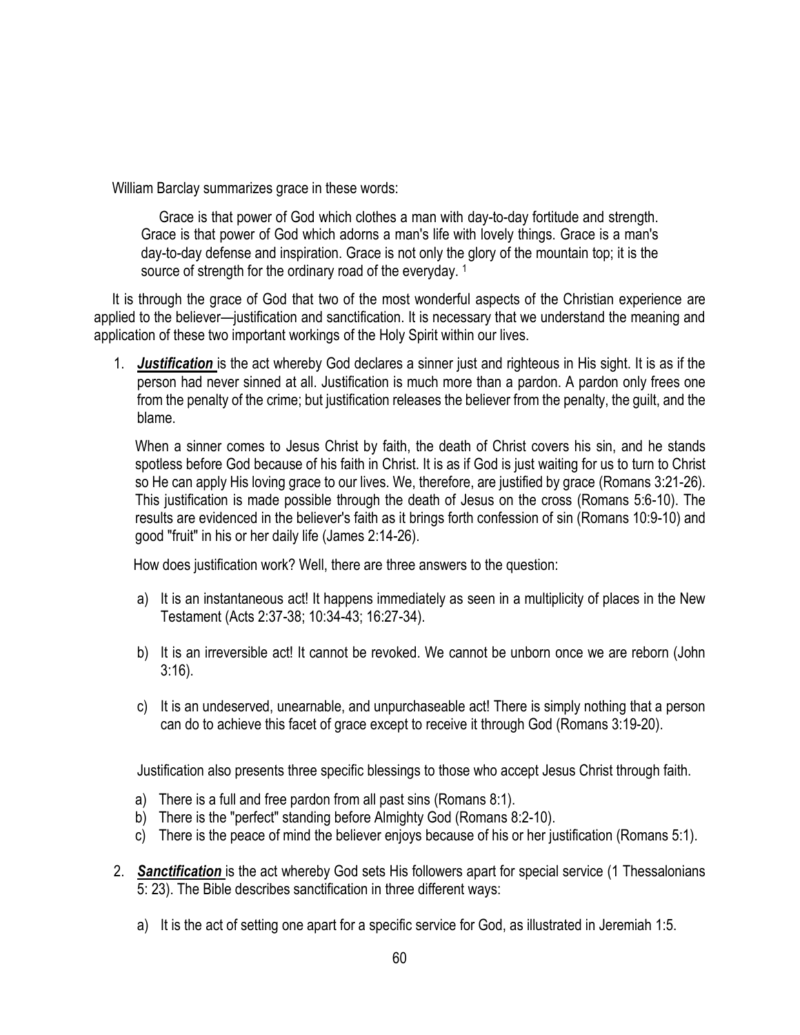William Barclay summarizes grace in these words:

> Grace is that power of God which clothes a man with day-to-day fortitude and strength. Grace is that power of God which adorns a man's life with lovely things. Grace is a man's day-to-day defense and inspiration. Grace is not only the glory of the mountain top; it is the source of strength for the ordinary road of the everyday. [1]

It is through the grace of God that two of the most wonderful aspects of the Christian experience are applied to the believer—justification and sanctification. It is necessary that we understand the meaning and application of these two important workings of the Holy Spirit within our lives.

1. ***Justification*** is the act whereby God declares a sinner just and righteous in His sight. It is as if the person had never sinned at all. Justification is much more than a pardon. A pardon only frees one from the penalty of the crime; but justification releases the believer from the penalty, the guilt, and the blame.

   When a sinner comes to Jesus Christ by faith, the death of Christ covers his sin, and he stands spotless before God because of his faith in Christ. It is as if God is just waiting for us to turn to Christ so He can apply His loving grace to our lives. We, therefore, are justified by grace (Romans 3:21-26). This justification is made possible through the death of Jesus on the cross (Romans 5:6-10). The results are evidenced in the believer's faith as it brings forth confession of sin (Romans 10:9-10) and good "fruit" in his or her daily life (James 2:14-26).

   How does justification work? Well, there are three answers to the question:

   a) It is an instantaneous act! It happens immediately as seen in a multiplicity of places in the New Testament (Acts 2:37-38; 10:34-43; 16:27-34).

   b) It is an irreversible act! It cannot be revoked. We cannot be unborn once we are reborn (John 3:16).

   c) It is an undeserved, unearnable, and unpurchaseable act! There is simply nothing that a person can do to achieve this facet of grace except to receive it through God (Romans 3:19-20).

   Justification also presents three specific blessings to those who accept Jesus Christ through faith.

   a) There is a full and free pardon from all past sins (Romans 8:1).
   b) There is the "perfect" standing before Almighty God (Romans 8:2-10).
   c) There is the peace of mind the believer enjoys because of his or her justification (Romans 5:1).

2. ***Sanctification*** is the act whereby God sets His followers apart for special service (1 Thessalonians 5: 23). The Bible describes sanctification in three different ways:

   a) It is the act of setting one apart for a specific service for God, as illustrated in Jeremiah 1:5.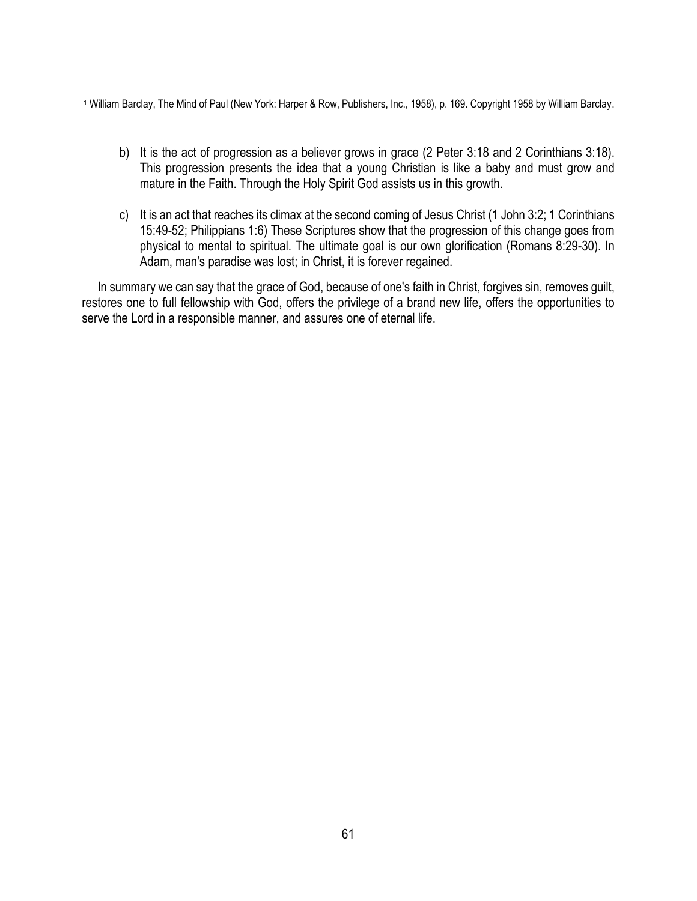[1] William Barclay, The Mind of Paul (New York: Harper & Row, Publishers, Inc., 1958), p. 169. Copyright 1958 by William Barclay.

b) It is the act of progression as a believer grows in grace (2 Peter 3:18 and 2 Corinthians 3:18). This progression presents the idea that a young Christian is like a baby and must grow and mature in the Faith. Through the Holy Spirit God assists us in this growth.

c) It is an act that reaches its climax at the second coming of Jesus Christ (1 John 3:2; 1 Corinthians 15:49-52; Philippians 1:6) These Scriptures show that the progression of this change goes from physical to mental to spiritual. The ultimate goal is our own glorification (Romans 8:29-30). In Adam, man's paradise was lost; in Christ, it is forever regained.

In summary we can say that the grace of God, because of one's faith in Christ, forgives sin, removes guilt, restores one to full fellowship with God, offers the privilege of a brand new life, offers the opportunities to serve the Lord in a responsible manner, and assures one of eternal life.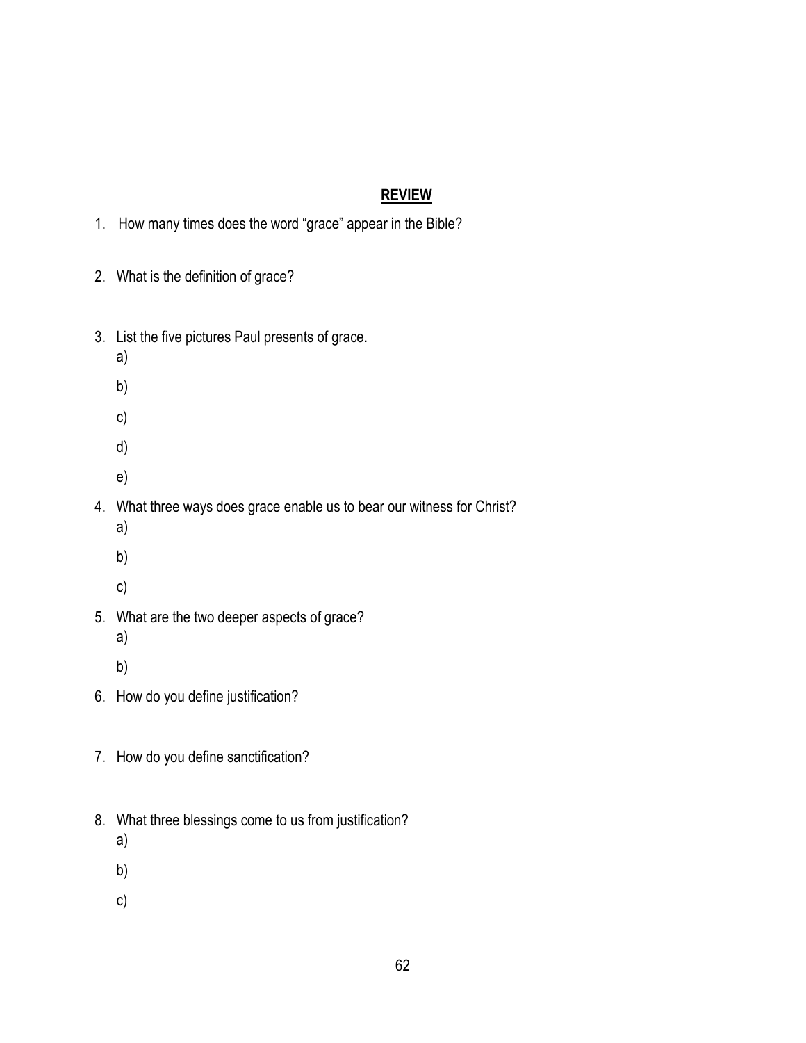## REVIEW

1. How many times does the word "grace" appear in the Bible?

2. What is the definition of grace?

3. List the five pictures Paul presents of grace.
   a)
   b)
   c)
   d)
   e)

4. What three ways does grace enable us to bear our witness for Christ?
   a)
   b)
   c)

5. What are the two deeper aspects of grace?
   a)
   b)

6. How do you define justification?

7. How do you define sanctification?

8. What three blessings come to us from justification?
   a)
   b)
   c)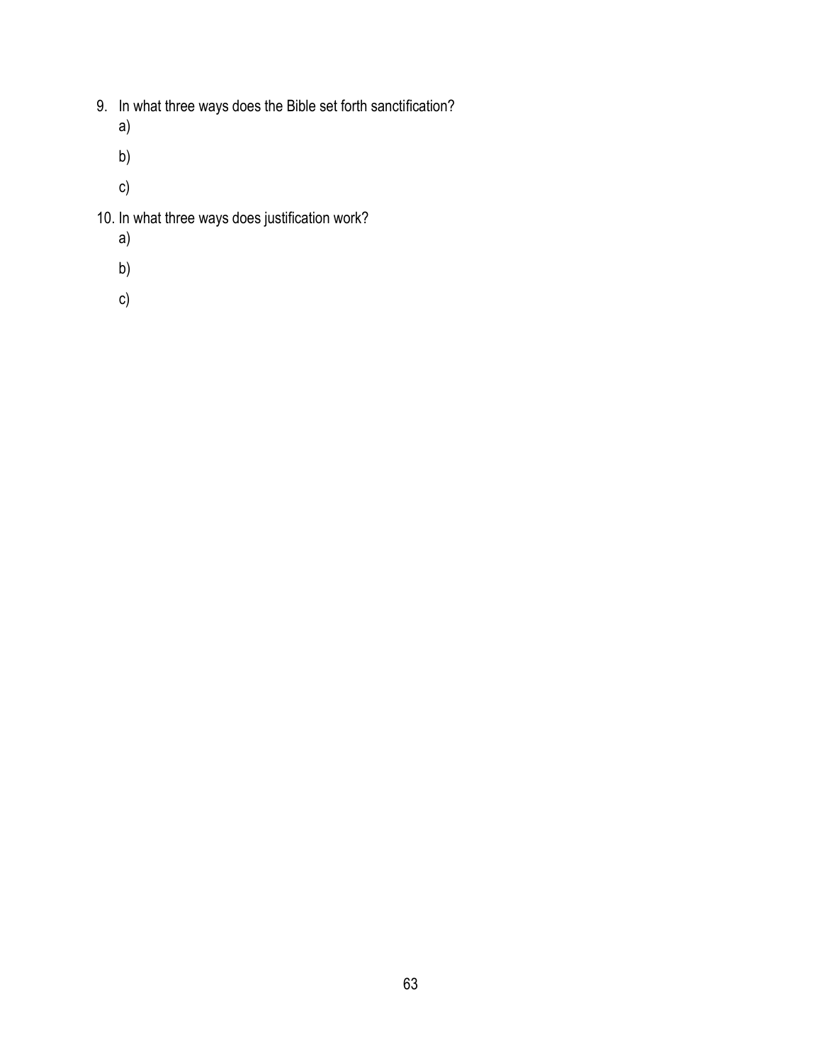9. In what three ways does the Bible set forth sanctification?
   a)
   b)
   c)
10. In what three ways does justification work?
    a)
    b)
    c)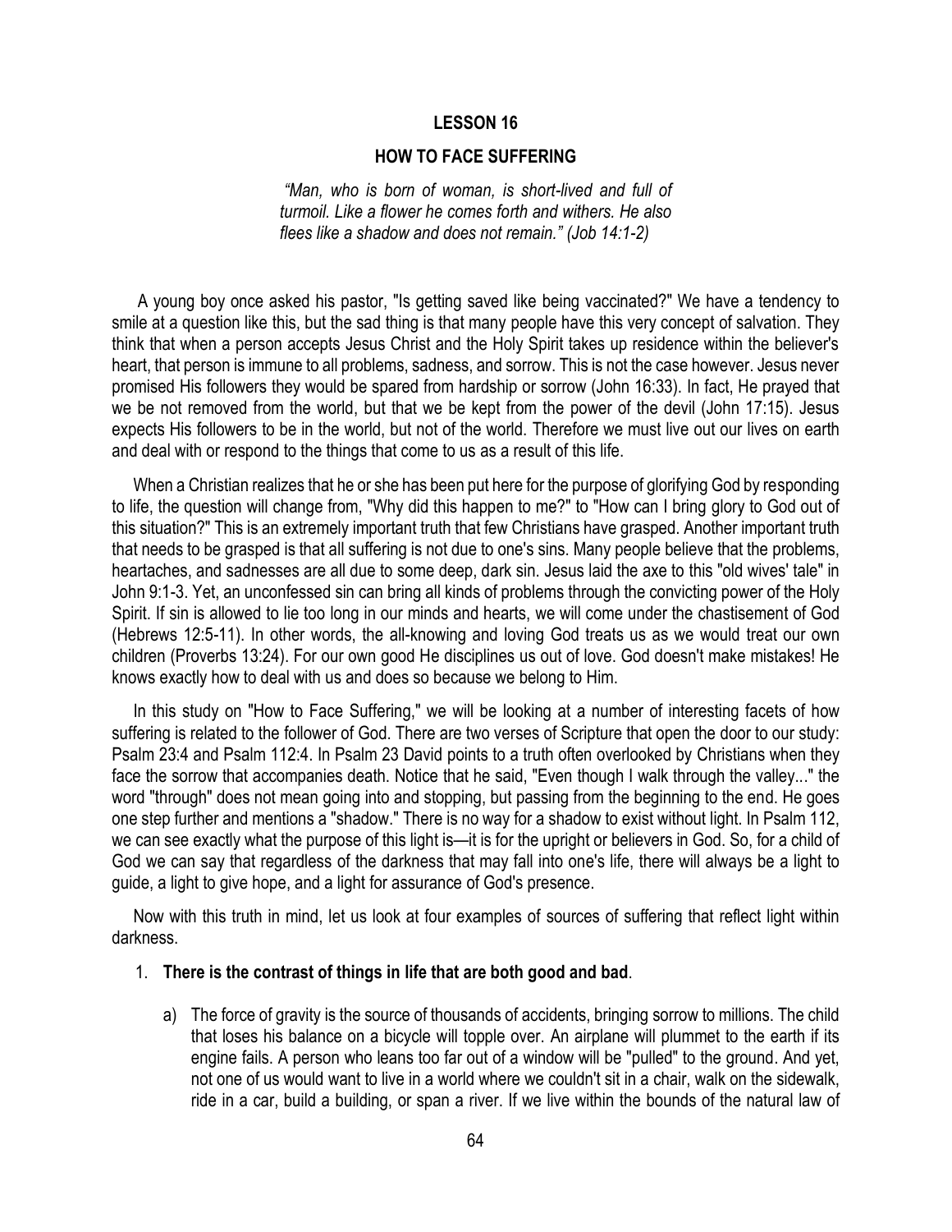# LESSON 16

## HOW TO FACE SUFFERING

> *"Man, who is born of woman, is short-lived and full of turmoil. Like a flower he comes forth and withers. He also flees like a shadow and does not remain." (Job 14:1-2)*

A young boy once asked his pastor, "Is getting saved like being vaccinated?" We have a tendency to smile at a question like this, but the sad thing is that many people have this very concept of salvation. They think that when a person accepts Jesus Christ and the Holy Spirit takes up residence within the believer's heart, that person is immune to all problems, sadness, and sorrow. This is not the case however. Jesus never promised His followers they would be spared from hardship or sorrow (John 16:33). In fact, He prayed that we be not removed from the world, but that we be kept from the power of the devil (John 17:15). Jesus expects His followers to be in the world, but not of the world. Therefore we must live out our lives on earth and deal with or respond to the things that come to us as a result of this life.

When a Christian realizes that he or she has been put here for the purpose of glorifying God by responding to life, the question will change from, "Why did this happen to me?" to "How can I bring glory to God out of this situation?" This is an extremely important truth that few Christians have grasped. Another important truth that needs to be grasped is that all suffering is not due to one's sins. Many people believe that the problems, heartaches, and sadnesses are all due to some deep, dark sin. Jesus laid the axe to this "old wives' tale" in John 9:1-3. Yet, an unconfessed sin can bring all kinds of problems through the convicting power of the Holy Spirit. If sin is allowed to lie too long in our minds and hearts, we will come under the chastisement of God (Hebrews 12:5-11). In other words, the all-knowing and loving God treats us as we would treat our own children (Proverbs 13:24). For our own good He disciplines us out of love. God doesn't make mistakes! He knows exactly how to deal with us and does so because we belong to Him.

In this study on "How to Face Suffering," we will be looking at a number of interesting facets of how suffering is related to the follower of God. There are two verses of Scripture that open the door to our study: Psalm 23:4 and Psalm 112:4. In Psalm 23 David points to a truth often overlooked by Christians when they face the sorrow that accompanies death. Notice that he said, "Even though I walk through the valley..." the word "through" does not mean going into and stopping, but passing from the beginning to the end. He goes one step further and mentions a "shadow." There is no way for a shadow to exist without light. In Psalm 112, we can see exactly what the purpose of this light is—it is for the upright or believers in God. So, for a child of God we can say that regardless of the darkness that may fall into one's life, there will always be a light to guide, a light to give hope, and a light for assurance of God's presence.

Now with this truth in mind, let us look at four examples of sources of suffering that reflect light within darkness.

1. **There is the contrast of things in life that are both good and bad**.

   a) The force of gravity is the source of thousands of accidents, bringing sorrow to millions. The child that loses his balance on a bicycle will topple over. An airplane will plummet to the earth if its engine fails. A person who leans too far out of a window will be "pulled" to the ground. And yet, not one of us would want to live in a world where we couldn't sit in a chair, walk on the sidewalk, ride in a car, build a building, or span a river. If we live within the bounds of the natural law of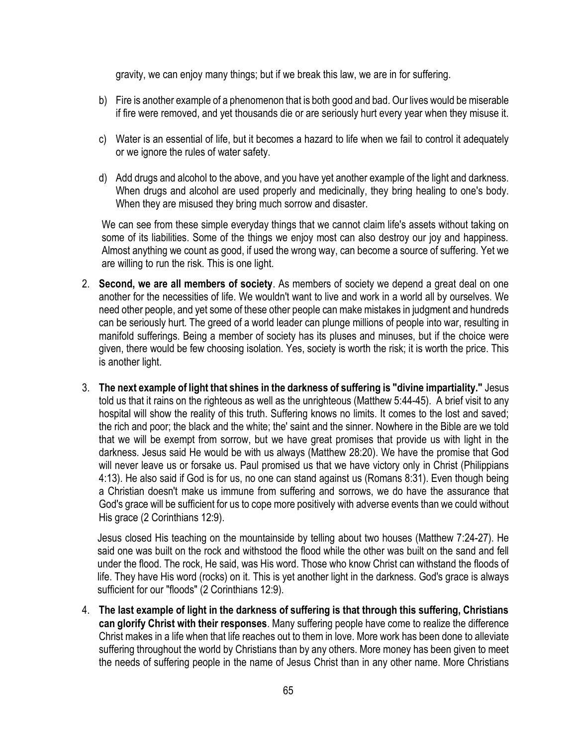gravity, we can enjoy many things; but if we break this law, we are in for suffering.

b) Fire is another example of a phenomenon that is both good and bad. Our lives would be miserable if fire were removed, and yet thousands die or are seriously hurt every year when they misuse it.

c) Water is an essential of life, but it becomes a hazard to life when we fail to control it adequately or we ignore the rules of water safety.

d) Add drugs and alcohol to the above, and you have yet another example of the light and darkness. When drugs and alcohol are used properly and medicinally, they bring healing to one's body. When they are misused they bring much sorrow and disaster.

We can see from these simple everyday things that we cannot claim life's assets without taking on some of its liabilities. Some of the things we enjoy most can also destroy our joy and happiness. Almost anything we count as good, if used the wrong way, can become a source of suffering. Yet we are willing to run the risk. This is one light.

2. **Second, we are all members of society**. As members of society we depend a great deal on one another for the necessities of life. We wouldn't want to live and work in a world all by ourselves. We need other people, and yet some of these other people can make mistakes in judgment and hundreds can be seriously hurt. The greed of a world leader can plunge millions of people into war, resulting in manifold sufferings. Being a member of society has its pluses and minuses, but if the choice were given, there would be few choosing isolation. Yes, society is worth the risk; it is worth the price. This is another light.

3. **The next example of light that shines in the darkness of suffering is "divine impartiality."** Jesus told us that it rains on the righteous as well as the unrighteous (Matthew 5:44-45). A brief visit to any hospital will show the reality of this truth. Suffering knows no limits. It comes to the lost and saved; the rich and poor; the black and the white; the' saint and the sinner. Nowhere in the Bible are we told that we will be exempt from sorrow, but we have great promises that provide us with light in the darkness. Jesus said He would be with us always (Matthew 28:20). We have the promise that God will never leave us or forsake us. Paul promised us that we have victory only in Christ (Philippians 4:13). He also said if God is for us, no one can stand against us (Romans 8:31). Even though being a Christian doesn't make us immune from suffering and sorrows, we do have the assurance that God's grace will be sufficient for us to cope more positively with adverse events than we could without His grace (2 Corinthians 12:9).

   Jesus closed His teaching on the mountainside by telling about two houses (Matthew 7:24-27). He said one was built on the rock and withstood the flood while the other was built on the sand and fell under the flood. The rock, He said, was His word. Those who know Christ can withstand the floods of life. They have His word (rocks) on it. This is yet another light in the darkness. God's grace is always sufficient for our "floods" (2 Corinthians 12:9).

4. **The last example of light in the darkness of suffering is that through this suffering, Christians can glorify Christ with their responses**. Many suffering people have come to realize the difference Christ makes in a life when that life reaches out to them in love. More work has been done to alleviate suffering throughout the world by Christians than by any others. More money has been given to meet the needs of suffering people in the name of Jesus Christ than in any other name. More Christians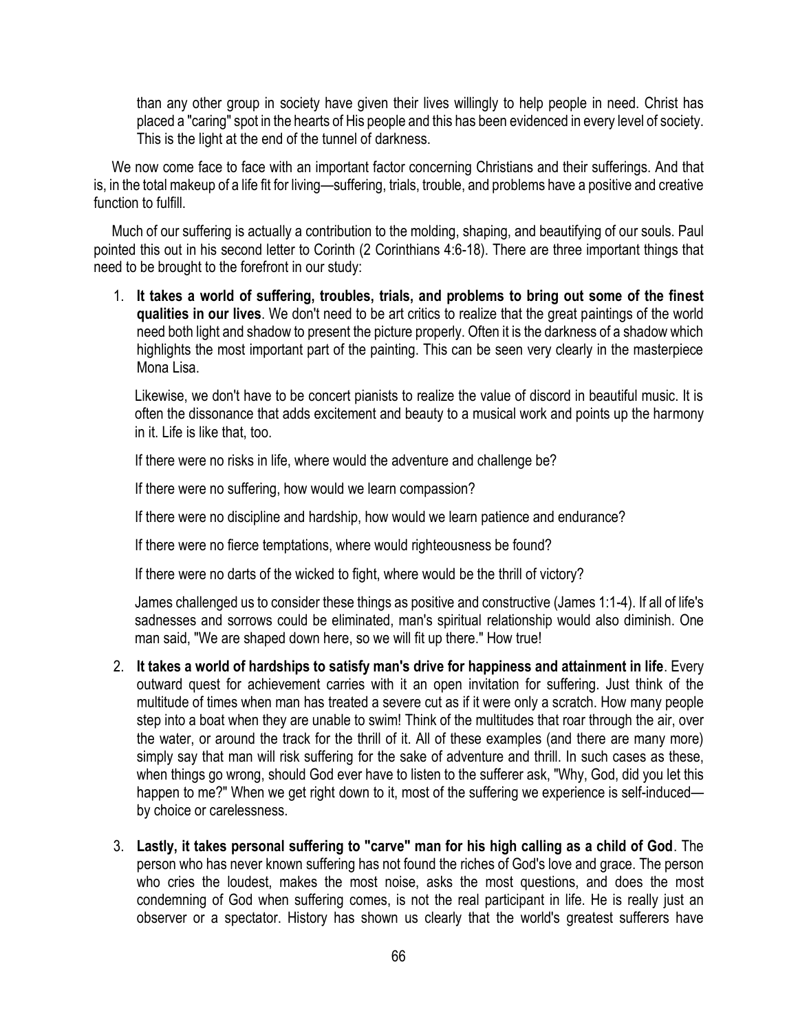than any other group in society have given their lives willingly to help people in need. Christ has placed a "caring" spot in the hearts of His people and this has been evidenced in every level of society. This is the light at the end of the tunnel of darkness.

We now come face to face with an important factor concerning Christians and their sufferings. And that is, in the total makeup of a life fit for living—suffering, trials, trouble, and problems have a positive and creative function to fulfill.

Much of our suffering is actually a contribution to the molding, shaping, and beautifying of our souls. Paul pointed this out in his second letter to Corinth (2 Corinthians 4:6-18). There are three important things that need to be brought to the forefront in our study:

1. **It takes a world of suffering, troubles, trials, and problems to bring out some of the finest qualities in our lives**. We don't need to be art critics to realize that the great paintings of the world need both light and shadow to present the picture properly. Often it is the darkness of a shadow which highlights the most important part of the painting. This can be seen very clearly in the masterpiece Mona Lisa.

   Likewise, we don't have to be concert pianists to realize the value of discord in beautiful music. It is often the dissonance that adds excitement and beauty to a musical work and points up the harmony in it. Life is like that, too.

   If there were no risks in life, where would the adventure and challenge be?

   If there were no suffering, how would we learn compassion?

   If there were no discipline and hardship, how would we learn patience and endurance?

   If there were no fierce temptations, where would righteousness be found?

   If there were no darts of the wicked to fight, where would be the thrill of victory?

   James challenged us to consider these things as positive and constructive (James 1:1-4). If all of life's sadnesses and sorrows could be eliminated, man's spiritual relationship would also diminish. One man said, "We are shaped down here, so we will fit up there." How true!

2. **It takes a world of hardships to satisfy man's drive for happiness and attainment in life**. Every outward quest for achievement carries with it an open invitation for suffering. Just think of the multitude of times when man has treated a severe cut as if it were only a scratch. How many people step into a boat when they are unable to swim! Think of the multitudes that roar through the air, over the water, or around the track for the thrill of it. All of these examples (and there are many more) simply say that man will risk suffering for the sake of adventure and thrill. In such cases as these, when things go wrong, should God ever have to listen to the sufferer ask, "Why, God, did you let this happen to me?" When we get right down to it, most of the suffering we experience is self-induced—by choice or carelessness.

3. **Lastly, it takes personal suffering to "carve" man for his high calling as a child of God**. The person who has never known suffering has not found the riches of God's love and grace. The person who cries the loudest, makes the most noise, asks the most questions, and does the most condemning of God when suffering comes, is not the real participant in life. He is really just an observer or a spectator. History has shown us clearly that the world's greatest sufferers have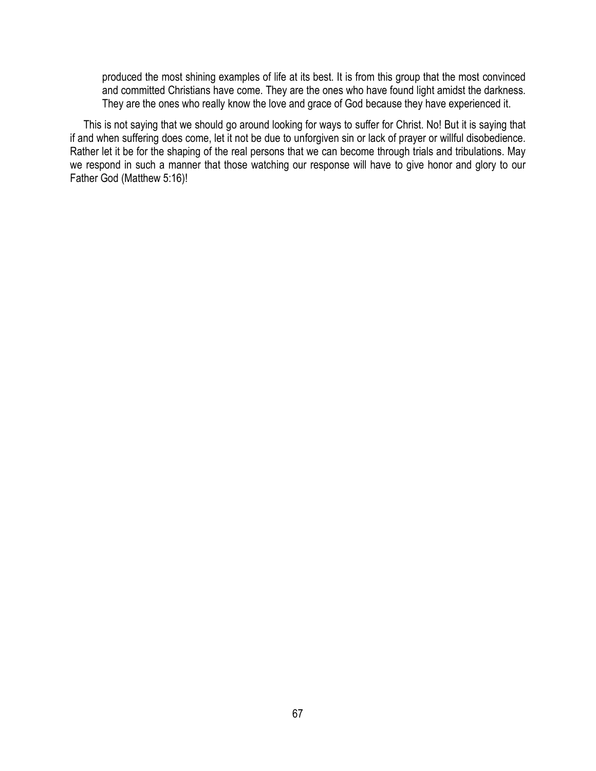> produced the most shining examples of life at its best. It is from this group that the most convinced and committed Christians have come. They are the ones who have found light amidst the darkness. They are the ones who really know the love and grace of God because they have experienced it.

This is not saying that we should go around looking for ways to suffer for Christ. No! But it is saying that if and when suffering does come, let it not be due to unforgiven sin or lack of prayer or willful disobedience. Rather let it be for the shaping of the real persons that we can become through trials and tribulations. May we respond in such a manner that those watching our response will have to give honor and glory to our Father God (Matthew 5:16)!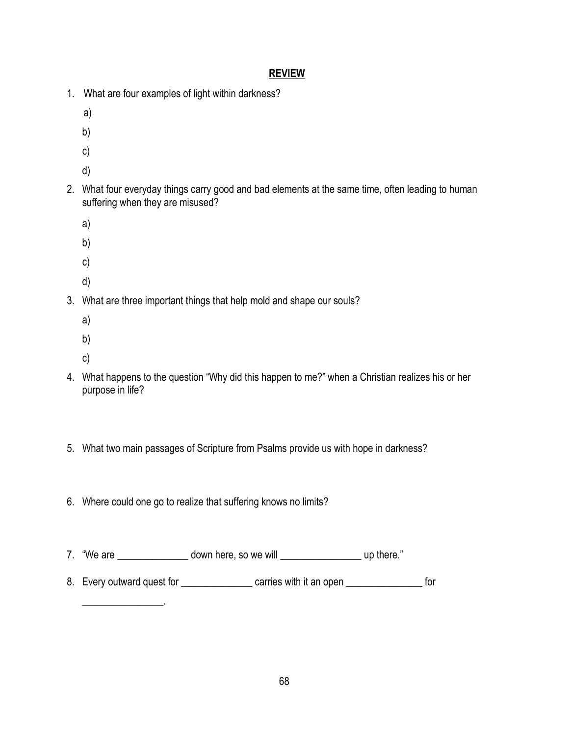## REVIEW

1. What are four examples of light within darkness?

   a)

   b)

   c)

   d)

2. What four everyday things carry good and bad elements at the same time, often leading to human suffering when they are misused?

   a)

   b)

   c)

   d)

3. What are three important things that help mold and shape our souls?

   a)

   b)

   c)

4. What happens to the question "Why did this happen to me?" when a Christian realizes his or her purpose in life?

5. What two main passages of Scripture from Psalms provide us with hope in darkness?

6. Where could one go to realize that suffering knows no limits?

7. "We are ______________ down here, so we will ________________ up there."

8. Every outward quest for ______________ carries with it an open _______________ for ________________.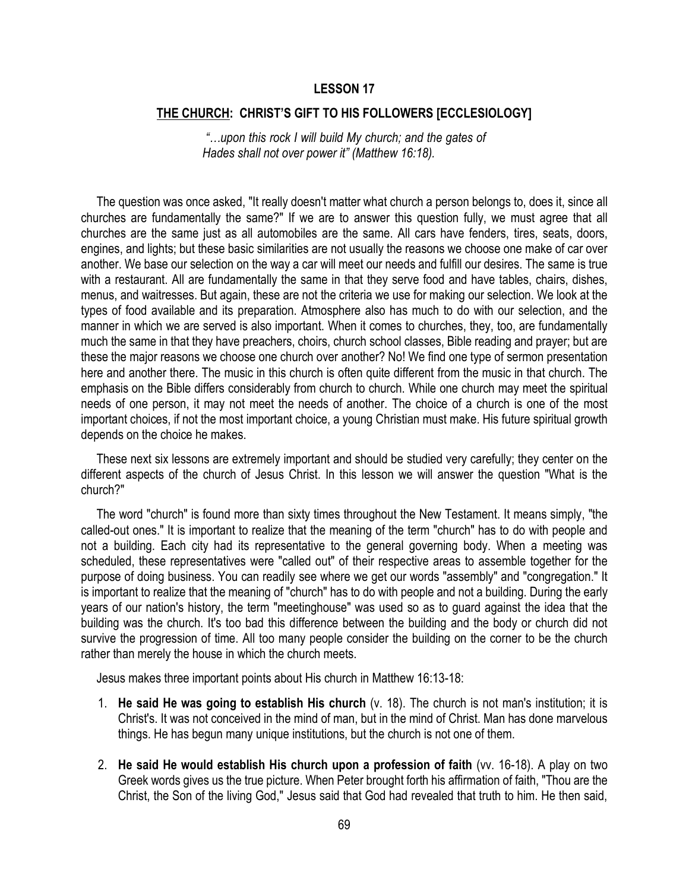## LESSON 17

## <u>THE CHURCH</u>: CHRIST'S GIFT TO HIS FOLLOWERS [ECCLESIOLOGY]

*"…upon this rock I will build My church; and the gates of Hades shall not over power it" (Matthew 16:18).*

The question was once asked, "It really doesn't matter what church a person belongs to, does it, since all churches are fundamentally the same?" If we are to answer this question fully, we must agree that all churches are the same just as all automobiles are the same. All cars have fenders, tires, seats, doors, engines, and lights; but these basic similarities are not usually the reasons we choose one make of car over another. We base our selection on the way a car will meet our needs and fulfill our desires. The same is true with a restaurant. All are fundamentally the same in that they serve food and have tables, chairs, dishes, menus, and waitresses. But again, these are not the criteria we use for making our selection. We look at the types of food available and its preparation. Atmosphere also has much to do with our selection, and the manner in which we are served is also important. When it comes to churches, they, too, are fundamentally much the same in that they have preachers, choirs, church school classes, Bible reading and prayer; but are these the major reasons we choose one church over another? No! We find one type of sermon presentation here and another there. The music in this church is often quite different from the music in that church. The emphasis on the Bible differs considerably from church to church. While one church may meet the spiritual needs of one person, it may not meet the needs of another. The choice of a church is one of the most important choices, if not the most important choice, a young Christian must make. His future spiritual growth depends on the choice he makes.

These next six lessons are extremely important and should be studied very carefully; they center on the different aspects of the church of Jesus Christ. In this lesson we will answer the question "What is the church?"

The word "church" is found more than sixty times throughout the New Testament. It means simply, "the called-out ones." It is important to realize that the meaning of the term "church" has to do with people and not a building. Each city had its representative to the general governing body. When a meeting was scheduled, these representatives were "called out" of their respective areas to assemble together for the purpose of doing business. You can readily see where we get our words "assembly" and "congregation." It is important to realize that the meaning of "church" has to do with people and not a building. During the early years of our nation's history, the term "meetinghouse" was used so as to guard against the idea that the building was the church. It's too bad this difference between the building and the body or church did not survive the progression of time. All too many people consider the building on the corner to be the church rather than merely the house in which the church meets.

Jesus makes three important points about His church in Matthew 16:13-18:

1. **He said He was going to establish His church** (v. 18). The church is not man's institution; it is Christ's. It was not conceived in the mind of man, but in the mind of Christ. Man has done marvelous things. He has begun many unique institutions, but the church is not one of them.

2. **He said He would establish His church upon a profession of faith** (vv. 16-18). A play on two Greek words gives us the true picture. When Peter brought forth his affirmation of faith, "Thou are the Christ, the Son of the living God," Jesus said that God had revealed that truth to him. He then said,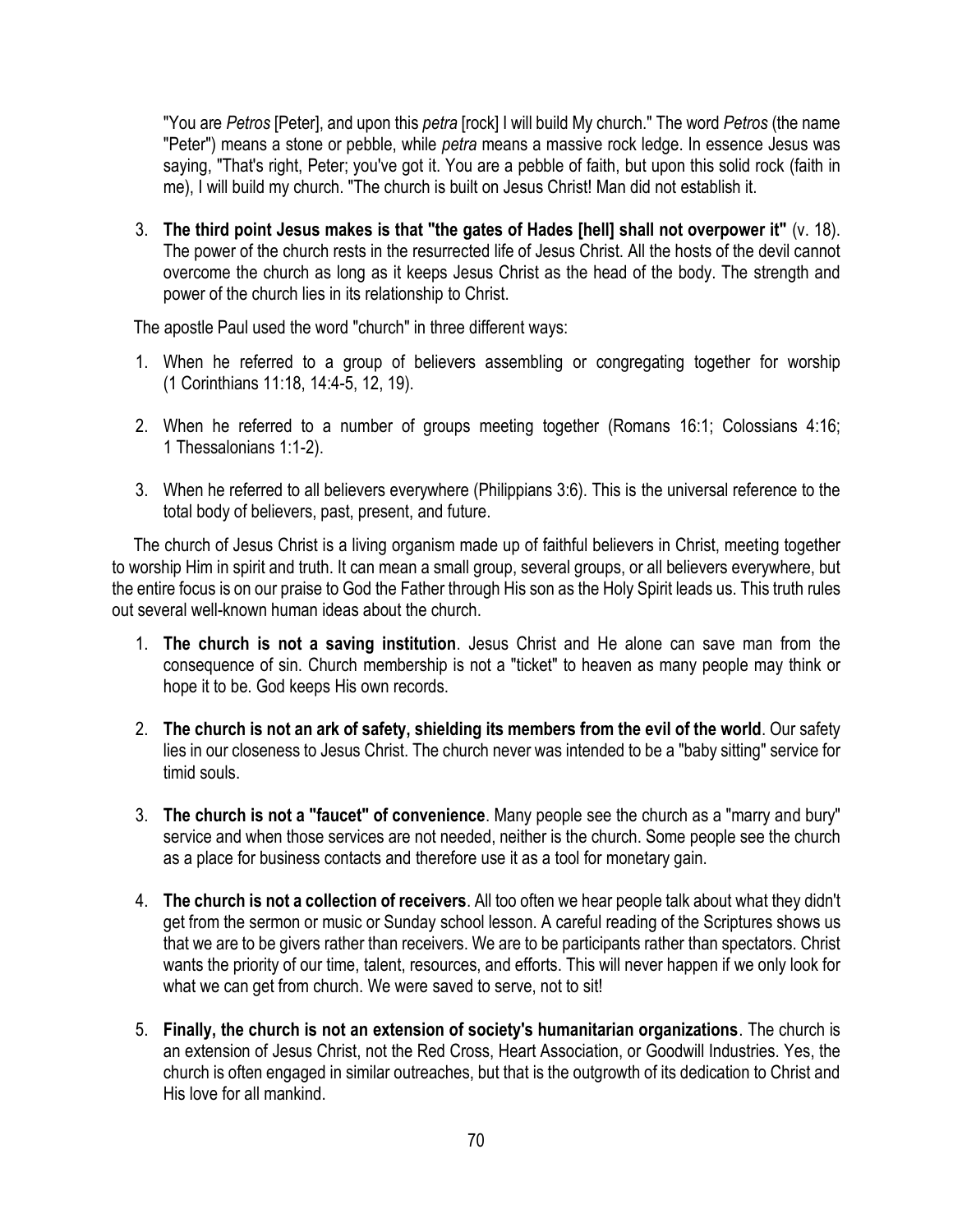"You are *Petros* [Peter], and upon this *petra* [rock] I will build My church." The word *Petros* (the name "Peter") means a stone or pebble, while *petra* means a massive rock ledge. In essence Jesus was saying, "That's right, Peter; you've got it. You are a pebble of faith, but upon this solid rock (faith in me), I will build my church. "The church is built on Jesus Christ! Man did not establish it.

3. **The third point Jesus makes is that "the gates of Hades [hell] shall not overpower it"** (v. 18). The power of the church rests in the resurrected life of Jesus Christ. All the hosts of the devil cannot overcome the church as long as it keeps Jesus Christ as the head of the body. The strength and power of the church lies in its relationship to Christ.

The apostle Paul used the word "church" in three different ways:

1. When he referred to a group of believers assembling or congregating together for worship (1 Corinthians 11:18, 14:4-5, 12, 19).

2. When he referred to a number of groups meeting together (Romans 16:1; Colossians 4:16; 1 Thessalonians 1:1-2).

3. When he referred to all believers everywhere (Philippians 3:6). This is the universal reference to the total body of believers, past, present, and future.

The church of Jesus Christ is a living organism made up of faithful believers in Christ, meeting together to worship Him in spirit and truth. It can mean a small group, several groups, or all believers everywhere, but the entire focus is on our praise to God the Father through His son as the Holy Spirit leads us. This truth rules out several well-known human ideas about the church.

1. **The church is not a saving institution**. Jesus Christ and He alone can save man from the consequence of sin. Church membership is not a "ticket" to heaven as many people may think or hope it to be. God keeps His own records.

2. **The church is not an ark of safety, shielding its members from the evil of the world**. Our safety lies in our closeness to Jesus Christ. The church never was intended to be a "baby sitting" service for timid souls.

3. **The church is not a "faucet" of convenience**. Many people see the church as a "marry and bury" service and when those services are not needed, neither is the church. Some people see the church as a place for business contacts and therefore use it as a tool for monetary gain.

4. **The church is not a collection of receivers**. All too often we hear people talk about what they didn't get from the sermon or music or Sunday school lesson. A careful reading of the Scriptures shows us that we are to be givers rather than receivers. We are to be participants rather than spectators. Christ wants the priority of our time, talent, resources, and efforts. This will never happen if we only look for what we can get from church. We were saved to serve, not to sit!

5. **Finally, the church is not an extension of society's humanitarian organizations**. The church is an extension of Jesus Christ, not the Red Cross, Heart Association, or Goodwill Industries. Yes, the church is often engaged in similar outreaches, but that is the outgrowth of its dedication to Christ and His love for all mankind.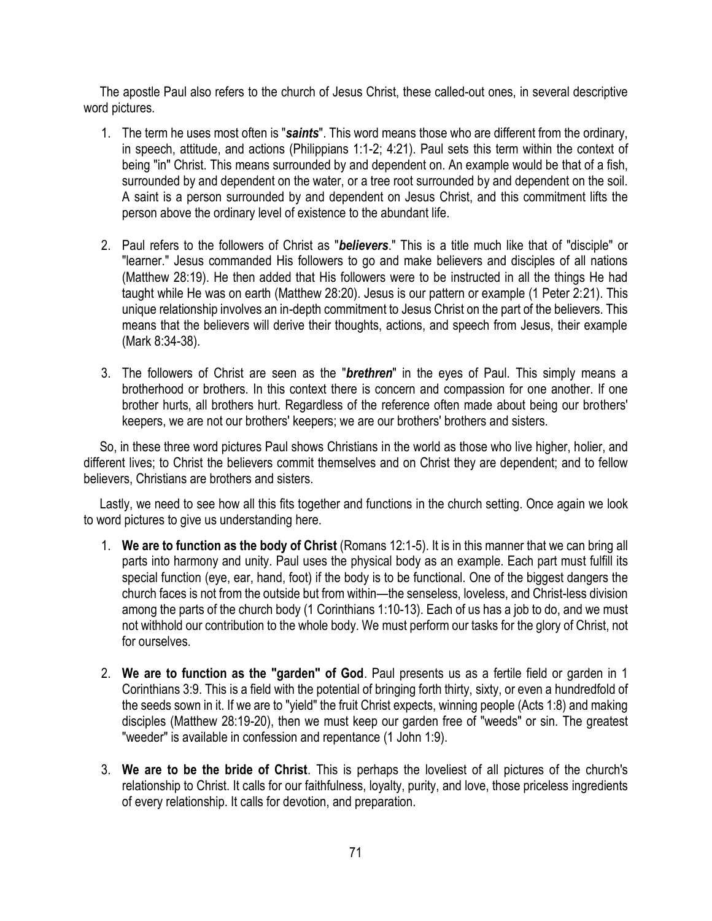The apostle Paul also refers to the church of Jesus Christ, these called-out ones, in several descriptive word pictures.

1. The term he uses most often is "***saints***". This word means those who are different from the ordinary, in speech, attitude, and actions (Philippians 1:1-2; 4:21). Paul sets this term within the context of being "in" Christ. This means surrounded by and dependent on. An example would be that of a fish, surrounded by and dependent on the water, or a tree root surrounded by and dependent on the soil. A saint is a person surrounded by and dependent on Jesus Christ, and this commitment lifts the person above the ordinary level of existence to the abundant life.

2. Paul refers to the followers of Christ as "***believers***." This is a title much like that of "disciple" or "learner." Jesus commanded His followers to go and make believers and disciples of all nations (Matthew 28:19). He then added that His followers were to be instructed in all the things He had taught while He was on earth (Matthew 28:20). Jesus is our pattern or example (1 Peter 2:21). This unique relationship involves an in-depth commitment to Jesus Christ on the part of the believers. This means that the believers will derive their thoughts, actions, and speech from Jesus, their example (Mark 8:34-38).

3. The followers of Christ are seen as the "***brethren***" in the eyes of Paul. This simply means a brotherhood or brothers. In this context there is concern and compassion for one another. If one brother hurts, all brothers hurt. Regardless of the reference often made about being our brothers' keepers, we are not our brothers' keepers; we are our brothers' brothers and sisters.

So, in these three word pictures Paul shows Christians in the world as those who live higher, holier, and different lives; to Christ the believers commit themselves and on Christ they are dependent; and to fellow believers, Christians are brothers and sisters.

Lastly, we need to see how all this fits together and functions in the church setting. Once again we look to word pictures to give us understanding here.

1. **We are to function as the body of Christ** (Romans 12:1-5). It is in this manner that we can bring all parts into harmony and unity. Paul uses the physical body as an example. Each part must fulfill its special function (eye, ear, hand, foot) if the body is to be functional. One of the biggest dangers the church faces is not from the outside but from within—the senseless, loveless, and Christ-less division among the parts of the church body (1 Corinthians 1:10-13). Each of us has a job to do, and we must not withhold our contribution to the whole body. We must perform our tasks for the glory of Christ, not for ourselves.

2. **We are to function as the "garden" of God**. Paul presents us as a fertile field or garden in 1 Corinthians 3:9. This is a field with the potential of bringing forth thirty, sixty, or even a hundredfold of the seeds sown in it. If we are to "yield" the fruit Christ expects, winning people (Acts 1:8) and making disciples (Matthew 28:19-20), then we must keep our garden free of "weeds" or sin. The greatest "weeder" is available in confession and repentance (1 John 1:9).

3. **We are to be the bride of Christ**. This is perhaps the loveliest of all pictures of the church's relationship to Christ. It calls for our faithfulness, loyalty, purity, and love, those priceless ingredients of every relationship. It calls for devotion, and preparation.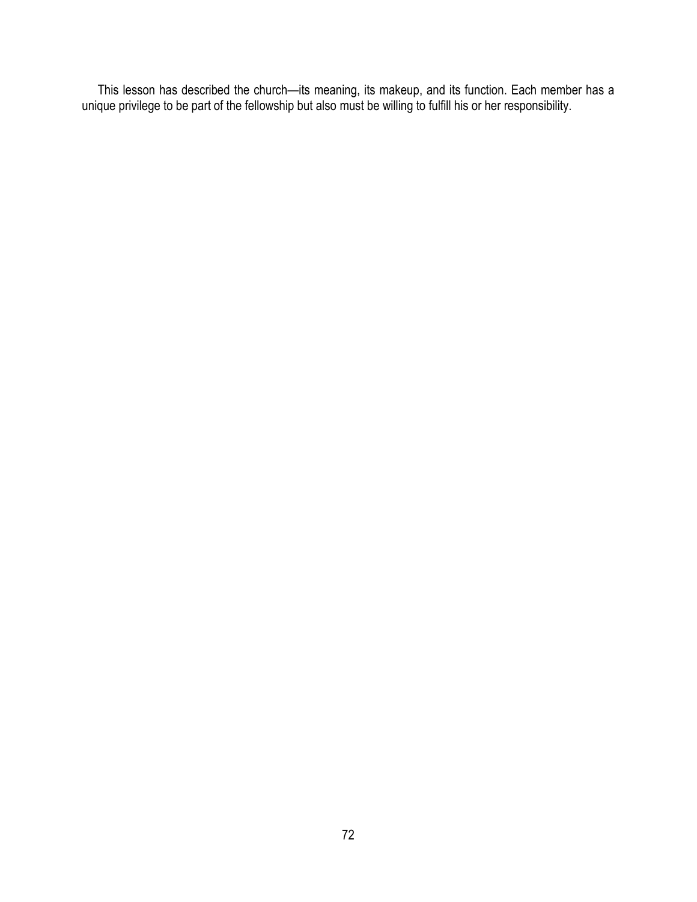This lesson has described the church—its meaning, its makeup, and its function. Each member has a unique privilege to be part of the fellowship but also must be willing to fulfill his or her responsibility.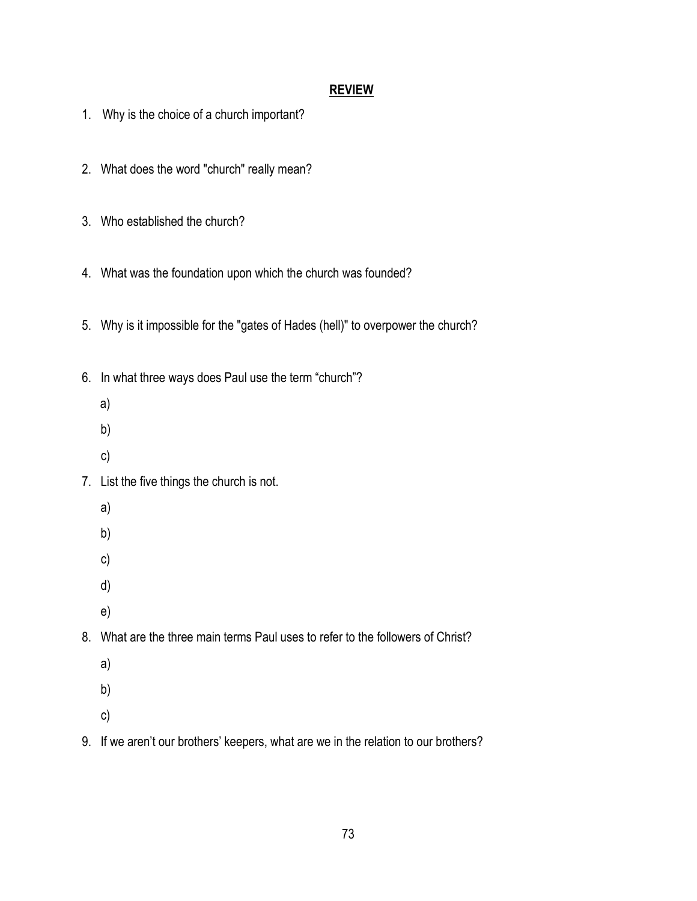## REVIEW

1. Why is the choice of a church important?

2. What does the word "church" really mean?

3. Who established the church?

4. What was the foundation upon which the church was founded?

5. Why is it impossible for the "gates of Hades (hell)" to overpower the church?

6. In what three ways does Paul use the term "church"?

   a)

   b)

   c)

7. List the five things the church is not.

   a)

   b)

   c)

   d)

   e)

8. What are the three main terms Paul uses to refer to the followers of Christ?

   a)

   b)

   c)

9. If we aren't our brothers' keepers, what are we in the relation to our brothers?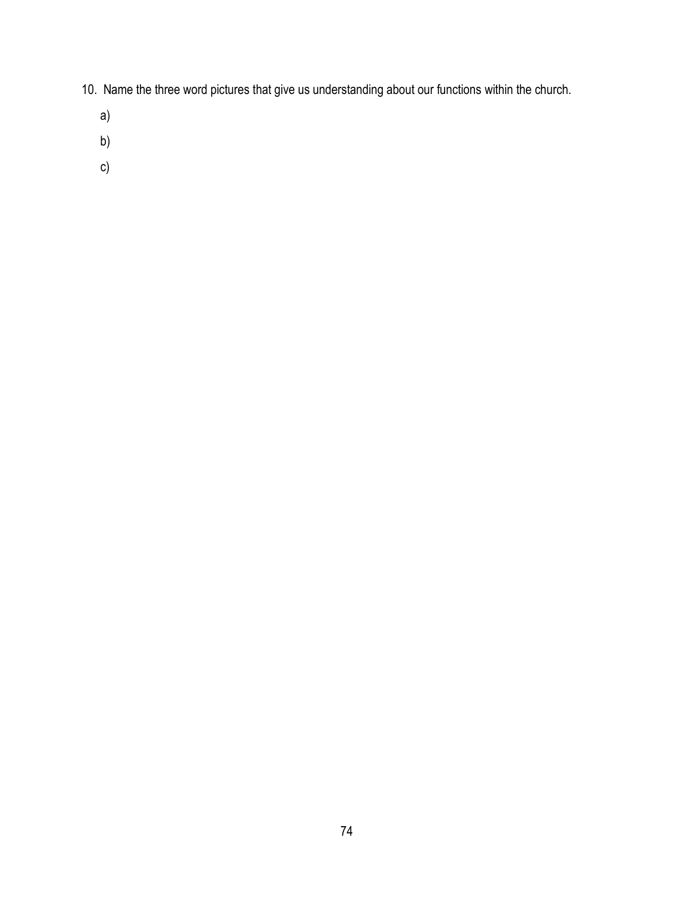10. Name the three word pictures that give us understanding about our functions within the church.

    a)

    b)

    c)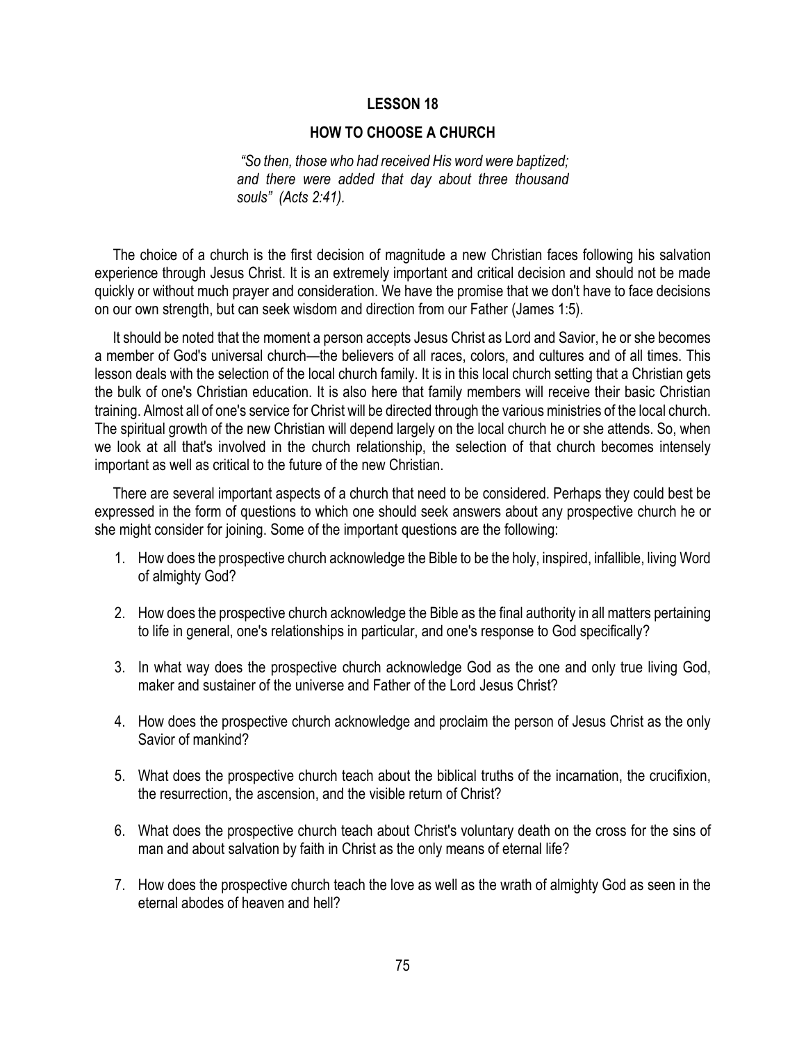# LESSON 18

## HOW TO CHOOSE A CHURCH

*"So then, those who had received His word were baptized; and there were added that day about three thousand souls" (Acts 2:41).*

The choice of a church is the first decision of magnitude a new Christian faces following his salvation experience through Jesus Christ. It is an extremely important and critical decision and should not be made quickly or without much prayer and consideration. We have the promise that we don't have to face decisions on our own strength, but can seek wisdom and direction from our Father (James 1:5).

It should be noted that the moment a person accepts Jesus Christ as Lord and Savior, he or she becomes a member of God's universal church—the believers of all races, colors, and cultures and of all times. This lesson deals with the selection of the local church family. It is in this local church setting that a Christian gets the bulk of one's Christian education. It is also here that family members will receive their basic Christian training. Almost all of one's service for Christ will be directed through the various ministries of the local church. The spiritual growth of the new Christian will depend largely on the local church he or she attends. So, when we look at all that's involved in the church relationship, the selection of that church becomes intensely important as well as critical to the future of the new Christian.

There are several important aspects of a church that need to be considered. Perhaps they could best be expressed in the form of questions to which one should seek answers about any prospective church he or she might consider for joining. Some of the important questions are the following:

1. How does the prospective church acknowledge the Bible to be the holy, inspired, infallible, living Word of almighty God?

2. How does the prospective church acknowledge the Bible as the final authority in all matters pertaining to life in general, one's relationships in particular, and one's response to God specifically?

3. In what way does the prospective church acknowledge God as the one and only true living God, maker and sustainer of the universe and Father of the Lord Jesus Christ?

4. How does the prospective church acknowledge and proclaim the person of Jesus Christ as the only Savior of mankind?

5. What does the prospective church teach about the biblical truths of the incarnation, the crucifixion, the resurrection, the ascension, and the visible return of Christ?

6. What does the prospective church teach about Christ's voluntary death on the cross for the sins of man and about salvation by faith in Christ as the only means of eternal life?

7. How does the prospective church teach the love as well as the wrath of almighty God as seen in the eternal abodes of heaven and hell?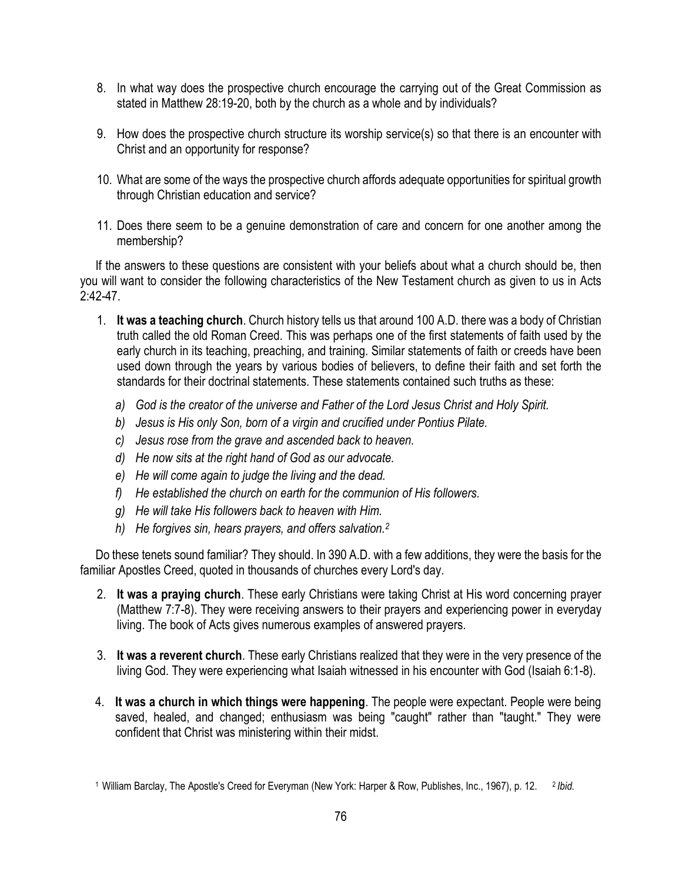8. In what way does the prospective church encourage the carrying out of the Great Commission as stated in Matthew 28:19-20, both by the church as a whole and by individuals?

9. How does the prospective church structure its worship service(s) so that there is an encounter with Christ and an opportunity for response?

10. What are some of the ways the prospective church affords adequate opportunities for spiritual growth through Christian education and service?

11. Does there seem to be a genuine demonstration of care and concern for one another among the membership?

If the answers to these questions are consistent with your beliefs about what a church should be, then you will want to consider the following characteristics of the New Testament church as given to us in Acts 2:42-47.

1. **It was a teaching church**. Church history tells us that around 100 A.D. there was a body of Christian truth called the old Roman Creed. This was perhaps one of the first statements of faith used by the early church in its teaching, preaching, and training. Similar statements of faith or creeds have been used down through the years by various bodies of believers, to define their faith and set forth the standards for their doctrinal statements. These statements contained such truths as these:

   a) *God is the creator of the universe and Father of the Lord Jesus Christ and Holy Spirit.*
   b) *Jesus is His only Son, born of a virgin and crucified under Pontius Pilate.*
   c) *Jesus rose from the grave and ascended back to heaven.*
   d) *He now sits at the right hand of God as our advocate.*
   e) *He will come again to judge the living and the dead.*
   f) *He established the church on earth for the communion of His followers.*
   g) *He will take His followers back to heaven with Him.*
   h) *He forgives sin, hears prayers, and offers salvation.*[2]

Do these tenets sound familiar? They should. In 390 A.D. with a few additions, they were the basis for the familiar Apostles Creed, quoted in thousands of churches every Lord's day.

2. **It was a praying church**. These early Christians were taking Christ at His word concerning prayer (Matthew 7:7-8). They were receiving answers to their prayers and experiencing power in everyday living. The book of Acts gives numerous examples of answered prayers.

3. **It was a reverent church**. These early Christians realized that they were in the very presence of the living God. They were experiencing what Isaiah witnessed in his encounter with God (Isaiah 6:1-8).

4. **It was a church in which things were happening**. The people were expectant. People were being saved, healed, and changed; enthusiasm was being "caught" rather than "taught." They were confident that Christ was ministering within their midst.

[1] William Barclay, The Apostle's Creed for Everyman (New York: Harper & Row, Publishes, Inc., 1967), p. 12. [2] *Ibid.*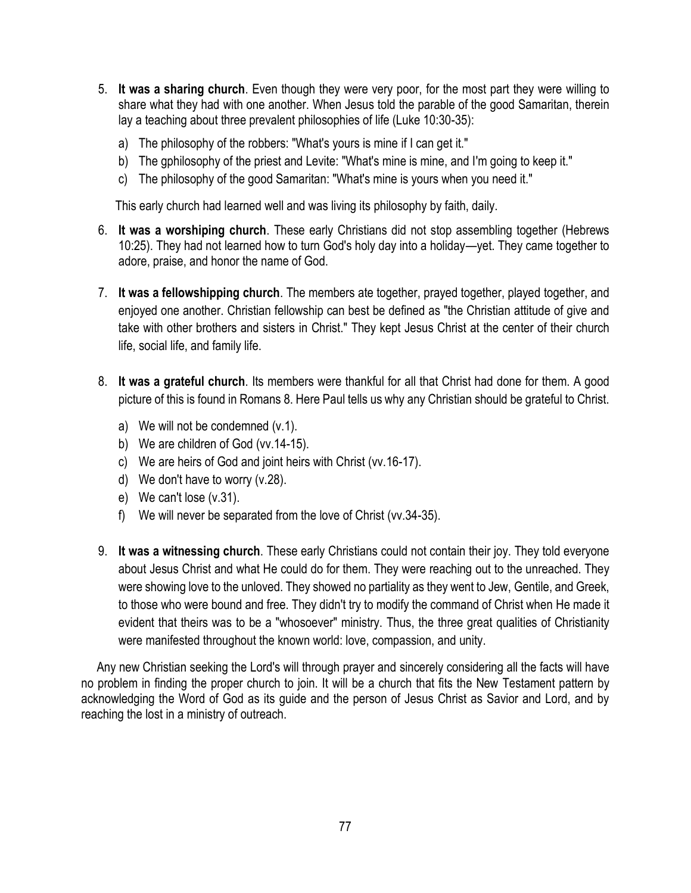5. **It was a sharing church**. Even though they were very poor, for the most part they were willing to share what they had with one another. When Jesus told the parable of the good Samaritan, therein lay a teaching about three prevalent philosophies of life (Luke 10:30-35):

   a) The philosophy of the robbers: "What's yours is mine if I can get it."
   b) The gphilosophy of the priest and Levite: "What's mine is mine, and I'm going to keep it."
   c) The philosophy of the good Samaritan: "What's mine is yours when you need it."

   This early church had learned well and was living its philosophy by faith, daily.

6. **It was a worshiping church**. These early Christians did not stop assembling together (Hebrews 10:25). They had not learned how to turn God's holy day into a holiday—yet. They came together to adore, praise, and honor the name of God.

7. **It was a fellowshipping church**. The members ate together, prayed together, played together, and enjoyed one another. Christian fellowship can best be defined as "the Christian attitude of give and take with other brothers and sisters in Christ." They kept Jesus Christ at the center of their church life, social life, and family life.

8. **It was a grateful church**. Its members were thankful for all that Christ had done for them. A good picture of this is found in Romans 8. Here Paul tells us why any Christian should be grateful to Christ.

   a) We will not be condemned (v.1).
   b) We are children of God (vv.14-15).
   c) We are heirs of God and joint heirs with Christ (vv.16-17).
   d) We don't have to worry (v.28).
   e) We can't lose (v.31).
   f) We will never be separated from the love of Christ (vv.34-35).

9. **It was a witnessing church**. These early Christians could not contain their joy. They told everyone about Jesus Christ and what He could do for them. They were reaching out to the unreached. They were showing love to the unloved. They showed no partiality as they went to Jew, Gentile, and Greek, to those who were bound and free. They didn't try to modify the command of Christ when He made it evident that theirs was to be a "whosoever" ministry. Thus, the three great qualities of Christianity were manifested throughout the known world: love, compassion, and unity.

Any new Christian seeking the Lord's will through prayer and sincerely considering all the facts will have no problem in finding the proper church to join. It will be a church that fits the New Testament pattern by acknowledging the Word of God as its guide and the person of Jesus Christ as Savior and Lord, and by reaching the lost in a ministry of outreach.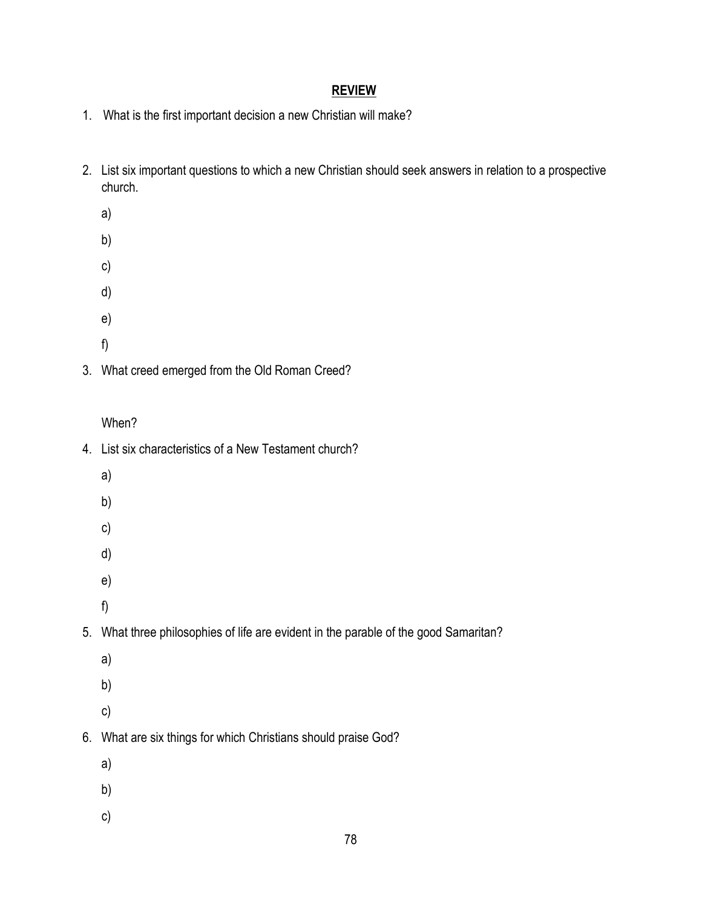## REVIEW

1. What is the first important decision a new Christian will make?

2. List six important questions to which a new Christian should seek answers in relation to a prospective church.

   a)

   b)

   c)

   d)

   e)

   f)

3. What creed emerged from the Old Roman Creed?

   When?

4. List six characteristics of a New Testament church?

   a)

   b)

   c)

   d)

   e)

   f)

5. What three philosophies of life are evident in the parable of the good Samaritan?

   a)

   b)

   c)

6. What are six things for which Christians should praise God?

   a)

   b)

   c)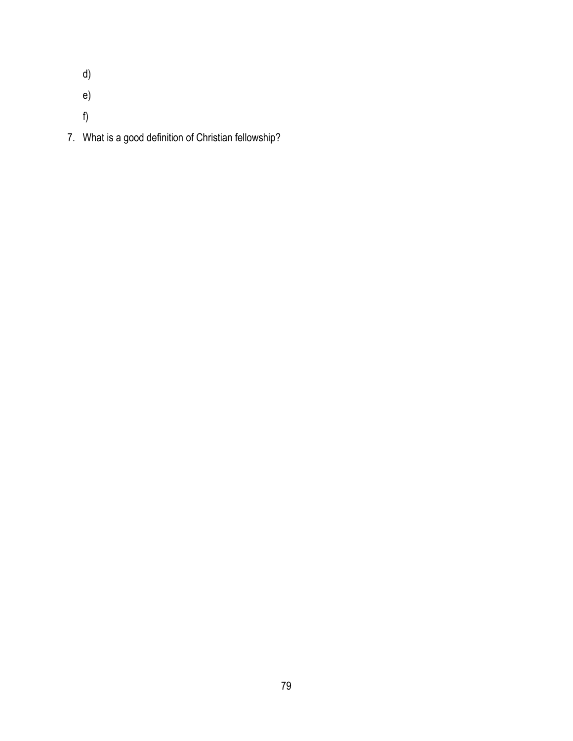d)

e)

f)

7. What is a good definition of Christian fellowship?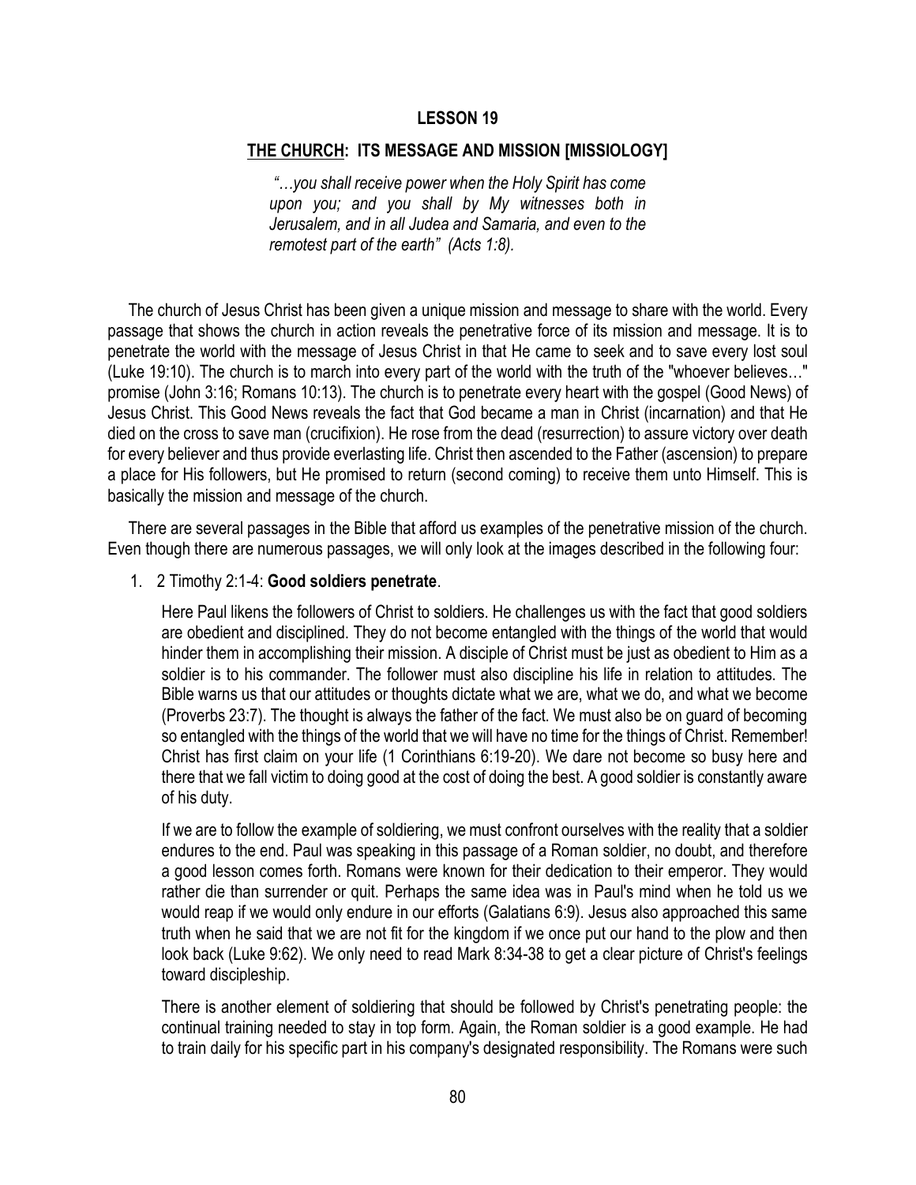# LESSON 19

## THE CHURCH: ITS MESSAGE AND MISSION [MISSIOLOGY]

> *"…you shall receive power when the Holy Spirit has come upon you; and you shall by My witnesses both in Jerusalem, and in all Judea and Samaria, and even to the remotest part of the earth" (Acts 1:8).*

The church of Jesus Christ has been given a unique mission and message to share with the world. Every passage that shows the church in action reveals the penetrative force of its mission and message. It is to penetrate the world with the message of Jesus Christ in that He came to seek and to save every lost soul (Luke 19:10). The church is to march into every part of the world with the truth of the "whoever believes…" promise (John 3:16; Romans 10:13). The church is to penetrate every heart with the gospel (Good News) of Jesus Christ. This Good News reveals the fact that God became a man in Christ (incarnation) and that He died on the cross to save man (crucifixion). He rose from the dead (resurrection) to assure victory over death for every believer and thus provide everlasting life. Christ then ascended to the Father (ascension) to prepare a place for His followers, but He promised to return (second coming) to receive them unto Himself. This is basically the mission and message of the church.

There are several passages in the Bible that afford us examples of the penetrative mission of the church. Even though there are numerous passages, we will only look at the images described in the following four:

1. 2 Timothy 2:1-4: **Good soldiers penetrate**.

   Here Paul likens the followers of Christ to soldiers. He challenges us with the fact that good soldiers are obedient and disciplined. They do not become entangled with the things of the world that would hinder them in accomplishing their mission. A disciple of Christ must be just as obedient to Him as a soldier is to his commander. The follower must also discipline his life in relation to attitudes. The Bible warns us that our attitudes or thoughts dictate what we are, what we do, and what we become (Proverbs 23:7). The thought is always the father of the fact. We must also be on guard of becoming so entangled with the things of the world that we will have no time for the things of Christ. Remember! Christ has first claim on your life (1 Corinthians 6:19-20). We dare not become so busy here and there that we fall victim to doing good at the cost of doing the best. A good soldier is constantly aware of his duty.

   If we are to follow the example of soldiering, we must confront ourselves with the reality that a soldier endures to the end. Paul was speaking in this passage of a Roman soldier, no doubt, and therefore a good lesson comes forth. Romans were known for their dedication to their emperor. They would rather die than surrender or quit. Perhaps the same idea was in Paul's mind when he told us we would reap if we would only endure in our efforts (Galatians 6:9). Jesus also approached this same truth when he said that we are not fit for the kingdom if we once put our hand to the plow and then look back (Luke 9:62). We only need to read Mark 8:34-38 to get a clear picture of Christ's feelings toward discipleship.

   There is another element of soldiering that should be followed by Christ's penetrating people: the continual training needed to stay in top form. Again, the Roman soldier is a good example. He had to train daily for his specific part in his company's designated responsibility. The Romans were such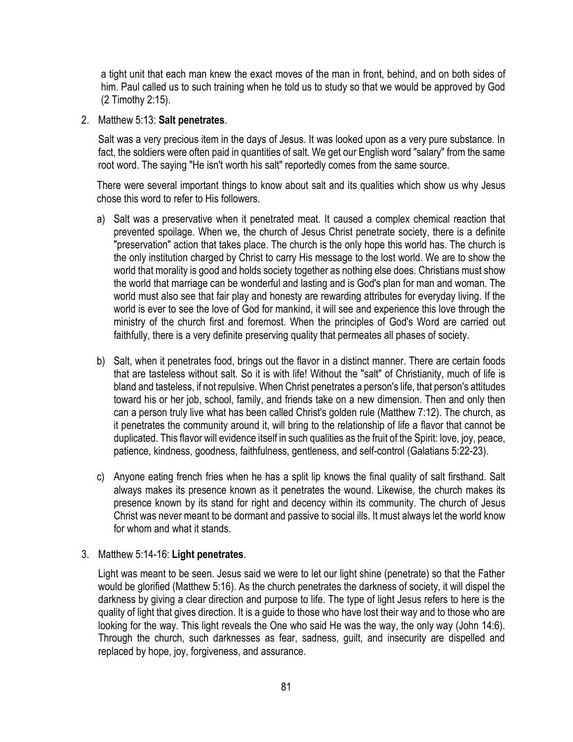a tight unit that each man knew the exact moves of the man in front, behind, and on both sides of him. Paul called us to such training when he told us to study so that we would be approved by God (2 Timothy 2:15).

2. Matthew 5:13: **Salt penetrates**.

   Salt was a very precious item in the days of Jesus. It was looked upon as a very pure substance. In fact, the soldiers were often paid in quantities of salt. We get our English word "salary" from the same root word. The saying "He isn't worth his salt" reportedly comes from the same source.

   There were several important things to know about salt and its qualities which show us why Jesus chose this word to refer to His followers.

   a) Salt was a preservative when it penetrated meat. It caused a complex chemical reaction that prevented spoilage. When we, the church of Jesus Christ penetrate society, there is a definite "preservation" action that takes place. The church is the only hope this world has. The church is the only institution charged by Christ to carry His message to the lost world. We are to show the world that morality is good and holds society together as nothing else does. Christians must show the world that marriage can be wonderful and lasting and is God's plan for man and woman. The world must also see that fair play and honesty are rewarding attributes for everyday living. If the world is ever to see the love of God for mankind, it will see and experience this love through the ministry of the church first and foremost. When the principles of God's Word are carried out faithfully, there is a very definite preserving quality that permeates all phases of society.

   b) Salt, when it penetrates food, brings out the flavor in a distinct manner. There are certain foods that are tasteless without salt. So it is with life! Without the "salt" of Christianity, much of life is bland and tasteless, if not repulsive. When Christ penetrates a person's life, that person's attitudes toward his or her job, school, family, and friends take on a new dimension. Then and only then can a person truly live what has been called Christ's golden rule (Matthew 7:12). The church, as it penetrates the community around it, will bring to the relationship of life a flavor that cannot be duplicated. This flavor will evidence itself in such qualities as the fruit of the Spirit: love, joy, peace, patience, kindness, goodness, faithfulness, gentleness, and self-control (Galatians 5:22-23).

   c) Anyone eating french fries when he has a split lip knows the final quality of salt firsthand. Salt always makes its presence known as it penetrates the wound. Likewise, the church makes its presence known by its stand for right and decency within its community. The church of Jesus Christ was never meant to be dormant and passive to social ills. It must always let the world know for whom and what it stands.

3. Matthew 5:14-16: **Light penetrates**.

   Light was meant to be seen. Jesus said we were to let our light shine (penetrate) so that the Father would be glorified (Matthew 5:16). As the church penetrates the darkness of society, it will dispel the darkness by giving a clear direction and purpose to life. The type of light Jesus refers to here is the quality of light that gives direction. It is a guide to those who have lost their way and to those who are looking for the way. This light reveals the One who said He was the way, the only way (John 14:6). Through the church, such darknesses as fear, sadness, guilt, and insecurity are dispelled and replaced by hope, joy, forgiveness, and assurance.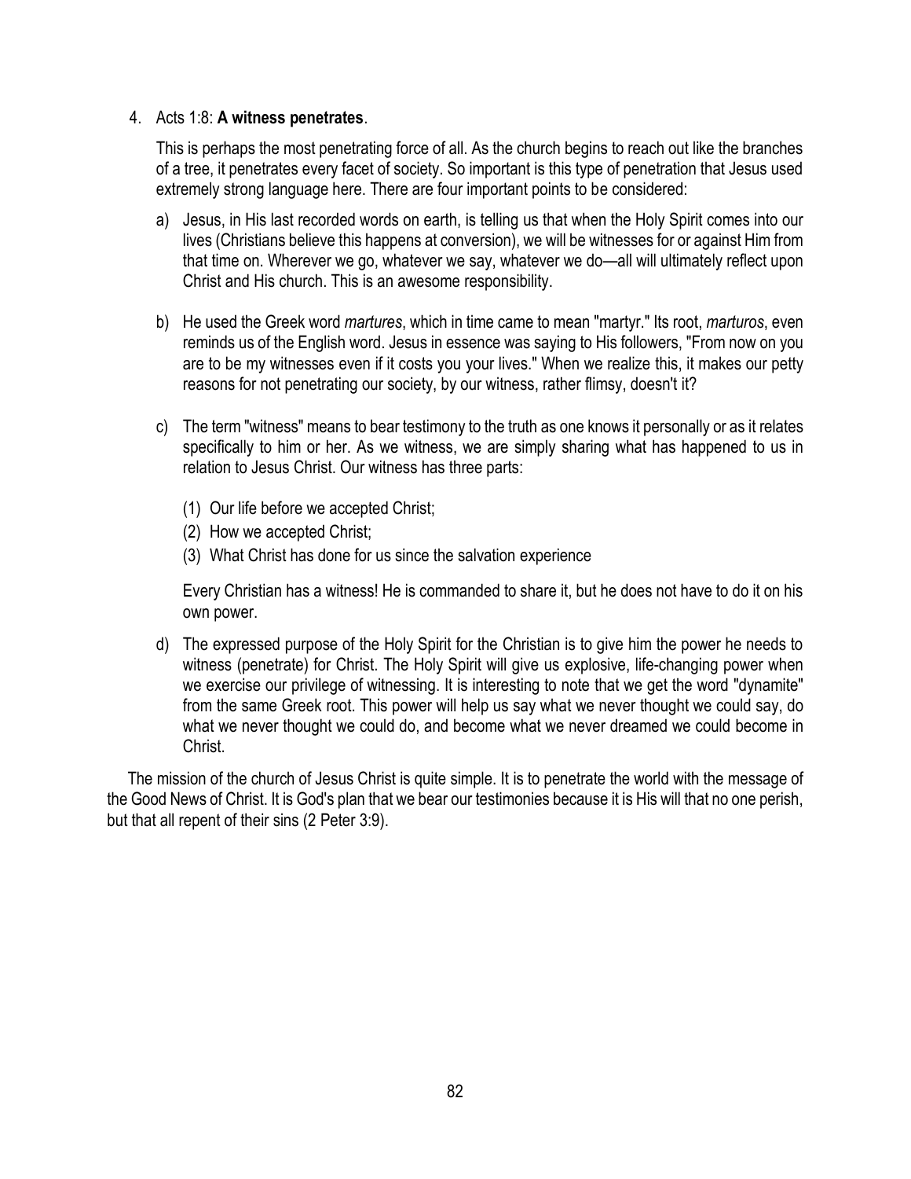4. Acts 1:8: **A witness penetrates**.

   This is perhaps the most penetrating force of all. As the church begins to reach out like the branches of a tree, it penetrates every facet of society. So important is this type of penetration that Jesus used extremely strong language here. There are four important points to be considered:

   a) Jesus, in His last recorded words on earth, is telling us that when the Holy Spirit comes into our lives (Christians believe this happens at conversion), we will be witnesses for or against Him from that time on. Wherever we go, whatever we say, whatever we do—all will ultimately reflect upon Christ and His church. This is an awesome responsibility.

   b) He used the Greek word *martures*, which in time came to mean "martyr." Its root, *marturos*, even reminds us of the English word. Jesus in essence was saying to His followers, "From now on you are to be my witnesses even if it costs you your lives." When we realize this, it makes our petty reasons for not penetrating our society, by our witness, rather flimsy, doesn't it?

   c) The term "witness" means to bear testimony to the truth as one knows it personally or as it relates specifically to him or her. As we witness, we are simply sharing what has happened to us in relation to Jesus Christ. Our witness has three parts:

      (1) Our life before we accepted Christ;
      (2) How we accepted Christ;
      (3) What Christ has done for us since the salvation experience

      Every Christian has a witness! He is commanded to share it, but he does not have to do it on his own power.

   d) The expressed purpose of the Holy Spirit for the Christian is to give him the power he needs to witness (penetrate) for Christ. The Holy Spirit will give us explosive, life-changing power when we exercise our privilege of witnessing. It is interesting to note that we get the word "dynamite" from the same Greek root. This power will help us say what we never thought we could say, do what we never thought we could do, and become what we never dreamed we could become in Christ.

The mission of the church of Jesus Christ is quite simple. It is to penetrate the world with the message of the Good News of Christ. It is God's plan that we bear our testimonies because it is His will that no one perish, but that all repent of their sins (2 Peter 3:9).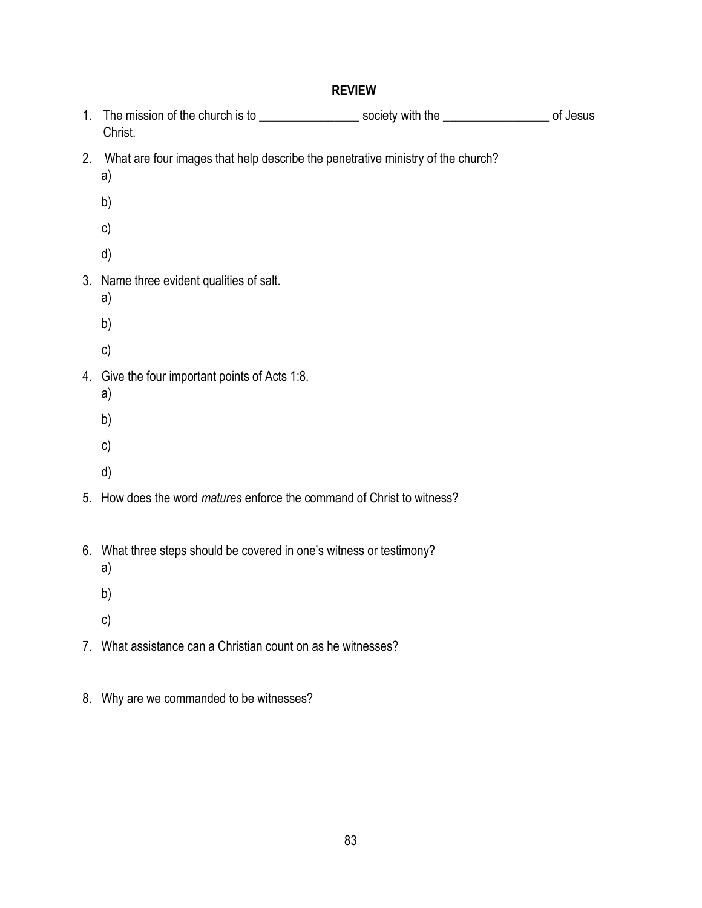## REVIEW

1. The mission of the church is to ________________ society with the _________________ of Jesus Christ.

2. What are four images that help describe the penetrative ministry of the church?
   a)
   b)
   c)
   d)

3. Name three evident qualities of salt.
   a)
   b)
   c)

4. Give the four important points of Acts 1:8.
   a)
   b)
   c)
   d)

5. How does the word *matures* enforce the command of Christ to witness?

6. What three steps should be covered in one's witness or testimony?
   a)
   b)
   c)

7. What assistance can a Christian count on as he witnesses?

8. Why are we commanded to be witnesses?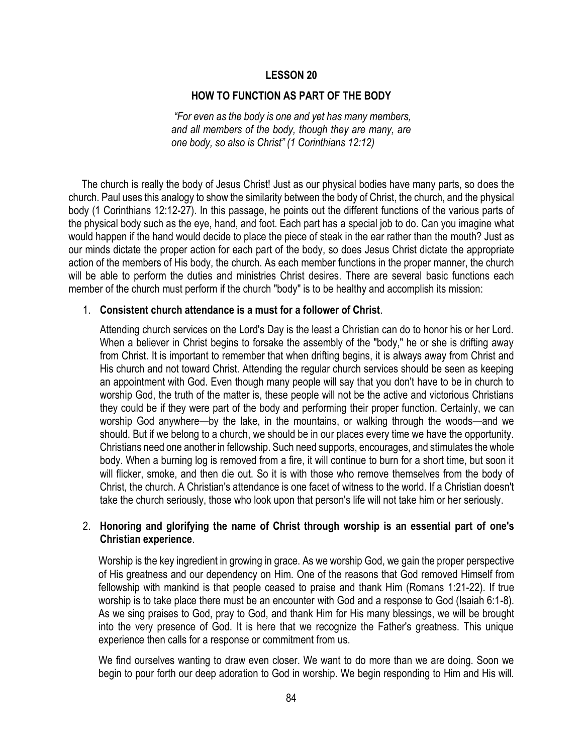# LESSON 20

## HOW TO FUNCTION AS PART OF THE BODY

*"For even as the body is one and yet has many members, and all members of the body, though they are many, are one body, so also is Christ" (1 Corinthians 12:12)*

The church is really the body of Jesus Christ! Just as our physical bodies have many parts, so does the church. Paul uses this analogy to show the similarity between the body of Christ, the church, and the physical body (1 Corinthians 12:12-27). In this passage, he points out the different functions of the various parts of the physical body such as the eye, hand, and foot. Each part has a special job to do. Can you imagine what would happen if the hand would decide to place the piece of steak in the ear rather than the mouth? Just as our minds dictate the proper action for each part of the body, so does Jesus Christ dictate the appropriate action of the members of His body, the church. As each member functions in the proper manner, the church will be able to perform the duties and ministries Christ desires. There are several basic functions each member of the church must perform if the church "body" is to be healthy and accomplish its mission:

1. **Consistent church attendance is a must for a follower of Christ**.

   Attending church services on the Lord's Day is the least a Christian can do to honor his or her Lord. When a believer in Christ begins to forsake the assembly of the "body," he or she is drifting away from Christ. It is important to remember that when drifting begins, it is always away from Christ and His church and not toward Christ. Attending the regular church services should be seen as keeping an appointment with God. Even though many people will say that you don't have to be in church to worship God, the truth of the matter is, these people will not be the active and victorious Christians they could be if they were part of the body and performing their proper function. Certainly, we can worship God anywhere—by the lake, in the mountains, or walking through the woods—and we should. But if we belong to a church, we should be in our places every time we have the opportunity. Christians need one another in fellowship. Such need supports, encourages, and stimulates the whole body. When a burning log is removed from a fire, it will continue to burn for a short time, but soon it will flicker, smoke, and then die out. So it is with those who remove themselves from the body of Christ, the church. A Christian's attendance is one facet of witness to the world. If a Christian doesn't take the church seriously, those who look upon that person's life will not take him or her seriously.

2. **Honoring and glorifying the name of Christ through worship is an essential part of one's Christian experience**.

   Worship is the key ingredient in growing in grace. As we worship God, we gain the proper perspective of His greatness and our dependency on Him. One of the reasons that God removed Himself from fellowship with mankind is that people ceased to praise and thank Him (Romans 1:21-22). If true worship is to take place there must be an encounter with God and a response to God (Isaiah 6:1-8). As we sing praises to God, pray to God, and thank Him for His many blessings, we will be brought into the very presence of God. It is here that we recognize the Father's greatness. This unique experience then calls for a response or commitment from us.

   We find ourselves wanting to draw even closer. We want to do more than we are doing. Soon we begin to pour forth our deep adoration to God in worship. We begin responding to Him and His will.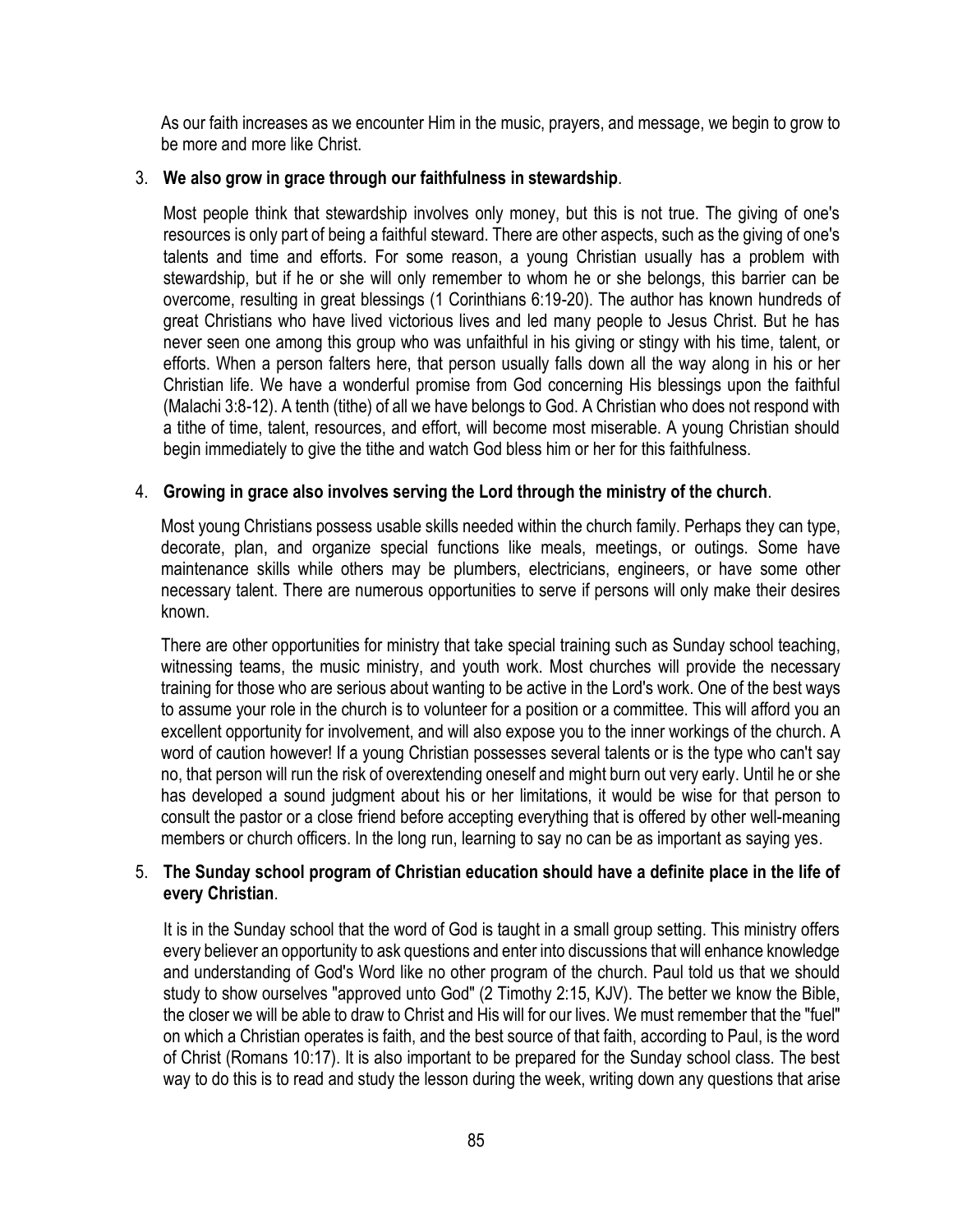As our faith increases as we encounter Him in the music, prayers, and message, we begin to grow to be more and more like Christ.

3. **We also grow in grace through our faithfulness in stewardship**.

   Most people think that stewardship involves only money, but this is not true. The giving of one's resources is only part of being a faithful steward. There are other aspects, such as the giving of one's talents and time and efforts. For some reason, a young Christian usually has a problem with stewardship, but if he or she will only remember to whom he or she belongs, this barrier can be overcome, resulting in great blessings (1 Corinthians 6:19-20). The author has known hundreds of great Christians who have lived victorious lives and led many people to Jesus Christ. But he has never seen one among this group who was unfaithful in his giving or stingy with his time, talent, or efforts. When a person falters here, that person usually falls down all the way along in his or her Christian life. We have a wonderful promise from God concerning His blessings upon the faithful (Malachi 3:8-12). A tenth (tithe) of all we have belongs to God. A Christian who does not respond with a tithe of time, talent, resources, and effort, will become most miserable. A young Christian should begin immediately to give the tithe and watch God bless him or her for this faithfulness.

4. **Growing in grace also involves serving the Lord through the ministry of the church**.

   Most young Christians possess usable skills needed within the church family. Perhaps they can type, decorate, plan, and organize special functions like meals, meetings, or outings. Some have maintenance skills while others may be plumbers, electricians, engineers, or have some other necessary talent. There are numerous opportunities to serve if persons will only make their desires known.

   There are other opportunities for ministry that take special training such as Sunday school teaching, witnessing teams, the music ministry, and youth work. Most churches will provide the necessary training for those who are serious about wanting to be active in the Lord's work. One of the best ways to assume your role in the church is to volunteer for a position or a committee. This will afford you an excellent opportunity for involvement, and will also expose you to the inner workings of the church. A word of caution however! If a young Christian possesses several talents or is the type who can't say no, that person will run the risk of overextending oneself and might burn out very early. Until he or she has developed a sound judgment about his or her limitations, it would be wise for that person to consult the pastor or a close friend before accepting everything that is offered by other well-meaning members or church officers. In the long run, learning to say no can be as important as saying yes.

5. **The Sunday school program of Christian education should have a definite place in the life of every Christian**.

   It is in the Sunday school that the word of God is taught in a small group setting. This ministry offers every believer an opportunity to ask questions and enter into discussions that will enhance knowledge and understanding of God's Word like no other program of the church. Paul told us that we should study to show ourselves "approved unto God" (2 Timothy 2:15, KJV). The better we know the Bible, the closer we will be able to draw to Christ and His will for our lives. We must remember that the "fuel" on which a Christian operates is faith, and the best source of that faith, according to Paul, is the word of Christ (Romans 10:17). It is also important to be prepared for the Sunday school class. The best way to do this is to read and study the lesson during the week, writing down any questions that arise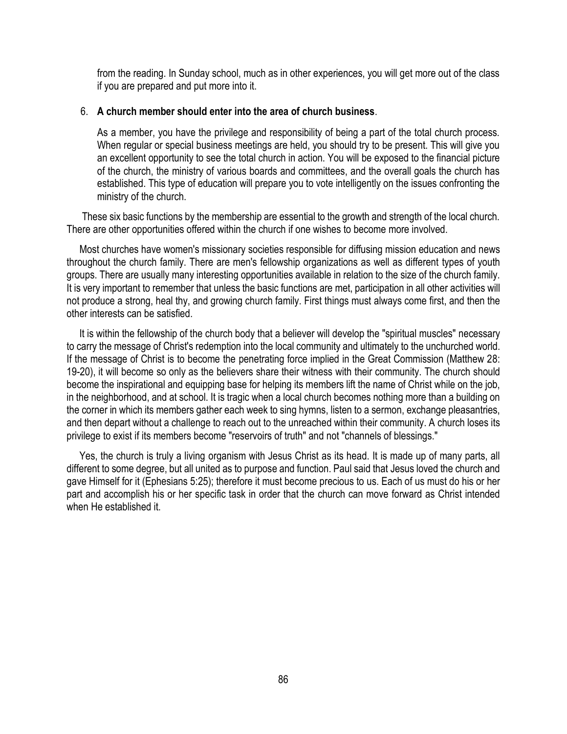from the reading. In Sunday school, much as in other experiences, you will get more out of the class if you are prepared and put more into it.

6. **A church member should enter into the area of church business**.

   As a member, you have the privilege and responsibility of being a part of the total church process. When regular or special business meetings are held, you should try to be present. This will give you an excellent opportunity to see the total church in action. You will be exposed to the financial picture of the church, the ministry of various boards and committees, and the overall goals the church has established. This type of education will prepare you to vote intelligently on the issues confronting the ministry of the church.

These six basic functions by the membership are essential to the growth and strength of the local church. There are other opportunities offered within the church if one wishes to become more involved.

Most churches have women's missionary societies responsible for diffusing mission education and news throughout the church family. There are men's fellowship organizations as well as different types of youth groups. There are usually many interesting opportunities available in relation to the size of the church family. It is very important to remember that unless the basic functions are met, participation in all other activities will not produce a strong, heal thy, and growing church family. First things must always come first, and then the other interests can be satisfied.

It is within the fellowship of the church body that a believer will develop the "spiritual muscles" necessary to carry the message of Christ's redemption into the local community and ultimately to the unchurched world. If the message of Christ is to become the penetrating force implied in the Great Commission (Matthew 28: 19-20), it will become so only as the believers share their witness with their community. The church should become the inspirational and equipping base for helping its members lift the name of Christ while on the job, in the neighborhood, and at school. It is tragic when a local church becomes nothing more than a building on the corner in which its members gather each week to sing hymns, listen to a sermon, exchange pleasantries, and then depart without a challenge to reach out to the unreached within their community. A church loses its privilege to exist if its members become "reservoirs of truth" and not "channels of blessings."

Yes, the church is truly a living organism with Jesus Christ as its head. It is made up of many parts, all different to some degree, but all united as to purpose and function. Paul said that Jesus loved the church and gave Himself for it (Ephesians 5:25); therefore it must become precious to us. Each of us must do his or her part and accomplish his or her specific task in order that the church can move forward as Christ intended when He established it.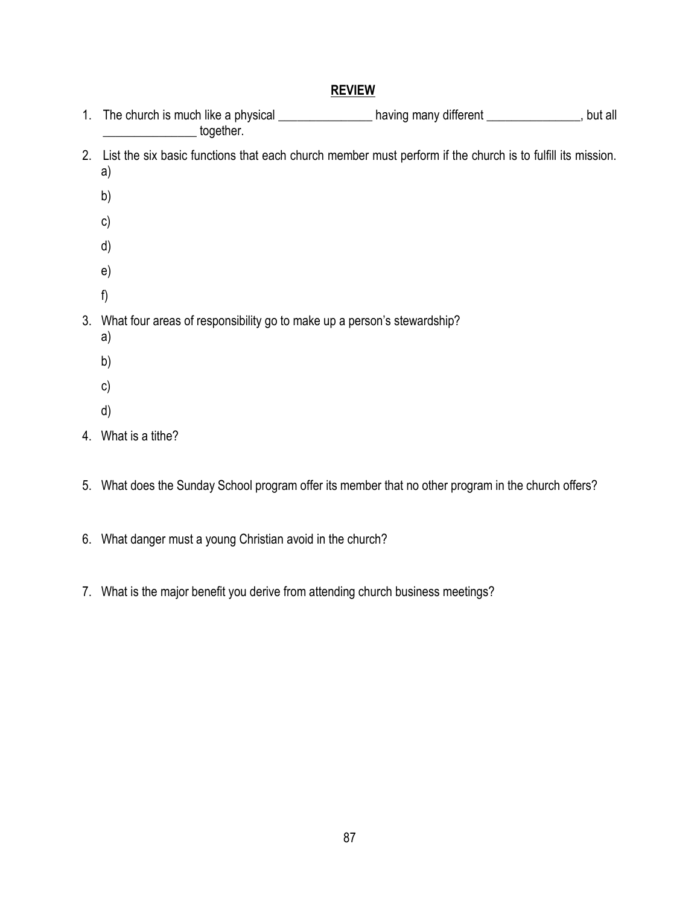## REVIEW

1. The church is much like a physical _______________ having many different _______________, but all _______________ together.

2. List the six basic functions that each church member must perform if the church is to fulfill its mission.
   a)
   b)
   c)
   d)
   e)
   f)

3. What four areas of responsibility go to make up a person's stewardship?
   a)
   b)
   c)
   d)

4. What is a tithe?

5. What does the Sunday School program offer its member that no other program in the church offers?

6. What danger must a young Christian avoid in the church?

7. What is the major benefit you derive from attending church business meetings?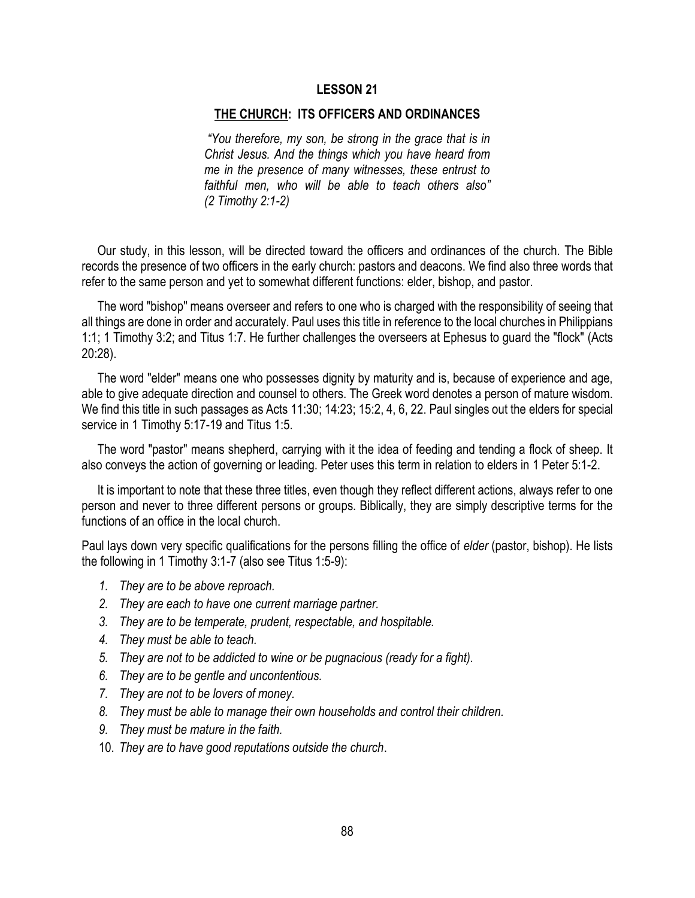**LESSON 21**

**<u>THE CHURCH</u>: ITS OFFICERS AND ORDINANCES**

> *"You therefore, my son, be strong in the grace that is in Christ Jesus. And the things which you have heard from me in the presence of many witnesses, these entrust to faithful men, who will be able to teach others also" (2 Timothy 2:1-2)*

Our study, in this lesson, will be directed toward the officers and ordinances of the church. The Bible records the presence of two officers in the early church: pastors and deacons. We find also three words that refer to the same person and yet to somewhat different functions: elder, bishop, and pastor.

The word "bishop" means overseer and refers to one who is charged with the responsibility of seeing that all things are done in order and accurately. Paul uses this title in reference to the local churches in Philippians 1:1; 1 Timothy 3:2; and Titus 1:7. He further challenges the overseers at Ephesus to guard the "flock" (Acts 20:28).

The word "elder" means one who possesses dignity by maturity and is, because of experience and age, able to give adequate direction and counsel to others. The Greek word denotes a person of mature wisdom. We find this title in such passages as Acts 11:30; 14:23; 15:2, 4, 6, 22. Paul singles out the elders for special service in 1 Timothy 5:17-19 and Titus 1:5.

The word "pastor" means shepherd, carrying with it the idea of feeding and tending a flock of sheep. It also conveys the action of governing or leading. Peter uses this term in relation to elders in 1 Peter 5:1-2.

It is important to note that these three titles, even though they reflect different actions, always refer to one person and never to three different persons or groups. Biblically, they are simply descriptive terms for the functions of an office in the local church.

Paul lays down very specific qualifications for the persons filling the office of *elder* (pastor, bishop). He lists the following in 1 Timothy 3:1-7 (also see Titus 1:5-9):

1. *They are to be above reproach.*
2. *They are each to have one current marriage partner.*
3. *They are to be temperate, prudent, respectable, and hospitable.*
4. *They must be able to teach.*
5. *They are not to be addicted to wine or be pugnacious (ready for a fight).*
6. *They are to be gentle and uncontentious.*
7. *They are not to be lovers of money*.
8. *They must be able to manage their own households and control their children.*
9. *They must be mature in the faith.*
10. *They are to have good reputations outside the church*.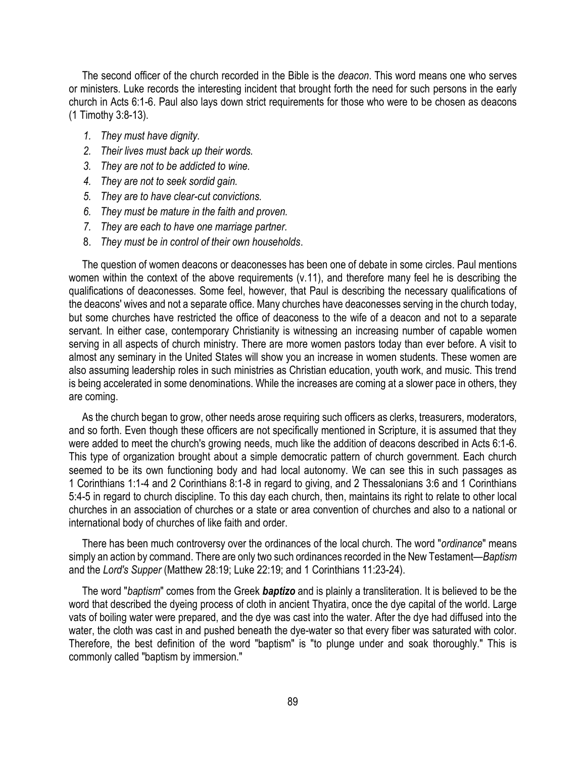The second officer of the church recorded in the Bible is the *deacon*. This word means one who serves or ministers. Luke records the interesting incident that brought forth the need for such persons in the early church in Acts 6:1-6. Paul also lays down strict requirements for those who were to be chosen as deacons (1 Timothy 3:8-13).

1. *They must have dignity.*
2. *Their lives must back up their words.*
3. *They are not to be addicted to wine.*
4. *They are not to seek sordid gain.*
5. *They are to have clear-cut convictions.*
6. *They must be mature in the faith and proven.*
7. *They are each to have one marriage partner.*
8. *They must be in control of their own households*.

The question of women deacons or deaconesses has been one of debate in some circles. Paul mentions women within the context of the above requirements (v.11), and therefore many feel he is describing the qualifications of deaconesses. Some feel, however, that Paul is describing the necessary qualifications of the deacons' wives and not a separate office. Many churches have deaconesses serving in the church today, but some churches have restricted the office of deaconess to the wife of a deacon and not to a separate servant. In either case, contemporary Christianity is witnessing an increasing number of capable women serving in all aspects of church ministry. There are more women pastors today than ever before. A visit to almost any seminary in the United States will show you an increase in women students. These women are also assuming leadership roles in such ministries as Christian education, youth work, and music. This trend is being accelerated in some denominations. While the increases are coming at a slower pace in others, they are coming.

As the church began to grow, other needs arose requiring such officers as clerks, treasurers, moderators, and so forth. Even though these officers are not specifically mentioned in Scripture, it is assumed that they were added to meet the church's growing needs, much like the addition of deacons described in Acts 6:1-6. This type of organization brought about a simple democratic pattern of church government. Each church seemed to be its own functioning body and had local autonomy. We can see this in such passages as 1 Corinthians 1:1-4 and 2 Corinthians 8:1-8 in regard to giving, and 2 Thessalonians 3:6 and 1 Corinthians 5:4-5 in regard to church discipline. To this day each church, then, maintains its right to relate to other local churches in an association of churches or a state or area convention of churches and also to a national or international body of churches of like faith and order.

There has been much controversy over the ordinances of the local church. The word "*ordinance*" means simply an action by command. There are only two such ordinances recorded in the New Testament—*Baptism* and the *Lord's Supper* (Matthew 28:19; Luke 22:19; and 1 Corinthians 11:23-24).

The word "*baptism*" comes from the Greek ***baptizo*** and is plainly a transliteration. It is believed to be the word that described the dyeing process of cloth in ancient Thyatira, once the dye capital of the world. Large vats of boiling water were prepared, and the dye was cast into the water. After the dye had diffused into the water, the cloth was cast in and pushed beneath the dye-water so that every fiber was saturated with color. Therefore, the best definition of the word "baptism" is "to plunge under and soak thoroughly." This is commonly called "baptism by immersion."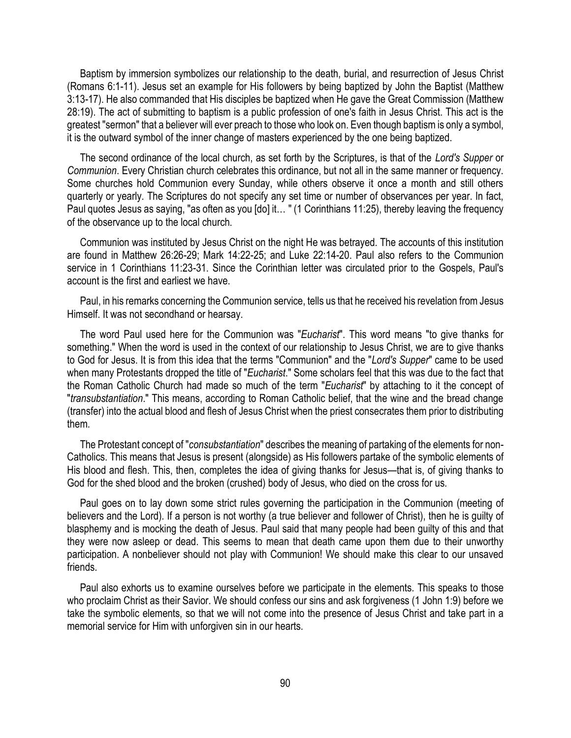Baptism by immersion symbolizes our relationship to the death, burial, and resurrection of Jesus Christ (Romans 6:1-11). Jesus set an example for His followers by being baptized by John the Baptist (Matthew 3:13-17). He also commanded that His disciples be baptized when He gave the Great Commission (Matthew 28:19). The act of submitting to baptism is a public profession of one's faith in Jesus Christ. This act is the greatest "sermon" that a believer will ever preach to those who look on. Even though baptism is only a symbol, it is the outward symbol of the inner change of masters experienced by the one being baptized.

The second ordinance of the local church, as set forth by the Scriptures, is that of the *Lord's Supper* or *Communion*. Every Christian church celebrates this ordinance, but not all in the same manner or frequency. Some churches hold Communion every Sunday, while others observe it once a month and still others quarterly or yearly. The Scriptures do not specify any set time or number of observances per year. In fact, Paul quotes Jesus as saying, "as often as you [do] it… " (1 Corinthians 11:25), thereby leaving the frequency of the observance up to the local church.

Communion was instituted by Jesus Christ on the night He was betrayed. The accounts of this institution are found in Matthew 26:26-29; Mark 14:22-25; and Luke 22:14-20. Paul also refers to the Communion service in 1 Corinthians 11:23-31. Since the Corinthian letter was circulated prior to the Gospels, Paul's account is the first and earliest we have.

Paul, in his remarks concerning the Communion service, tells us that he received his revelation from Jesus Himself. It was not secondhand or hearsay.

The word Paul used here for the Communion was "*Eucharist*". This word means "to give thanks for something." When the word is used in the context of our relationship to Jesus Christ, we are to give thanks to God for Jesus. It is from this idea that the terms "Communion" and the "*Lord's Supper*" came to be used when many Protestants dropped the title of "*Eucharist*." Some scholars feel that this was due to the fact that the Roman Catholic Church had made so much of the term "*Eucharist*" by attaching to it the concept of "*transubstantiation*." This means, according to Roman Catholic belief, that the wine and the bread change (transfer) into the actual blood and flesh of Jesus Christ when the priest consecrates them prior to distributing them.

The Protestant concept of "*consubstantiation*" describes the meaning of partaking of the elements for non-Catholics. This means that Jesus is present (alongside) as His followers partake of the symbolic elements of His blood and flesh. This, then, completes the idea of giving thanks for Jesus—that is, of giving thanks to God for the shed blood and the broken (crushed) body of Jesus, who died on the cross for us.

Paul goes on to lay down some strict rules governing the participation in the Communion (meeting of believers and the Lord). If a person is not worthy (a true believer and follower of Christ), then he is guilty of blasphemy and is mocking the death of Jesus. Paul said that many people had been guilty of this and that they were now asleep or dead. This seems to mean that death came upon them due to their unworthy participation. A nonbeliever should not play with Communion! We should make this clear to our unsaved friends.

Paul also exhorts us to examine ourselves before we participate in the elements. This speaks to those who proclaim Christ as their Savior. We should confess our sins and ask forgiveness (1 John 1:9) before we take the symbolic elements, so that we will not come into the presence of Jesus Christ and take part in a memorial service for Him with unforgiven sin in our hearts.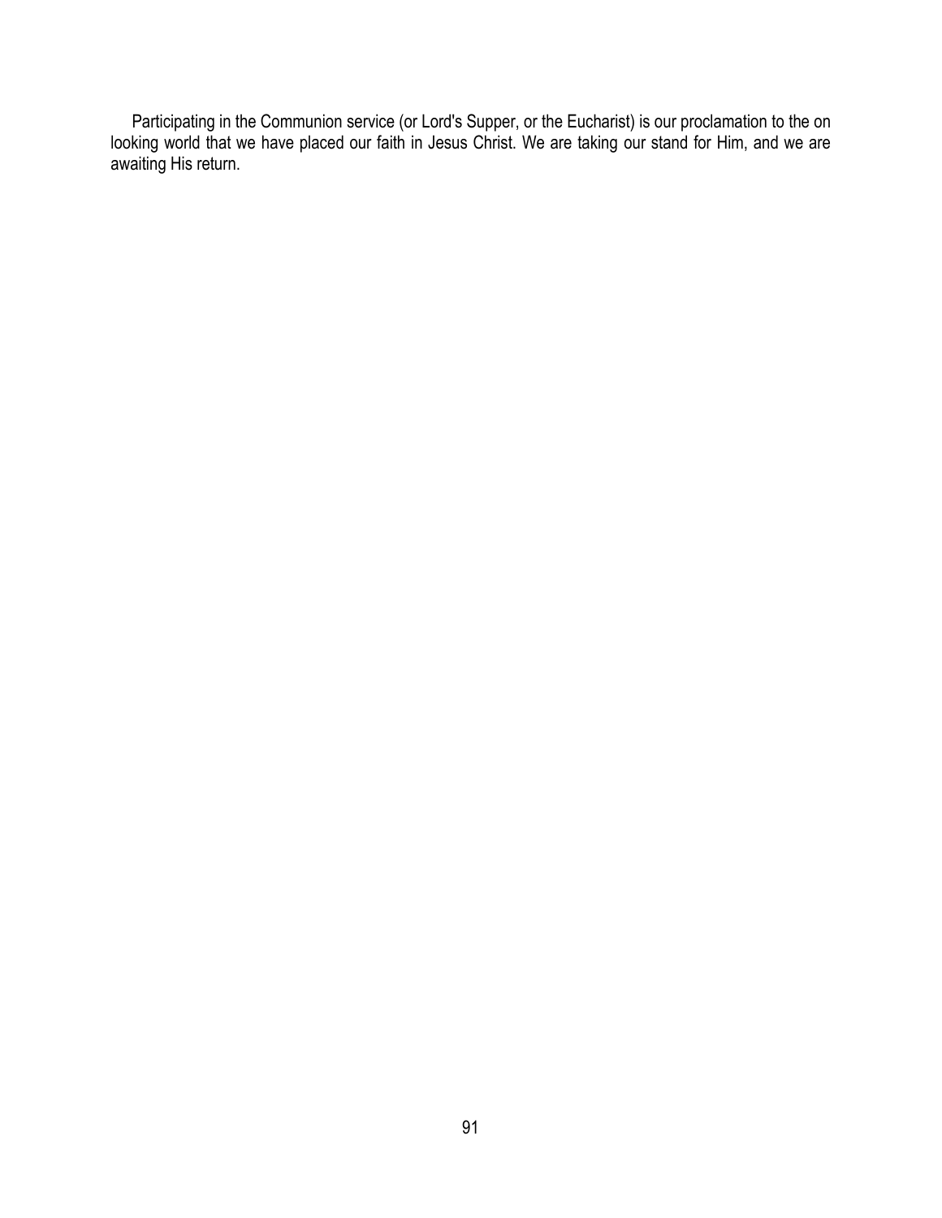Participating in the Communion service (or Lord's Supper, or the Eucharist) is our proclamation to the on looking world that we have placed our faith in Jesus Christ. We are taking our stand for Him, and we are awaiting His return.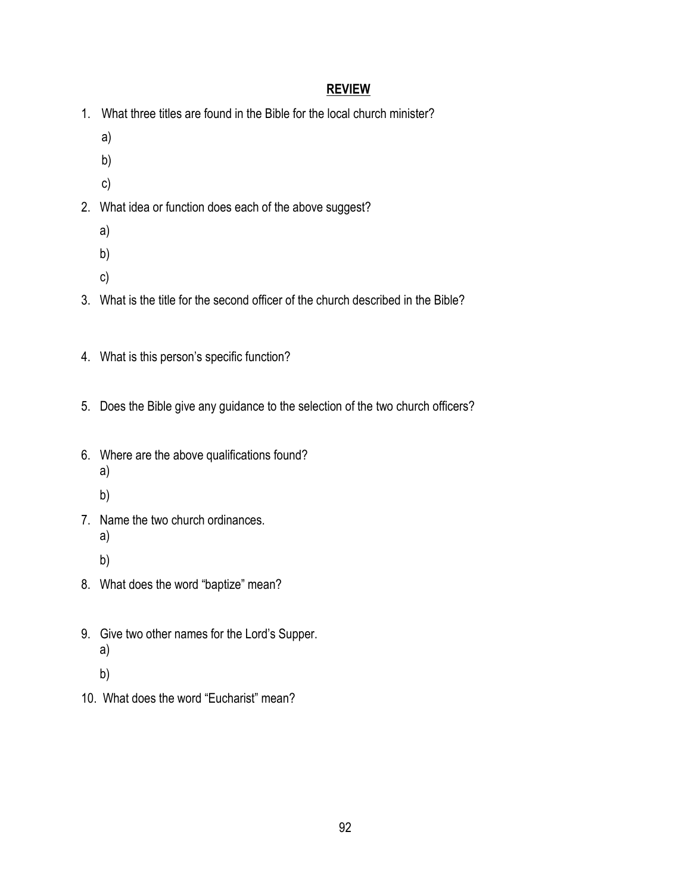## REVIEW

1. What three titles are found in the Bible for the local church minister?
   a)
   b)
   c)
2. What idea or function does each of the above suggest?
   a)
   b)
   c)
3. What is the title for the second officer of the church described in the Bible?

4. What is this person's specific function?

5. Does the Bible give any guidance to the selection of the two church officers?

6. Where are the above qualifications found?
   a)
   b)
7. Name the two church ordinances.
   a)
   b)
8. What does the word "baptize" mean?

9. Give two other names for the Lord's Supper.
   a)
   b)
10. What does the word "Eucharist" mean?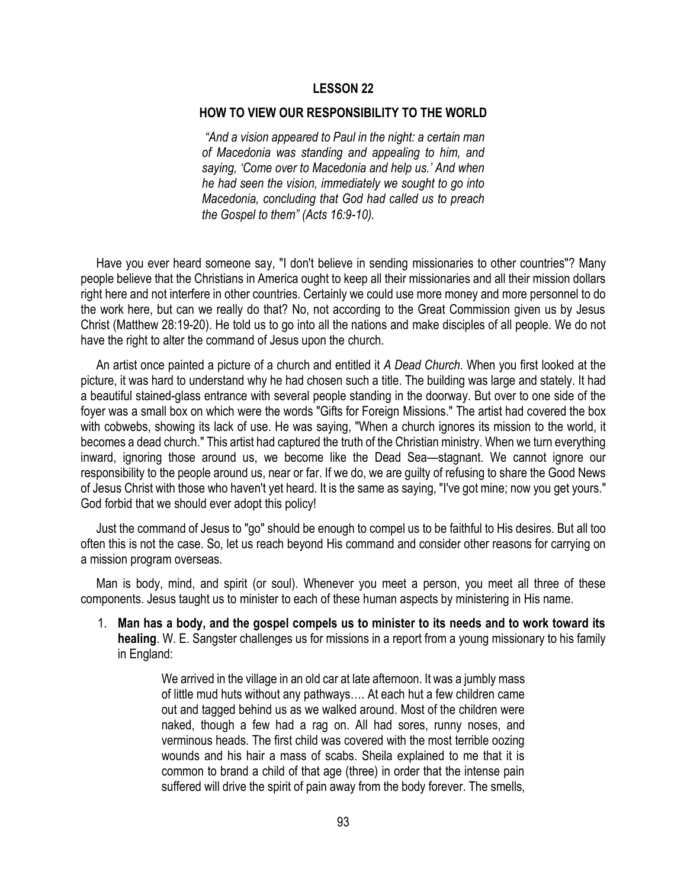## LESSON 22

## HOW TO VIEW OUR RESPONSIBILITY TO THE WORLD

> *"And a vision appeared to Paul in the night: a certain man of Macedonia was standing and appealing to him, and saying, 'Come over to Macedonia and help us.' And when he had seen the vision, immediately we sought to go into Macedonia, concluding that God had called us to preach the Gospel to them" (Acts 16:9-10).*

Have you ever heard someone say, "I don't believe in sending missionaries to other countries"? Many people believe that the Christians in America ought to keep all their missionaries and all their mission dollars right here and not interfere in other countries. Certainly we could use more money and more personnel to do the work here, but can we really do that? No, not according to the Great Commission given us by Jesus Christ (Matthew 28:19-20). He told us to go into all the nations and make disciples of all people. We do not have the right to alter the command of Jesus upon the church.

An artist once painted a picture of a church and entitled it *A Dead Church*. When you first looked at the picture, it was hard to understand why he had chosen such a title. The building was large and stately. It had a beautiful stained-glass entrance with several people standing in the doorway. But over to one side of the foyer was a small box on which were the words "Gifts for Foreign Missions." The artist had covered the box with cobwebs, showing its lack of use. He was saying, "When a church ignores its mission to the world, it becomes a dead church." This artist had captured the truth of the Christian ministry. When we turn everything inward, ignoring those around us, we become like the Dead Sea—stagnant. We cannot ignore our responsibility to the people around us, near or far. If we do, we are guilty of refusing to share the Good News of Jesus Christ with those who haven't yet heard. It is the same as saying, "I've got mine; now you get yours." God forbid that we should ever adopt this policy!

Just the command of Jesus to "go" should be enough to compel us to be faithful to His desires. But all too often this is not the case. So, let us reach beyond His command and consider other reasons for carrying on a mission program overseas.

Man is body, mind, and spirit (or soul). Whenever you meet a person, you meet all three of these components. Jesus taught us to minister to each of these human aspects by ministering in His name.

1. **Man has a body, and the gospel compels us to minister to its needs and to work toward its healing**. W. E. Sangster challenges us for missions in a report from a young missionary to his family in England:

> We arrived in the village in an old car at late afternoon. It was a jumbly mass of little mud huts without any pathways…. At each hut a few children came out and tagged behind us as we walked around. Most of the children were naked, though a few had a rag on. All had sores, runny noses, and verminous heads. The first child was covered with the most terrible oozing wounds and his hair a mass of scabs. Sheila explained to me that it is common to brand a child of that age (three) in order that the intense pain suffered will drive the spirit of pain away from the body forever. The smells,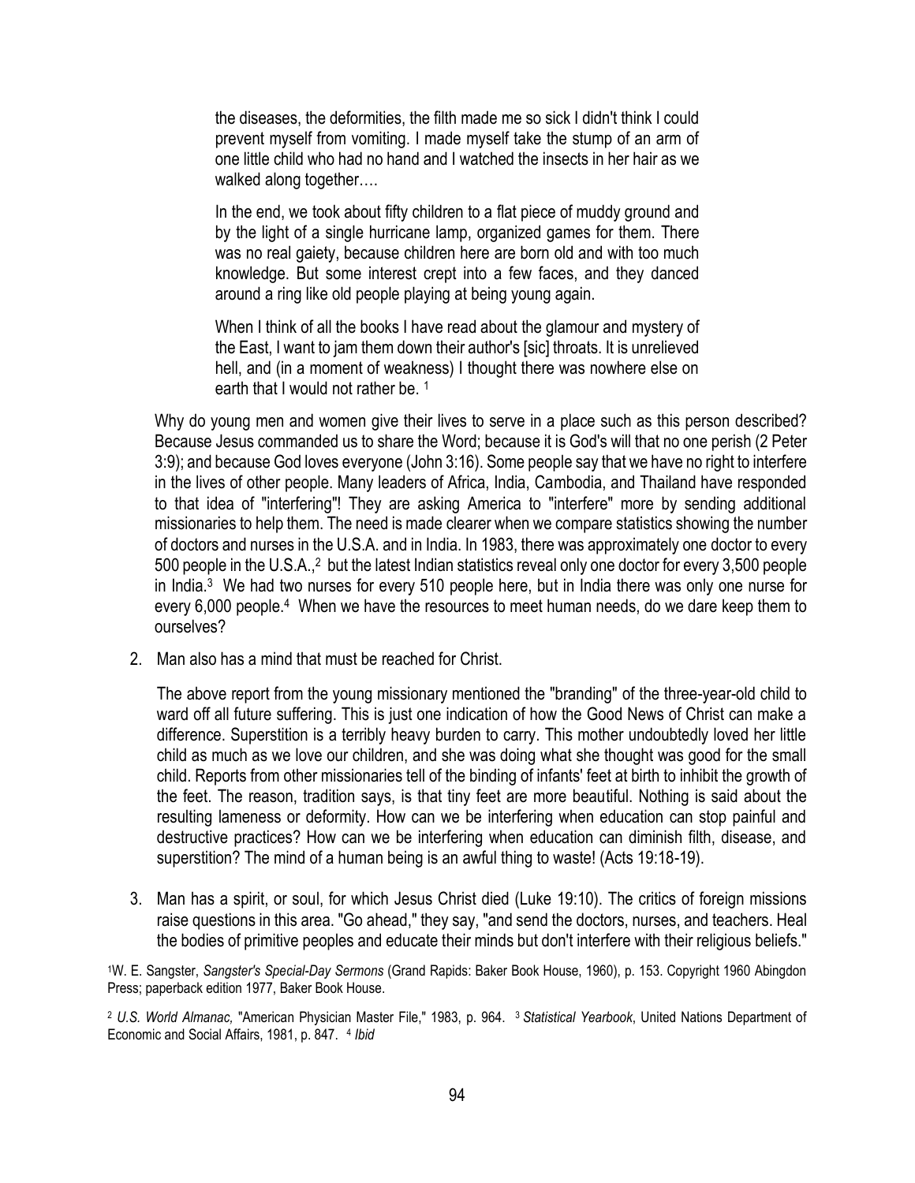> the diseases, the deformities, the filth made me so sick I didn't think I could prevent myself from vomiting. I made myself take the stump of an arm of one little child who had no hand and I watched the insects in her hair as we walked along together….
>
> In the end, we took about fifty children to a flat piece of muddy ground and by the light of a single hurricane lamp, organized games for them. There was no real gaiety, because children here are born old and with too much knowledge. But some interest crept into a few faces, and they danced around a ring like old people playing at being young again.
>
> When I think of all the books I have read about the glamour and mystery of the East, I want to jam them down their author's [sic] throats. It is unrelieved hell, and (in a moment of weakness) I thought there was nowhere else on earth that I would not rather be. [1]

Why do young men and women give their lives to serve in a place such as this person described? Because Jesus commanded us to share the Word; because it is God's will that no one perish (2 Peter 3:9); and because God loves everyone (John 3:16). Some people say that we have no right to interfere in the lives of other people. Many leaders of Africa, India, Cambodia, and Thailand have responded to that idea of "interfering"! They are asking America to "interfere" more by sending additional missionaries to help them. The need is made clearer when we compare statistics showing the number of doctors and nurses in the U.S.A. and in India. In 1983, there was approximately one doctor to every 500 people in the U.S.A.,[2] but the latest Indian statistics reveal only one doctor for every 3,500 people in India.[3] We had two nurses for every 510 people here, but in India there was only one nurse for every 6,000 people.[4] When we have the resources to meet human needs, do we dare keep them to ourselves?

2. Man also has a mind that must be reached for Christ.

   The above report from the young missionary mentioned the "branding" of the three-year-old child to ward off all future suffering. This is just one indication of how the Good News of Christ can make a difference. Superstition is a terribly heavy burden to carry. This mother undoubtedly loved her little child as much as we love our children, and she was doing what she thought was good for the small child. Reports from other missionaries tell of the binding of infants' feet at birth to inhibit the growth of the feet. The reason, tradition says, is that tiny feet are more beautiful. Nothing is said about the resulting lameness or deformity. How can we be interfering when education can stop painful and destructive practices? How can we be interfering when education can diminish filth, disease, and superstition? The mind of a human being is an awful thing to waste! (Acts 19:18-19).

3. Man has a spirit, or soul, for which Jesus Christ died (Luke 19:10). The critics of foreign missions raise questions in this area. "Go ahead," they say, "and send the doctors, nurses, and teachers. Heal the bodies of primitive peoples and educate their minds but don't interfere with their religious beliefs."

[1] W. E. Sangster, *Sangster's Special-Day Sermons* (Grand Rapids: Baker Book House, 1960), p. 153. Copyright 1960 Abingdon Press; paperback edition 1977, Baker Book House.

[2] *U.S. World Almanac,* "American Physician Master File," 1983, p. 964. [3] *Statistical Yearbook*, United Nations Department of Economic and Social Affairs, 1981, p. 847. [4] *Ibid*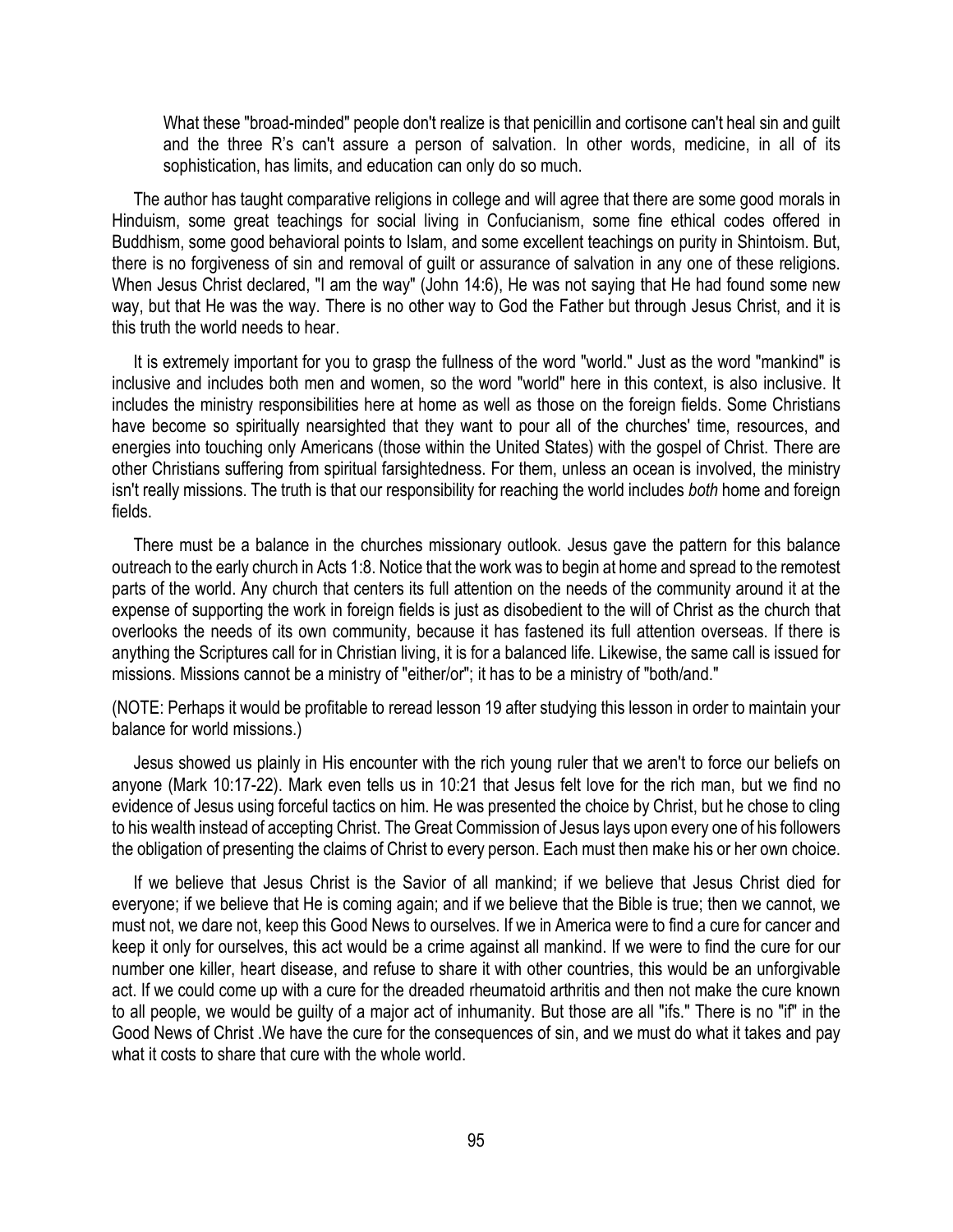> What these "broad-minded" people don't realize is that penicillin and cortisone can't heal sin and guilt and the three R's can't assure a person of salvation. In other words, medicine, in all of its sophistication, has limits, and education can only do so much.

The author has taught comparative religions in college and will agree that there are some good morals in Hinduism, some great teachings for social living in Confucianism, some fine ethical codes offered in Buddhism, some good behavioral points to Islam, and some excellent teachings on purity in Shintoism. But, there is no forgiveness of sin and removal of guilt or assurance of salvation in any one of these religions. When Jesus Christ declared, "I am the way" (John 14:6), He was not saying that He had found some new way, but that He was the way. There is no other way to God the Father but through Jesus Christ, and it is this truth the world needs to hear.

It is extremely important for you to grasp the fullness of the word "world." Just as the word "mankind" is inclusive and includes both men and women, so the word "world" here in this context, is also inclusive. It includes the ministry responsibilities here at home as well as those on the foreign fields. Some Christians have become so spiritually nearsighted that they want to pour all of the churches' time, resources, and energies into touching only Americans (those within the United States) with the gospel of Christ. There are other Christians suffering from spiritual farsightedness. For them, unless an ocean is involved, the ministry isn't really missions. The truth is that our responsibility for reaching the world includes *both* home and foreign fields.

There must be a balance in the churches missionary outlook. Jesus gave the pattern for this balance outreach to the early church in Acts 1:8. Notice that the work was to begin at home and spread to the remotest parts of the world. Any church that centers its full attention on the needs of the community around it at the expense of supporting the work in foreign fields is just as disobedient to the will of Christ as the church that overlooks the needs of its own community, because it has fastened its full attention overseas. If there is anything the Scriptures call for in Christian living, it is for a balanced life. Likewise, the same call is issued for missions. Missions cannot be a ministry of "either/or"; it has to be a ministry of "both/and."

(NOTE: Perhaps it would be profitable to reread lesson 19 after studying this lesson in order to maintain your balance for world missions.)

Jesus showed us plainly in His encounter with the rich young ruler that we aren't to force our beliefs on anyone (Mark 10:17-22). Mark even tells us in 10:21 that Jesus felt love for the rich man, but we find no evidence of Jesus using forceful tactics on him. He was presented the choice by Christ, but he chose to cling to his wealth instead of accepting Christ. The Great Commission of Jesus lays upon every one of his followers the obligation of presenting the claims of Christ to every person. Each must then make his or her own choice.

If we believe that Jesus Christ is the Savior of all mankind; if we believe that Jesus Christ died for everyone; if we believe that He is coming again; and if we believe that the Bible is true; then we cannot, we must not, we dare not, keep this Good News to ourselves. If we in America were to find a cure for cancer and keep it only for ourselves, this act would be a crime against all mankind. If we were to find the cure for our number one killer, heart disease, and refuse to share it with other countries, this would be an unforgivable act. If we could come up with a cure for the dreaded rheumatoid arthritis and then not make the cure known to all people, we would be guilty of a major act of inhumanity. But those are all "ifs." There is no "if" in the Good News of Christ .We have the cure for the consequences of sin, and we must do what it takes and pay what it costs to share that cure with the whole world.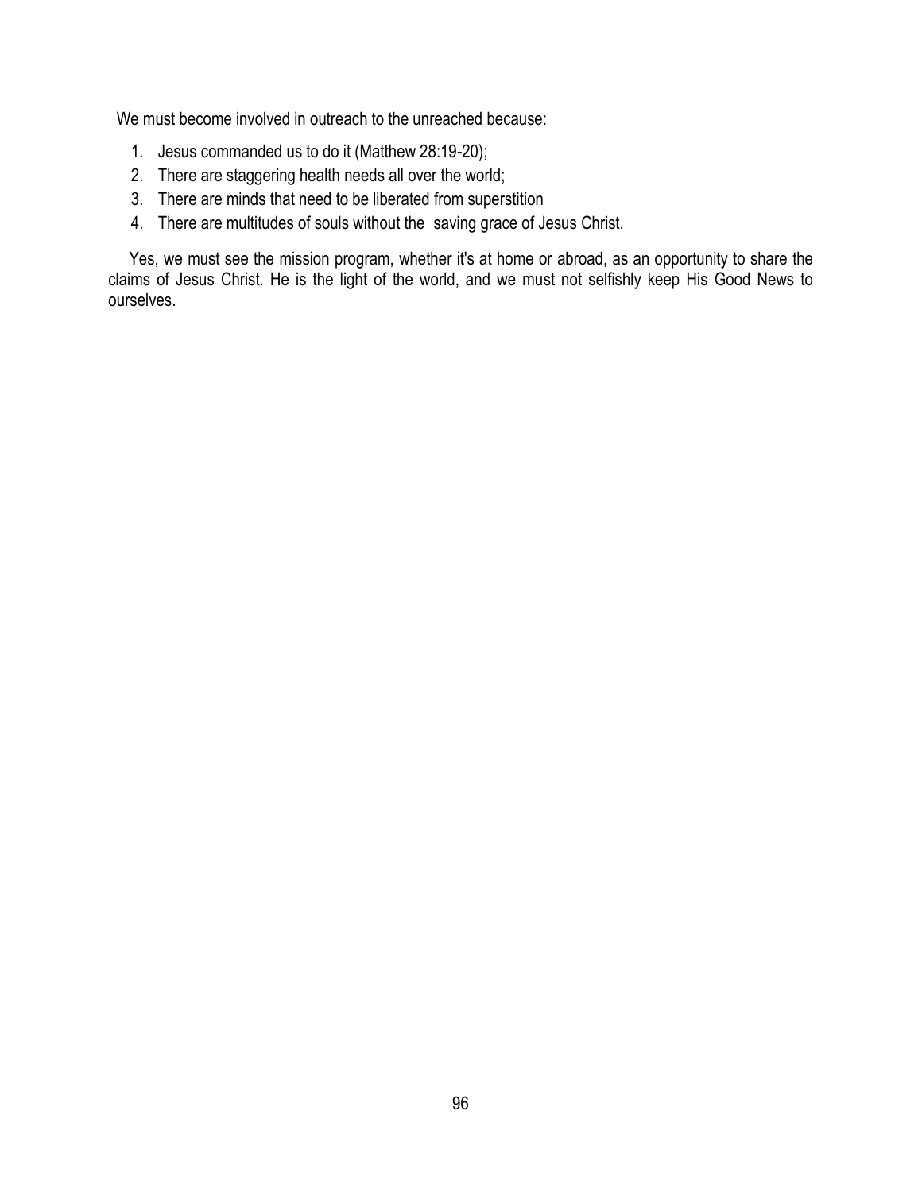We must become involved in outreach to the unreached because:

1. Jesus commanded us to do it (Matthew 28:19-20);
2. There are staggering health needs all over the world;
3. There are minds that need to be liberated from superstition
4. There are multitudes of souls without the saving grace of Jesus Christ.

Yes, we must see the mission program, whether it's at home or abroad, as an opportunity to share the claims of Jesus Christ. He is the light of the world, and we must not selfishly keep His Good News to ourselves.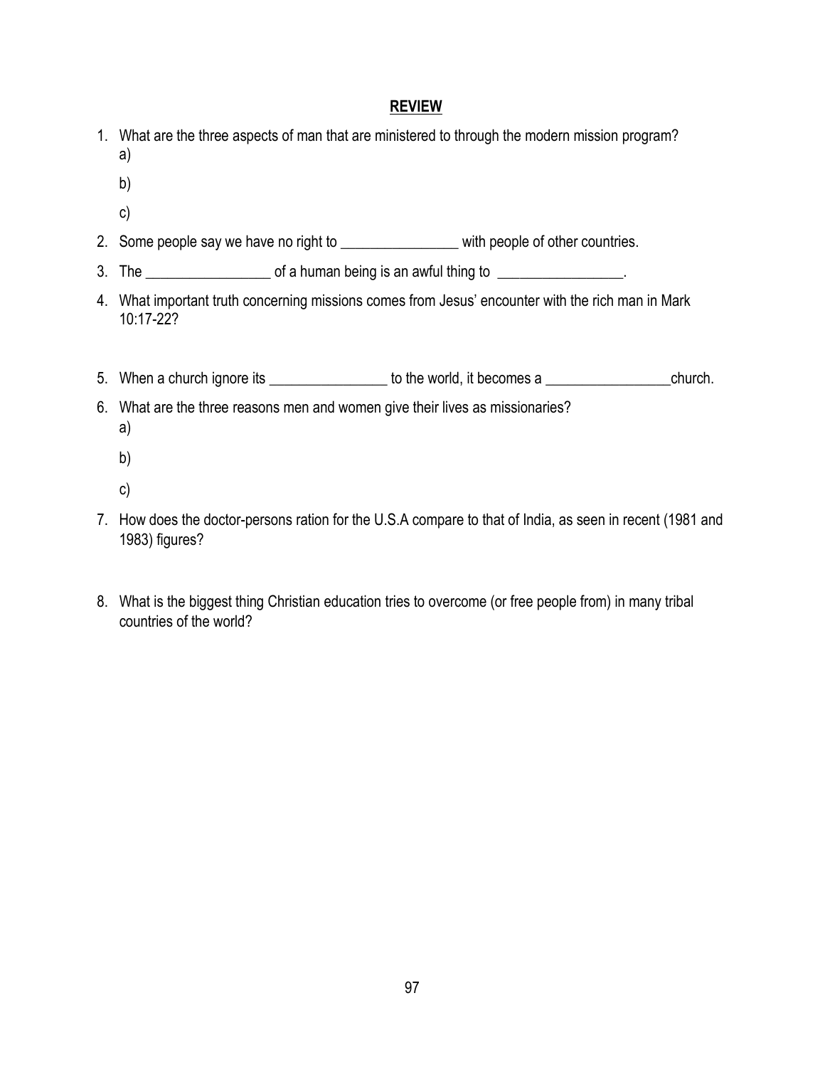## REVIEW

1. What are the three aspects of man that are ministered to through the modern mission program?
   a)
   
   b)
   
   c)

2. Some people say we have no right to ________________ with people of other countries.

3. The _________________ of a human being is an awful thing to _________________.

4. What important truth concerning missions comes from Jesus' encounter with the rich man in Mark 10:17-22?

5. When a church ignore its ________________ to the world, it becomes a _________________church.

6. What are the three reasons men and women give their lives as missionaries?
   a)
   
   b)
   
   c)

7. How does the doctor-persons ration for the U.S.A compare to that of India, as seen in recent (1981 and 1983) figures?

8. What is the biggest thing Christian education tries to overcome (or free people from) in many tribal countries of the world?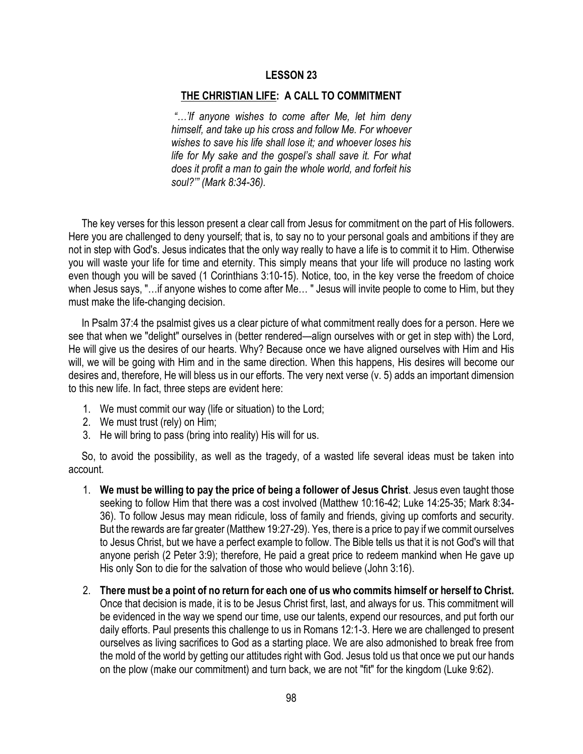## LESSON 23

## <u>THE CHRISTIAN LIFE</u>: A CALL TO COMMITMENT

> *"…'If anyone wishes to come after Me, let him deny himself, and take up his cross and follow Me. For whoever wishes to save his life shall lose it; and whoever loses his life for My sake and the gospel's shall save it. For what does it profit a man to gain the whole world, and forfeit his soul?'" (Mark 8:34-36).*

The key verses for this lesson present a clear call from Jesus for commitment on the part of His followers. Here you are challenged to deny yourself; that is, to say no to your personal goals and ambitions if they are not in step with God's. Jesus indicates that the only way really to have a life is to commit it to Him. Otherwise you will waste your life for time and eternity. This simply means that your life will produce no lasting work even though you will be saved (1 Corinthians 3:10-15). Notice, too, in the key verse the freedom of choice when Jesus says, "…if anyone wishes to come after Me… " Jesus will invite people to come to Him, but they must make the life-changing decision.

In Psalm 37:4 the psalmist gives us a clear picture of what commitment really does for a person. Here we see that when we "delight" ourselves in (better rendered—align ourselves with or get in step with) the Lord, He will give us the desires of our hearts. Why? Because once we have aligned ourselves with Him and His will, we will be going with Him and in the same direction. When this happens, His desires will become our desires and, therefore, He will bless us in our efforts. The very next verse (v. 5) adds an important dimension to this new life. In fact, three steps are evident here:

1. We must commit our way (life or situation) to the Lord;
2. We must trust (rely) on Him;
3. He will bring to pass (bring into reality) His will for us.

So, to avoid the possibility, as well as the tragedy, of a wasted life several ideas must be taken into account.

1. **We must be willing to pay the price of being a follower of Jesus Christ**. Jesus even taught those seeking to follow Him that there was a cost involved (Matthew 10:16-42; Luke 14:25-35; Mark 8:34-36). To follow Jesus may mean ridicule, loss of family and friends, giving up comforts and security. But the rewards are far greater (Matthew 19:27-29). Yes, there is a price to pay if we commit ourselves to Jesus Christ, but we have a perfect example to follow. The Bible tells us that it is not God's will that anyone perish (2 Peter 3:9); therefore, He paid a great price to redeem mankind when He gave up His only Son to die for the salvation of those who would believe (John 3:16).

2. **There must be a point of no return for each one of us who commits himself or herself to Christ.** Once that decision is made, it is to be Jesus Christ first, last, and always for us. This commitment will be evidenced in the way we spend our time, use our talents, expend our resources, and put forth our daily efforts. Paul presents this challenge to us in Romans 12:1-3. Here we are challenged to present ourselves as living sacrifices to God as a starting place. We are also admonished to break free from the mold of the world by getting our attitudes right with God. Jesus told us that once we put our hands on the plow (make our commitment) and turn back, we are not "fit" for the kingdom (Luke 9:62).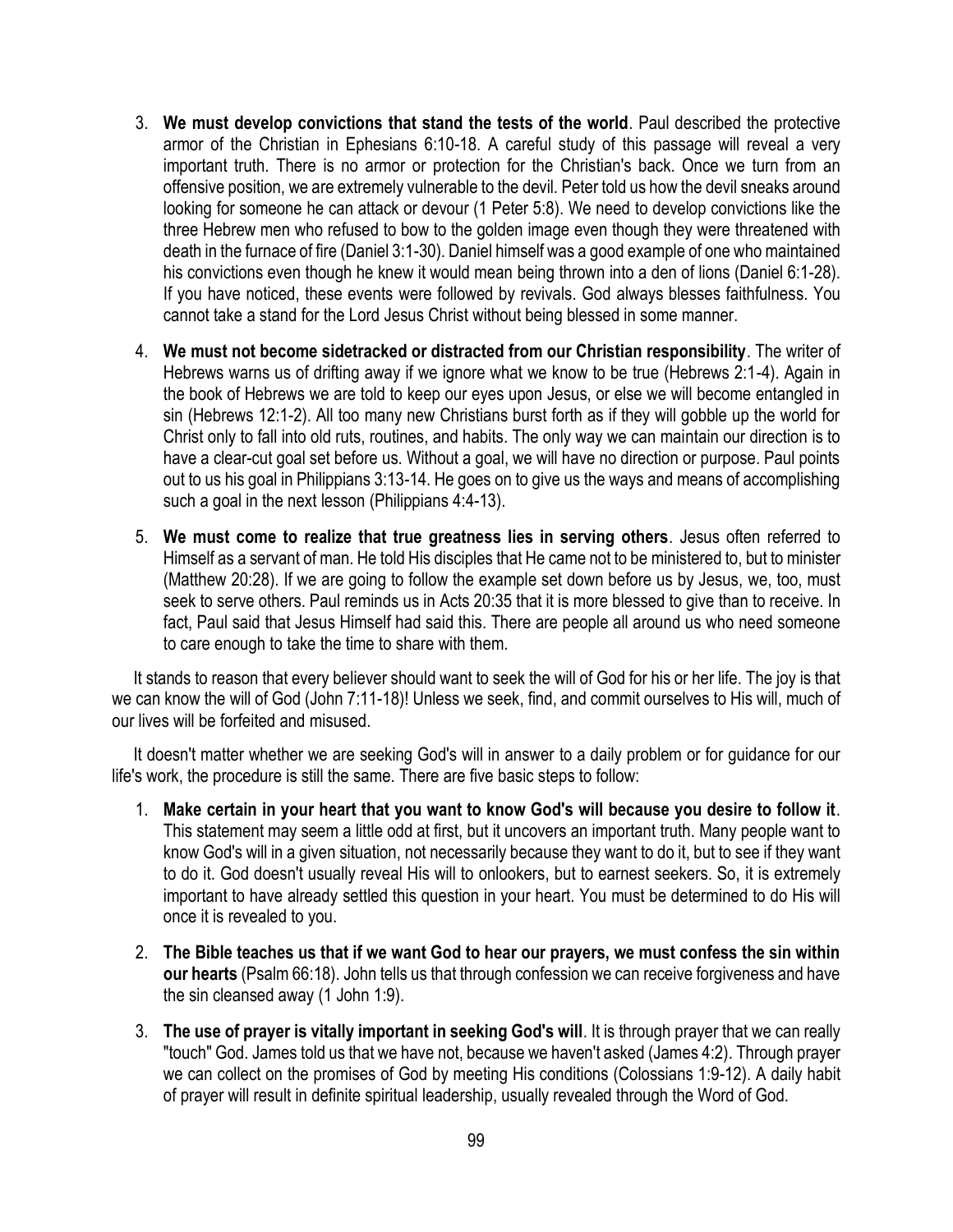3. **We must develop convictions that stand the tests of the world**. Paul described the protective armor of the Christian in Ephesians 6:10-18. A careful study of this passage will reveal a very important truth. There is no armor or protection for the Christian's back. Once we turn from an offensive position, we are extremely vulnerable to the devil. Peter told us how the devil sneaks around looking for someone he can attack or devour (1 Peter 5:8). We need to develop convictions like the three Hebrew men who refused to bow to the golden image even though they were threatened with death in the furnace of fire (Daniel 3:1-30). Daniel himself was a good example of one who maintained his convictions even though he knew it would mean being thrown into a den of lions (Daniel 6:1-28). If you have noticed, these events were followed by revivals. God always blesses faithfulness. You cannot take a stand for the Lord Jesus Christ without being blessed in some manner.

4. **We must not become sidetracked or distracted from our Christian responsibility**. The writer of Hebrews warns us of drifting away if we ignore what we know to be true (Hebrews 2:1-4). Again in the book of Hebrews we are told to keep our eyes upon Jesus, or else we will become entangled in sin (Hebrews 12:1-2). All too many new Christians burst forth as if they will gobble up the world for Christ only to fall into old ruts, routines, and habits. The only way we can maintain our direction is to have a clear-cut goal set before us. Without a goal, we will have no direction or purpose. Paul points out to us his goal in Philippians 3:13-14. He goes on to give us the ways and means of accomplishing such a goal in the next lesson (Philippians 4:4-13).

5. **We must come to realize that true greatness lies in serving others**. Jesus often referred to Himself as a servant of man. He told His disciples that He came not to be ministered to, but to minister (Matthew 20:28). If we are going to follow the example set down before us by Jesus, we, too, must seek to serve others. Paul reminds us in Acts 20:35 that it is more blessed to give than to receive. In fact, Paul said that Jesus Himself had said this. There are people all around us who need someone to care enough to take the time to share with them.

It stands to reason that every believer should want to seek the will of God for his or her life. The joy is that we can know the will of God (John 7:11-18)! Unless we seek, find, and commit ourselves to His will, much of our lives will be forfeited and misused.

It doesn't matter whether we are seeking God's will in answer to a daily problem or for guidance for our life's work, the procedure is still the same. There are five basic steps to follow:

1. **Make certain in your heart that you want to know God's will because you desire to follow it**. This statement may seem a little odd at first, but it uncovers an important truth. Many people want to know God's will in a given situation, not necessarily because they want to do it, but to see if they want to do it. God doesn't usually reveal His will to onlookers, but to earnest seekers. So, it is extremely important to have already settled this question in your heart. You must be determined to do His will once it is revealed to you.

2. **The Bible teaches us that if we want God to hear our prayers, we must confess the sin within our hearts** (Psalm 66:18). John tells us that through confession we can receive forgiveness and have the sin cleansed away (1 John 1:9).

3. **The use of prayer is vitally important in seeking God's will**. It is through prayer that we can really "touch" God. James told us that we have not, because we haven't asked (James 4:2). Through prayer we can collect on the promises of God by meeting His conditions (Colossians 1:9-12). A daily habit of prayer will result in definite spiritual leadership, usually revealed through the Word of God.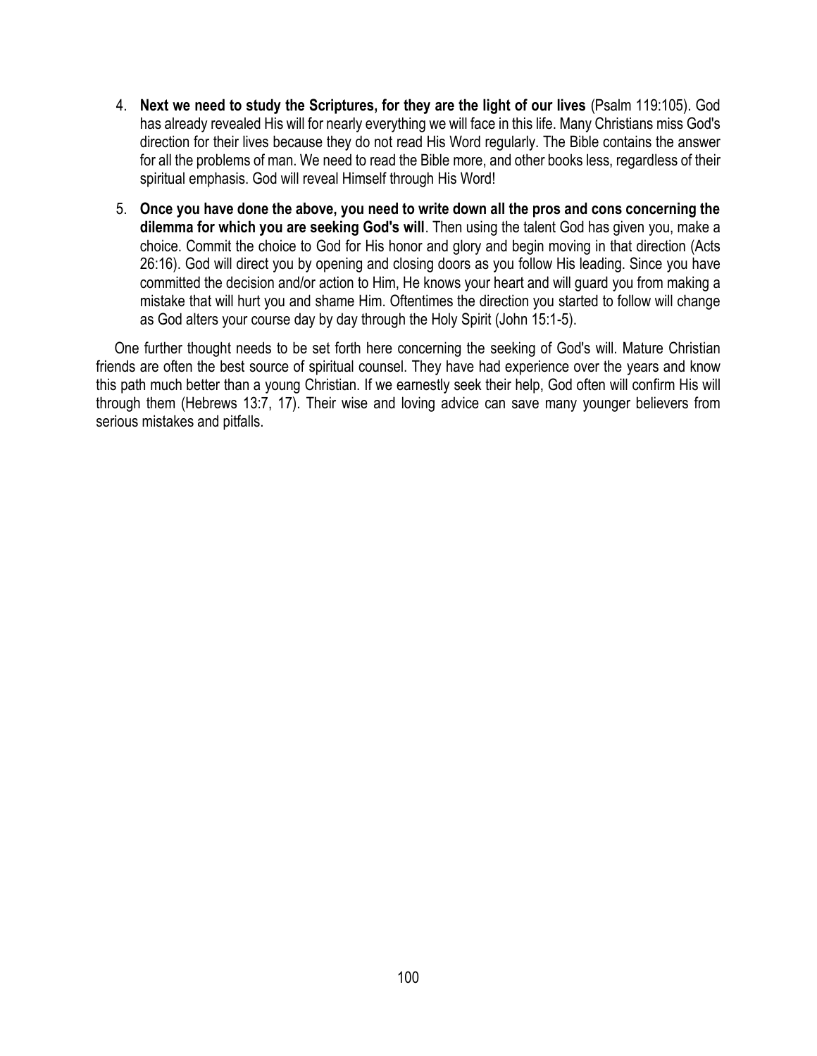4. **Next we need to study the Scriptures, for they are the light of our lives** (Psalm 119:105). God has already revealed His will for nearly everything we will face in this life. Many Christians miss God's direction for their lives because they do not read His Word regularly. The Bible contains the answer for all the problems of man. We need to read the Bible more, and other books less, regardless of their spiritual emphasis. God will reveal Himself through His Word!

5. **Once you have done the above, you need to write down all the pros and cons concerning the dilemma for which you are seeking God's will**. Then using the talent God has given you, make a choice. Commit the choice to God for His honor and glory and begin moving in that direction (Acts 26:16). God will direct you by opening and closing doors as you follow His leading. Since you have committed the decision and/or action to Him, He knows your heart and will guard you from making a mistake that will hurt you and shame Him. Oftentimes the direction you started to follow will change as God alters your course day by day through the Holy Spirit (John 15:1-5).

One further thought needs to be set forth here concerning the seeking of God's will. Mature Christian friends are often the best source of spiritual counsel. They have had experience over the years and know this path much better than a young Christian. If we earnestly seek their help, God often will confirm His will through them (Hebrews 13:7, 17). Their wise and loving advice can save many younger believers from serious mistakes and pitfalls.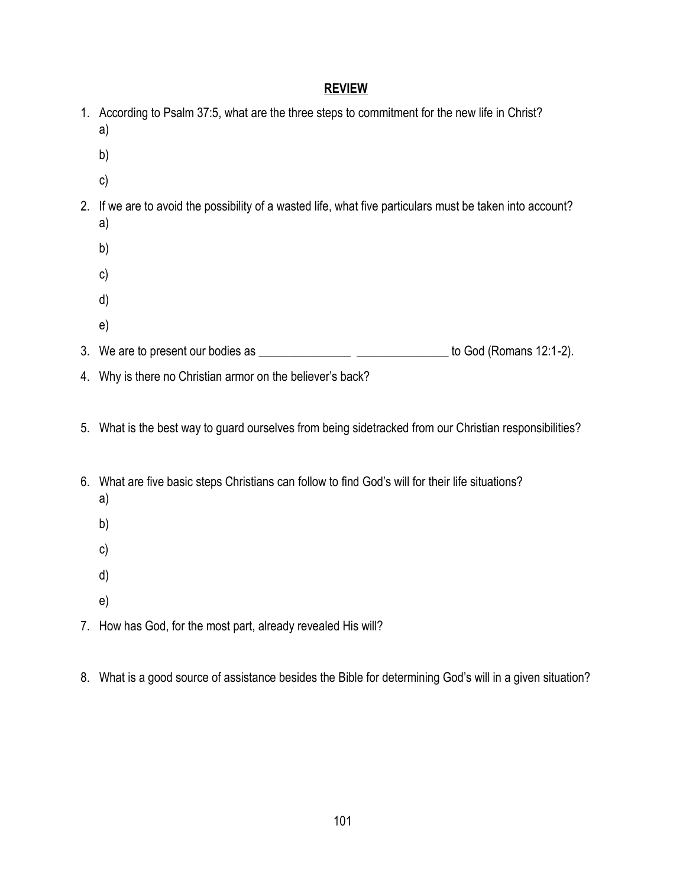## REVIEW

1. According to Psalm 37:5, what are the three steps to commitment for the new life in Christ?
   a)
   b)
   c)
2. If we are to avoid the possibility of a wasted life, what five particulars must be taken into account?
   a)
   b)
   c)
   d)
   e)
3. We are to present our bodies as _______________ _______________ to God (Romans 12:1-2).
4. Why is there no Christian armor on the believer's back?
5. What is the best way to guard ourselves from being sidetracked from our Christian responsibilities?
6. What are five basic steps Christians can follow to find God's will for their life situations?
   a)
   b)
   c)
   d)
   e)
7. How has God, for the most part, already revealed His will?
8. What is a good source of assistance besides the Bible for determining God's will in a given situation?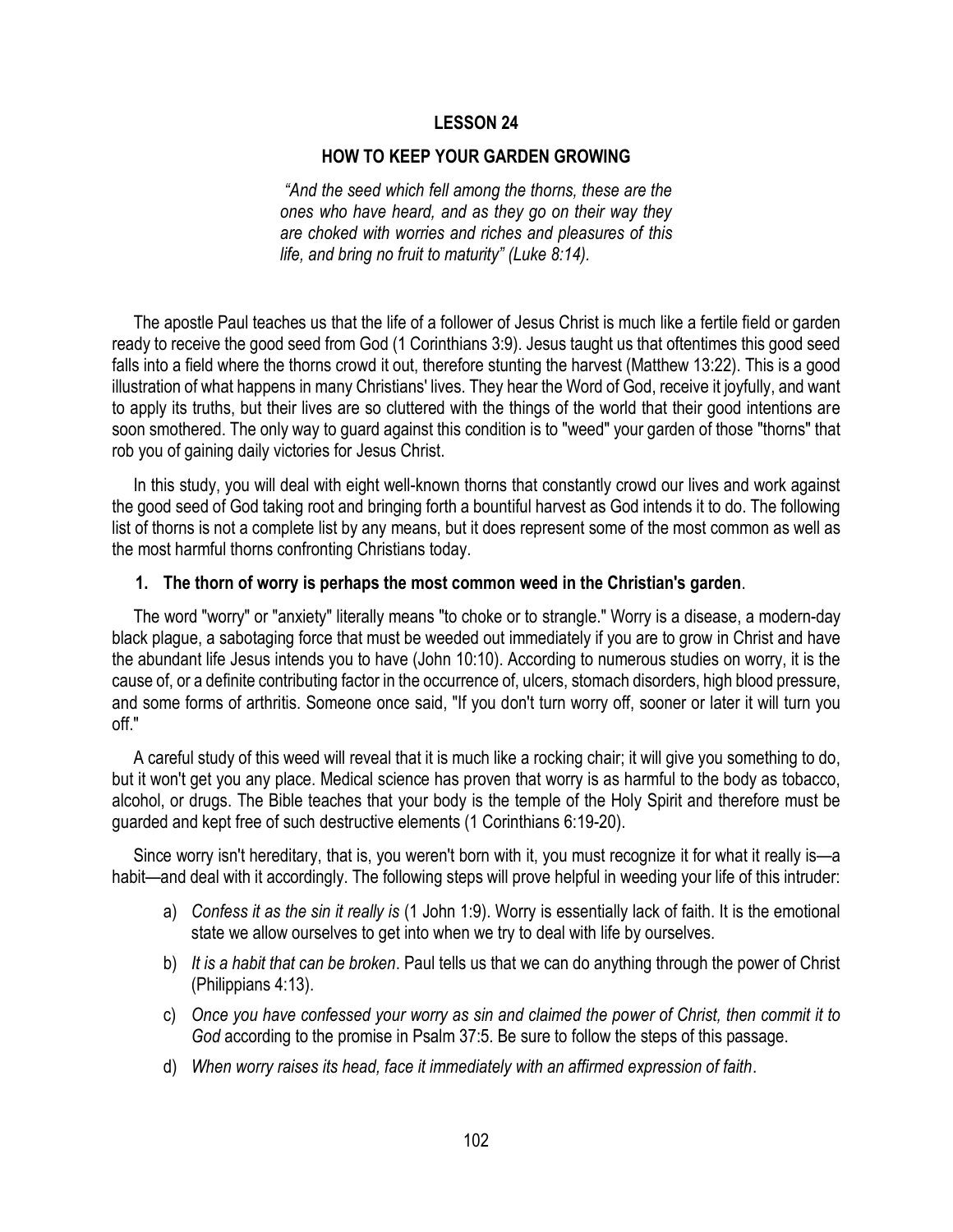## LESSON 24

## HOW TO KEEP YOUR GARDEN GROWING

*"And the seed which fell among the thorns, these are the ones who have heard, and as they go on their way they are choked with worries and riches and pleasures of this life, and bring no fruit to maturity" (Luke 8:14).*

The apostle Paul teaches us that the life of a follower of Jesus Christ is much like a fertile field or garden ready to receive the good seed from God (1 Corinthians 3:9). Jesus taught us that oftentimes this good seed falls into a field where the thorns crowd it out, therefore stunting the harvest (Matthew 13:22). This is a good illustration of what happens in many Christians' lives. They hear the Word of God, receive it joyfully, and want to apply its truths, but their lives are so cluttered with the things of the world that their good intentions are soon smothered. The only way to guard against this condition is to "weed" your garden of those "thorns" that rob you of gaining daily victories for Jesus Christ.

In this study, you will deal with eight well-known thorns that constantly crowd our lives and work against the good seed of God taking root and bringing forth a bountiful harvest as God intends it to do. The following list of thorns is not a complete list by any means, but it does represent some of the most common as well as the most harmful thorns confronting Christians today.

1. **The thorn of worry is perhaps the most common weed in the Christian's garden**.

The word "worry" or "anxiety" literally means "to choke or to strangle." Worry is a disease, a modern-day black plague, a sabotaging force that must be weeded out immediately if you are to grow in Christ and have the abundant life Jesus intends you to have (John 10:10). According to numerous studies on worry, it is the cause of, or a definite contributing factor in the occurrence of, ulcers, stomach disorders, high blood pressure, and some forms of arthritis. Someone once said, "If you don't turn worry off, sooner or later it will turn you off."

A careful study of this weed will reveal that it is much like a rocking chair; it will give you something to do, but it won't get you any place. Medical science has proven that worry is as harmful to the body as tobacco, alcohol, or drugs. The Bible teaches that your body is the temple of the Holy Spirit and therefore must be guarded and kept free of such destructive elements (1 Corinthians 6:19-20).

Since worry isn't hereditary, that is, you weren't born with it, you must recognize it for what it really is—a habit—and deal with it accordingly. The following steps will prove helpful in weeding your life of this intruder:

a) *Confess it as the sin it really is* (1 John 1:9). Worry is essentially lack of faith. It is the emotional state we allow ourselves to get into when we try to deal with life by ourselves.

b) *It is a habit that can be broken*. Paul tells us that we can do anything through the power of Christ (Philippians 4:13).

c) *Once you have confessed your worry as sin and claimed the power of Christ, then commit it to God* according to the promise in Psalm 37:5. Be sure to follow the steps of this passage.

d) *When worry raises its head, face it immediately with an affirmed expression of faith*.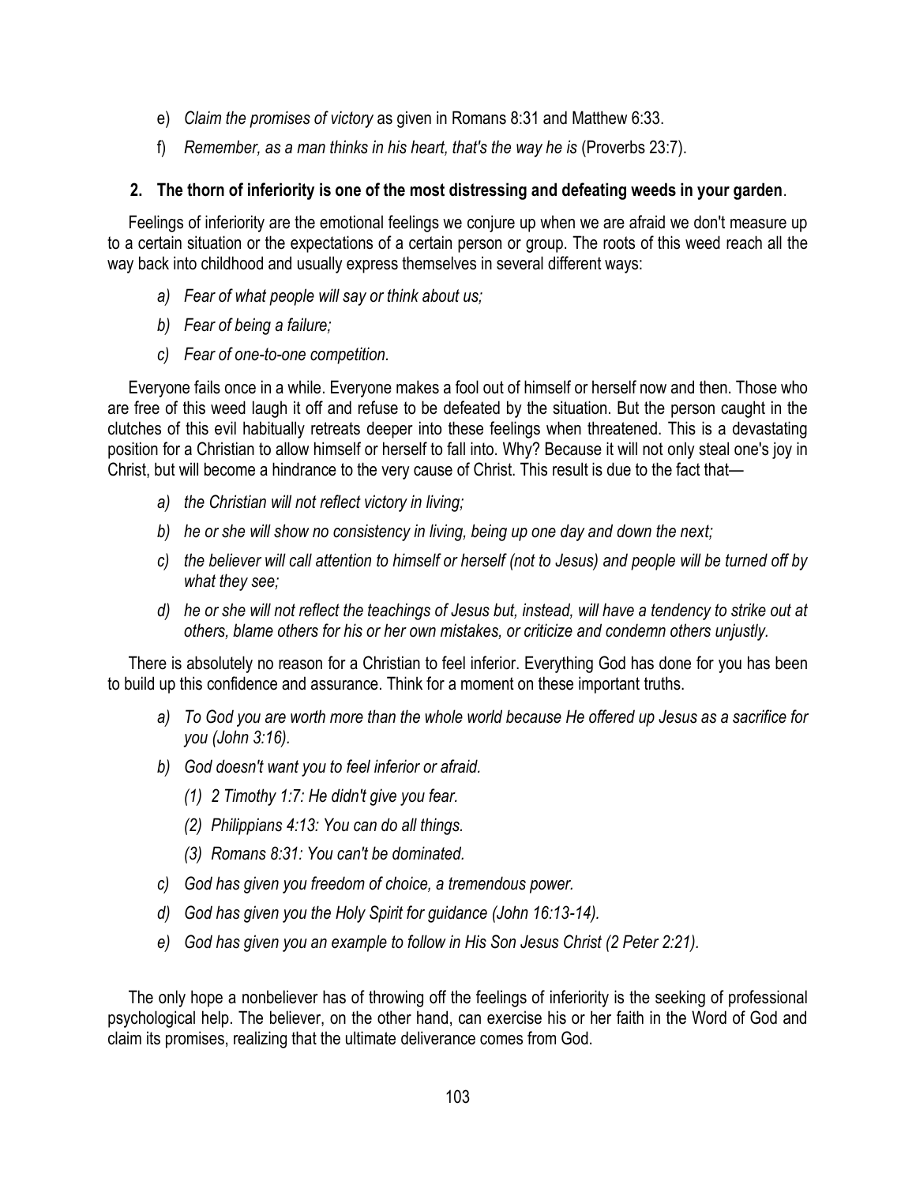e) *Claim the promises of victory* as given in Romans 8:31 and Matthew 6:33.

f) *Remember, as a man thinks in his heart, that's the way he is* (Proverbs 23:7).

**2. The thorn of inferiority is one of the most distressing and defeating weeds in your garden**.

Feelings of inferiority are the emotional feelings we conjure up when we are afraid we don't measure up to a certain situation or the expectations of a certain person or group. The roots of this weed reach all the way back into childhood and usually express themselves in several different ways:

*a) Fear of what people will say or think about us;*

*b) Fear of being a failure;*

*c) Fear of one-to-one competition.*

Everyone fails once in a while. Everyone makes a fool out of himself or herself now and then. Those who are free of this weed laugh it off and refuse to be defeated by the situation. But the person caught in the clutches of this evil habitually retreats deeper into these feelings when threatened. This is a devastating position for a Christian to allow himself or herself to fall into. Why? Because it will not only steal one's joy in Christ, but will become a hindrance to the very cause of Christ. This result is due to the fact that—

*a) the Christian will not reflect victory in living;*

*b) he or she will show no consistency in living, being up one day and down the next;*

*c) the believer will call attention to himself or herself (not to Jesus) and people will be turned off by what they see;*

*d) he or she will not reflect the teachings of Jesus but, instead, will have a tendency to strike out at others, blame others for his or her own mistakes, or criticize and condemn others unjustly.*

There is absolutely no reason for a Christian to feel inferior. Everything God has done for you has been to build up this confidence and assurance. Think for a moment on these important truths.

*a) To God you are worth more than the whole world because He offered up Jesus as a sacrifice for you (John 3:16).*

*b) God doesn't want you to feel inferior or afraid.*

  *(1) 2 Timothy 1:7: He didn't give you fear.*

  *(2) Philippians 4:13: You can do all things.*

  *(3) Romans 8:31: You can't be dominated.*

*c) God has given you freedom of choice, a tremendous power.*

*d) God has given you the Holy Spirit for guidance (John 16:13-14).*

*e) God has given you an example to follow in His Son Jesus Christ (2 Peter 2:21).*

The only hope a nonbeliever has of throwing off the feelings of inferiority is the seeking of professional psychological help. The believer, on the other hand, can exercise his or her faith in the Word of God and claim its promises, realizing that the ultimate deliverance comes from God.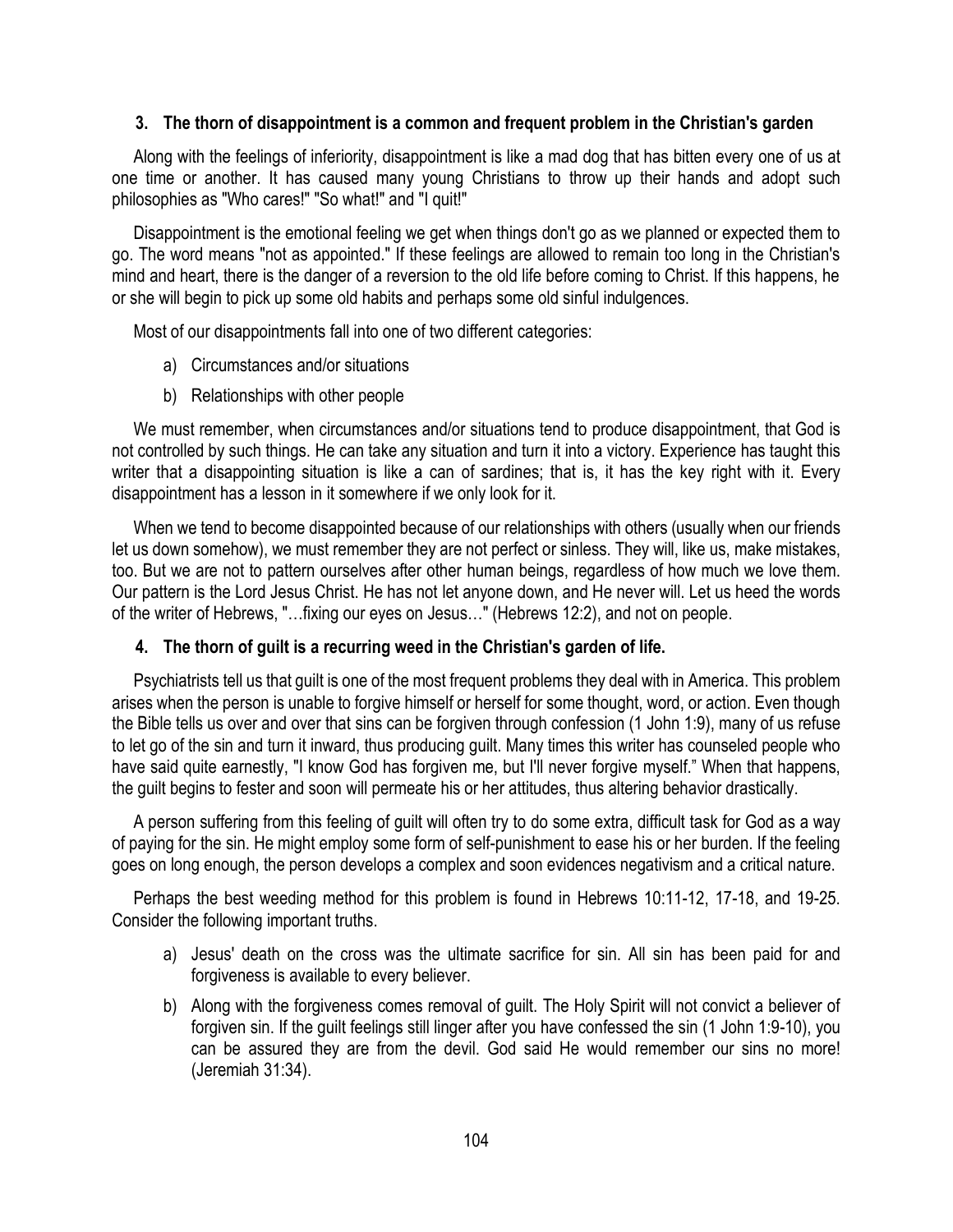### 3. The thorn of disappointment is a common and frequent problem in the Christian's garden

Along with the feelings of inferiority, disappointment is like a mad dog that has bitten every one of us at one time or another. It has caused many young Christians to throw up their hands and adopt such philosophies as "Who cares!" "So what!" and "I quit!"

Disappointment is the emotional feeling we get when things don't go as we planned or expected them to go. The word means "not as appointed." If these feelings are allowed to remain too long in the Christian's mind and heart, there is the danger of a reversion to the old life before coming to Christ. If this happens, he or she will begin to pick up some old habits and perhaps some old sinful indulgences.

Most of our disappointments fall into one of two different categories:

a) Circumstances and/or situations

b) Relationships with other people

We must remember, when circumstances and/or situations tend to produce disappointment, that God is not controlled by such things. He can take any situation and turn it into a victory. Experience has taught this writer that a disappointing situation is like a can of sardines; that is, it has the key right with it. Every disappointment has a lesson in it somewhere if we only look for it.

When we tend to become disappointed because of our relationships with others (usually when our friends let us down somehow), we must remember they are not perfect or sinless. They will, like us, make mistakes, too. But we are not to pattern ourselves after other human beings, regardless of how much we love them. Our pattern is the Lord Jesus Christ. He has not let anyone down, and He never will. Let us heed the words of the writer of Hebrews, "…fixing our eyes on Jesus…" (Hebrews 12:2), and not on people.

### 4. The thorn of guilt is a recurring weed in the Christian's garden of life.

Psychiatrists tell us that guilt is one of the most frequent problems they deal with in America. This problem arises when the person is unable to forgive himself or herself for some thought, word, or action. Even though the Bible tells us over and over that sins can be forgiven through confession (1 John 1:9), many of us refuse to let go of the sin and turn it inward, thus producing guilt. Many times this writer has counseled people who have said quite earnestly, "I know God has forgiven me, but I'll never forgive myself." When that happens, the guilt begins to fester and soon will permeate his or her attitudes, thus altering behavior drastically.

A person suffering from this feeling of guilt will often try to do some extra, difficult task for God as a way of paying for the sin. He might employ some form of self-punishment to ease his or her burden. If the feeling goes on long enough, the person develops a complex and soon evidences negativism and a critical nature.

Perhaps the best weeding method for this problem is found in Hebrews 10:11-12, 17-18, and 19-25. Consider the following important truths.

a) Jesus' death on the cross was the ultimate sacrifice for sin. All sin has been paid for and forgiveness is available to every believer.

b) Along with the forgiveness comes removal of guilt. The Holy Spirit will not convict a believer of forgiven sin. If the guilt feelings still linger after you have confessed the sin (1 John 1:9-10), you can be assured they are from the devil. God said He would remember our sins no more! (Jeremiah 31:34).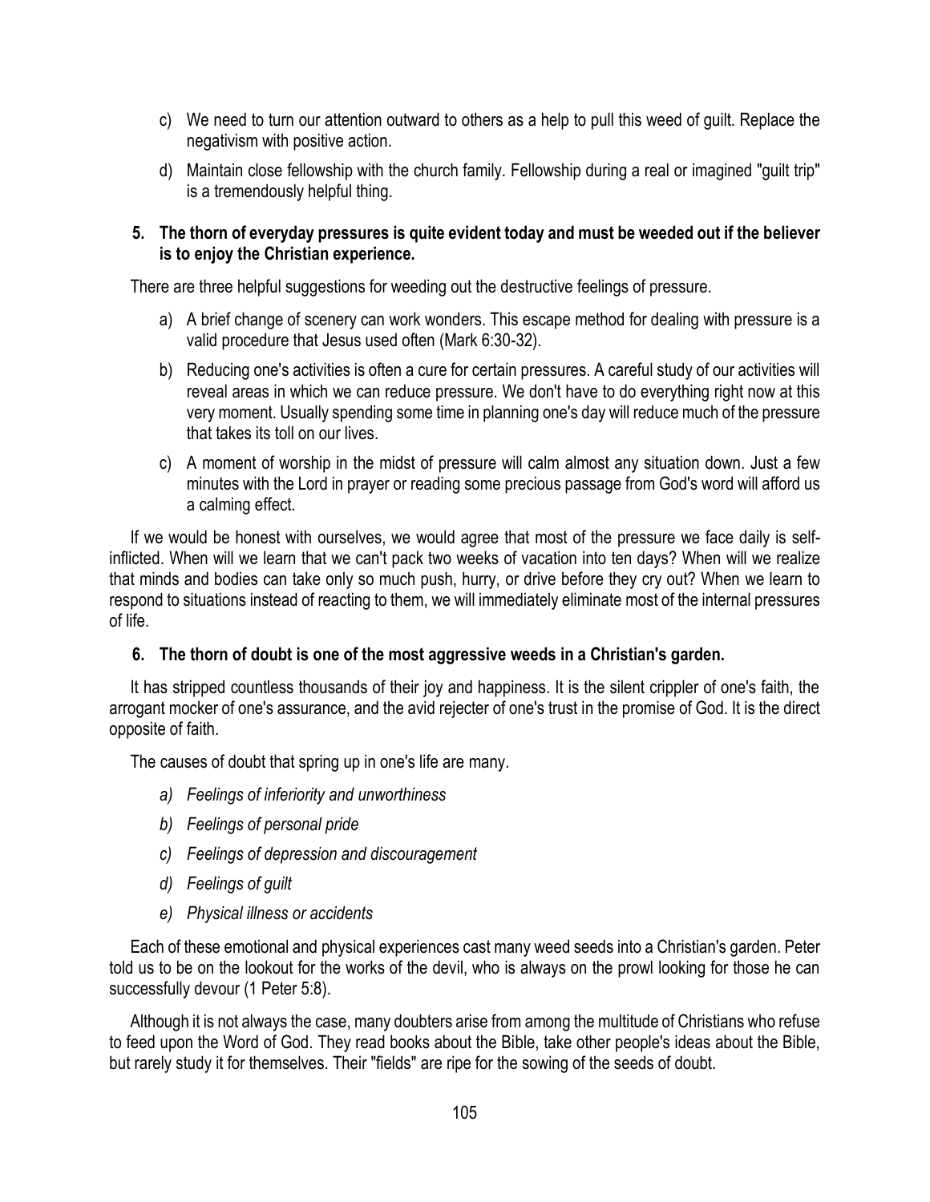c) We need to turn our attention outward to others as a help to pull this weed of guilt. Replace the negativism with positive action.

d) Maintain close fellowship with the church family. Fellowship during a real or imagined "guilt trip" is a tremendously helpful thing.

**5. The thorn of everyday pressures is quite evident today and must be weeded out if the believer is to enjoy the Christian experience.**

There are three helpful suggestions for weeding out the destructive feelings of pressure.

a) A brief change of scenery can work wonders. This escape method for dealing with pressure is a valid procedure that Jesus used often (Mark 6:30-32).

b) Reducing one's activities is often a cure for certain pressures. A careful study of our activities will reveal areas in which we can reduce pressure. We don't have to do everything right now at this very moment. Usually spending some time in planning one's day will reduce much of the pressure that takes its toll on our lives.

c) A moment of worship in the midst of pressure will calm almost any situation down. Just a few minutes with the Lord in prayer or reading some precious passage from God's word will afford us a calming effect.

If we would be honest with ourselves, we would agree that most of the pressure we face daily is self-inflicted. When will we learn that we can't pack two weeks of vacation into ten days? When will we realize that minds and bodies can take only so much push, hurry, or drive before they cry out? When we learn to respond to situations instead of reacting to them, we will immediately eliminate most of the internal pressures of life.

**6. The thorn of doubt is one of the most aggressive weeds in a Christian's garden.**

It has stripped countless thousands of their joy and happiness. It is the silent crippler of one's faith, the arrogant mocker of one's assurance, and the avid rejecter of one's trust in the promise of God. It is the direct opposite of faith.

The causes of doubt that spring up in one's life are many.

*a) Feelings of inferiority and unworthiness*

*b) Feelings of personal pride*

*c) Feelings of depression and discouragement*

*d) Feelings of guilt*

*e) Physical illness or accidents*

Each of these emotional and physical experiences cast many weed seeds into a Christian's garden. Peter told us to be on the lookout for the works of the devil, who is always on the prowl looking for those he can successfully devour (1 Peter 5:8).

Although it is not always the case, many doubters arise from among the multitude of Christians who refuse to feed upon the Word of God. They read books about the Bible, take other people's ideas about the Bible, but rarely study it for themselves. Their "fields" are ripe for the sowing of the seeds of doubt.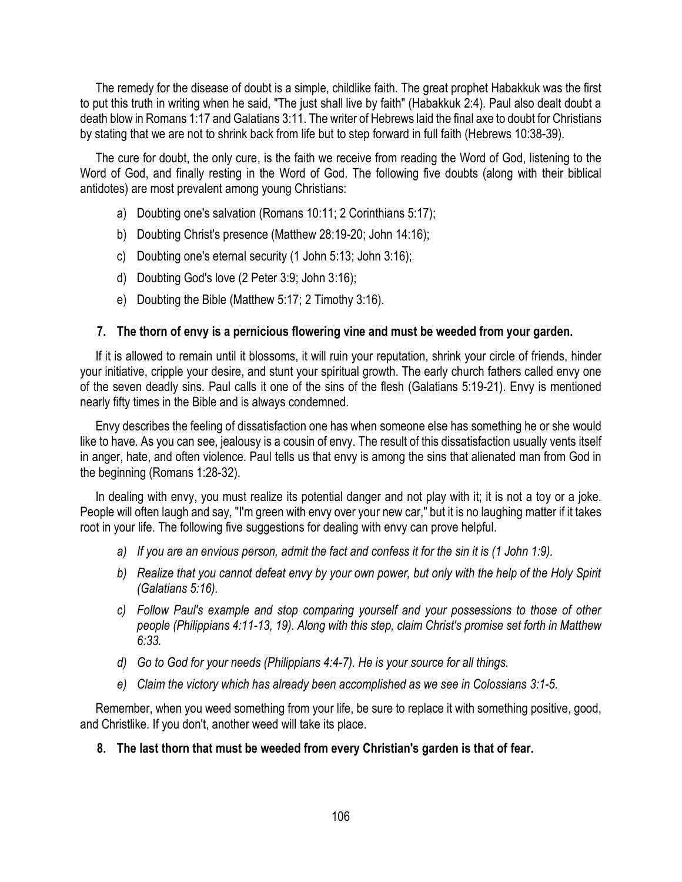The remedy for the disease of doubt is a simple, childlike faith. The great prophet Habakkuk was the first to put this truth in writing when he said, "The just shall live by faith" (Habakkuk 2:4). Paul also dealt doubt a death blow in Romans 1:17 and Galatians 3:11. The writer of Hebrews laid the final axe to doubt for Christians by stating that we are not to shrink back from life but to step forward in full faith (Hebrews 10:38-39).

The cure for doubt, the only cure, is the faith we receive from reading the Word of God, listening to the Word of God, and finally resting in the Word of God. The following five doubts (along with their biblical antidotes) are most prevalent among young Christians:

a) Doubting one's salvation (Romans 10:11; 2 Corinthians 5:17);

b) Doubting Christ's presence (Matthew 28:19-20; John 14:16);

c) Doubting one's eternal security (1 John 5:13; John 3:16);

d) Doubting God's love (2 Peter 3:9; John 3:16);

e) Doubting the Bible (Matthew 5:17; 2 Timothy 3:16).

**7. The thorn of envy is a pernicious flowering vine and must be weeded from your garden.**

If it is allowed to remain until it blossoms, it will ruin your reputation, shrink your circle of friends, hinder your initiative, cripple your desire, and stunt your spiritual growth. The early church fathers called envy one of the seven deadly sins. Paul calls it one of the sins of the flesh (Galatians 5:19-21). Envy is mentioned nearly fifty times in the Bible and is always condemned.

Envy describes the feeling of dissatisfaction one has when someone else has something he or she would like to have. As you can see, jealousy is a cousin of envy. The result of this dissatisfaction usually vents itself in anger, hate, and often violence. Paul tells us that envy is among the sins that alienated man from God in the beginning (Romans 1:28-32).

In dealing with envy, you must realize its potential danger and not play with it; it is not a toy or a joke. People will often laugh and say, "I'm green with envy over your new car," but it is no laughing matter if it takes root in your life. The following five suggestions for dealing with envy can prove helpful.

*a) If you are an envious person, admit the fact and confess it for the sin it is (1 John 1:9).*

*b) Realize that you cannot defeat envy by your own power, but only with the help of the Holy Spirit (Galatians 5:16).*

*c) Follow Paul's example and stop comparing yourself and your possessions to those of other people (Philippians 4:11-13, 19). Along with this step, claim Christ's promise set forth in Matthew 6:33.*

*d) Go to God for your needs (Philippians 4:4-7). He is your source for all things.*

*e) Claim the victory which has already been accomplished as we see in Colossians 3:1-5.*

Remember, when you weed something from your life, be sure to replace it with something positive, good, and Christlike. If you don't, another weed will take its place.

**8. The last thorn that must be weeded from every Christian's garden is that of fear.**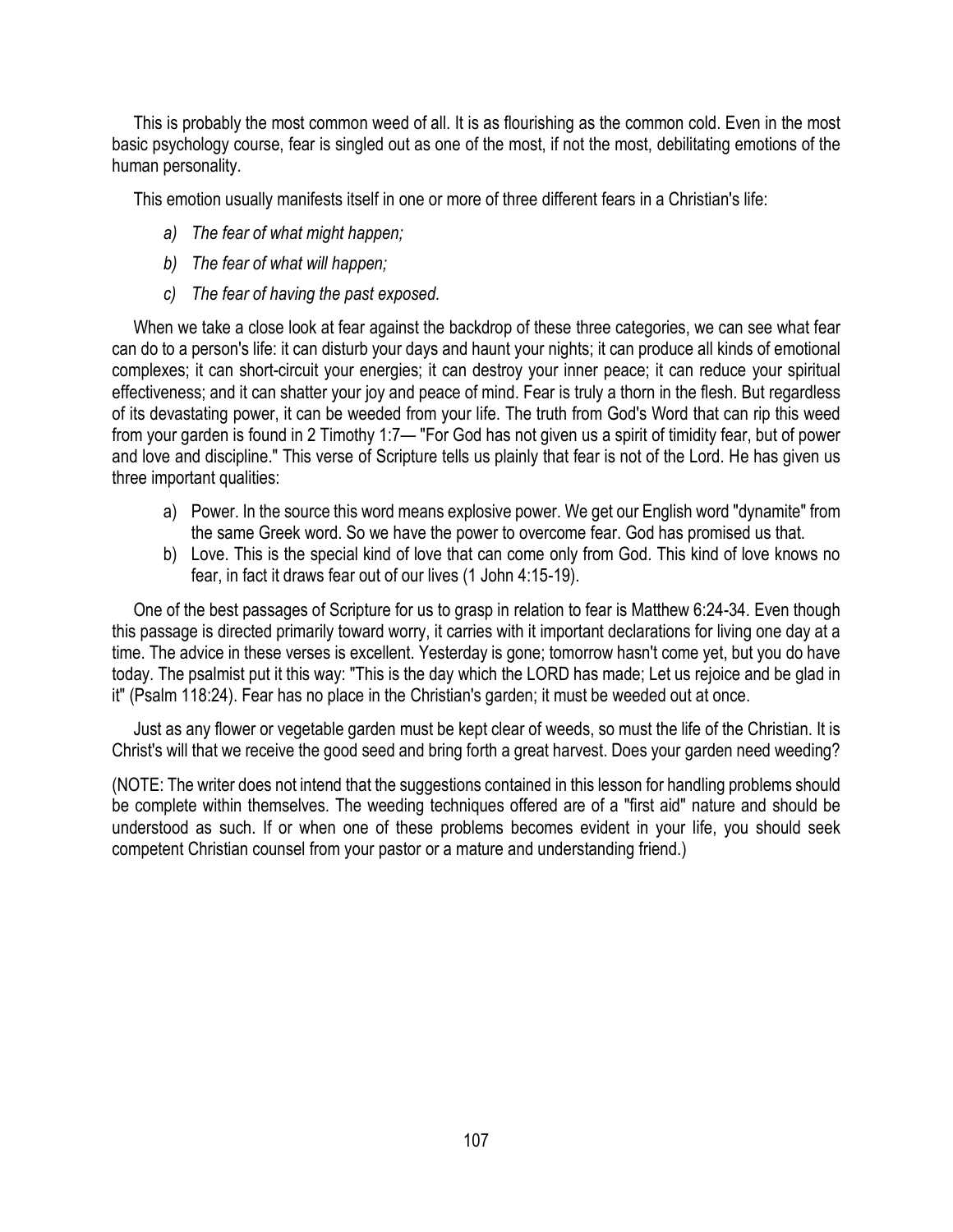This is probably the most common weed of all. It is as flourishing as the common cold. Even in the most basic psychology course, fear is singled out as one of the most, if not the most, debilitating emotions of the human personality.

This emotion usually manifests itself in one or more of three different fears in a Christian's life:

a) *The fear of what might happen;*

b) *The fear of what will happen;*

c) *The fear of having the past exposed.*

When we take a close look at fear against the backdrop of these three categories, we can see what fear can do to a person's life: it can disturb your days and haunt your nights; it can produce all kinds of emotional complexes; it can short-circuit your energies; it can destroy your inner peace; it can reduce your spiritual effectiveness; and it can shatter your joy and peace of mind. Fear is truly a thorn in the flesh. But regardless of its devastating power, it can be weeded from your life. The truth from God's Word that can rip this weed from your garden is found in 2 Timothy 1:7— "For God has not given us a spirit of timidity fear, but of power and love and discipline." This verse of Scripture tells us plainly that fear is not of the Lord. He has given us three important qualities:

a) Power. In the source this word means explosive power. We get our English word "dynamite" from the same Greek word. So we have the power to overcome fear. God has promised us that.
b) Love. This is the special kind of love that can come only from God. This kind of love knows no fear, in fact it draws fear out of our lives (1 John 4:15-19).

One of the best passages of Scripture for us to grasp in relation to fear is Matthew 6:24-34. Even though this passage is directed primarily toward worry, it carries with it important declarations for living one day at a time. The advice in these verses is excellent. Yesterday is gone; tomorrow hasn't come yet, but you do have today. The psalmist put it this way: "This is the day which the LORD has made; Let us rejoice and be glad in it" (Psalm 118:24). Fear has no place in the Christian's garden; it must be weeded out at once.

Just as any flower or vegetable garden must be kept clear of weeds, so must the life of the Christian. It is Christ's will that we receive the good seed and bring forth a great harvest. Does your garden need weeding?

(NOTE: The writer does not intend that the suggestions contained in this lesson for handling problems should be complete within themselves. The weeding techniques offered are of a "first aid" nature and should be understood as such. If or when one of these problems becomes evident in your life, you should seek competent Christian counsel from your pastor or a mature and understanding friend.)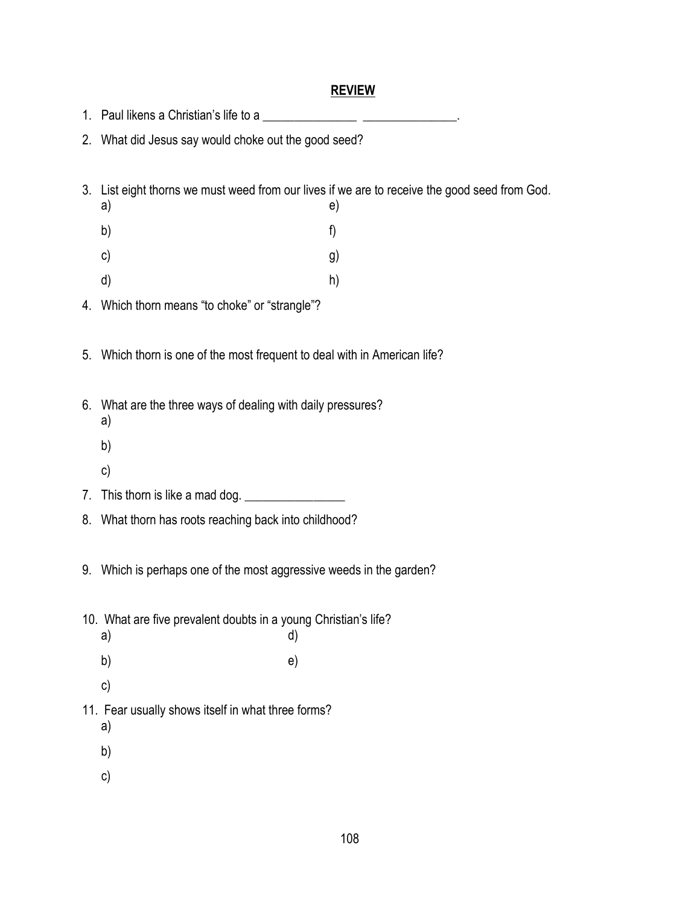## REVIEW

1. Paul likens a Christian's life to a _______________ _______________.
2. What did Jesus say would choke out the good seed?

3. List eight thorns we must weed from our lives if we are to receive the good seed from God.
   a)
   b)
   c)
   d)
   e)
   f)
   g)
   h)
4. Which thorn means "to choke" or "strangle"?

5. Which thorn is one of the most frequent to deal with in American life?

6. What are the three ways of dealing with daily pressures?
   a)
   b)
   c)
7. This thorn is like a mad dog. ________________
8. What thorn has roots reaching back into childhood?

9. Which is perhaps one of the most aggressive weeds in the garden?

10. What are five prevalent doubts in a young Christian's life?
    a)
    b)
    c)
    d)
    e)
11. Fear usually shows itself in what three forms?
    a)
    b)
    c)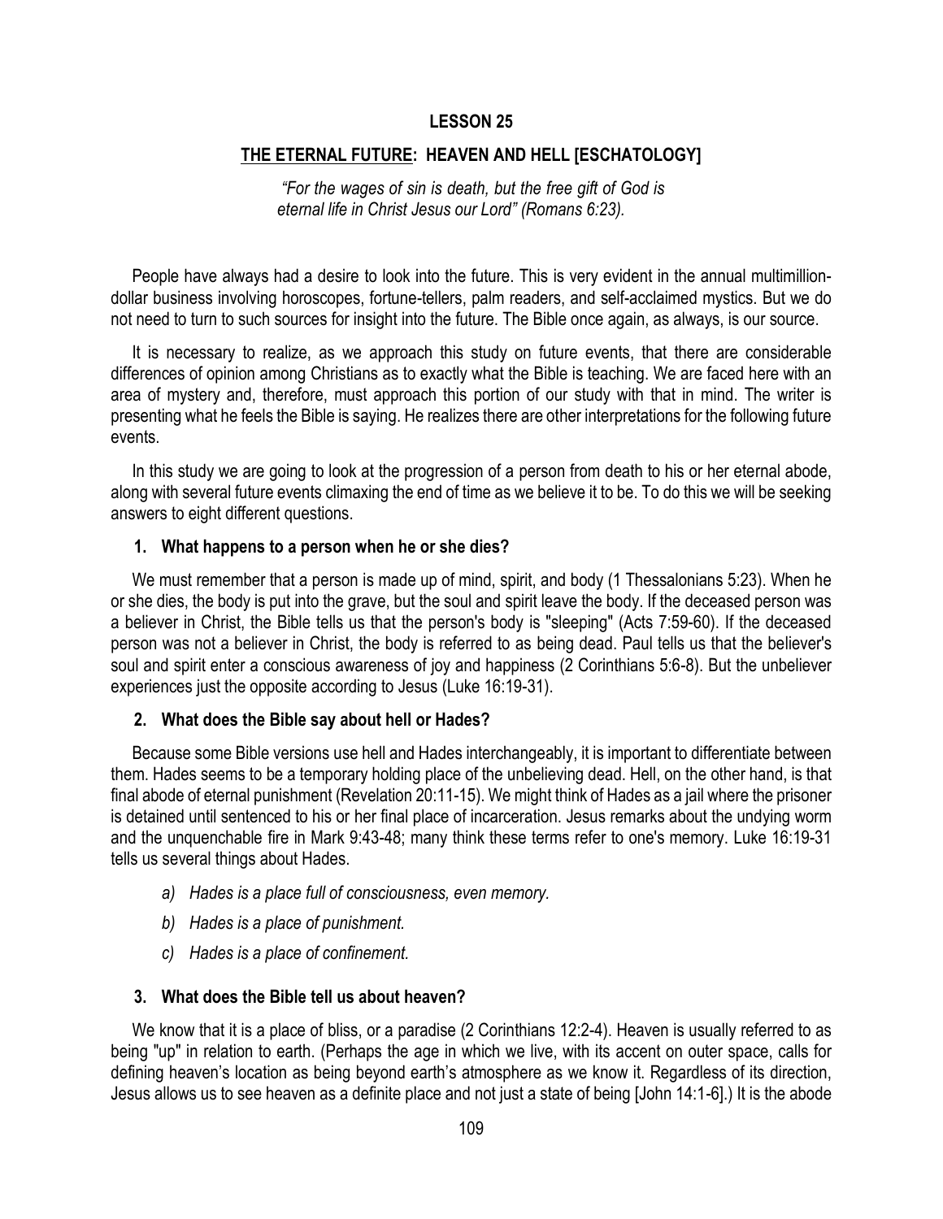**LESSON 25**

## THE ETERNAL FUTURE: HEAVEN AND HELL [ESCHATOLOGY]

*"For the wages of sin is death, but the free gift of God is eternal life in Christ Jesus our Lord" (Romans 6:23).*

People have always had a desire to look into the future. This is very evident in the annual multimillion-dollar business involving horoscopes, fortune-tellers, palm readers, and self-acclaimed mystics. But we do not need to turn to such sources for insight into the future. The Bible once again, as always, is our source.

It is necessary to realize, as we approach this study on future events, that there are considerable differences of opinion among Christians as to exactly what the Bible is teaching. We are faced here with an area of mystery and, therefore, must approach this portion of our study with that in mind. The writer is presenting what he feels the Bible is saying. He realizes there are other interpretations for the following future events.

In this study we are going to look at the progression of a person from death to his or her eternal abode, along with several future events climaxing the end of time as we believe it to be. To do this we will be seeking answers to eight different questions.

### 1. What happens to a person when he or she dies?

We must remember that a person is made up of mind, spirit, and body (1 Thessalonians 5:23). When he or she dies, the body is put into the grave, but the soul and spirit leave the body. If the deceased person was a believer in Christ, the Bible tells us that the person's body is "sleeping" (Acts 7:59-60). If the deceased person was not a believer in Christ, the body is referred to as being dead. Paul tells us that the believer's soul and spirit enter a conscious awareness of joy and happiness (2 Corinthians 5:6-8). But the unbeliever experiences just the opposite according to Jesus (Luke 16:19-31).

### 2. What does the Bible say about hell or Hades?

Because some Bible versions use hell and Hades interchangeably, it is important to differentiate between them. Hades seems to be a temporary holding place of the unbelieving dead. Hell, on the other hand, is that final abode of eternal punishment (Revelation 20:11-15). We might think of Hades as a jail where the prisoner is detained until sentenced to his or her final place of incarceration. Jesus remarks about the undying worm and the unquenchable fire in Mark 9:43-48; many think these terms refer to one's memory. Luke 16:19-31 tells us several things about Hades.

a) *Hades is a place full of consciousness, even memory.*

b) *Hades is a place of punishment.*

c) *Hades is a place of confinement.*

### 3. What does the Bible tell us about heaven?

We know that it is a place of bliss, or a paradise (2 Corinthians 12:2-4). Heaven is usually referred to as being "up" in relation to earth. (Perhaps the age in which we live, with its accent on outer space, calls for defining heaven's location as being beyond earth's atmosphere as we know it. Regardless of its direction, Jesus allows us to see heaven as a definite place and not just a state of being [John 14:1-6].) It is the abode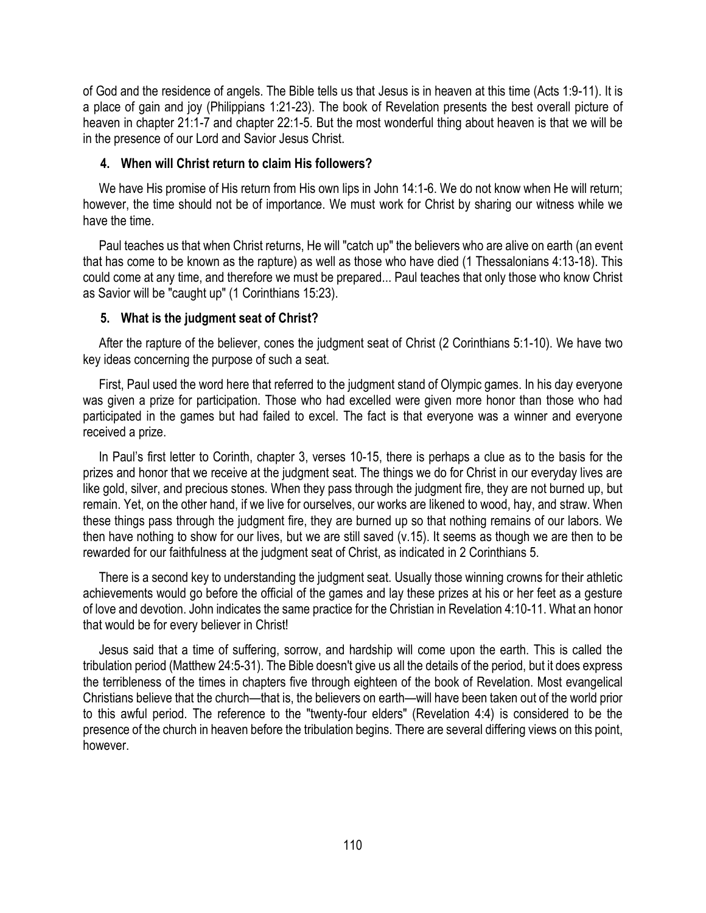of God and the residence of angels. The Bible tells us that Jesus is in heaven at this time (Acts 1:9-11). It is a place of gain and joy (Philippians 1:21-23). The book of Revelation presents the best overall picture of heaven in chapter 21:1-7 and chapter 22:1-5. But the most wonderful thing about heaven is that we will be in the presence of our Lord and Savior Jesus Christ.

**4. When will Christ return to claim His followers?**

We have His promise of His return from His own lips in John 14:1-6. We do not know when He will return; however, the time should not be of importance. We must work for Christ by sharing our witness while we have the time.

Paul teaches us that when Christ returns, He will "catch up" the believers who are alive on earth (an event that has come to be known as the rapture) as well as those who have died (1 Thessalonians 4:13-18). This could come at any time, and therefore we must be prepared... Paul teaches that only those who know Christ as Savior will be "caught up" (1 Corinthians 15:23).

**5. What is the judgment seat of Christ?**

After the rapture of the believer, cones the judgment seat of Christ (2 Corinthians 5:1-10). We have two key ideas concerning the purpose of such a seat.

First, Paul used the word here that referred to the judgment stand of Olympic games. In his day everyone was given a prize for participation. Those who had excelled were given more honor than those who had participated in the games but had failed to excel. The fact is that everyone was a winner and everyone received a prize.

In Paul's first letter to Corinth, chapter 3, verses 10-15, there is perhaps a clue as to the basis for the prizes and honor that we receive at the judgment seat. The things we do for Christ in our everyday lives are like gold, silver, and precious stones. When they pass through the judgment fire, they are not burned up, but remain. Yet, on the other hand, if we live for ourselves, our works are likened to wood, hay, and straw. When these things pass through the judgment fire, they are burned up so that nothing remains of our labors. We then have nothing to show for our lives, but we are still saved (v.15). It seems as though we are then to be rewarded for our faithfulness at the judgment seat of Christ, as indicated in 2 Corinthians 5.

There is a second key to understanding the judgment seat. Usually those winning crowns for their athletic achievements would go before the official of the games and lay these prizes at his or her feet as a gesture of love and devotion. John indicates the same practice for the Christian in Revelation 4:10-11. What an honor that would be for every believer in Christ!

Jesus said that a time of suffering, sorrow, and hardship will come upon the earth. This is called the tribulation period (Matthew 24:5-31). The Bible doesn't give us all the details of the period, but it does express the terribleness of the times in chapters five through eighteen of the book of Revelation. Most evangelical Christians believe that the church—that is, the believers on earth—will have been taken out of the world prior to this awful period. The reference to the "twenty-four elders" (Revelation 4:4) is considered to be the presence of the church in heaven before the tribulation begins. There are several differing views on this point, however.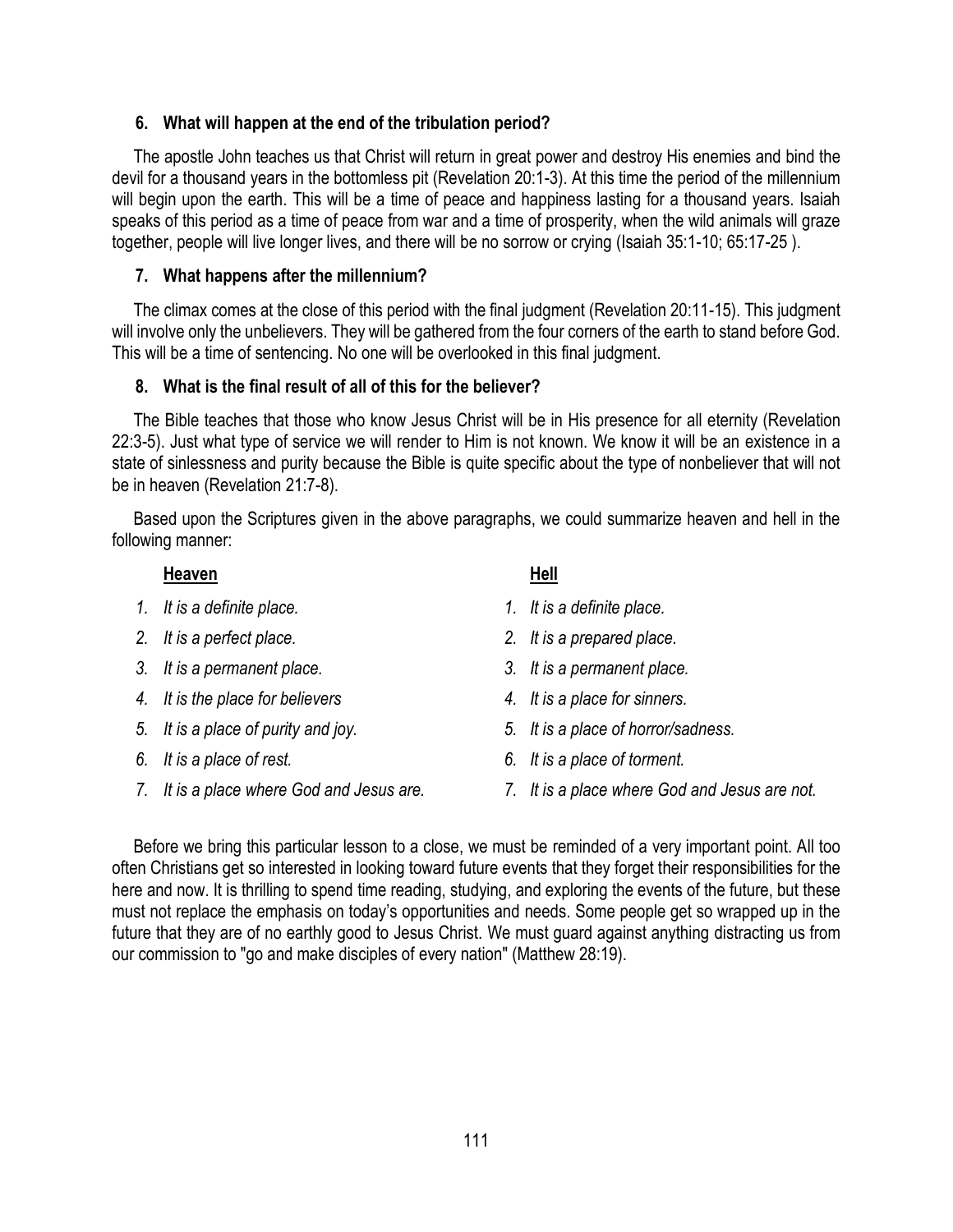### 6. What will happen at the end of the tribulation period?

The apostle John teaches us that Christ will return in great power and destroy His enemies and bind the devil for a thousand years in the bottomless pit (Revelation 20:1-3). At this time the period of the millennium will begin upon the earth. This will be a time of peace and happiness lasting for a thousand years. Isaiah speaks of this period as a time of peace from war and a time of prosperity, when the wild animals will graze together, people will live longer lives, and there will be no sorrow or crying (Isaiah 35:1-10; 65:17-25 ).

### 7. What happens after the millennium?

The climax comes at the close of this period with the final judgment (Revelation 20:11-15). This judgment will involve only the unbelievers. They will be gathered from the four corners of the earth to stand before God. This will be a time of sentencing. No one will be overlooked in this final judgment.

### 8. What is the final result of all of this for the believer?

The Bible teaches that those who know Jesus Christ will be in His presence for all eternity (Revelation 22:3-5). Just what type of service we will render to Him is not known. We know it will be an existence in a state of sinlessness and purity because the Bible is quite specific about the type of nonbeliever that will not be in heaven (Revelation 21:7-8).

Based upon the Scriptures given in the above paragraphs, we could summarize heaven and hell in the following manner:

| Heaven | Hell |
|---|---|
| *1. It is a definite place.* | *1. It is a definite place.* |
| *2. It is a perfect place.* | *2. It is a prepared place.* |
| *3. It is a permanent place.* | *3. It is a permanent place.* |
| *4. It is the place for believers* | *4. It is a place for sinners.* |
| *5. It is a place of purity and joy.* | *5. It is a place of horror/sadness.* |
| *6. It is a place of rest.* | *6. It is a place of torment.* |
| *7. It is a place where God and Jesus are.* | *7. It is a place where God and Jesus are not.* |

Before we bring this particular lesson to a close, we must be reminded of a very important point. All too often Christians get so interested in looking toward future events that they forget their responsibilities for the here and now. It is thrilling to spend time reading, studying, and exploring the events of the future, but these must not replace the emphasis on today's opportunities and needs. Some people get so wrapped up in the future that they are of no earthly good to Jesus Christ. We must guard against anything distracting us from our commission to "go and make disciples of every nation" (Matthew 28:19).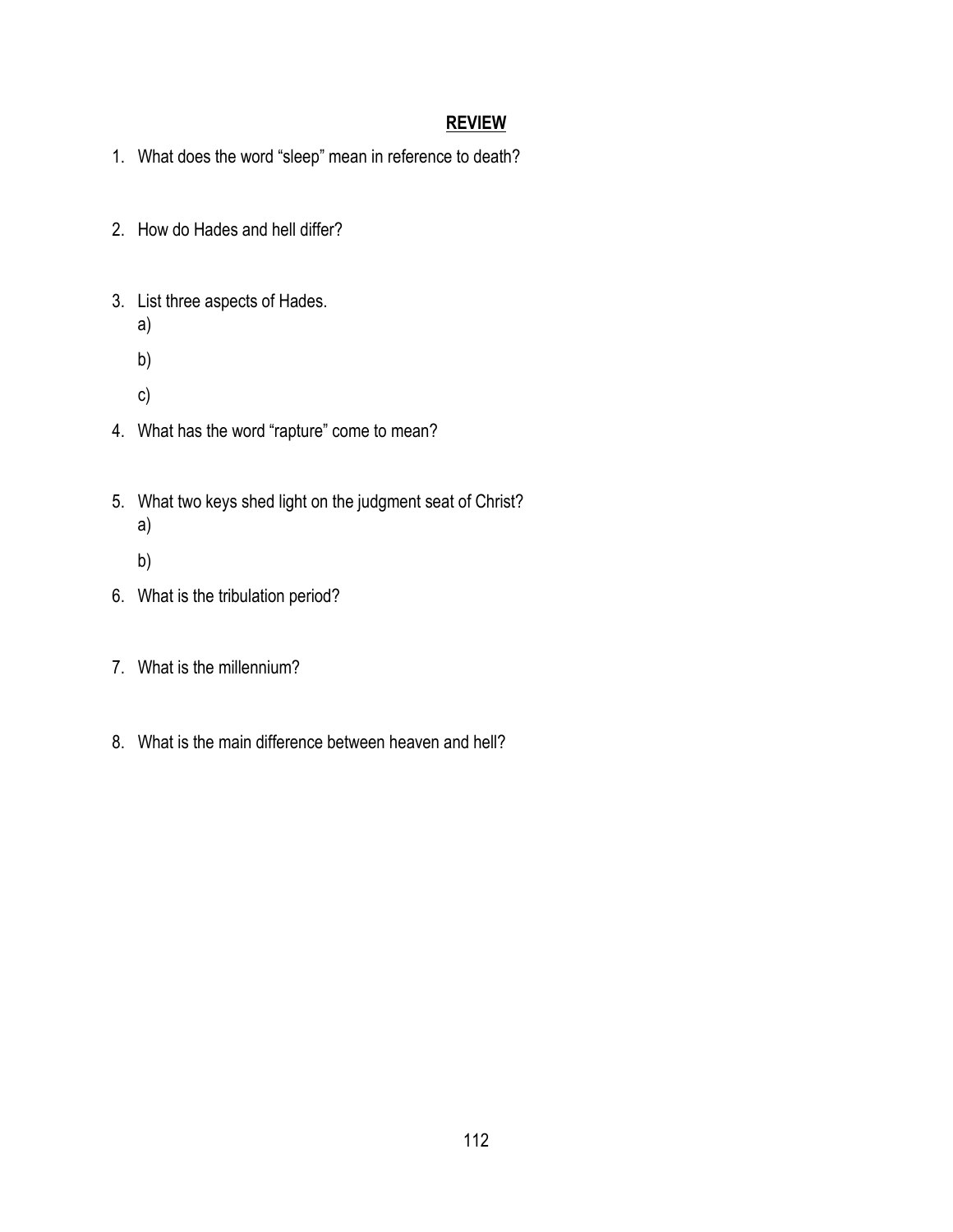## REVIEW

1. What does the word "sleep" mean in reference to death?

2. How do Hades and hell differ?

3. List three aspects of Hades.
   a)
   b)
   c)

4. What has the word "rapture" come to mean?

5. What two keys shed light on the judgment seat of Christ?
   a)
   b)

6. What is the tribulation period?

7. What is the millennium?

8. What is the main difference between heaven and hell?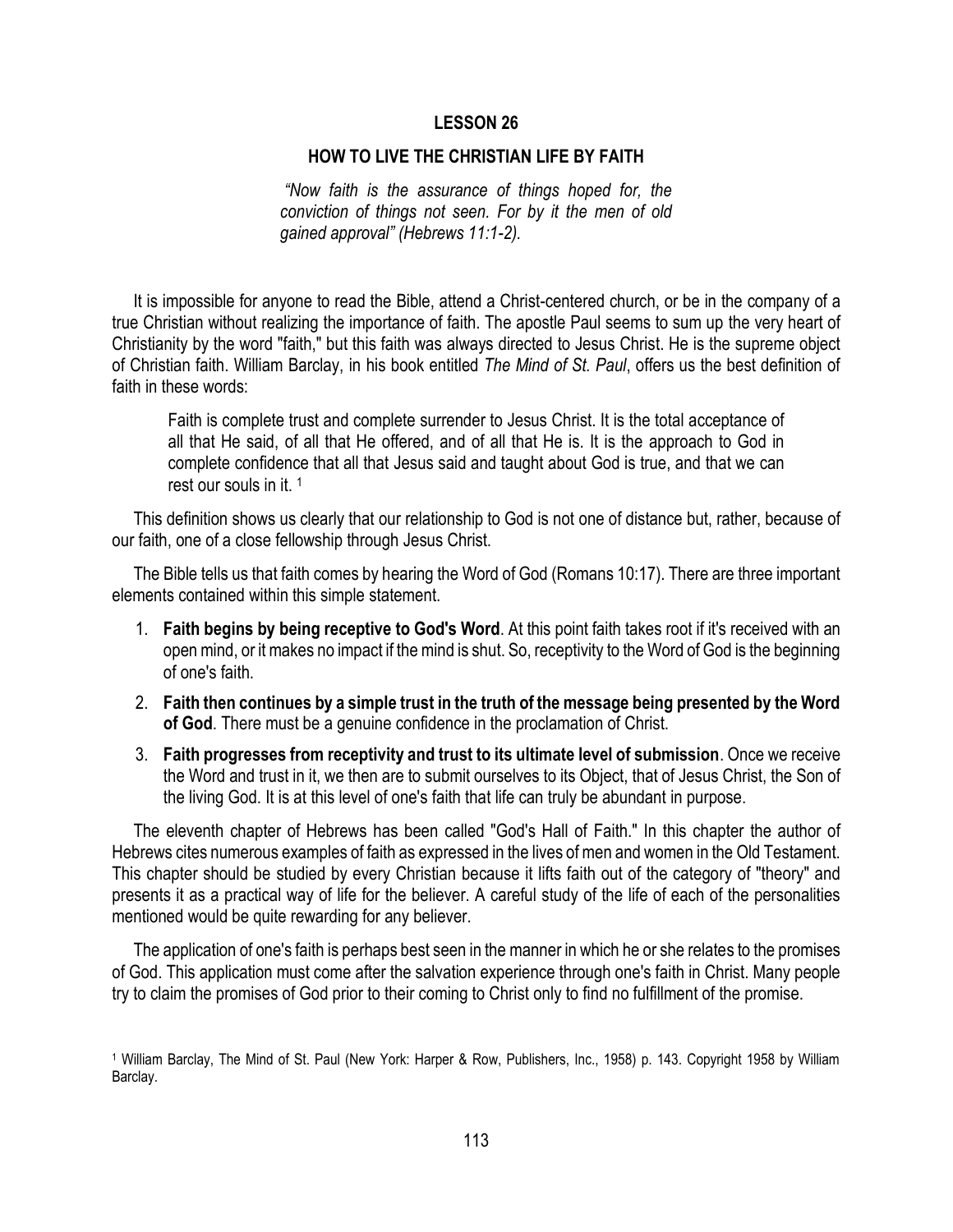# LESSON 26

## HOW TO LIVE THE CHRISTIAN LIFE BY FAITH

> *"Now faith is the assurance of things hoped for, the conviction of things not seen. For by it the men of old gained approval" (Hebrews 11:1-2).*

It is impossible for anyone to read the Bible, attend a Christ-centered church, or be in the company of a true Christian without realizing the importance of faith. The apostle Paul seems to sum up the very heart of Christianity by the word "faith," but this faith was always directed to Jesus Christ. He is the supreme object of Christian faith. William Barclay, in his book entitled *The Mind of St. Paul*, offers us the best definition of faith in these words:

> Faith is complete trust and complete surrender to Jesus Christ. It is the total acceptance of all that He said, of all that He offered, and of all that He is. It is the approach to God in complete confidence that all that Jesus said and taught about God is true, and that we can rest our souls in it. [1]

This definition shows us clearly that our relationship to God is not one of distance but, rather, because of our faith, one of a close fellowship through Jesus Christ.

The Bible tells us that faith comes by hearing the Word of God (Romans 10:17). There are three important elements contained within this simple statement.

1. **Faith begins by being receptive to God's Word**. At this point faith takes root if it's received with an open mind, or it makes no impact if the mind is shut. So, receptivity to the Word of God is the beginning of one's faith.
2. **Faith then continues by a simple trust in the truth of the message being presented by the Word of God**. There must be a genuine confidence in the proclamation of Christ.
3. **Faith progresses from receptivity and trust to its ultimate level of submission**. Once we receive the Word and trust in it, we then are to submit ourselves to its Object, that of Jesus Christ, the Son of the living God. It is at this level of one's faith that life can truly be abundant in purpose.

The eleventh chapter of Hebrews has been called "God's Hall of Faith." In this chapter the author of Hebrews cites numerous examples of faith as expressed in the lives of men and women in the Old Testament. This chapter should be studied by every Christian because it lifts faith out of the category of "theory" and presents it as a practical way of life for the believer. A careful study of the life of each of the personalities mentioned would be quite rewarding for any believer.

The application of one's faith is perhaps best seen in the manner in which he or she relates to the promises of God. This application must come after the salvation experience through one's faith in Christ. Many people try to claim the promises of God prior to their coming to Christ only to find no fulfillment of the promise.

[1] William Barclay, The Mind of St. Paul (New York: Harper & Row, Publishers, Inc., 1958) p. 143. Copyright 1958 by William Barclay.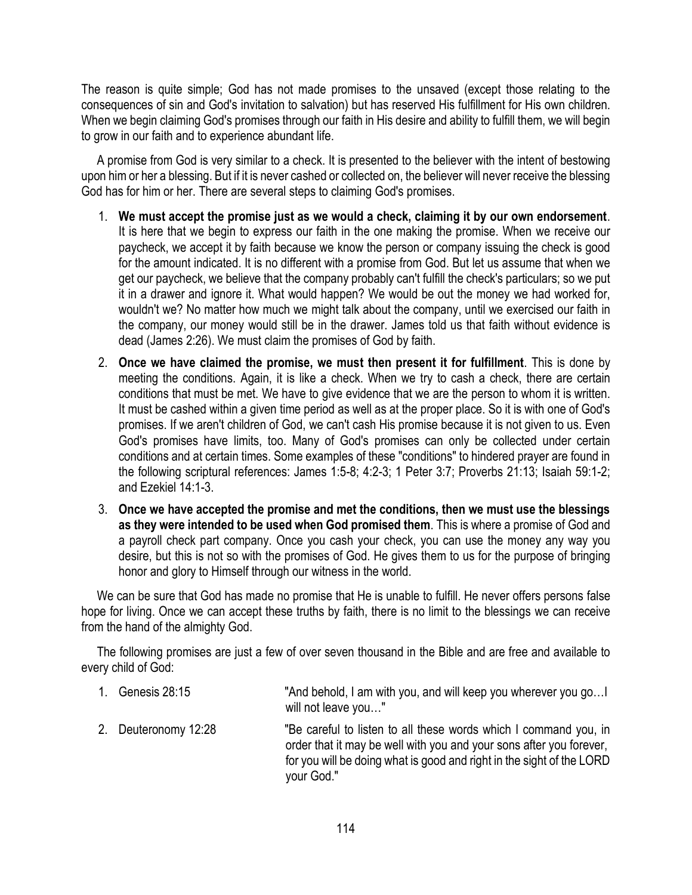The reason is quite simple; God has not made promises to the unsaved (except those relating to the consequences of sin and God's invitation to salvation) but has reserved His fulfillment for His own children. When we begin claiming God's promises through our faith in His desire and ability to fulfill them, we will begin to grow in our faith and to experience abundant life.

A promise from God is very similar to a check. It is presented to the believer with the intent of bestowing upon him or her a blessing. But if it is never cashed or collected on, the believer will never receive the blessing God has for him or her. There are several steps to claiming God's promises.

1. **We must accept the promise just as we would a check, claiming it by our own endorsement**. It is here that we begin to express our faith in the one making the promise. When we receive our paycheck, we accept it by faith because we know the person or company issuing the check is good for the amount indicated. It is no different with a promise from God. But let us assume that when we get our paycheck, we believe that the company probably can't fulfill the check's particulars; so we put it in a drawer and ignore it. What would happen? We would be out the money we had worked for, wouldn't we? No matter how much we might talk about the company, until we exercised our faith in the company, our money would still be in the drawer. James told us that faith without evidence is dead (James 2:26). We must claim the promises of God by faith.
2. **Once we have claimed the promise, we must then present it for fulfillment**. This is done by meeting the conditions. Again, it is like a check. When we try to cash a check, there are certain conditions that must be met. We have to give evidence that we are the person to whom it is written. It must be cashed within a given time period as well as at the proper place. So it is with one of God's promises. If we aren't children of God, we can't cash His promise because it is not given to us. Even God's promises have limits, too. Many of God's promises can only be collected under certain conditions and at certain times. Some examples of these "conditions" to hindered prayer are found in the following scriptural references: James 1:5-8; 4:2-3; 1 Peter 3:7; Proverbs 21:13; Isaiah 59:1-2; and Ezekiel 14:1-3.
3. **Once we have accepted the promise and met the conditions, then we must use the blessings as they were intended to be used when God promised them**. This is where a promise of God and a payroll check part company. Once you cash your check, you can use the money any way you desire, but this is not so with the promises of God. He gives them to us for the purpose of bringing honor and glory to Himself through our witness in the world.

We can be sure that God has made no promise that He is unable to fulfill. He never offers persons false hope for living. Once we can accept these truths by faith, there is no limit to the blessings we can receive from the hand of the almighty God.

The following promises are just a few of over seven thousand in the Bible and are free and available to every child of God:

1. Genesis 28:15 — "And behold, I am with you, and will keep you wherever you go…I will not leave you…"
2. Deuteronomy 12:28 — "Be careful to listen to all these words which I command you, in order that it may be well with you and your sons after you forever, for you will be doing what is good and right in the sight of the LORD your God."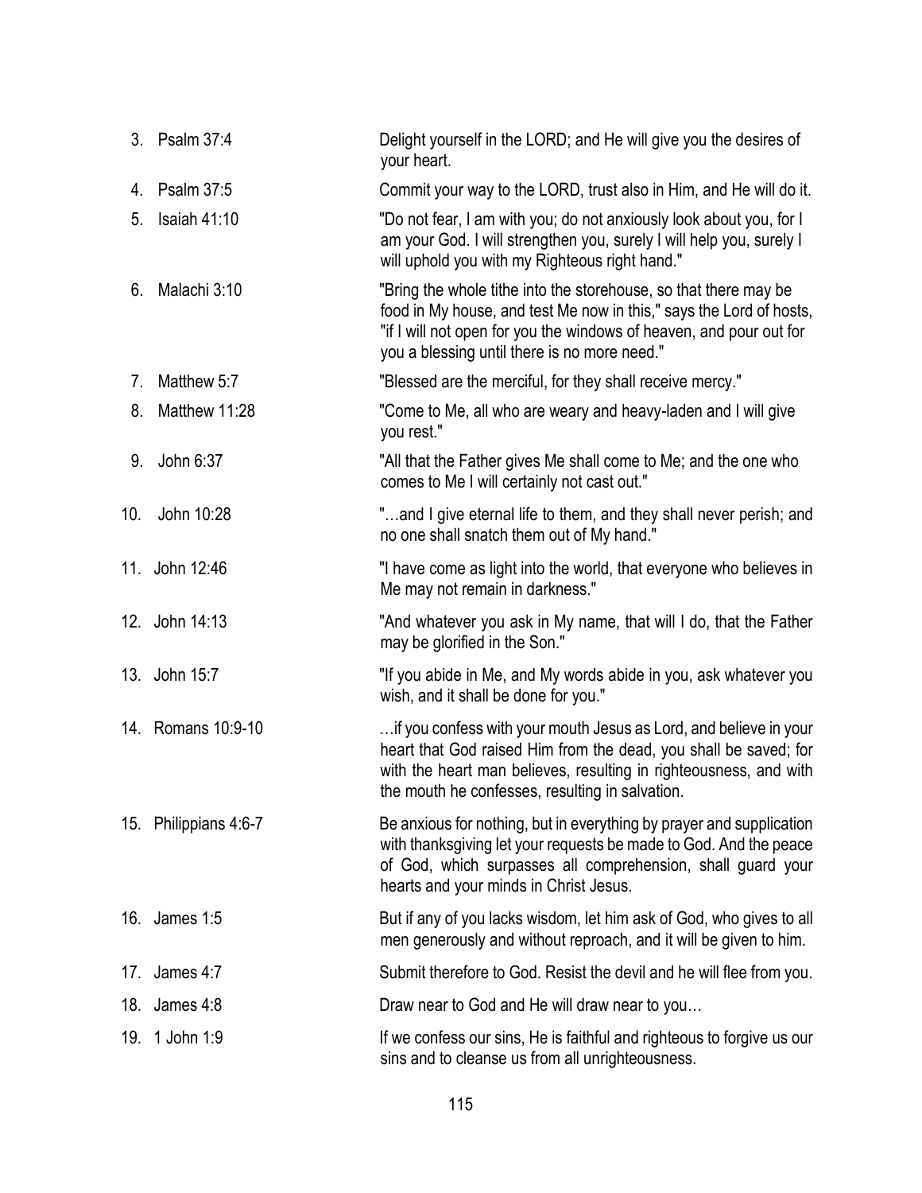| | |
|---|---|
| 3. Psalm 37:4 | Delight yourself in the LORD; and He will give you the desires of your heart. |
| 4. Psalm 37:5 | Commit your way to the LORD, trust also in Him, and He will do it. |
| 5. Isaiah 41:10 | "Do not fear, I am with you; do not anxiously look about you, for I am your God. I will strengthen you, surely I will help you, surely I will uphold you with my Righteous right hand." |
| 6. Malachi 3:10 | "Bring the whole tithe into the storehouse, so that there may be food in My house, and test Me now in this," says the Lord of hosts, "if I will not open for you the windows of heaven, and pour out for you a blessing until there is no more need." |
| 7. Matthew 5:7 | "Blessed are the merciful, for they shall receive mercy." |
| 8. Matthew 11:28 | "Come to Me, all who are weary and heavy-laden and I will give you rest." |
| 9. John 6:37 | "All that the Father gives Me shall come to Me; and the one who comes to Me I will certainly not cast out." |
| 10. John 10:28 | "…and I give eternal life to them, and they shall never perish; and no one shall snatch them out of My hand." |
| 11. John 12:46 | "I have come as light into the world, that everyone who believes in Me may not remain in darkness." |
| 12. John 14:13 | "And whatever you ask in My name, that will I do, that the Father may be glorified in the Son." |
| 13. John 15:7 | "If you abide in Me, and My words abide in you, ask whatever you wish, and it shall be done for you." |
| 14. Romans 10:9-10 | …if you confess with your mouth Jesus as Lord, and believe in your heart that God raised Him from the dead, you shall be saved; for with the heart man believes, resulting in righteousness, and with the mouth he confesses, resulting in salvation. |
| 15. Philippians 4:6-7 | Be anxious for nothing, but in everything by prayer and supplication with thanksgiving let your requests be made to God. And the peace of God, which surpasses all comprehension, shall guard your hearts and your minds in Christ Jesus. |
| 16. James 1:5 | But if any of you lacks wisdom, let him ask of God, who gives to all men generously and without reproach, and it will be given to him. |
| 17. James 4:7 | Submit therefore to God. Resist the devil and he will flee from you. |
| 18. James 4:8 | Draw near to God and He will draw near to you… |
| 19. 1 John 1:9 | If we confess our sins, He is faithful and righteous to forgive us our sins and to cleanse us from all unrighteousness. |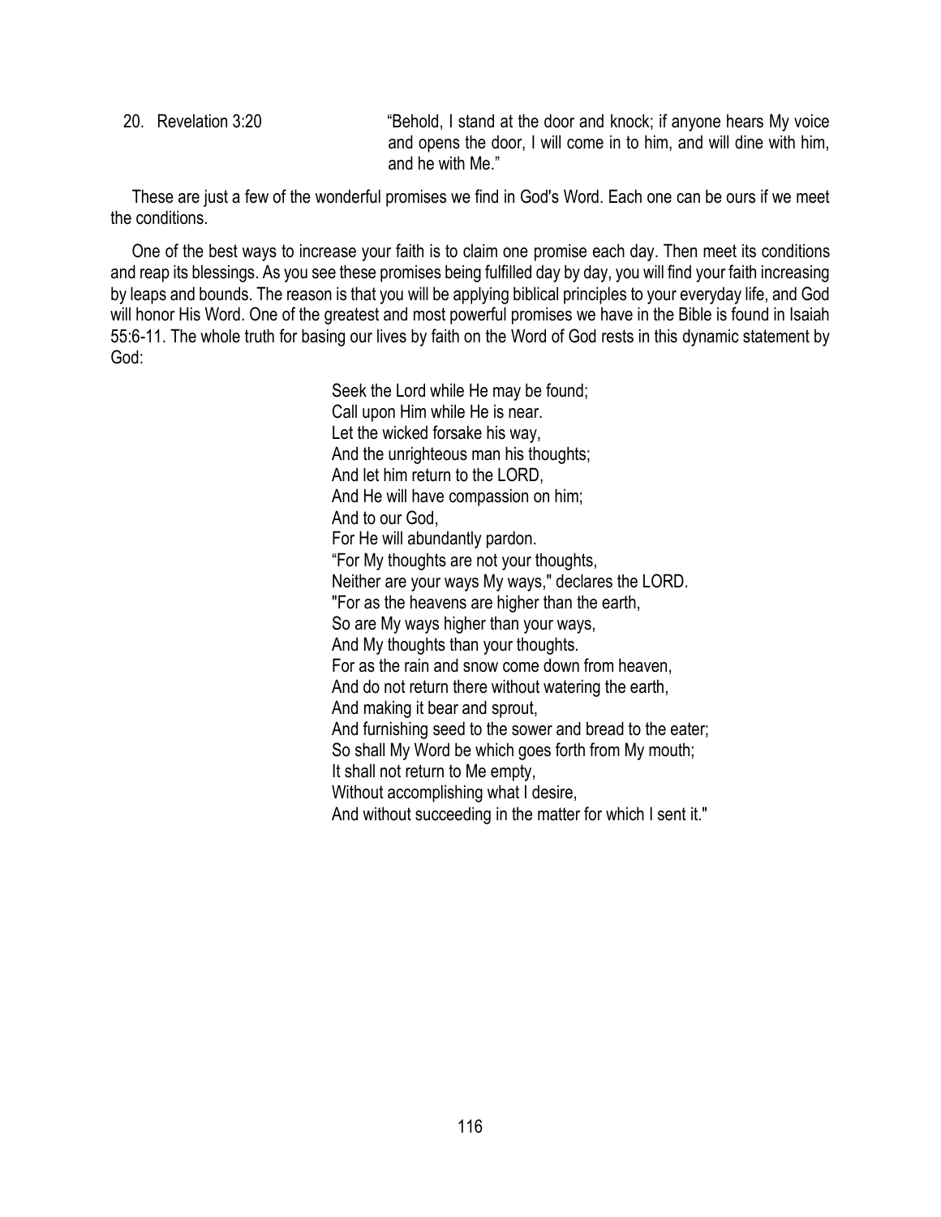20. Revelation 3:20 — "Behold, I stand at the door and knock; if anyone hears My voice and opens the door, I will come in to him, and will dine with him, and he with Me."

These are just a few of the wonderful promises we find in God's Word. Each one can be ours if we meet the conditions.

One of the best ways to increase your faith is to claim one promise each day. Then meet its conditions and reap its blessings. As you see these promises being fulfilled day by day, you will find your faith increasing by leaps and bounds. The reason is that you will be applying biblical principles to your everyday life, and God will honor His Word. One of the greatest and most powerful promises we have in the Bible is found in Isaiah 55:6-11. The whole truth for basing our lives by faith on the Word of God rests in this dynamic statement by God:

> Seek the Lord while He may be found;
> Call upon Him while He is near.
> Let the wicked forsake his way,
> And the unrighteous man his thoughts;
> And let him return to the LORD,
> And He will have compassion on him;
> And to our God,
> For He will abundantly pardon.
> "For My thoughts are not your thoughts,
> Neither are your ways My ways," declares the LORD.
> "For as the heavens are higher than the earth,
> So are My ways higher than your ways,
> And My thoughts than your thoughts.
> For as the rain and snow come down from heaven,
> And do not return there without watering the earth,
> And making it bear and sprout,
> And furnishing seed to the sower and bread to the eater;
> So shall My Word be which goes forth from My mouth;
> It shall not return to Me empty,
> Without accomplishing what I desire,
> And without succeeding in the matter for which I sent it."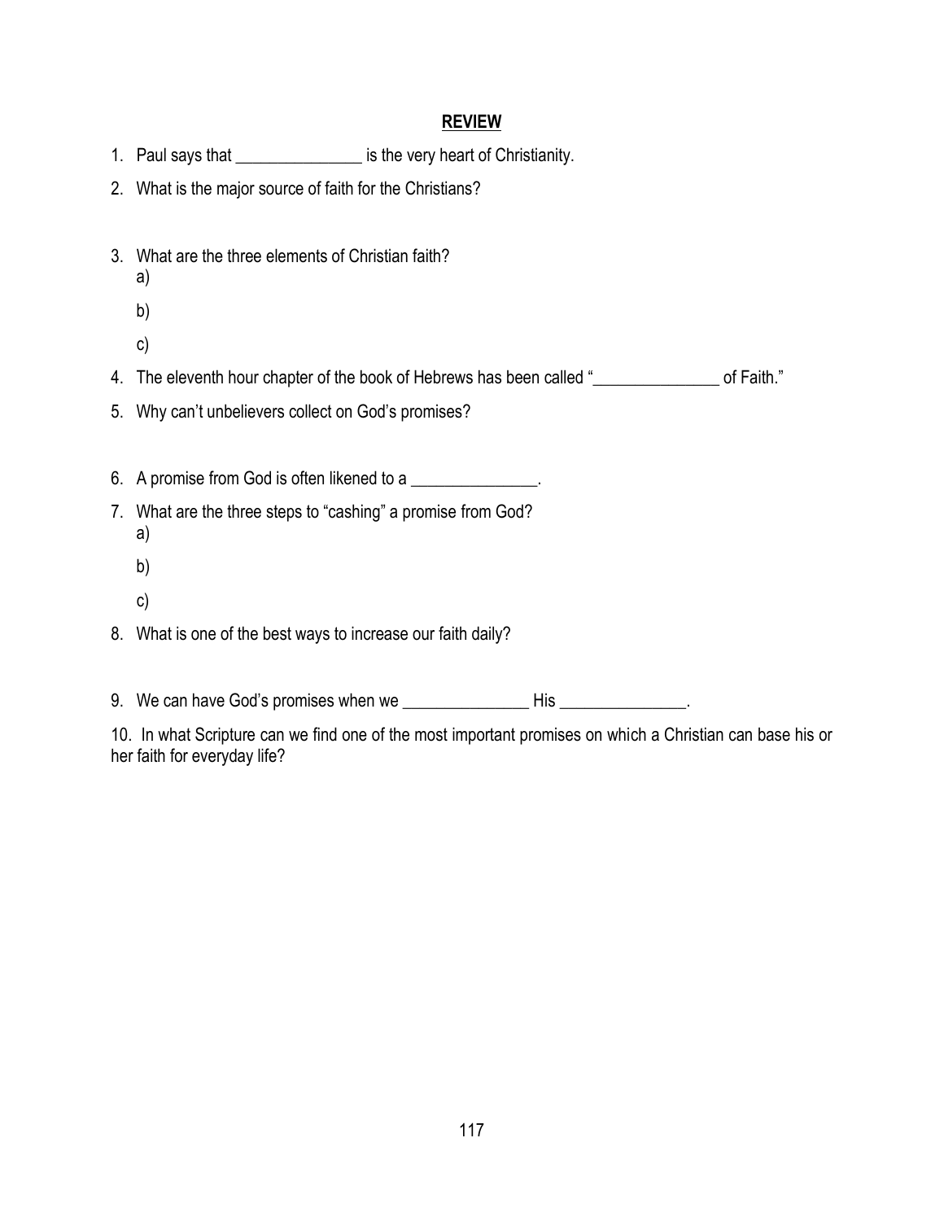# REVIEW

1. Paul says that _______________ is the very heart of Christianity.
2. What is the major source of faith for the Christians?
3. What are the three elements of Christian faith?
   a)
   b)
   c)
4. The eleventh hour chapter of the book of Hebrews has been called "_______________ of Faith."
5. Why can't unbelievers collect on God's promises?
6. A promise from God is often likened to a _______________.
7. What are the three steps to "cashing" a promise from God?
   a)
   b)
   c)
8. What is one of the best ways to increase our faith daily?
9. We can have God's promises when we _______________ His _______________.
10. In what Scripture can we find one of the most important promises on which a Christian can base his or her faith for everyday life?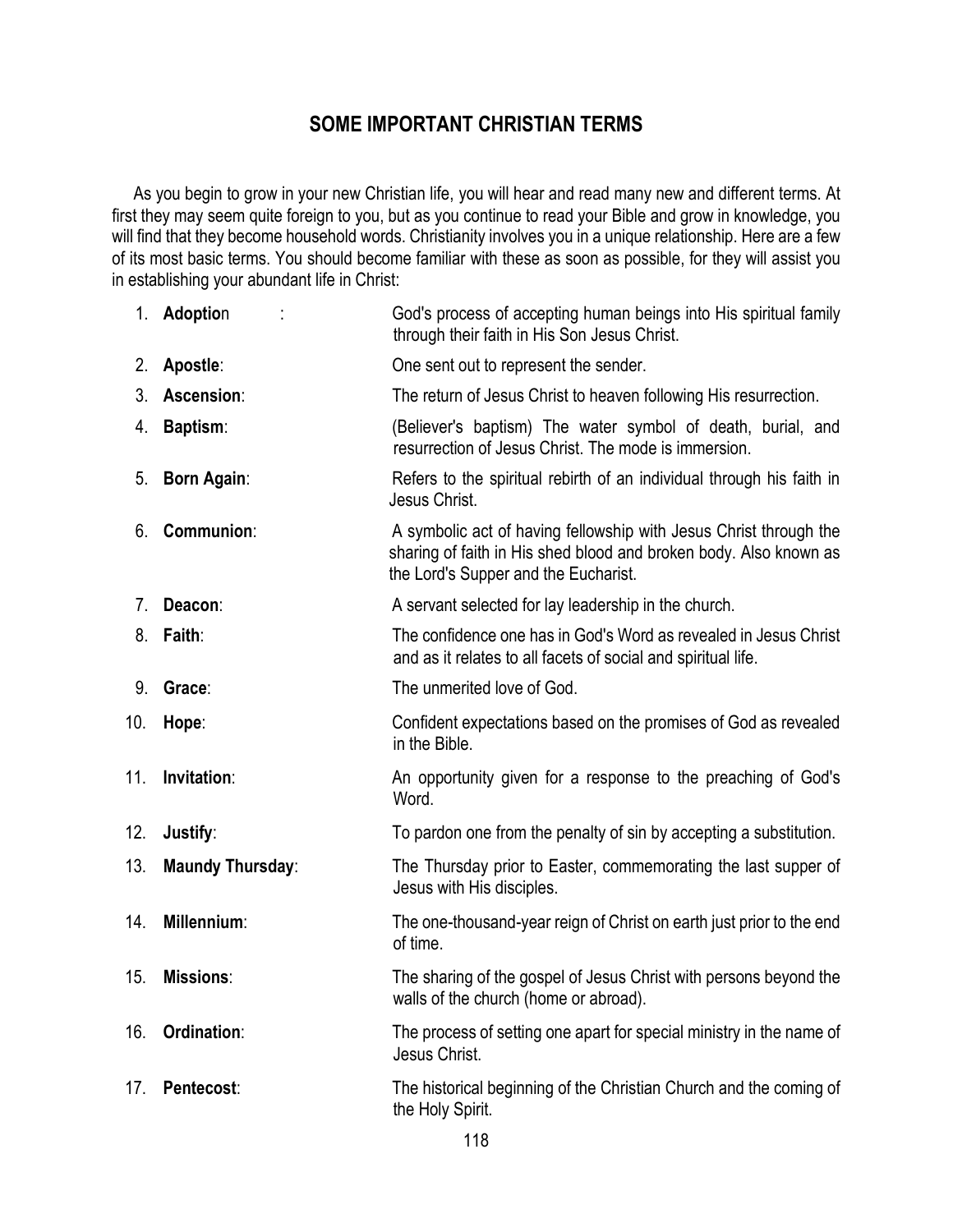## SOME IMPORTANT CHRISTIAN TERMS

As you begin to grow in your new Christian life, you will hear and read many new and different terms. At first they may seem quite foreign to you, but as you continue to read your Bible and grow in knowledge, you will find that they become household words. Christianity involves you in a unique relationship. Here are a few of its most basic terms. You should become familiar with these as soon as possible, for they will assist you in establishing your abundant life in Christ:

1. **Adoption** : God's process of accepting human beings into His spiritual family through their faith in His Son Jesus Christ.
2. **Apostle**: One sent out to represent the sender.
3. **Ascension**: The return of Jesus Christ to heaven following His resurrection.
4. **Baptism**: (Believer's baptism) The water symbol of death, burial, and resurrection of Jesus Christ. The mode is immersion.
5. **Born Again**: Refers to the spiritual rebirth of an individual through his faith in Jesus Christ.
6. **Communion**: A symbolic act of having fellowship with Jesus Christ through the sharing of faith in His shed blood and broken body. Also known as the Lord's Supper and the Eucharist.
7. **Deacon**: A servant selected for lay leadership in the church.
8. **Faith**: The confidence one has in God's Word as revealed in Jesus Christ and as it relates to all facets of social and spiritual life.
9. **Grace**: The unmerited love of God.
10. **Hope**: Confident expectations based on the promises of God as revealed in the Bible.
11. **Invitation**: An opportunity given for a response to the preaching of God's Word.
12. **Justify**: To pardon one from the penalty of sin by accepting a substitution.
13. **Maundy Thursday**: The Thursday prior to Easter, commemorating the last supper of Jesus with His disciples.
14. **Millennium**: The one-thousand-year reign of Christ on earth just prior to the end of time.
15. **Missions**: The sharing of the gospel of Jesus Christ with persons beyond the walls of the church (home or abroad).
16. **Ordination**: The process of setting one apart for special ministry in the name of Jesus Christ.
17. **Pentecost**: The historical beginning of the Christian Church and the coming of the Holy Spirit.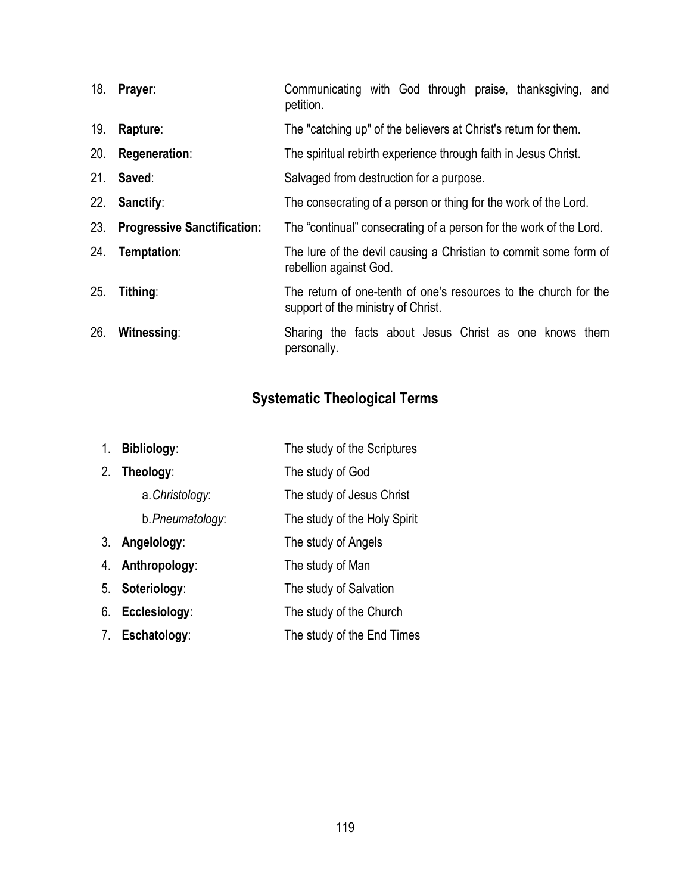18. **Prayer**: Communicating with God through praise, thanksgiving, and petition.
19. **Rapture**: The "catching up" of the believers at Christ's return for them.
20. **Regeneration**: The spiritual rebirth experience through faith in Jesus Christ.
21. **Saved**: Salvaged from destruction for a purpose.
22. **Sanctify**: The consecrating of a person or thing for the work of the Lord.
23. **Progressive Sanctification:** The "continual" consecrating of a person for the work of the Lord.
24. **Temptation**: The lure of the devil causing a Christian to commit some form of rebellion against God.
25. **Tithing**: The return of one-tenth of one's resources to the church for the support of the ministry of Christ.
26. **Witnessing**: Sharing the facts about Jesus Christ as one knows them personally.

## Systematic Theological Terms

1. **Bibliology**: The study of the Scriptures
2. **Theology**: The study of God
   - a. *Christology*: The study of Jesus Christ
   - b. *Pneumatology*: The study of the Holy Spirit
3. **Angelology**: The study of Angels
4. **Anthropology**: The study of Man
5. **Soteriology**: The study of Salvation
6. **Ecclesiology**: The study of the Church
7. **Eschatology**: The study of the End Times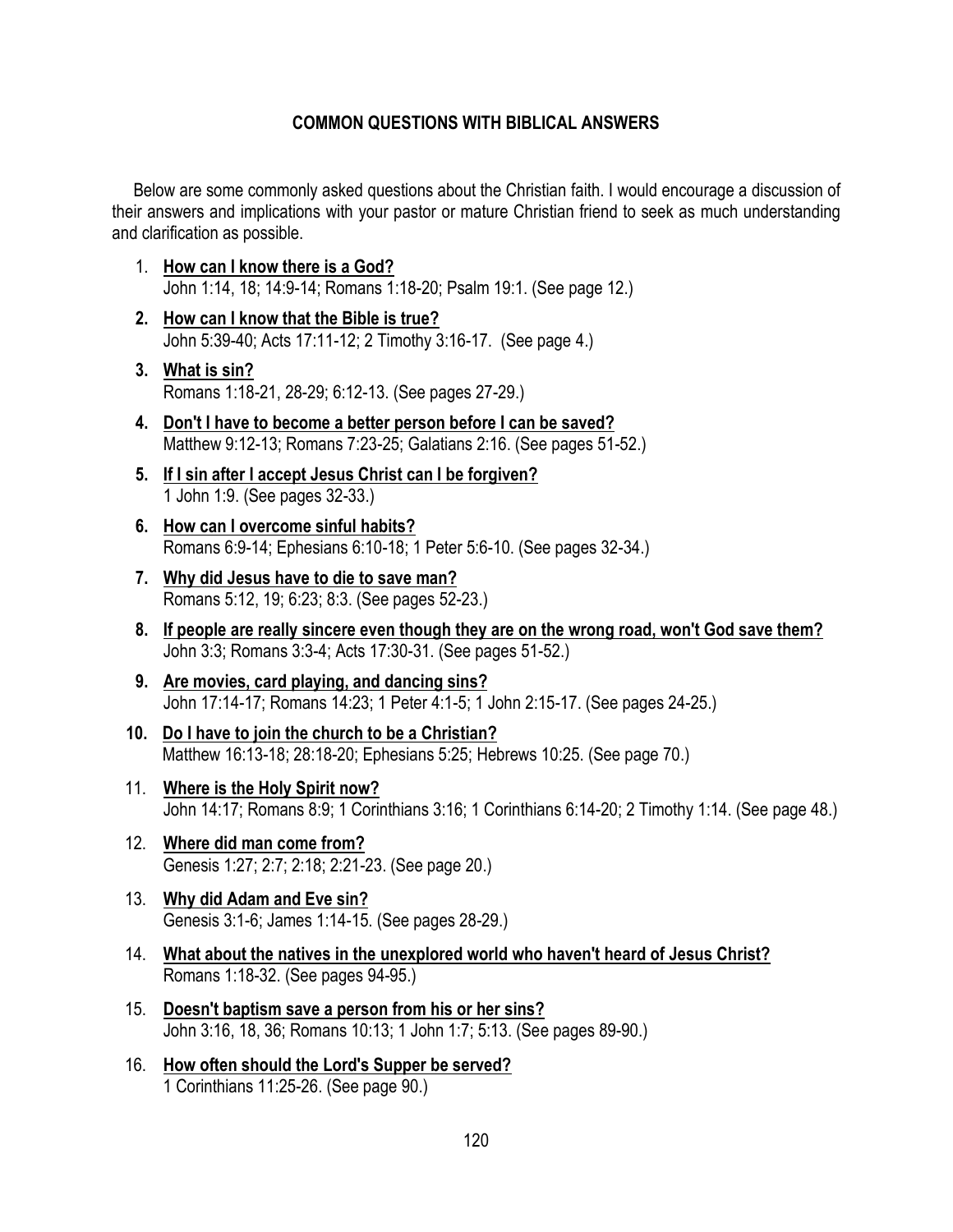## COMMON QUESTIONS WITH BIBLICAL ANSWERS

Below are some commonly asked questions about the Christian faith. I would encourage a discussion of their answers and implications with your pastor or mature Christian friend to seek as much understanding and clarification as possible.

1. **How can I know there is a God?**
   John 1:14, 18; 14:9-14; Romans 1:18-20; Psalm 19:1. (See page 12.)
2. **How can I know that the Bible is true?**
   John 5:39-40; Acts 17:11-12; 2 Timothy 3:16-17. (See page 4.)
3. **What is sin?**
   Romans 1:18-21, 28-29; 6:12-13. (See pages 27-29.)
4. **Don't I have to become a better person before I can be saved?**
   Matthew 9:12-13; Romans 7:23-25; Galatians 2:16. (See pages 51-52.)
5. **If I sin after I accept Jesus Christ can I be forgiven?**
   1 John 1:9. (See pages 32-33.)
6. **How can I overcome sinful habits?**
   Romans 6:9-14; Ephesians 6:10-18; 1 Peter 5:6-10. (See pages 32-34.)
7. **Why did Jesus have to die to save man?**
   Romans 5:12, 19; 6:23; 8:3. (See pages 52-23.)
8. **If people are really sincere even though they are on the wrong road, won't God save them?**
   John 3:3; Romans 3:3-4; Acts 17:30-31. (See pages 51-52.)
9. **Are movies, card playing, and dancing sins?**
   John 17:14-17; Romans 14:23; 1 Peter 4:1-5; 1 John 2:15-17. (See pages 24-25.)
10. **Do I have to join the church to be a Christian?**
    Matthew 16:13-18; 28:18-20; Ephesians 5:25; Hebrews 10:25. (See page 70.)
11. **Where is the Holy Spirit now?**
    John 14:17; Romans 8:9; 1 Corinthians 3:16; 1 Corinthians 6:14-20; 2 Timothy 1:14. (See page 48.)
12. **Where did man come from?**
    Genesis 1:27; 2:7; 2:18; 2:21-23. (See page 20.)
13. **Why did Adam and Eve sin?**
    Genesis 3:1-6; James 1:14-15. (See pages 28-29.)
14. **What about the natives in the unexplored world who haven't heard of Jesus Christ?**
    Romans 1:18-32. (See pages 94-95.)
15. **Doesn't baptism save a person from his or her sins?**
    John 3:16, 18, 36; Romans 10:13; 1 John 1:7; 5:13. (See pages 89-90.)
16. **How often should the Lord's Supper be served?**
    1 Corinthians 11:25-26. (See page 90.)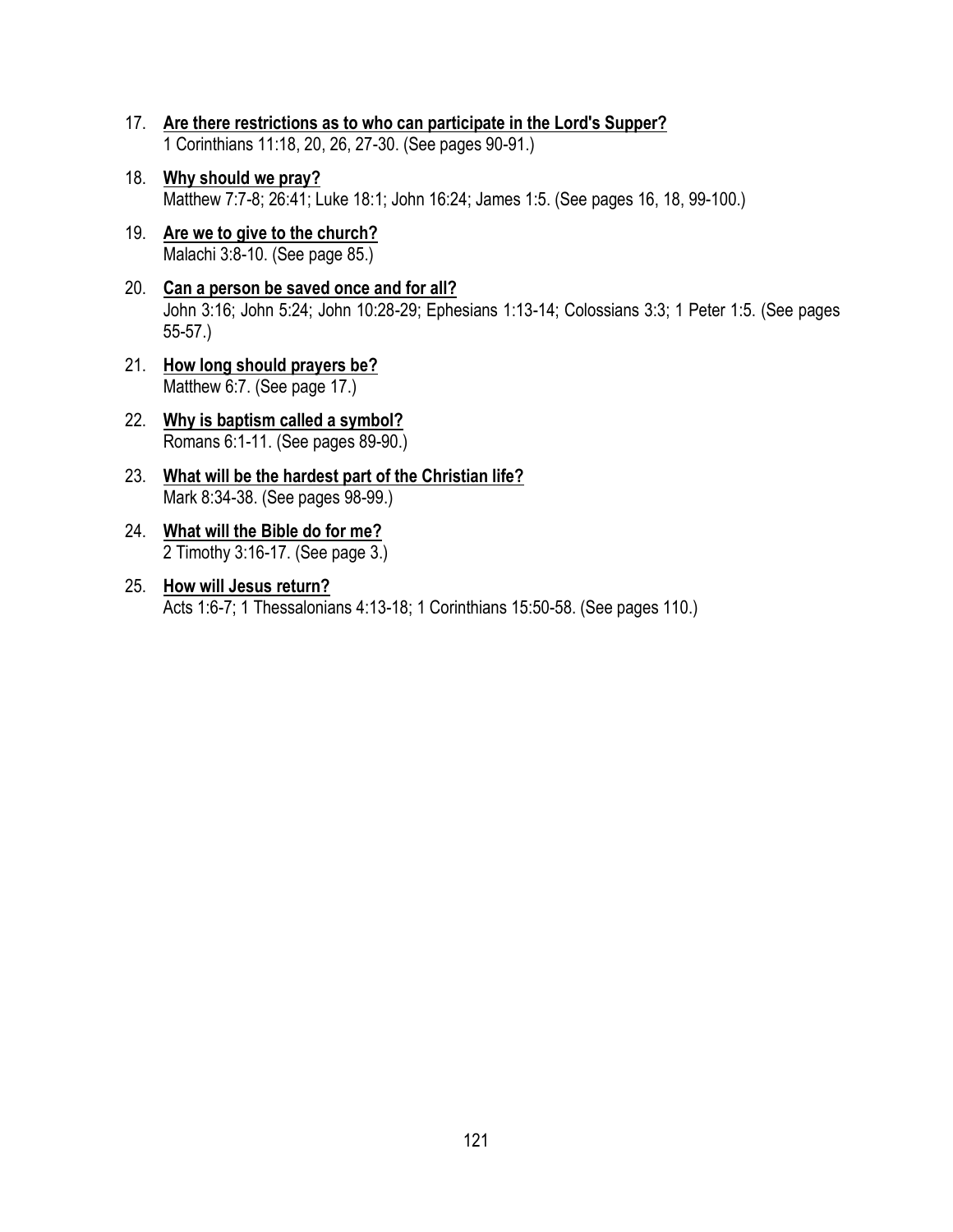17. **Are there restrictions as to who can participate in the Lord's Supper?**
    1 Corinthians 11:18, 20, 26, 27-30. (See pages 90-91.)

18. **Why should we pray?**
    Matthew 7:7-8; 26:41; Luke 18:1; John 16:24; James 1:5. (See pages 16, 18, 99-100.)

19. **Are we to give to the church?**
    Malachi 3:8-10. (See page 85.)

20. **Can a person be saved once and for all?**
    John 3:16; John 5:24; John 10:28-29; Ephesians 1:13-14; Colossians 3:3; 1 Peter 1:5. (See pages 55-57.)

21. **How long should prayers be?**
    Matthew 6:7. (See page 17.)

22. **Why is baptism called a symbol?**
    Romans 6:1-11. (See pages 89-90.)

23. **What will be the hardest part of the Christian life?**
    Mark 8:34-38. (See pages 98-99.)

24. **What will the Bible do for me?**
    2 Timothy 3:16-17. (See page 3.)

25. **How will Jesus return?**
    Acts 1:6-7; 1 Thessalonians 4:13-18; 1 Corinthians 15:50-58. (See pages 110.)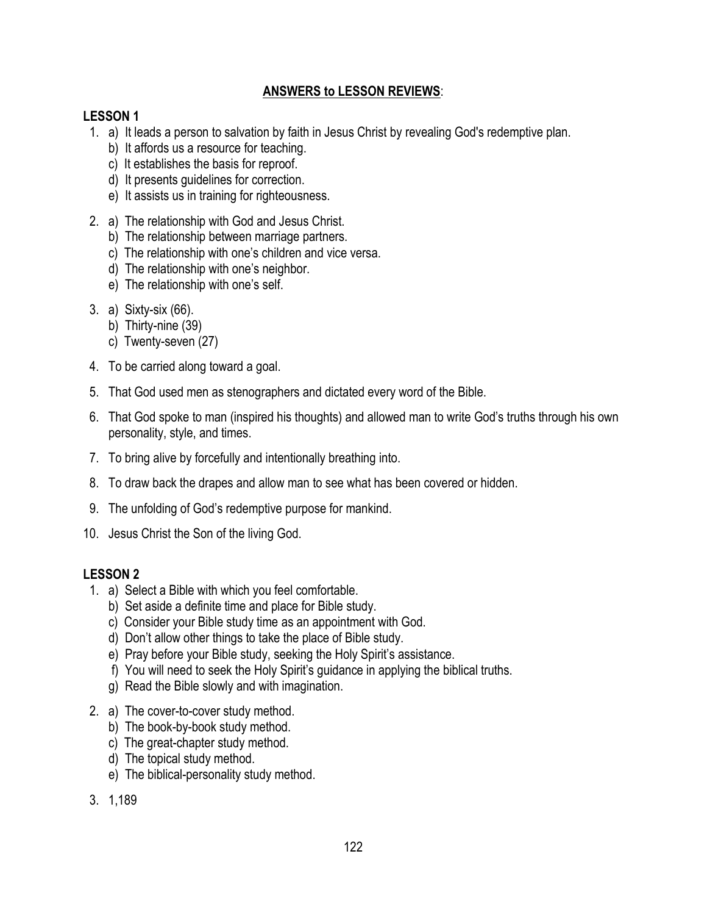## ANSWERS to LESSON REVIEWS:

### LESSON 1

1. a) It leads a person to salvation by faith in Jesus Christ by revealing God's redemptive plan.
   b) It affords us a resource for teaching.
   c) It establishes the basis for reproof.
   d) It presents guidelines for correction.
   e) It assists us in training for righteousness.

2. a) The relationship with God and Jesus Christ.
   b) The relationship between marriage partners.
   c) The relationship with one's children and vice versa.
   d) The relationship with one's neighbor.
   e) The relationship with one's self.

3. a) Sixty-six (66).
   b) Thirty-nine (39)
   c) Twenty-seven (27)

4. To be carried along toward a goal.

5. That God used men as stenographers and dictated every word of the Bible.

6. That God spoke to man (inspired his thoughts) and allowed man to write God's truths through his own personality, style, and times.

7. To bring alive by forcefully and intentionally breathing into.

8. To draw back the drapes and allow man to see what has been covered or hidden.

9. The unfolding of God's redemptive purpose for mankind.

10. Jesus Christ the Son of the living God.

### LESSON 2

1. a) Select a Bible with which you feel comfortable.
   b) Set aside a definite time and place for Bible study.
   c) Consider your Bible study time as an appointment with God.
   d) Don't allow other things to take the place of Bible study.
   e) Pray before your Bible study, seeking the Holy Spirit's assistance.
   f) You will need to seek the Holy Spirit's guidance in applying the biblical truths.
   g) Read the Bible slowly and with imagination.

2. a) The cover-to-cover study method.
   b) The book-by-book study method.
   c) The great-chapter study method.
   d) The topical study method.
   e) The biblical-personality study method.

3. 1,189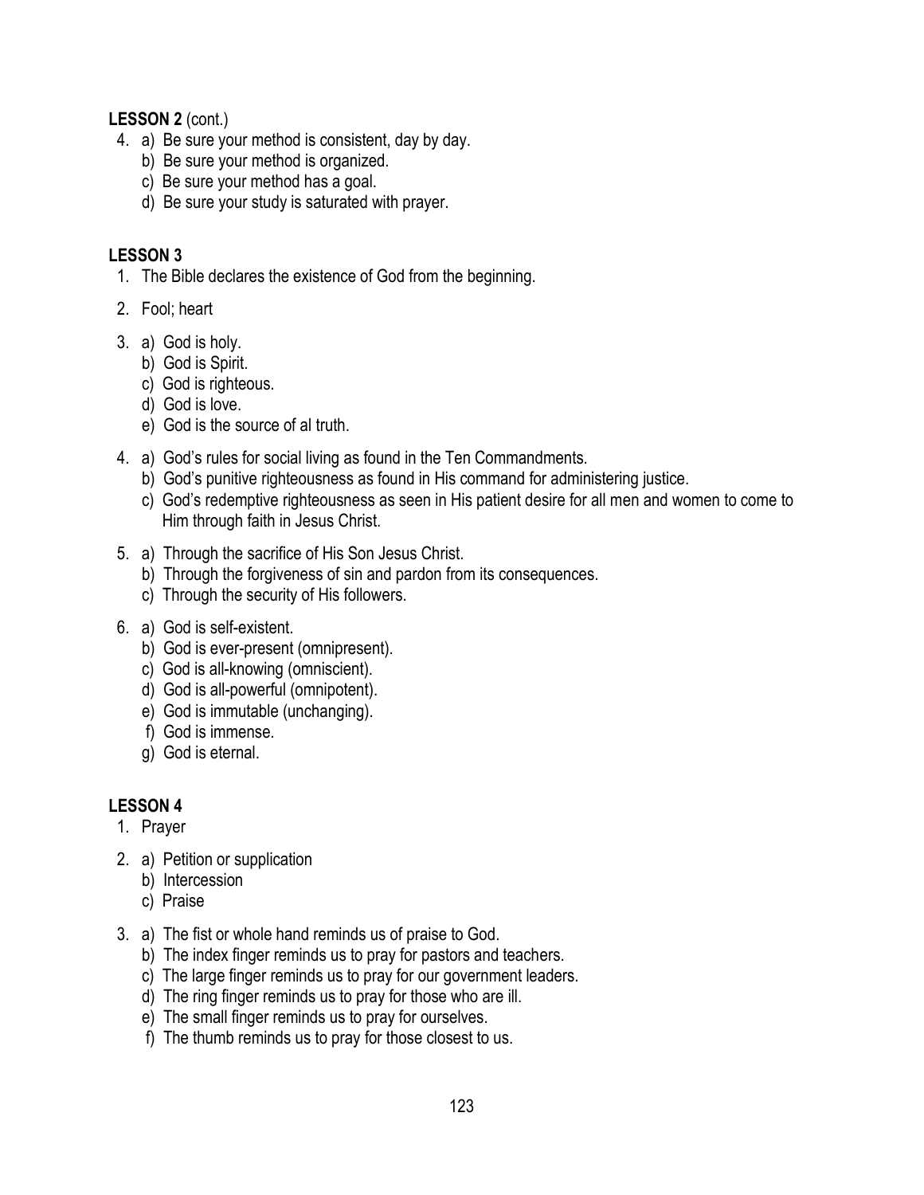**LESSON 2** (cont.)

4. a) Be sure your method is consistent, day by day.
   b) Be sure your method is organized.
   c) Be sure your method has a goal.
   d) Be sure your study is saturated with prayer.

**LESSON 3**

1. The Bible declares the existence of God from the beginning.

2. Fool; heart

3. a) God is holy.
   b) God is Spirit.
   c) God is righteous.
   d) God is love.
   e) God is the source of al truth.

4. a) God's rules for social living as found in the Ten Commandments.
   b) God's punitive righteousness as found in His command for administering justice.
   c) God's redemptive righteousness as seen in His patient desire for all men and women to come to Him through faith in Jesus Christ.

5. a) Through the sacrifice of His Son Jesus Christ.
   b) Through the forgiveness of sin and pardon from its consequences.
   c) Through the security of His followers.

6. a) God is self-existent.
   b) God is ever-present (omnipresent).
   c) God is all-knowing (omniscient).
   d) God is all-powerful (omnipotent).
   e) God is immutable (unchanging).
   f) God is immense.
   g) God is eternal.

**LESSON 4**

1. Prayer

2. a) Petition or supplication
   b) Intercession
   c) Praise

3. a) The fist or whole hand reminds us of praise to God.
   b) The index finger reminds us to pray for pastors and teachers.
   c) The large finger reminds us to pray for our government leaders.
   d) The ring finger reminds us to pray for those who are ill.
   e) The small finger reminds us to pray for ourselves.
   f) The thumb reminds us to pray for those closest to us.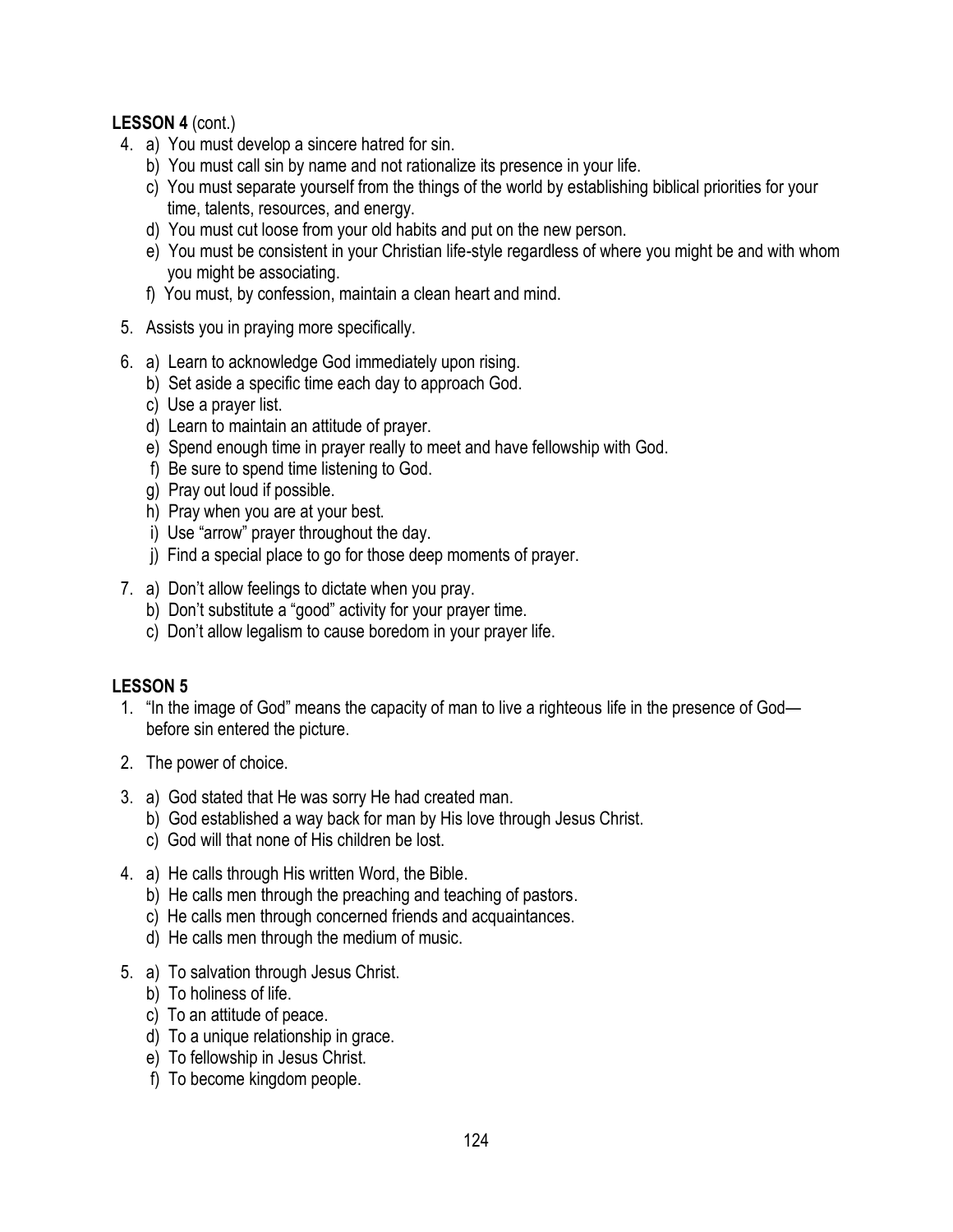**LESSON 4** (cont.)

4. a) You must develop a sincere hatred for sin.
   b) You must call sin by name and not rationalize its presence in your life.
   c) You must separate yourself from the things of the world by establishing biblical priorities for your time, talents, resources, and energy.
   d) You must cut loose from your old habits and put on the new person.
   e) You must be consistent in your Christian life-style regardless of where you might be and with whom you might be associating.
   f) You must, by confession, maintain a clean heart and mind.

5. Assists you in praying more specifically.

6. a) Learn to acknowledge God immediately upon rising.
   b) Set aside a specific time each day to approach God.
   c) Use a prayer list.
   d) Learn to maintain an attitude of prayer.
   e) Spend enough time in prayer really to meet and have fellowship with God.
   f) Be sure to spend time listening to God.
   g) Pray out loud if possible.
   h) Pray when you are at your best.
   i) Use "arrow" prayer throughout the day.
   j) Find a special place to go for those deep moments of prayer.

7. a) Don't allow feelings to dictate when you pray.
   b) Don't substitute a "good" activity for your prayer time.
   c) Don't allow legalism to cause boredom in your prayer life.

**LESSON 5**

1. "In the image of God" means the capacity of man to live a righteous life in the presence of God—before sin entered the picture.

2. The power of choice.

3. a) God stated that He was sorry He had created man.
   b) God established a way back for man by His love through Jesus Christ.
   c) God will that none of His children be lost.

4. a) He calls through His written Word, the Bible.
   b) He calls men through the preaching and teaching of pastors.
   c) He calls men through concerned friends and acquaintances.
   d) He calls men through the medium of music.

5. a) To salvation through Jesus Christ.
   b) To holiness of life.
   c) To an attitude of peace.
   d) To a unique relationship in grace.
   e) To fellowship in Jesus Christ.
   f) To become kingdom people.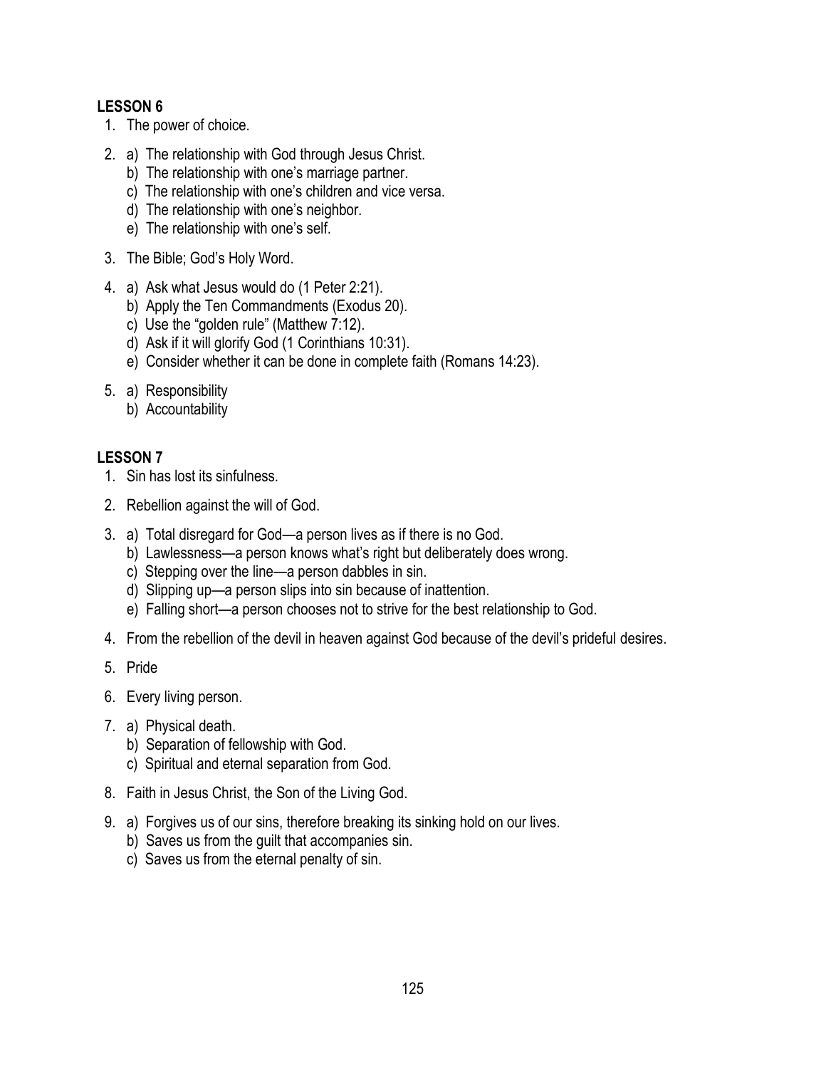**LESSON 6**

1. The power of choice.

2. a) The relationship with God through Jesus Christ.
   b) The relationship with one's marriage partner.
   c) The relationship with one's children and vice versa.
   d) The relationship with one's neighbor.
   e) The relationship with one's self.

3. The Bible; God's Holy Word.

4. a) Ask what Jesus would do (1 Peter 2:21).
   b) Apply the Ten Commandments (Exodus 20).
   c) Use the "golden rule" (Matthew 7:12).
   d) Ask if it will glorify God (1 Corinthians 10:31).
   e) Consider whether it can be done in complete faith (Romans 14:23).

5. a) Responsibility
   b) Accountability

**LESSON 7**

1. Sin has lost its sinfulness.

2. Rebellion against the will of God.

3. a) Total disregard for God—a person lives as if there is no God.
   b) Lawlessness—a person knows what's right but deliberately does wrong.
   c) Stepping over the line—a person dabbles in sin.
   d) Slipping up—a person slips into sin because of inattention.
   e) Falling short—a person chooses not to strive for the best relationship to God.

4. From the rebellion of the devil in heaven against God because of the devil's prideful desires.

5. Pride

6. Every living person.

7. a) Physical death.
   b) Separation of fellowship with God.
   c) Spiritual and eternal separation from God.

8. Faith in Jesus Christ, the Son of the Living God.

9. a) Forgives us of our sins, therefore breaking its sinking hold on our lives.
   b) Saves us from the guilt that accompanies sin.
   c) Saves us from the eternal penalty of sin.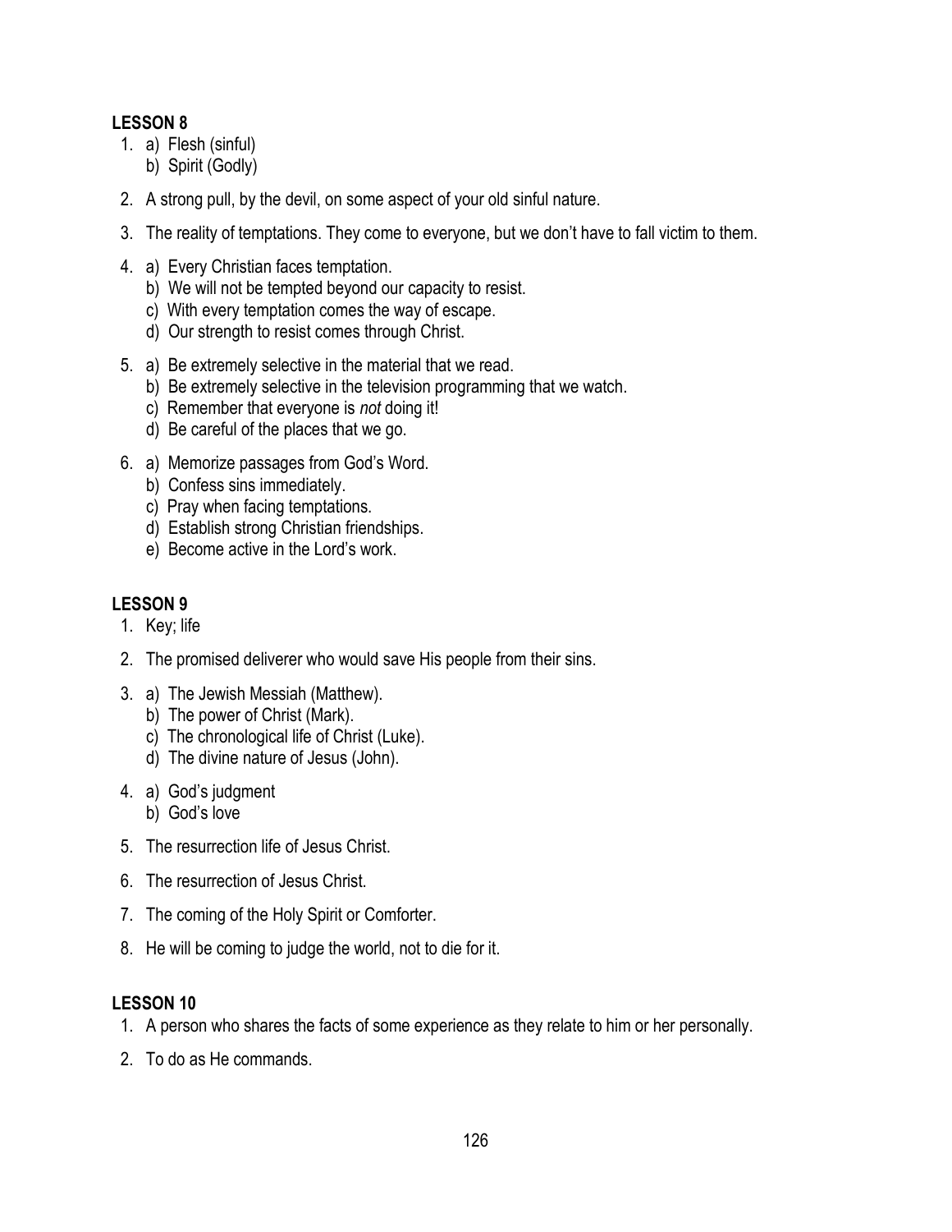**LESSON 8**

1. a) Flesh (sinful)
   b) Spirit (Godly)

2. A strong pull, by the devil, on some aspect of your old sinful nature.

3. The reality of temptations. They come to everyone, but we don't have to fall victim to them.

4. a) Every Christian faces temptation.
   b) We will not be tempted beyond our capacity to resist.
   c) With every temptation comes the way of escape.
   d) Our strength to resist comes through Christ.

5. a) Be extremely selective in the material that we read.
   b) Be extremely selective in the television programming that we watch.
   c) Remember that everyone is *not* doing it!
   d) Be careful of the places that we go.

6. a) Memorize passages from God's Word.
   b) Confess sins immediately.
   c) Pray when facing temptations.
   d) Establish strong Christian friendships.
   e) Become active in the Lord's work.

**LESSON 9**

1. Key; life

2. The promised deliverer who would save His people from their sins.

3. a) The Jewish Messiah (Matthew).
   b) The power of Christ (Mark).
   c) The chronological life of Christ (Luke).
   d) The divine nature of Jesus (John).

4. a) God's judgment
   b) God's love

5. The resurrection life of Jesus Christ.

6. The resurrection of Jesus Christ.

7. The coming of the Holy Spirit or Comforter.

8. He will be coming to judge the world, not to die for it.

**LESSON 10**

1. A person who shares the facts of some experience as they relate to him or her personally.

2. To do as He commands.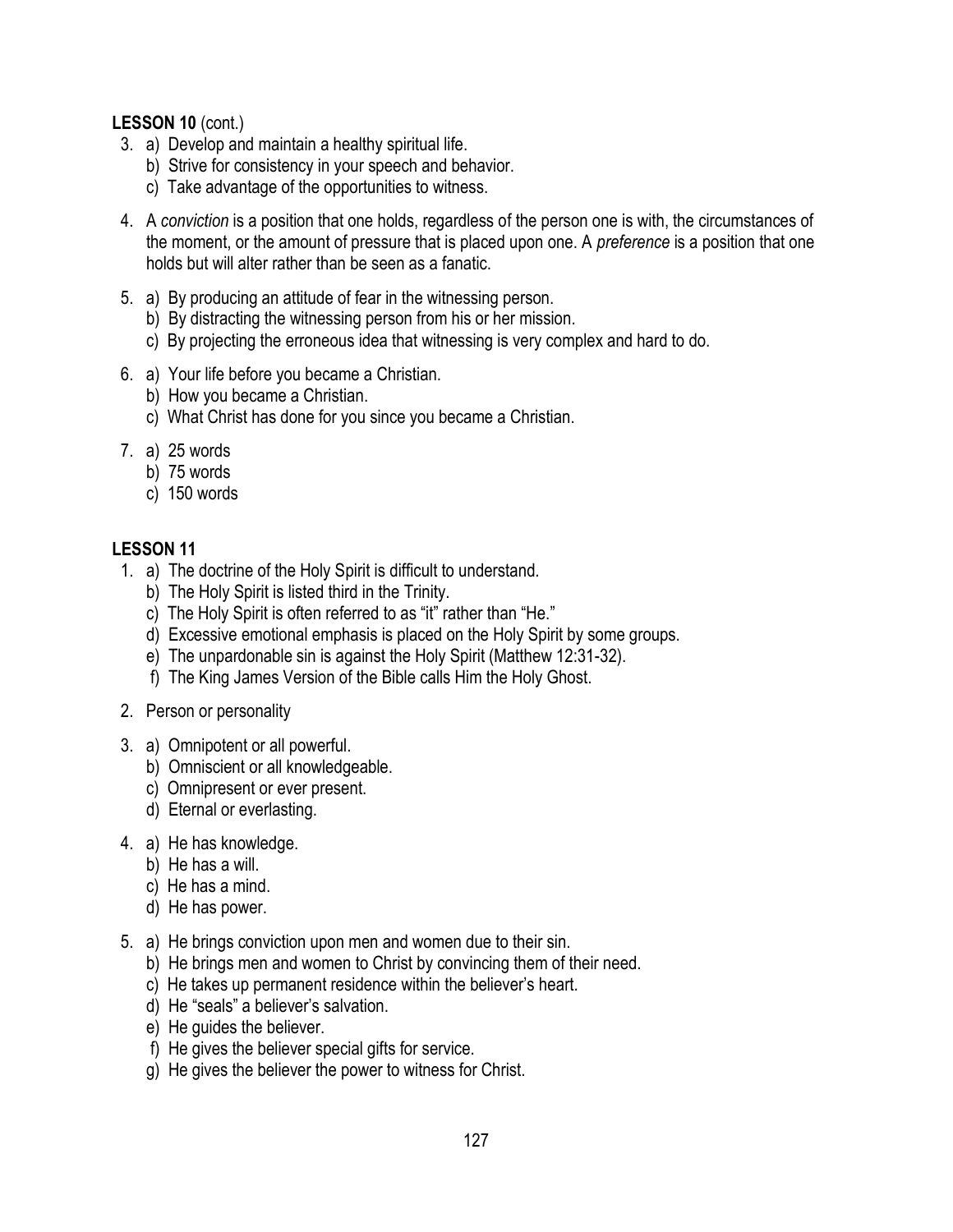**LESSON 10** (cont.)

3. a) Develop and maintain a healthy spiritual life.
   b) Strive for consistency in your speech and behavior.
   c) Take advantage of the opportunities to witness.

4. A *conviction* is a position that one holds, regardless of the person one is with, the circumstances of the moment, or the amount of pressure that is placed upon one. A *preference* is a position that one holds but will alter rather than be seen as a fanatic.

5. a) By producing an attitude of fear in the witnessing person.
   b) By distracting the witnessing person from his or her mission.
   c) By projecting the erroneous idea that witnessing is very complex and hard to do.

6. a) Your life before you became a Christian.
   b) How you became a Christian.
   c) What Christ has done for you since you became a Christian.

7. a) 25 words
   b) 75 words
   c) 150 words

**LESSON 11**

1. a) The doctrine of the Holy Spirit is difficult to understand.
   b) The Holy Spirit is listed third in the Trinity.
   c) The Holy Spirit is often referred to as "it" rather than "He."
   d) Excessive emotional emphasis is placed on the Holy Spirit by some groups.
   e) The unpardonable sin is against the Holy Spirit (Matthew 12:31-32).
   f) The King James Version of the Bible calls Him the Holy Ghost.

2. Person or personality

3. a) Omnipotent or all powerful.
   b) Omniscient or all knowledgeable.
   c) Omnipresent or ever present.
   d) Eternal or everlasting.

4. a) He has knowledge.
   b) He has a will.
   c) He has a mind.
   d) He has power.

5. a) He brings conviction upon men and women due to their sin.
   b) He brings men and women to Christ by convincing them of their need.
   c) He takes up permanent residence within the believer's heart.
   d) He "seals" a believer's salvation.
   e) He guides the believer.
   f) He gives the believer special gifts for service.
   g) He gives the believer the power to witness for Christ.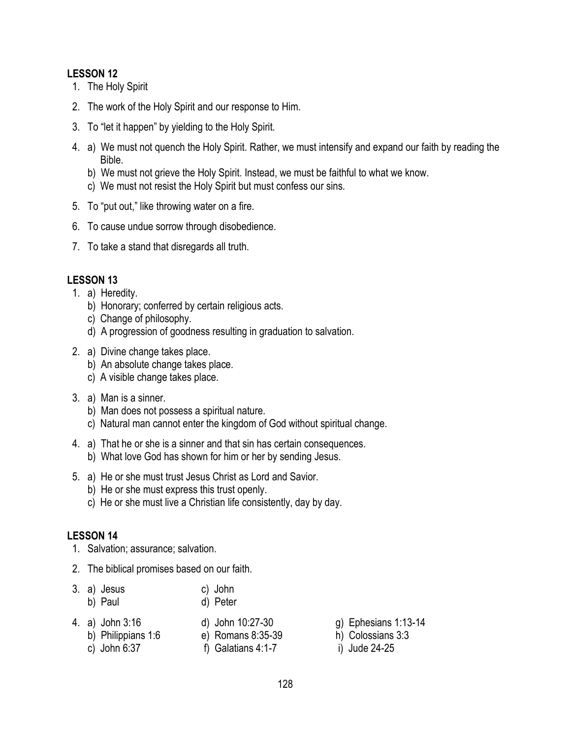**LESSON 12**

1. The Holy Spirit
2. The work of the Holy Spirit and our response to Him.
3. To "let it happen" by yielding to the Holy Spirit.
4. a) We must not quench the Holy Spirit. Rather, we must intensify and expand our faith by reading the Bible.
   b) We must not grieve the Holy Spirit. Instead, we must be faithful to what we know.
   c) We must not resist the Holy Spirit but must confess our sins.
5. To "put out," like throwing water on a fire.
6. To cause undue sorrow through disobedience.
7. To take a stand that disregards all truth.

**LESSON 13**

1. a) Heredity.
   b) Honorary; conferred by certain religious acts.
   c) Change of philosophy.
   d) A progression of goodness resulting in graduation to salvation.
2. a) Divine change takes place.
   b) An absolute change takes place.
   c) A visible change takes place.
3. a) Man is a sinner.
   b) Man does not possess a spiritual nature.
   c) Natural man cannot enter the kingdom of God without spiritual change.
4. a) That he or she is a sinner and that sin has certain consequences.
   b) What love God has shown for him or her by sending Jesus.
5. a) He or she must trust Jesus Christ as Lord and Savior.
   b) He or she must express this trust openly.
   c) He or she must live a Christian life consistently, day by day.

**LESSON 14**

1. Salvation; assurance; salvation.
2. The biblical promises based on our faith.
3. a) Jesus
   b) Paul
   c) John
   d) Peter
4. a) John 3:16
   b) Philippians 1:6
   c) John 6:37
   d) John 10:27-30
   e) Romans 8:35-39
   f) Galatians 4:1-7
   g) Ephesians 1:13-14
   h) Colossians 3:3
   i) Jude 24-25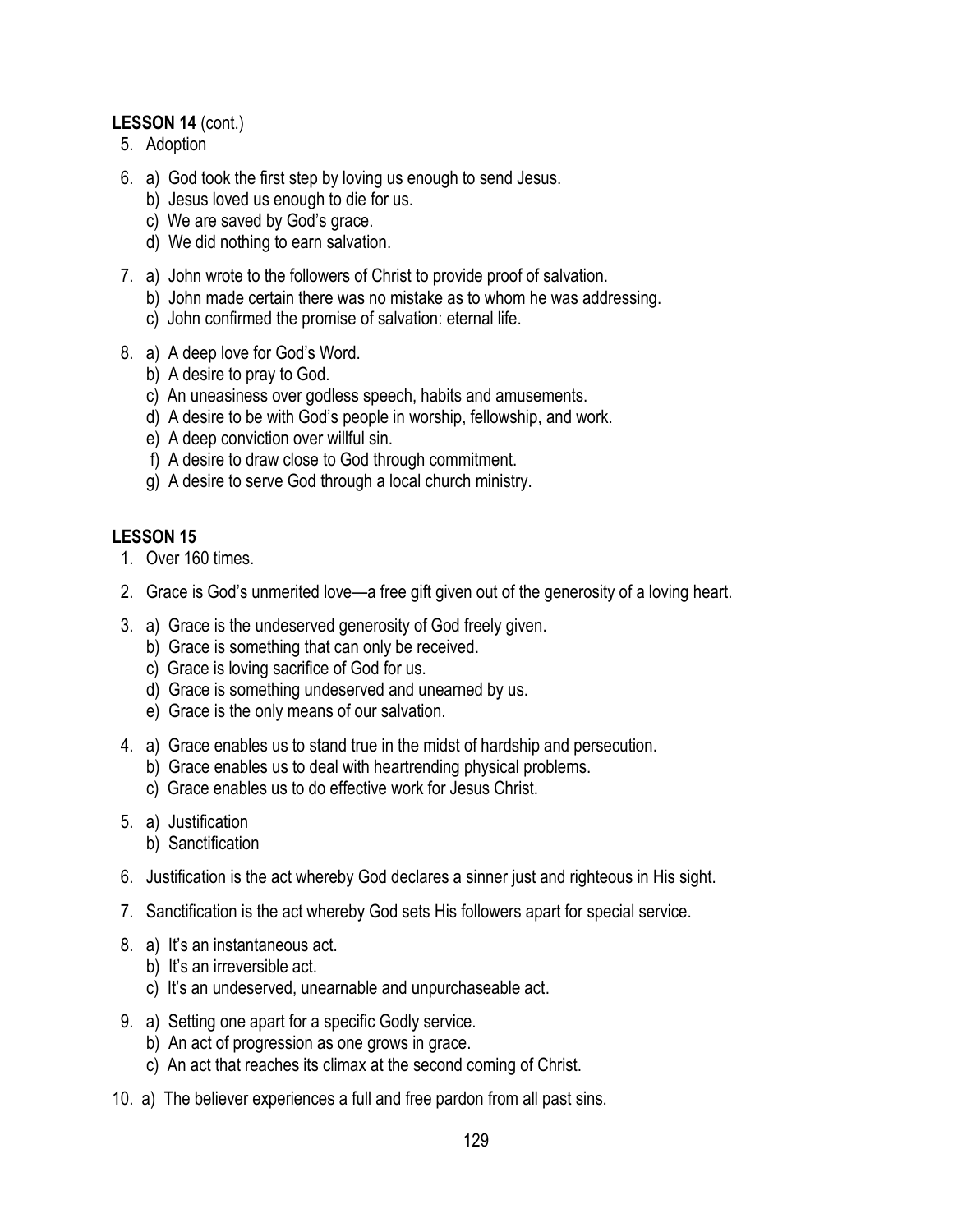**LESSON 14** (cont.)

5. Adoption

6. a) God took the first step by loving us enough to send Jesus.
   b) Jesus loved us enough to die for us.
   c) We are saved by God's grace.
   d) We did nothing to earn salvation.

7. a) John wrote to the followers of Christ to provide proof of salvation.
   b) John made certain there was no mistake as to whom he was addressing.
   c) John confirmed the promise of salvation: eternal life.

8. a) A deep love for God's Word.
   b) A desire to pray to God.
   c) An uneasiness over godless speech, habits and amusements.
   d) A desire to be with God's people in worship, fellowship, and work.
   e) A deep conviction over willful sin.
   f) A desire to draw close to God through commitment.
   g) A desire to serve God through a local church ministry.

**LESSON 15**

1. Over 160 times.

2. Grace is God's unmerited love—a free gift given out of the generosity of a loving heart.

3. a) Grace is the undeserved generosity of God freely given.
   b) Grace is something that can only be received.
   c) Grace is loving sacrifice of God for us.
   d) Grace is something undeserved and unearned by us.
   e) Grace is the only means of our salvation.

4. a) Grace enables us to stand true in the midst of hardship and persecution.
   b) Grace enables us to deal with heartrending physical problems.
   c) Grace enables us to do effective work for Jesus Christ.

5. a) Justification
   b) Sanctification

6. Justification is the act whereby God declares a sinner just and righteous in His sight.

7. Sanctification is the act whereby God sets His followers apart for special service.

8. a) It's an instantaneous act.
   b) It's an irreversible act.
   c) It's an undeserved, unearnable and unpurchaseable act.

9. a) Setting one apart for a specific Godly service.
   b) An act of progression as one grows in grace.
   c) An act that reaches its climax at the second coming of Christ.

10. a) The believer experiences a full and free pardon from all past sins.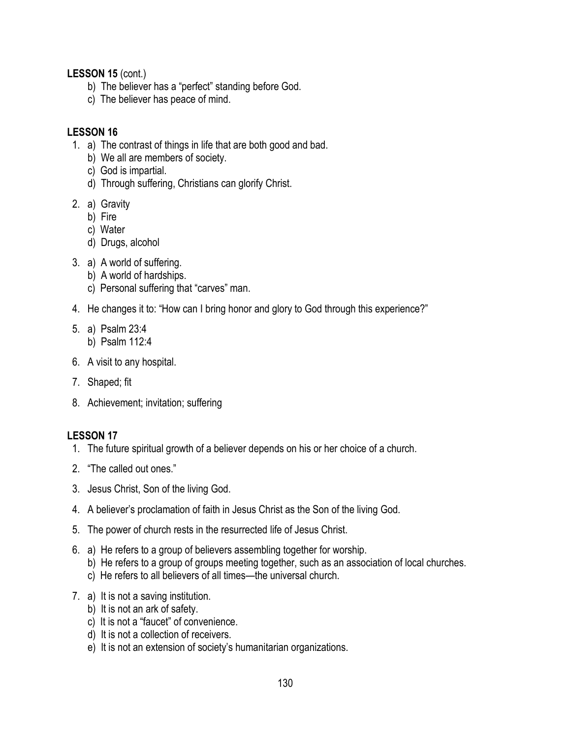**LESSON 15** (cont.)

b) The believer has a "perfect" standing before God.
c) The believer has peace of mind.

**LESSON 16**

1. a) The contrast of things in life that are both good and bad.
   b) We all are members of society.
   c) God is impartial.
   d) Through suffering, Christians can glorify Christ.
2. a) Gravity
   b) Fire
   c) Water
   d) Drugs, alcohol
3. a) A world of suffering.
   b) A world of hardships.
   c) Personal suffering that "carves" man.
4. He changes it to: "How can I bring honor and glory to God through this experience?"
5. a) Psalm 23:4
   b) Psalm 112:4
6. A visit to any hospital.
7. Shaped; fit
8. Achievement; invitation; suffering

**LESSON 17**

1. The future spiritual growth of a believer depends on his or her choice of a church.
2. "The called out ones."
3. Jesus Christ, Son of the living God.
4. A believer's proclamation of faith in Jesus Christ as the Son of the living God.
5. The power of church rests in the resurrected life of Jesus Christ.
6. a) He refers to a group of believers assembling together for worship.
   b) He refers to a group of groups meeting together, such as an association of local churches.
   c) He refers to all believers of all times—the universal church.
7. a) It is not a saving institution.
   b) It is not an ark of safety.
   c) It is not a "faucet" of convenience.
   d) It is not a collection of receivers.
   e) It is not an extension of society's humanitarian organizations.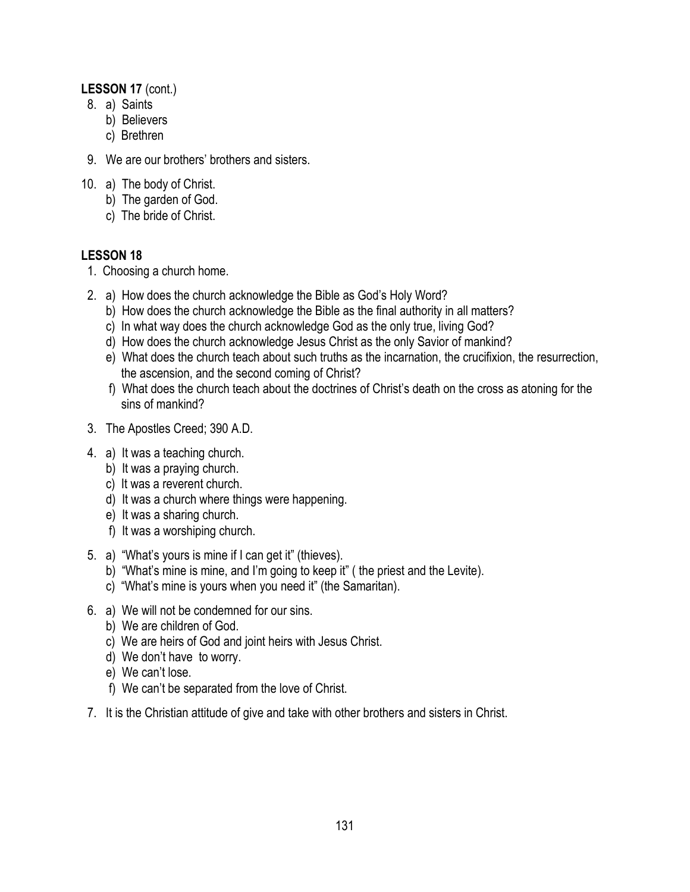**LESSON 17** (cont.)

8. a) Saints
   b) Believers
   c) Brethren

9. We are our brothers' brothers and sisters.

10. a) The body of Christ.
    b) The garden of God.
    c) The bride of Christ.

**LESSON 18**

1. Choosing a church home.

2. a) How does the church acknowledge the Bible as God's Holy Word?
   b) How does the church acknowledge the Bible as the final authority in all matters?
   c) In what way does the church acknowledge God as the only true, living God?
   d) How does the church acknowledge Jesus Christ as the only Savior of mankind?
   e) What does the church teach about such truths as the incarnation, the crucifixion, the resurrection, the ascension, and the second coming of Christ?
   f) What does the church teach about the doctrines of Christ's death on the cross as atoning for the sins of mankind?

3. The Apostles Creed; 390 A.D.

4. a) It was a teaching church.
   b) It was a praying church.
   c) It was a reverent church.
   d) It was a church where things were happening.
   e) It was a sharing church.
   f) It was a worshiping church.

5. a) "What's yours is mine if I can get it" (thieves).
   b) "What's mine is mine, and I'm going to keep it" ( the priest and the Levite).
   c) "What's mine is yours when you need it" (the Samaritan).

6. a) We will not be condemned for our sins.
   b) We are children of God.
   c) We are heirs of God and joint heirs with Jesus Christ.
   d) We don't have to worry.
   e) We can't lose.
   f) We can't be separated from the love of Christ.

7. It is the Christian attitude of give and take with other brothers and sisters in Christ.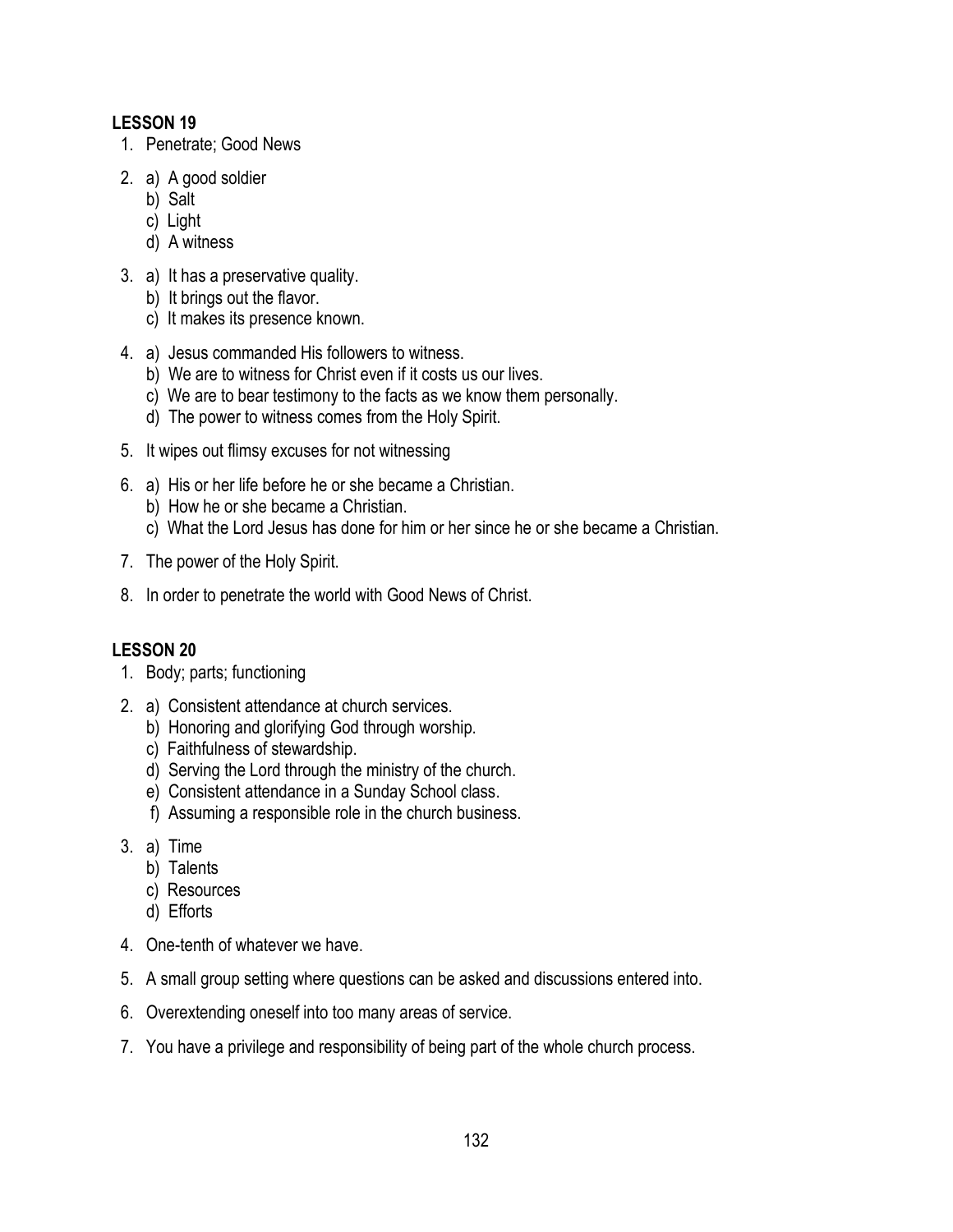**LESSON 19**

1. Penetrate; Good News
2. a) A good soldier
   b) Salt
   c) Light
   d) A witness
3. a) It has a preservative quality.
   b) It brings out the flavor.
   c) It makes its presence known.
4. a) Jesus commanded His followers to witness.
   b) We are to witness for Christ even if it costs us our lives.
   c) We are to bear testimony to the facts as we know them personally.
   d) The power to witness comes from the Holy Spirit.
5. It wipes out flimsy excuses for not witnessing
6. a) His or her life before he or she became a Christian.
   b) How he or she became a Christian.
   c) What the Lord Jesus has done for him or her since he or she became a Christian.
7. The power of the Holy Spirit.
8. In order to penetrate the world with Good News of Christ.

**LESSON 20**

1. Body; parts; functioning
2. a) Consistent attendance at church services.
   b) Honoring and glorifying God through worship.
   c) Faithfulness of stewardship.
   d) Serving the Lord through the ministry of the church.
   e) Consistent attendance in a Sunday School class.
   f) Assuming a responsible role in the church business.
3. a) Time
   b) Talents
   c) Resources
   d) Efforts
4. One-tenth of whatever we have.
5. A small group setting where questions can be asked and discussions entered into.
6. Overextending oneself into too many areas of service.
7. You have a privilege and responsibility of being part of the whole church process.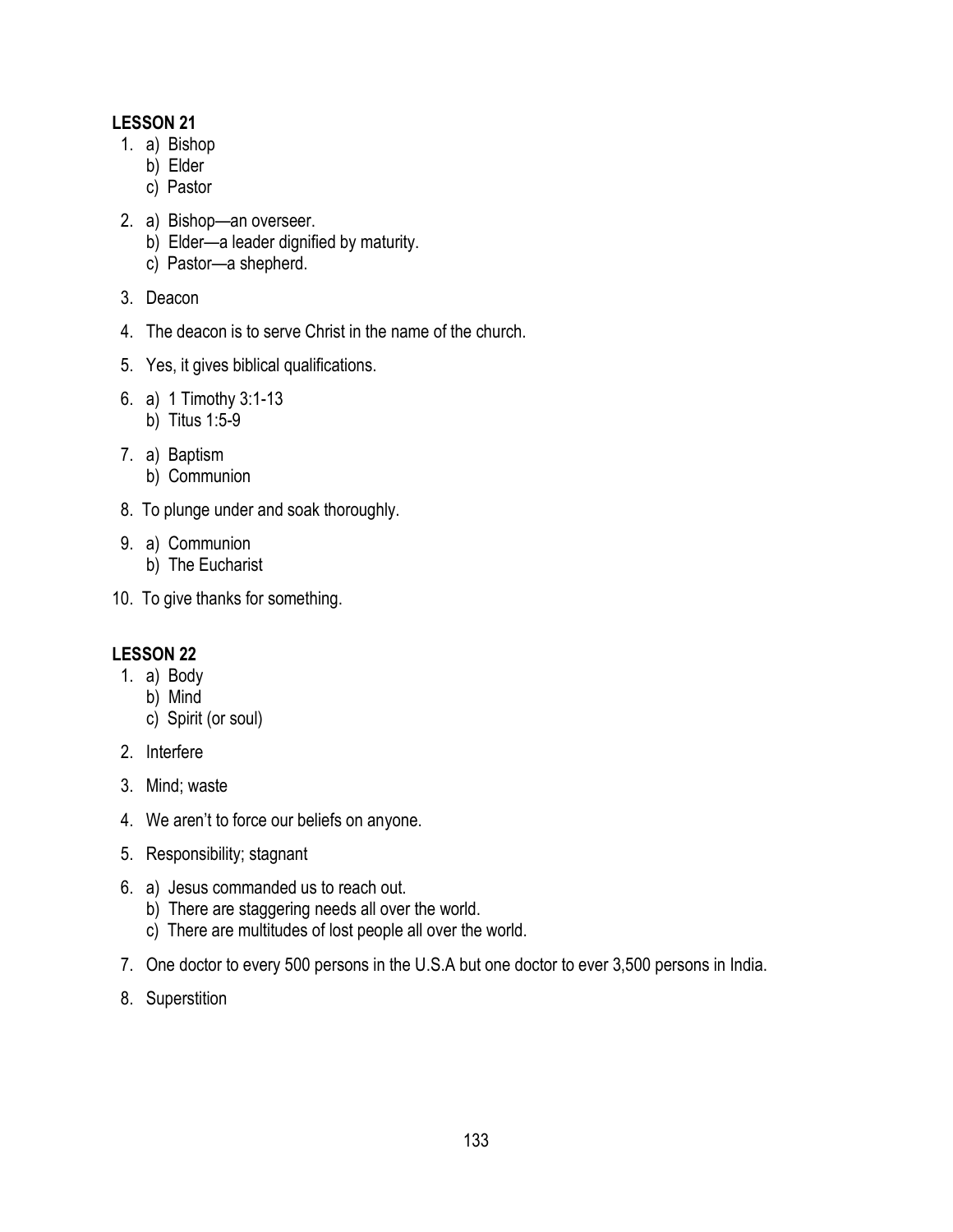**LESSON 21**

1. a) Bishop
   b) Elder
   c) Pastor

2. a) Bishop—an overseer.
   b) Elder—a leader dignified by maturity.
   c) Pastor—a shepherd.

3. Deacon

4. The deacon is to serve Christ in the name of the church.

5. Yes, it gives biblical qualifications.

6. a) 1 Timothy 3:1-13
   b) Titus 1:5-9

7. a) Baptism
   b) Communion

8. To plunge under and soak thoroughly.

9. a) Communion
   b) The Eucharist

10. To give thanks for something.

**LESSON 22**

1. a) Body
   b) Mind
   c) Spirit (or soul)

2. Interfere

3. Mind; waste

4. We aren't to force our beliefs on anyone.

5. Responsibility; stagnant

6. a) Jesus commanded us to reach out.
   b) There are staggering needs all over the world.
   c) There are multitudes of lost people all over the world.

7. One doctor to every 500 persons in the U.S.A but one doctor to ever 3,500 persons in India.

8. Superstition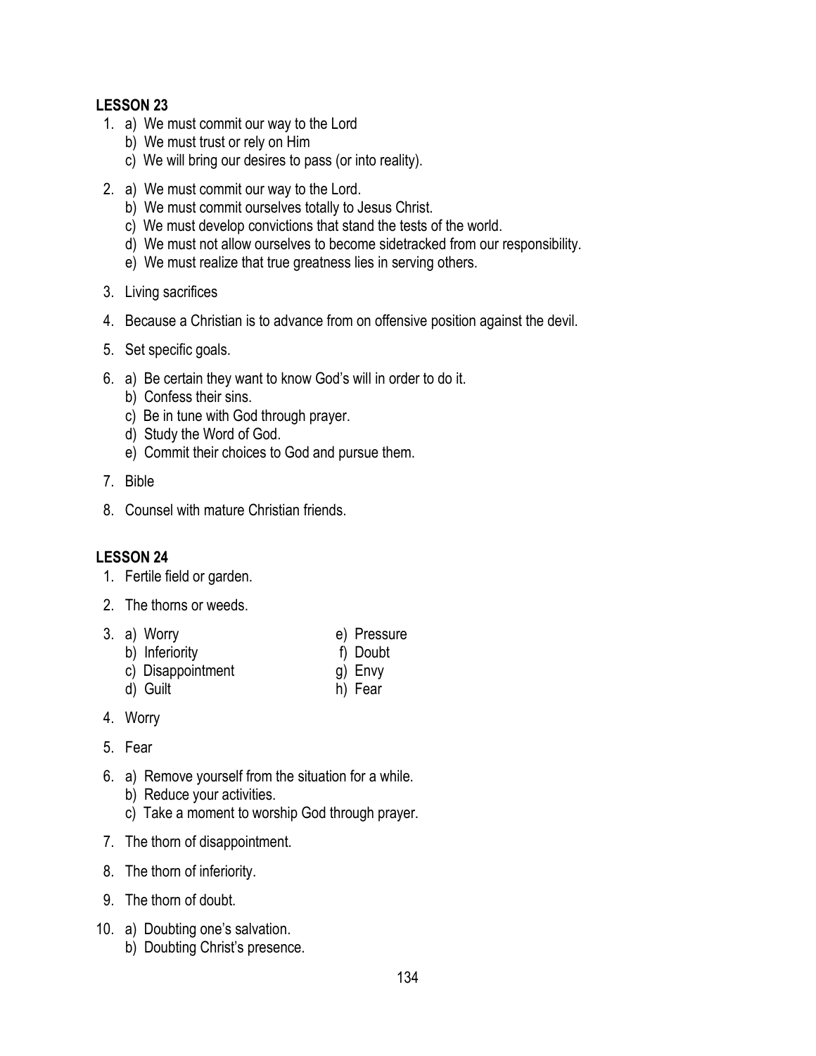**LESSON 23**

1. a) We must commit our way to the Lord
   b) We must trust or rely on Him
   c) We will bring our desires to pass (or into reality).

2. a) We must commit our way to the Lord.
   b) We must commit ourselves totally to Jesus Christ.
   c) We must develop convictions that stand the tests of the world.
   d) We must not allow ourselves to become sidetracked from our responsibility.
   e) We must realize that true greatness lies in serving others.

3. Living sacrifices

4. Because a Christian is to advance from on offensive position against the devil.

5. Set specific goals.

6. a) Be certain they want to know God's will in order to do it.
   b) Confess their sins.
   c) Be in tune with God through prayer.
   d) Study the Word of God.
   e) Commit their choices to God and pursue them.

7. Bible

8. Counsel with mature Christian friends.

**LESSON 24**

1. Fertile field or garden.

2. The thorns or weeds.

3. a) Worry
   b) Inferiority
   c) Disappointment
   d) Guilt
   e) Pressure
   f) Doubt
   g) Envy
   h) Fear

4. Worry

5. Fear

6. a) Remove yourself from the situation for a while.
   b) Reduce your activities.
   c) Take a moment to worship God through prayer.

7. The thorn of disappointment.

8. The thorn of inferiority.

9. The thorn of doubt.

10. a) Doubting one's salvation.
    b) Doubting Christ's presence.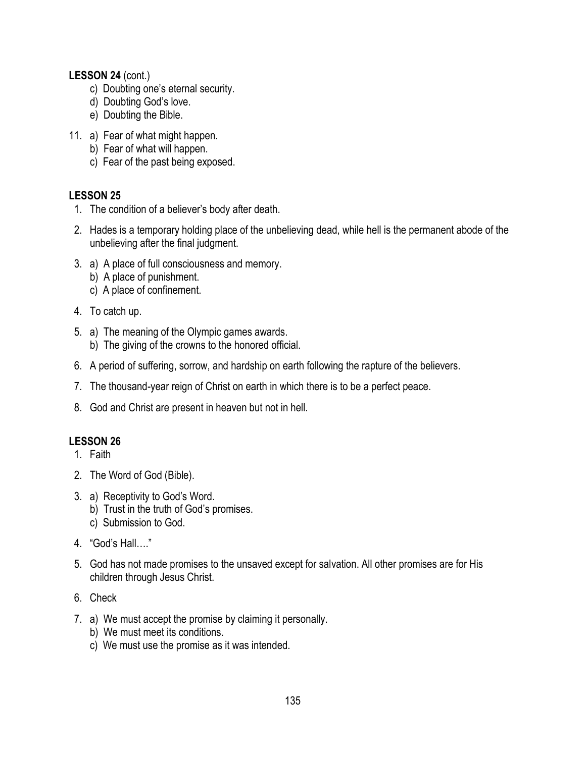**LESSON 24** (cont.)

   c) Doubting one's eternal security.
   d) Doubting God's love.
   e) Doubting the Bible.

11. a) Fear of what might happen.
    b) Fear of what will happen.
    c) Fear of the past being exposed.

**LESSON 25**

1. The condition of a believer's body after death.
2. Hades is a temporary holding place of the unbelieving dead, while hell is the permanent abode of the unbelieving after the final judgment.
3. a) A place of full consciousness and memory.
   b) A place of punishment.
   c) A place of confinement.
4. To catch up.
5. a) The meaning of the Olympic games awards.
   b) The giving of the crowns to the honored official.
6. A period of suffering, sorrow, and hardship on earth following the rapture of the believers.
7. The thousand-year reign of Christ on earth in which there is to be a perfect peace.
8. God and Christ are present in heaven but not in hell.

**LESSON 26**

1. Faith
2. The Word of God (Bible).
3. a) Receptivity to God's Word.
   b) Trust in the truth of God's promises.
   c) Submission to God.
4. "God's Hall…."
5. God has not made promises to the unsaved except for salvation. All other promises are for His children through Jesus Christ.
6. Check
7. a) We must accept the promise by claiming it personally.
   b) We must meet its conditions.
   c) We must use the promise as it was intended.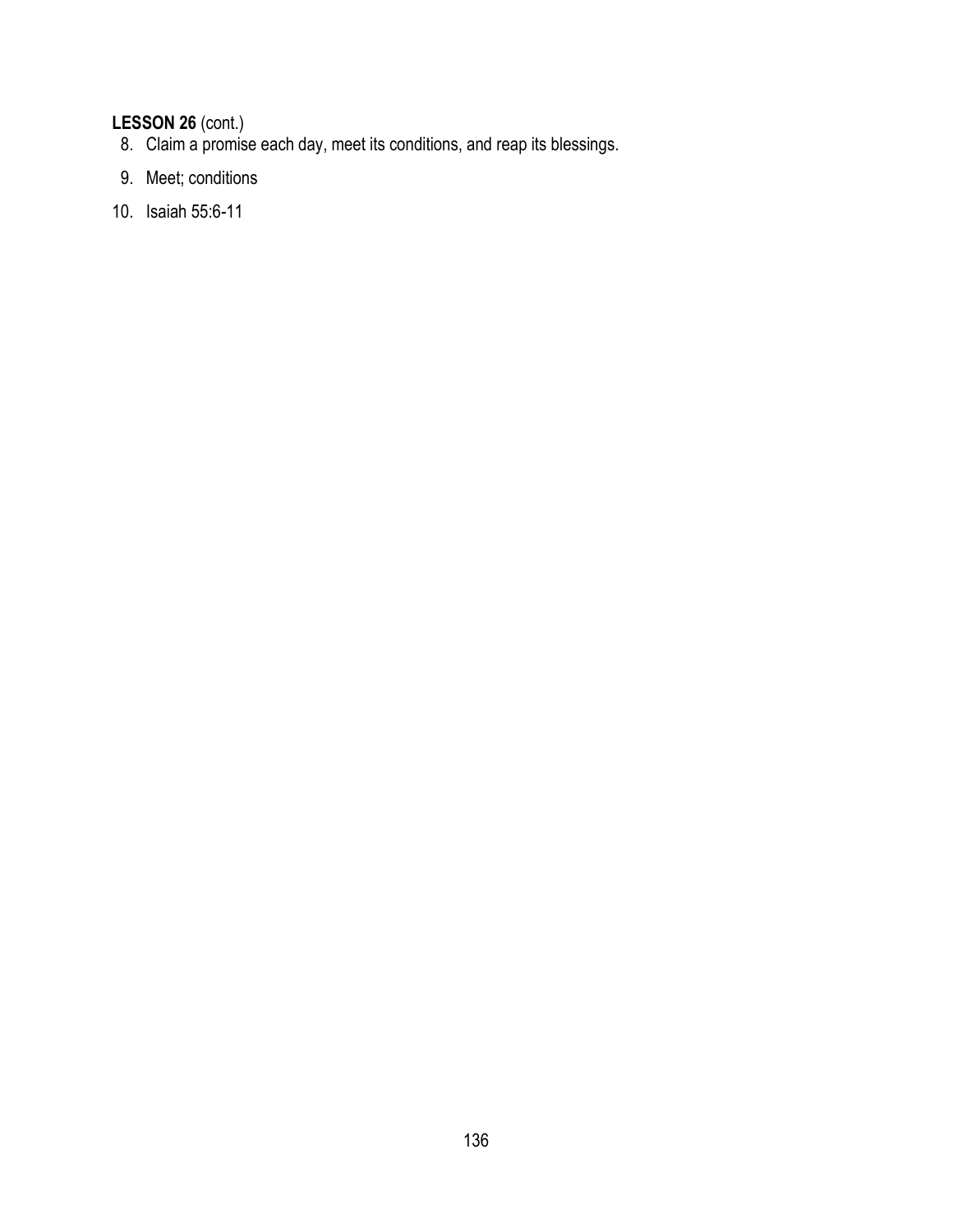**LESSON 26** (cont.)

8. Claim a promise each day, meet its conditions, and reap its blessings.
9. Meet; conditions
10. Isaiah 55:6-11